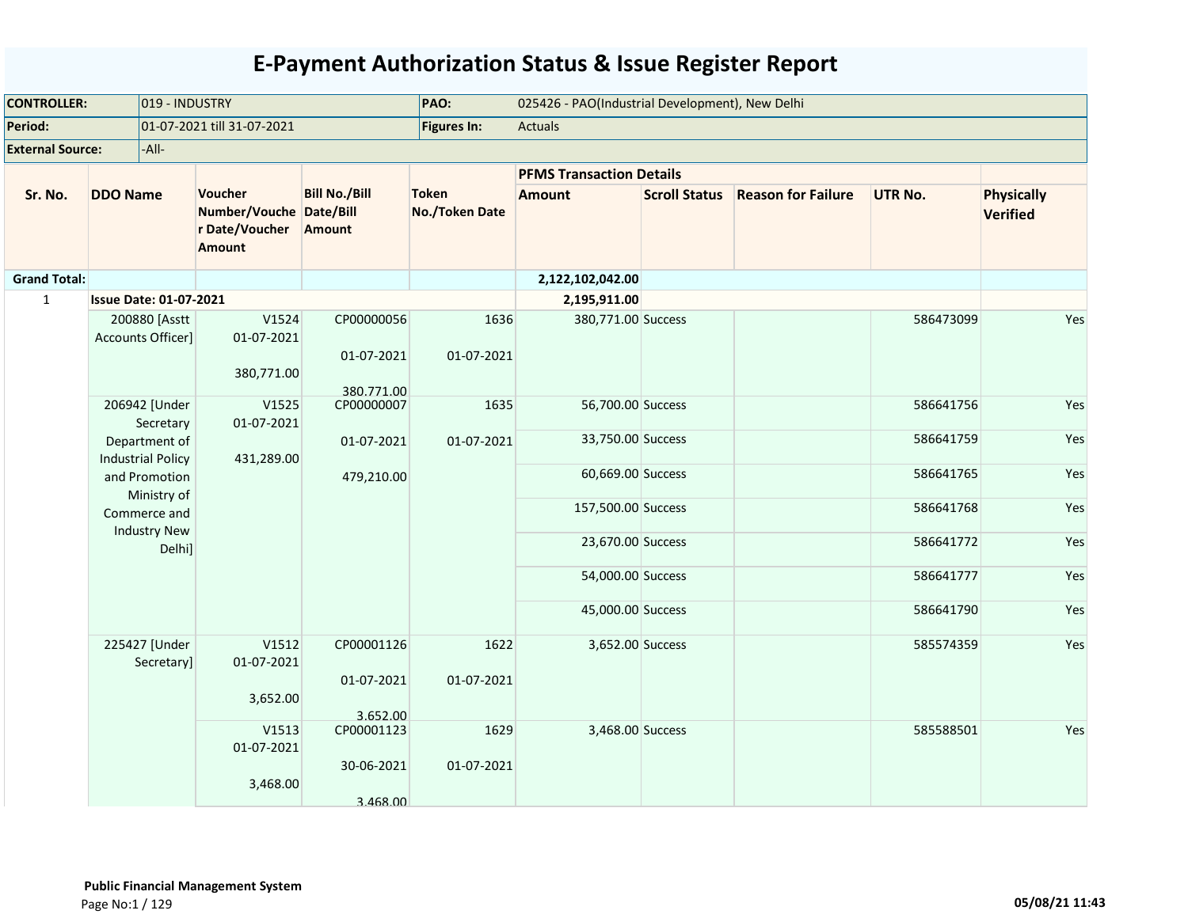# E-Payment Authorization Status & Issue Register Report

| CONTROLLER: | 019 - INDUSTRY | PAO: | 025426 - PAO(Industrial Development), New Delhi |
|---|---|---|---|
| Period: | 01-07-2021 till 31-07-2021 | Figures In: | Actuals |
| External Source: | -All- | | |

| Sr. No. | DDO Name | Voucher Number/Voucher Date/Voucher Amount | Bill No./Bill Date/Bill Amount | Token No./Token Date | PFMS Transaction Details | | | | Physically Verified |
|---|---|---|---|---|---|---|---|---|---|
| | | | | | Amount | Scroll Status | Reason for Failure | UTR No. | |
| Grand Total: | | | | | 2,122,102,042.00 | | | | |
| 1 | Issue Date: 01-07-2021 | | | | 2,195,911.00 | | | | |
| | 200880 [Asstt Accounts Officer] | V1524 01-07-2021 380,771.00 | CP00000056 01-07-2021 380,771.00 | 1636 01-07-2021 | 380,771.00 | Success | | 586473099 | Yes |
| | 206942 [Under Secretary Department of Industrial Policy and Promotion Ministry of Commerce and Industry New Delhi] | V1525 01-07-2021 431,289.00 | CP00000007 01-07-2021 479,210.00 | 1635 01-07-2021 | 56,700.00 | Success | | 586641756 | Yes |
| | | | | | 33,750.00 | Success | | 586641759 | Yes |
| | | | | | 60,669.00 | Success | | 586641765 | Yes |
| | | | | | 157,500.00 | Success | | 586641768 | Yes |
| | | | | | 23,670.00 | Success | | 586641772 | Yes |
| | | | | | 54,000.00 | Success | | 586641777 | Yes |
| | | | | | 45,000.00 | Success | | 586641790 | Yes |
| | 225427 [Under Secretary] | V1512 01-07-2021 3,652.00 | CP00001126 01-07-2021 3,652.00 | 1622 01-07-2021 | 3,652.00 | Success | | 585574359 | Yes |
| | | V1513 01-07-2021 3,468.00 | CP00001123 30-06-2021 3,468.00 | 1629 01-07-2021 | 3,468.00 | Success | | 585588501 | Yes |

**Public Financial Management System**

05/08/21 11:43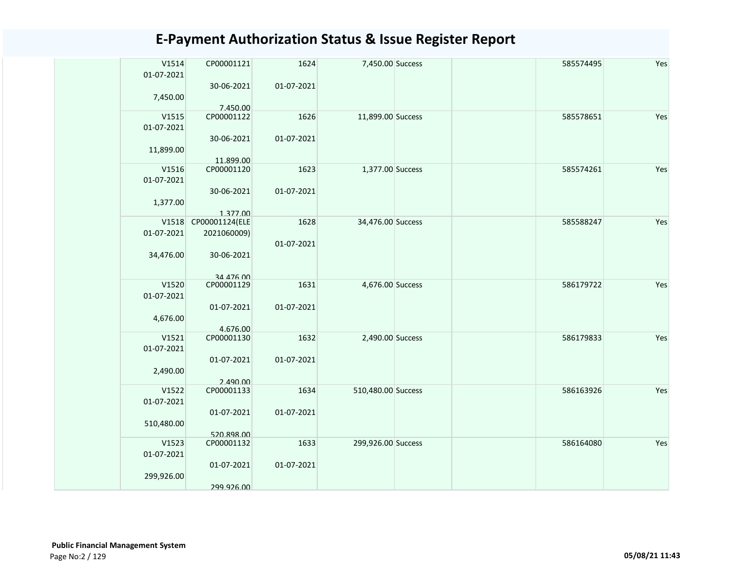# E-Payment Authorization Status & Issue Register Report

| | | | | | | | | |
|---|---|---|---|---|---|---|---|---|
| | V1514 01-07-2021 7,450.00 | CP00001121 30-06-2021 7,450.00 | 1624 01-07-2021 | 7,450.00 | Success | | 585574495 | Yes |
| | V1515 01-07-2021 11,899.00 | CP00001122 30-06-2021 11,899.00 | 1626 01-07-2021 | 11,899.00 | Success | | 585578651 | Yes |
| | V1516 01-07-2021 1,377.00 | CP00001120 30-06-2021 1,377.00 | 1623 01-07-2021 | 1,377.00 | Success | | 585574261 | Yes |
| | V1518 01-07-2021 34,476.00 | CP00001124(ELE 2021060009) 30-06-2021 34,476.00 | 1628 01-07-2021 | 34,476.00 | Success | | 585588247 | Yes |
| | V1520 01-07-2021 4,676.00 | CP00001129 01-07-2021 4,676.00 | 1631 01-07-2021 | 4,676.00 | Success | | 586179722 | Yes |
| | V1521 01-07-2021 2,490.00 | CP00001130 01-07-2021 2,490.00 | 1632 01-07-2021 | 2,490.00 | Success | | 586179833 | Yes |
| | V1522 01-07-2021 510,480.00 | CP00001133 01-07-2021 520,898.00 | 1634 01-07-2021 | 510,480.00 | Success | | 586163926 | Yes |
| | V1523 01-07-2021 299,926.00 | CP00001132 01-07-2021 299,926.00 | 1633 01-07-2021 | 299,926.00 | Success | | 586164080 | Yes |

**Public Financial Management System**

05/08/21 11:43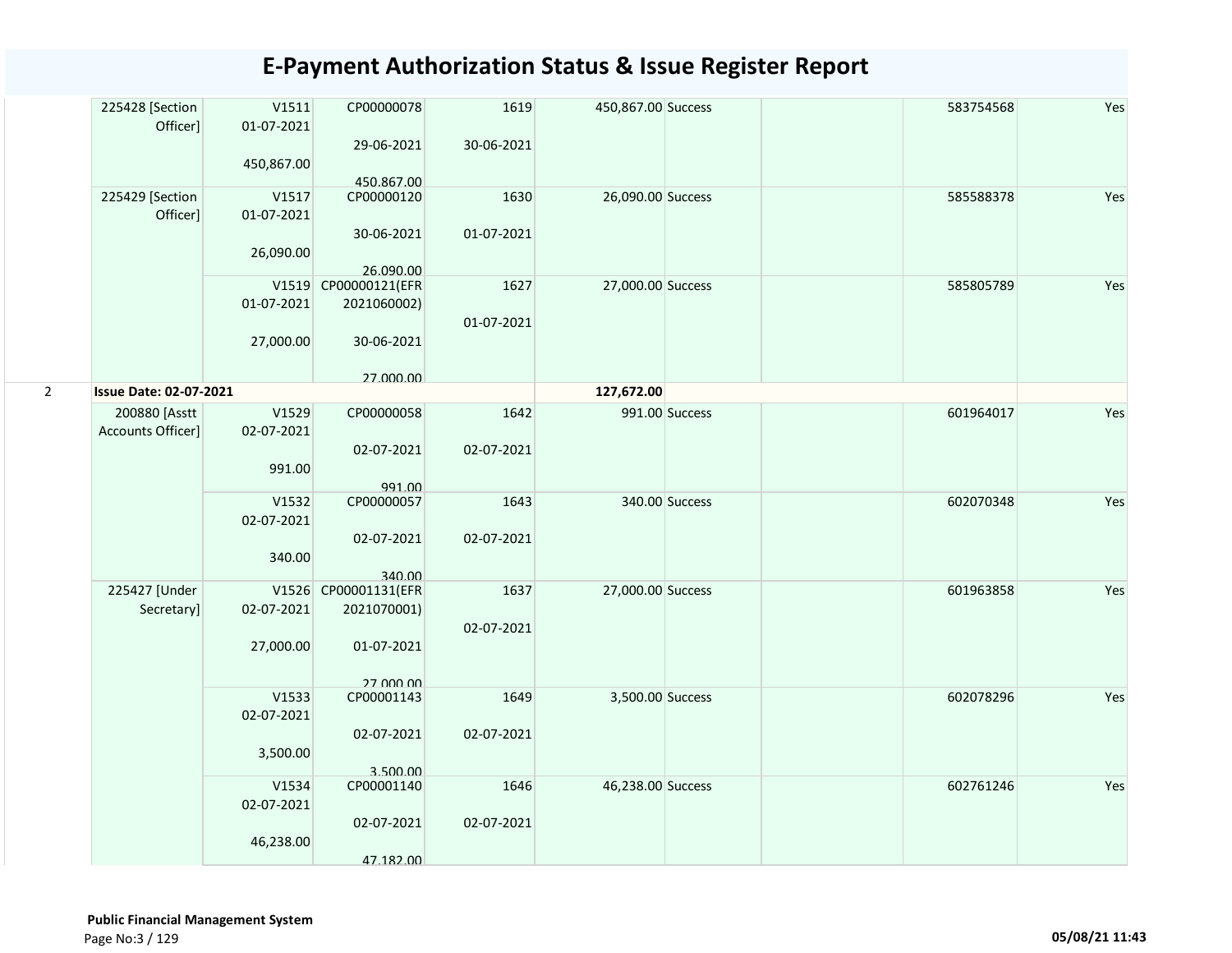# E-Payment Authorization Status & Issue Register Report

| | | | | | | | | | |
|---|---|---|---|---|---|---|---|---|---|
| | 225428 [Section Officer] | V1511 01-07-2021 450,867.00 | CP00000078 29-06-2021 450,867.00 | 1619 30-06-2021 | 450,867.00 | Success | | 583754568 | Yes |
| | 225429 [Section Officer] | V1517 01-07-2021 26,090.00 | CP00000120 30-06-2021 26,090.00 | 1630 01-07-2021 | 26,090.00 | Success | | 585588378 | Yes |
| | | V1519 01-07-2021 27,000.00 | CP00000121(EFR 2021060002) 30-06-2021 27,000.00 | 1627 01-07-2021 | 27,000.00 | Success | | 585805789 | Yes |
| 2 | **Issue Date: 02-07-2021** | | | | **127,672.00** | | | | |
| | 200880 [Asstt Accounts Officer] | V1529 02-07-2021 991.00 | CP00000058 02-07-2021 991.00 | 1642 02-07-2021 | 991.00 | Success | | 601964017 | Yes |
| | | V1532 02-07-2021 340.00 | CP00000057 02-07-2021 340.00 | 1643 02-07-2021 | 340.00 | Success | | 602070348 | Yes |
| | 225427 [Under Secretary] | V1526 02-07-2021 27,000.00 | CP00001131(EFR 2021070001) 01-07-2021 27,000.00 | 1637 02-07-2021 | 27,000.00 | Success | | 601963858 | Yes |
| | | V1533 02-07-2021 3,500.00 | CP00001143 02-07-2021 3,500.00 | 1649 02-07-2021 | 3,500.00 | Success | | 602078296 | Yes |
| | | V1534 02-07-2021 46,238.00 | CP00001140 02-07-2021 47,182.00 | 1646 02-07-2021 | 46,238.00 | Success | | 602761246 | Yes |

**Public Financial Management System**

05/08/21 11:43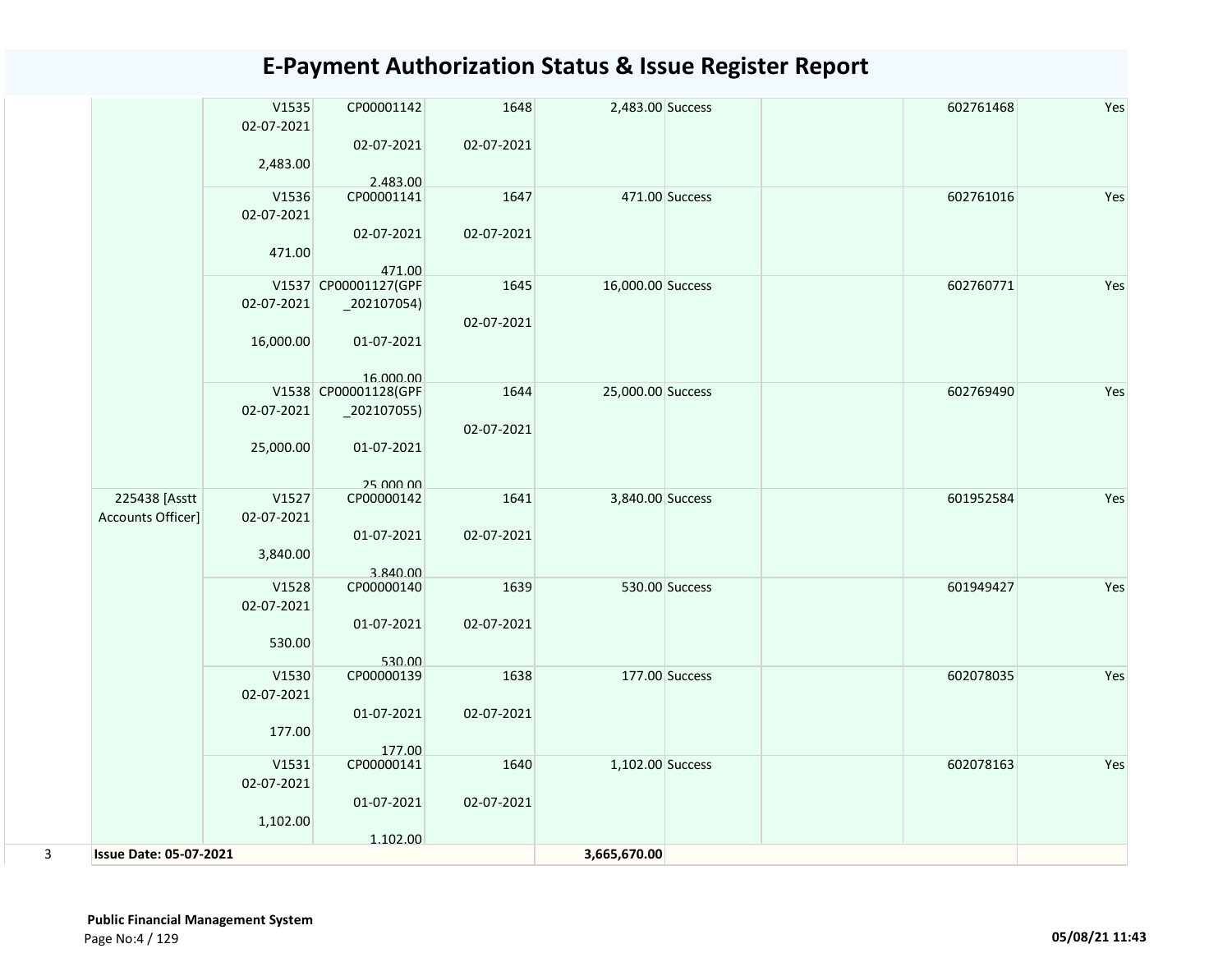# E-Payment Authorization Status & Issue Register Report

| | | | | | | | | | |
|---|---|---|---|---|---|---|---|---|---|
| | | V1535 02-07-2021 2,483.00 | CP00001142 02-07-2021 2,483.00 | 1648 02-07-2021 | 2,483.00 | Success | | 602761468 | Yes |
| | | V1536 02-07-2021 471.00 | CP00001141 02-07-2021 471.00 | 1647 02-07-2021 | 471.00 | Success | | 602761016 | Yes |
| | | V1537 02-07-2021 16,000.00 | CP00001127(GPF _202107054) 01-07-2021 16,000.00 | 1645 02-07-2021 | 16,000.00 | Success | | 602760771 | Yes |
| | | V1538 02-07-2021 25,000.00 | CP00001128(GPF _202107055) 01-07-2021 25,000.00 | 1644 02-07-2021 | 25,000.00 | Success | | 602769490 | Yes |
| | 225438 [Asstt Accounts Officer] | V1527 02-07-2021 3,840.00 | CP00000142 01-07-2021 3,840.00 | 1641 02-07-2021 | 3,840.00 | Success | | 601952584 | Yes |
| | | V1528 02-07-2021 530.00 | CP00000140 01-07-2021 530.00 | 1639 02-07-2021 | 530.00 | Success | | 601949427 | Yes |
| | | V1530 02-07-2021 177.00 | CP00000139 01-07-2021 177.00 | 1638 02-07-2021 | 177.00 | Success | | 602078035 | Yes |
| | | V1531 02-07-2021 1,102.00 | CP00000141 01-07-2021 1,102.00 | 1640 02-07-2021 | 1,102.00 | Success | | 602078163 | Yes |
| 3 | **Issue Date: 05-07-2021** | | | | **3,665,670.00** | | | | |

**Public Financial Management System**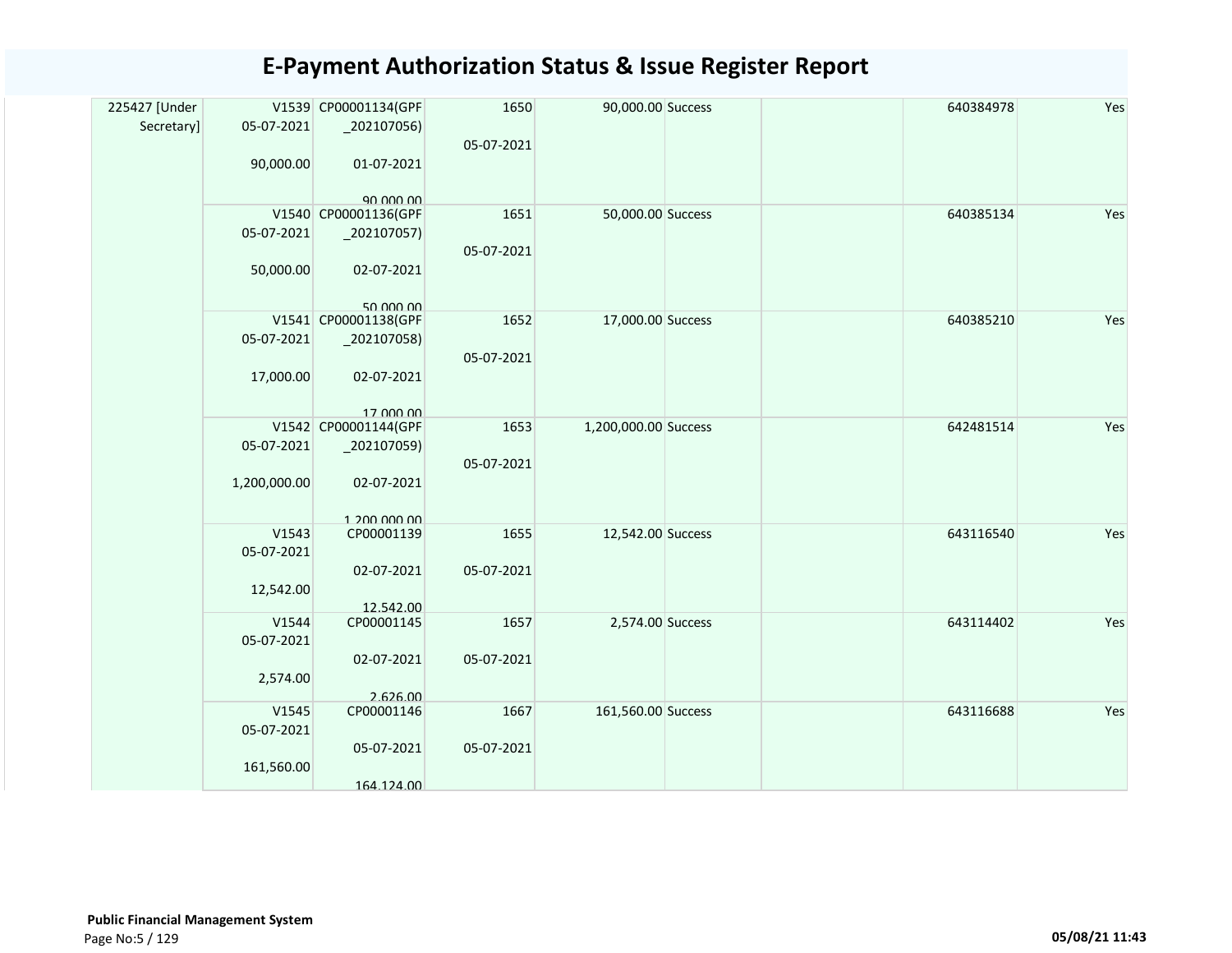# E-Payment Authorization Status & Issue Register Report

| | | | | | | | | |
|---|---|---|---|---|---|---|---|---|
| 225427 [Under Secretary] | V1539 05-07-2021 90,000.00 | CP00001134(GPF _202107056) 01-07-2021 90,000.00 | 1650 05-07-2021 | 90,000.00 | Success | | 640384978 | Yes |
| | V1540 05-07-2021 50,000.00 | CP00001136(GPF _202107057) 02-07-2021 50,000.00 | 1651 05-07-2021 | 50,000.00 | Success | | 640385134 | Yes |
| | V1541 05-07-2021 17,000.00 | CP00001138(GPF _202107058) 02-07-2021 17,000.00 | 1652 05-07-2021 | 17,000.00 | Success | | 640385210 | Yes |
| | V1542 05-07-2021 1,200,000.00 | CP00001144(GPF _202107059) 02-07-2021 1,200,000.00 | 1653 05-07-2021 | 1,200,000.00 | Success | | 642481514 | Yes |
| | V1543 05-07-2021 12,542.00 | CP00001139 02-07-2021 12,542.00 | 1655 05-07-2021 | 12,542.00 | Success | | 643116540 | Yes |
| | V1544 05-07-2021 2,574.00 | CP00001145 02-07-2021 2,626.00 | 1657 05-07-2021 | 2,574.00 | Success | | 643114402 | Yes |
| | V1545 05-07-2021 161,560.00 | CP00001146 05-07-2021 164,124.00 | 1667 05-07-2021 | 161,560.00 | Success | | 643116688 | Yes |

**Public Financial Management System**

05/08/21 11:43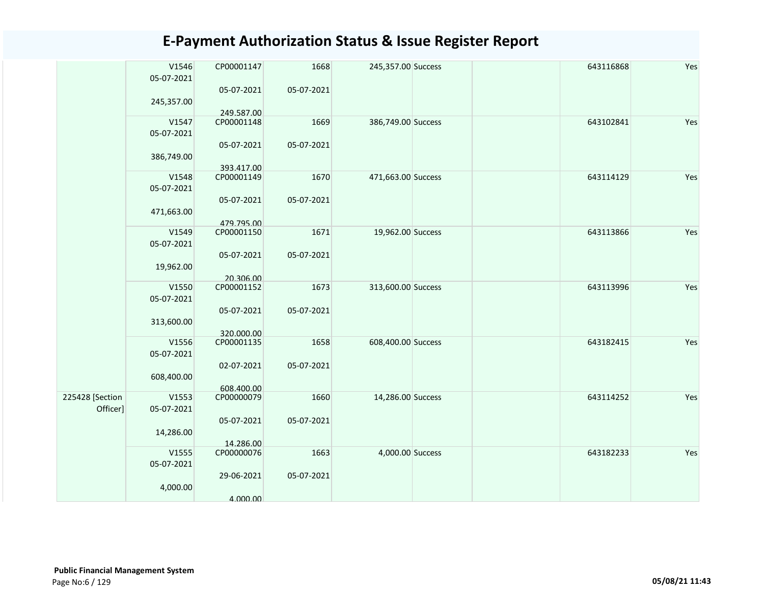# E-Payment Authorization Status & Issue Register Report

| | | | | | | | | |
|---|---|---|---|---|---|---|---|---|
| | V1546<br>05-07-2021<br><br>245,357.00 | CP00001147<br><br>05-07-2021<br><br>249,587.00 | 1668<br><br>05-07-2021 | 245,357.00 | Success | | 643116868 | Yes |
| | V1547<br>05-07-2021<br><br>386,749.00 | CP00001148<br><br>05-07-2021<br><br>393,417.00 | 1669<br><br>05-07-2021 | 386,749.00 | Success | | 643102841 | Yes |
| | V1548<br>05-07-2021<br><br>471,663.00 | CP00001149<br><br>05-07-2021<br><br>479,795.00 | 1670<br><br>05-07-2021 | 471,663.00 | Success | | 643114129 | Yes |
| | V1549<br>05-07-2021<br><br>19,962.00 | CP00001150<br><br>05-07-2021<br><br>20,306.00 | 1671<br><br>05-07-2021 | 19,962.00 | Success | | 643113866 | Yes |
| | V1550<br>05-07-2021<br><br>313,600.00 | CP00001152<br><br>05-07-2021<br><br>320,000.00 | 1673<br><br>05-07-2021 | 313,600.00 | Success | | 643113996 | Yes |
| | V1556<br>05-07-2021<br><br>608,400.00 | CP00001135<br><br>02-07-2021<br><br>608,400.00 | 1658<br><br>05-07-2021 | 608,400.00 | Success | | 643182415 | Yes |
| 225428 [Section Officer] | V1553<br>05-07-2021<br><br>14,286.00 | CP00000079<br><br>05-07-2021<br><br>14,286.00 | 1660<br><br>05-07-2021 | 14,286.00 | Success | | 643114252 | Yes |
| | V1555<br>05-07-2021<br><br>4,000.00 | CP00000076<br><br>29-06-2021<br><br>4,000.00 | 1663<br><br>05-07-2021 | 4,000.00 | Success | | 643182233 | Yes |

**Public Financial Management System**

05/08/21 11:43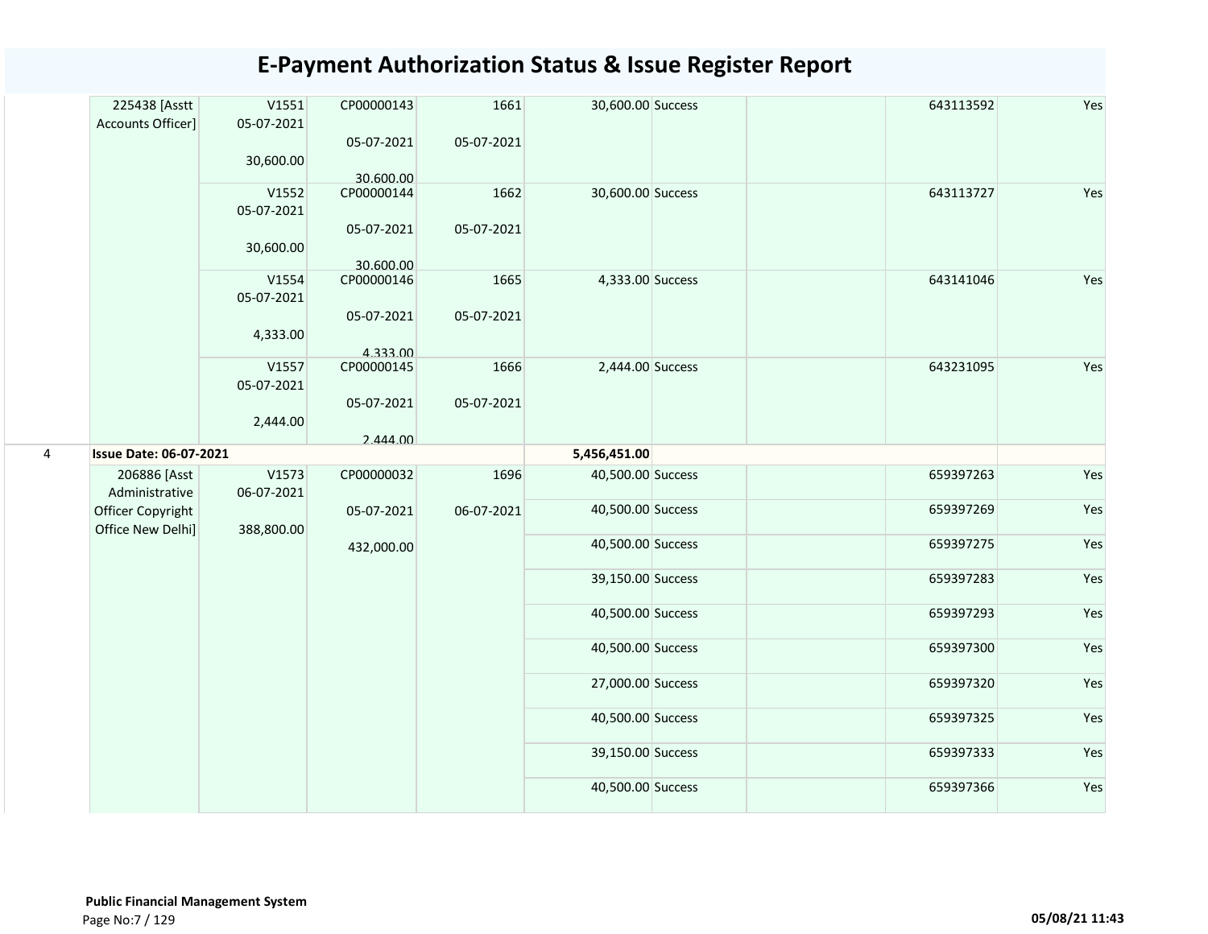# E-Payment Authorization Status & Issue Register Report

| | | | | | | | | | |
|---|---|---|---|---|---|---|---|---|---|
| | 225438 [Asstt Accounts Officer] | V1551 05-07-2021 30,600.00 | CP00000143 05-07-2021 30,600.00 | 1661 05-07-2021 | 30,600.00 | Success | | 643113592 | Yes |
| | | V1552 05-07-2021 30,600.00 | CP00000144 05-07-2021 30,600.00 | 1662 05-07-2021 | 30,600.00 | Success | | 643113727 | Yes |
| | | V1554 05-07-2021 4,333.00 | CP00000146 05-07-2021 4,333.00 | 1665 05-07-2021 | 4,333.00 | Success | | 643141046 | Yes |
| | | V1557 05-07-2021 2,444.00 | CP00000145 05-07-2021 2,444.00 | 1666 05-07-2021 | 2,444.00 | Success | | 643231095 | Yes |
| 4 | **Issue Date: 06-07-2021** | | | | **5,456,451.00** | | | | |
| | 206886 [Asst Administrative Officer Copyright Office New Delhi] | V1573 06-07-2021 388,800.00 | CP00000032 05-07-2021 432,000.00 | 1696 06-07-2021 | 40,500.00 | Success | | 659397263 | Yes |
| | | | | | 40,500.00 | Success | | 659397269 | Yes |
| | | | | | 40,500.00 | Success | | 659397275 | Yes |
| | | | | | 39,150.00 | Success | | 659397283 | Yes |
| | | | | | 40,500.00 | Success | | 659397293 | Yes |
| | | | | | 40,500.00 | Success | | 659397300 | Yes |
| | | | | | 27,000.00 | Success | | 659397320 | Yes |
| | | | | | 40,500.00 | Success | | 659397325 | Yes |
| | | | | | 39,150.00 | Success | | 659397333 | Yes |
| | | | | | 40,500.00 | Success | | 659397366 | Yes |

**Public Financial Management System**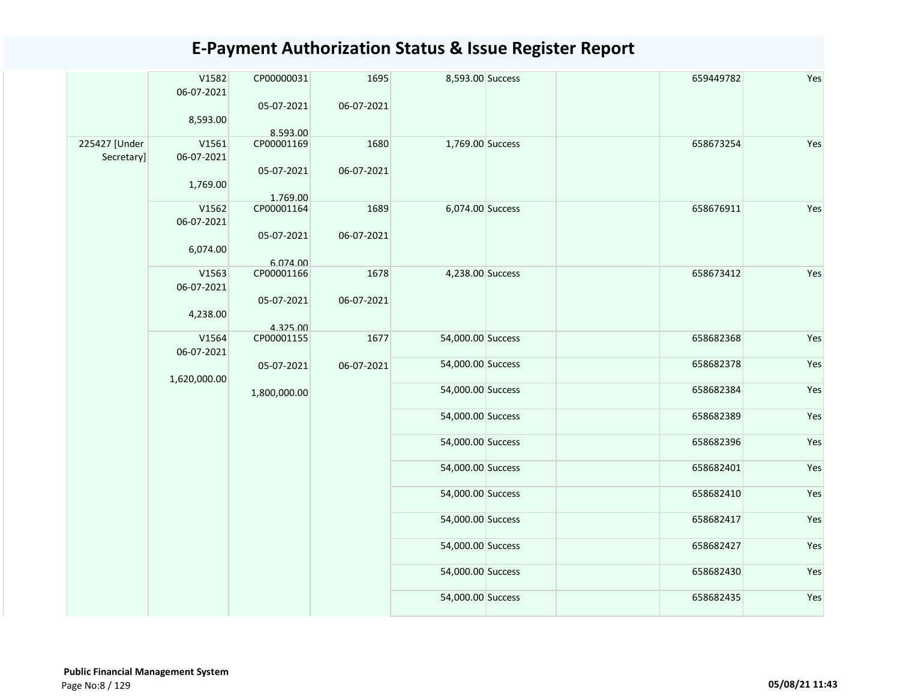# E-Payment Authorization Status & Issue Register Report

| | | | | | | | | |
|---|---|---|---|---|---|---|---|---|
| | V1582<br>06-07-2021<br>8,593.00 | CP00000031<br>05-07-2021<br>8,593.00 | 1695<br>06-07-2021 | 8,593.00 | Success | | 659449782 | Yes |
| 225427 [Under Secretary] | V1561<br>06-07-2021<br>1,769.00 | CP00001169<br>05-07-2021<br>1,769.00 | 1680<br>06-07-2021 | 1,769.00 | Success | | 658673254 | Yes |
| | V1562<br>06-07-2021<br>6,074.00 | CP00001164<br>05-07-2021<br>6,074.00 | 1689<br>06-07-2021 | 6,074.00 | Success | | 658676911 | Yes |
| | V1563<br>06-07-2021<br>4,238.00 | CP00001166<br>05-07-2021<br>4,325.00 | 1678<br>06-07-2021 | 4,238.00 | Success | | 658673412 | Yes |
| | V1564<br>06-07-2021<br>1,620,000.00 | CP00001155<br>05-07-2021<br>1,800,000.00 | 1677<br>06-07-2021 | 54,000.00 | Success | | 658682368 | Yes |
| | | | | 54,000.00 | Success | | 658682378 | Yes |
| | | | | 54,000.00 | Success | | 658682384 | Yes |
| | | | | 54,000.00 | Success | | 658682389 | Yes |
| | | | | 54,000.00 | Success | | 658682396 | Yes |
| | | | | 54,000.00 | Success | | 658682401 | Yes |
| | | | | 54,000.00 | Success | | 658682410 | Yes |
| | | | | 54,000.00 | Success | | 658682417 | Yes |
| | | | | 54,000.00 | Success | | 658682427 | Yes |
| | | | | 54,000.00 | Success | | 658682430 | Yes |
| | | | | 54,000.00 | Success | | 658682435 | Yes |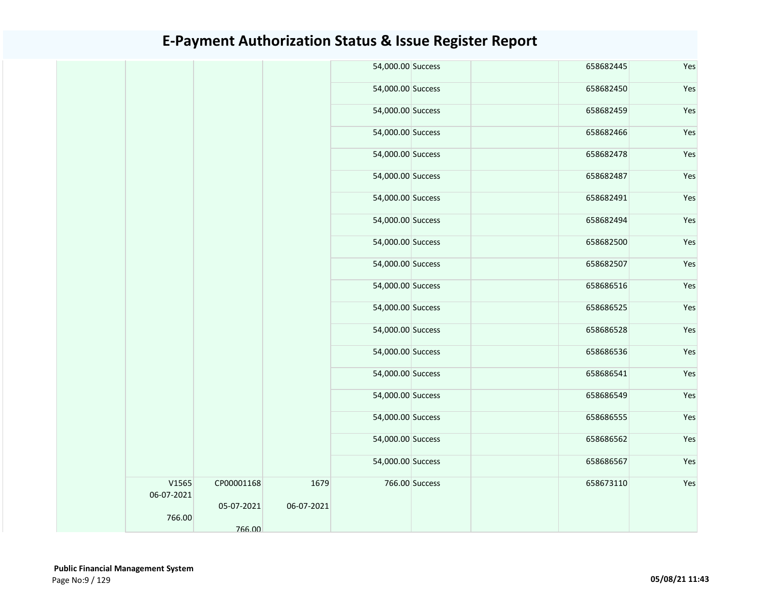# E-Payment Authorization Status & Issue Register Report

| | | | | | | | | |
|---|---|---|---|---|---|---|---|---|
| | | | | 54,000.00 | Success | | 658682445 | Yes |
| | | | | 54,000.00 | Success | | 658682450 | Yes |
| | | | | 54,000.00 | Success | | 658682459 | Yes |
| | | | | 54,000.00 | Success | | 658682466 | Yes |
| | | | | 54,000.00 | Success | | 658682478 | Yes |
| | | | | 54,000.00 | Success | | 658682487 | Yes |
| | | | | 54,000.00 | Success | | 658682491 | Yes |
| | | | | 54,000.00 | Success | | 658682494 | Yes |
| | | | | 54,000.00 | Success | | 658682500 | Yes |
| | | | | 54,000.00 | Success | | 658682507 | Yes |
| | | | | 54,000.00 | Success | | 658686516 | Yes |
| | | | | 54,000.00 | Success | | 658686525 | Yes |
| | | | | 54,000.00 | Success | | 658686528 | Yes |
| | | | | 54,000.00 | Success | | 658686536 | Yes |
| | | | | 54,000.00 | Success | | 658686541 | Yes |
| | | | | 54,000.00 | Success | | 658686549 | Yes |
| | | | | 54,000.00 | Success | | 658686555 | Yes |
| | | | | 54,000.00 | Success | | 658686562 | Yes |
| | | | | 54,000.00 | Success | | 658686567 | Yes |
| | V1565 06-07-2021 766.00 | CP00001168 05-07-2021 766.00 | 1679 06-07-2021 | 766.00 | Success | | 658673110 | Yes |

**Public Financial Management System**

05/08/21 11:43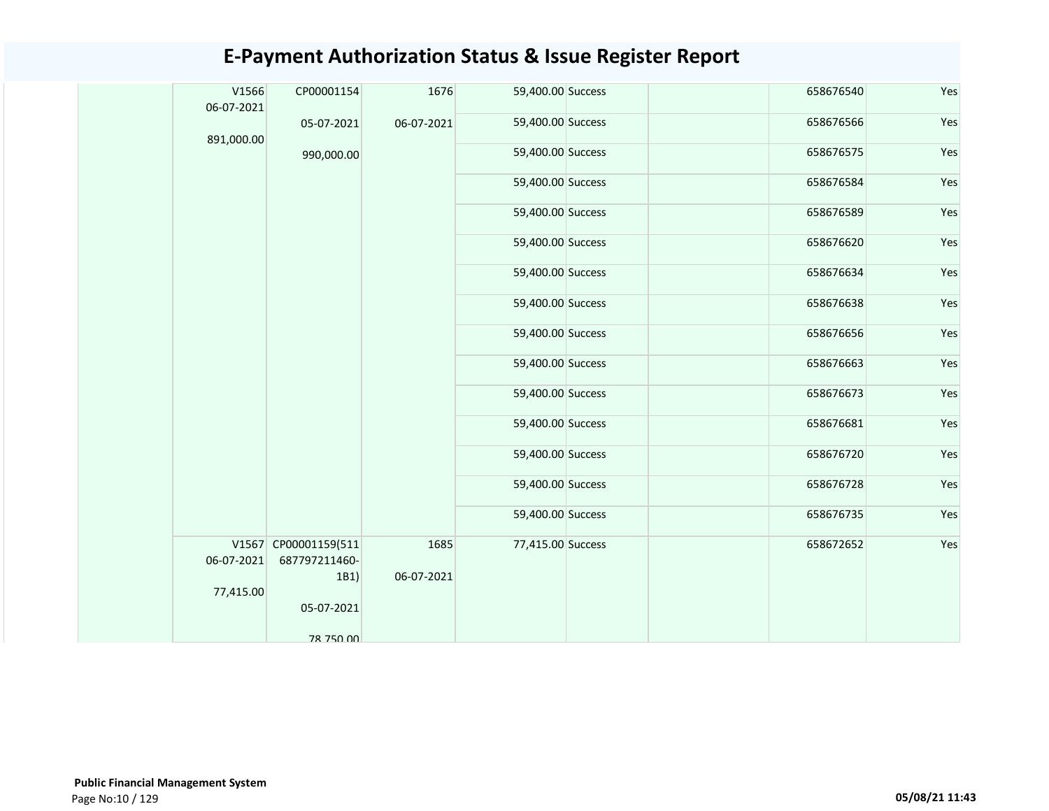# E-Payment Authorization Status & Issue Register Report

| | | | | | | | | |
|---|---|---|---|---|---|---|---|---|
| | V1566 06-07-2021 891,000.00 | CP00001154 05-07-2021 990,000.00 | 1676 06-07-2021 | 59,400.00 | Success | | 658676540 | Yes |
| | | | | 59,400.00 | Success | | 658676566 | Yes |
| | | | | 59,400.00 | Success | | 658676575 | Yes |
| | | | | 59,400.00 | Success | | 658676584 | Yes |
| | | | | 59,400.00 | Success | | 658676589 | Yes |
| | | | | 59,400.00 | Success | | 658676620 | Yes |
| | | | | 59,400.00 | Success | | 658676634 | Yes |
| | | | | 59,400.00 | Success | | 658676638 | Yes |
| | | | | 59,400.00 | Success | | 658676656 | Yes |
| | | | | 59,400.00 | Success | | 658676663 | Yes |
| | | | | 59,400.00 | Success | | 658676673 | Yes |
| | | | | 59,400.00 | Success | | 658676681 | Yes |
| | | | | 59,400.00 | Success | | 658676720 | Yes |
| | | | | 59,400.00 | Success | | 658676728 | Yes |
| | | | | 59,400.00 | Success | | 658676735 | Yes |
| | V1567 06-07-2021 77,415.00 | CP00001159(511687797211460-1B1) 05-07-2021 78,750.00 | 1685 06-07-2021 | 77,415.00 | Success | | 658672652 | Yes |

**Public Financial Management System**

05/08/21 11:43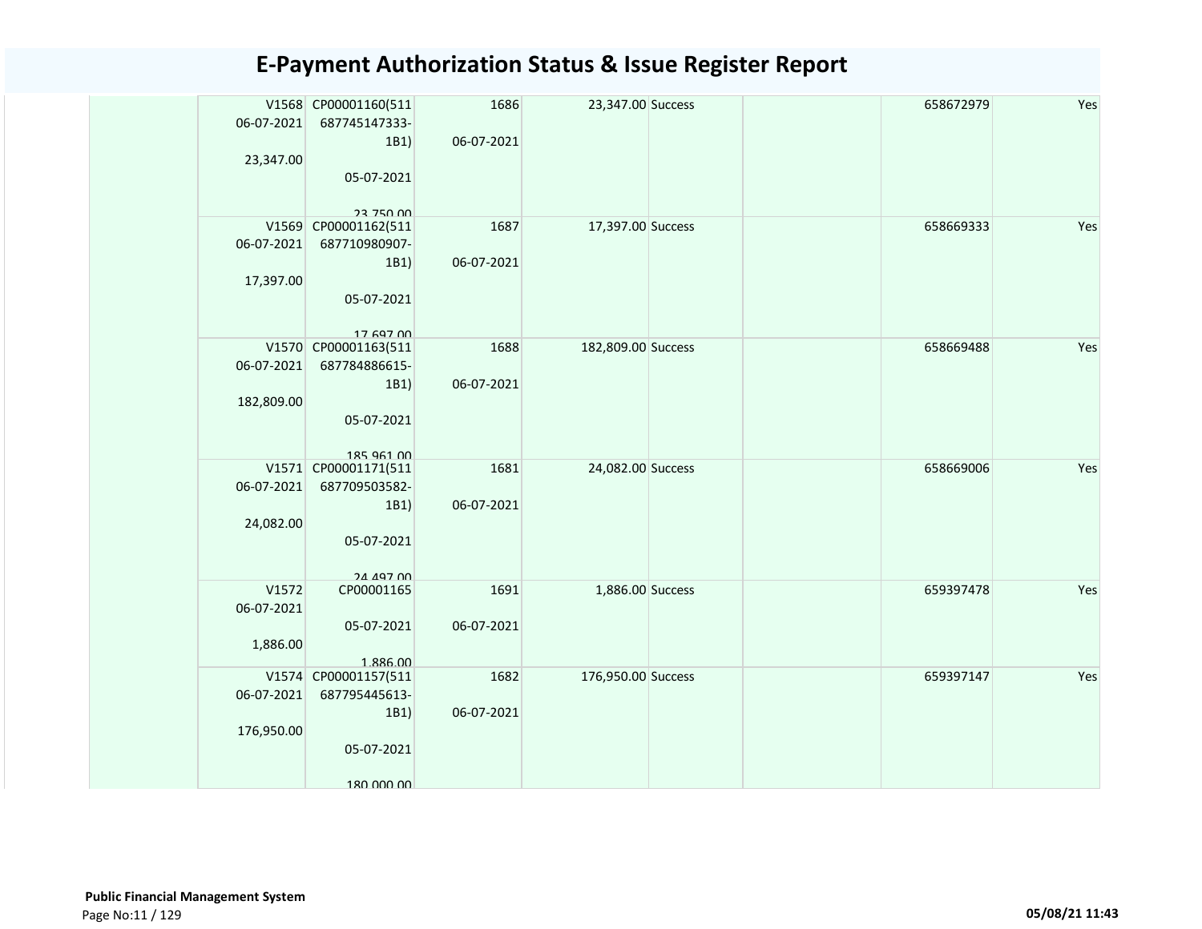# E-Payment Authorization Status & Issue Register Report

| | | | | | | | | |
|---|---|---|---|---|---|---|---|---|
| | V1568 06-07-2021 23,347.00 | CP00001160(511 687745147333-1B1) 05-07-2021 23,750.00 | 1686 06-07-2021 | 23,347.00 | Success | | 658672979 | Yes |
| | V1569 06-07-2021 17,397.00 | CP00001162(511 687710980907-1B1) 05-07-2021 17,697.00 | 1687 06-07-2021 | 17,397.00 | Success | | 658669333 | Yes |
| | V1570 06-07-2021 182,809.00 | CP00001163(511 687784886615-1B1) 05-07-2021 185,961.00 | 1688 06-07-2021 | 182,809.00 | Success | | 658669488 | Yes |
| | V1571 06-07-2021 24,082.00 | CP00001171(511 687709503582-1B1) 05-07-2021 24,497.00 | 1681 06-07-2021 | 24,082.00 | Success | | 658669006 | Yes |
| | V1572 06-07-2021 1,886.00 | CP00001165 05-07-2021 1,886.00 | 1691 06-07-2021 | 1,886.00 | Success | | 659397478 | Yes |
| | V1574 06-07-2021 176,950.00 | CP00001157(511 687795445613-1B1) 05-07-2021 180,000.00 | 1682 06-07-2021 | 176,950.00 | Success | | 659397147 | Yes |

**Public Financial Management System**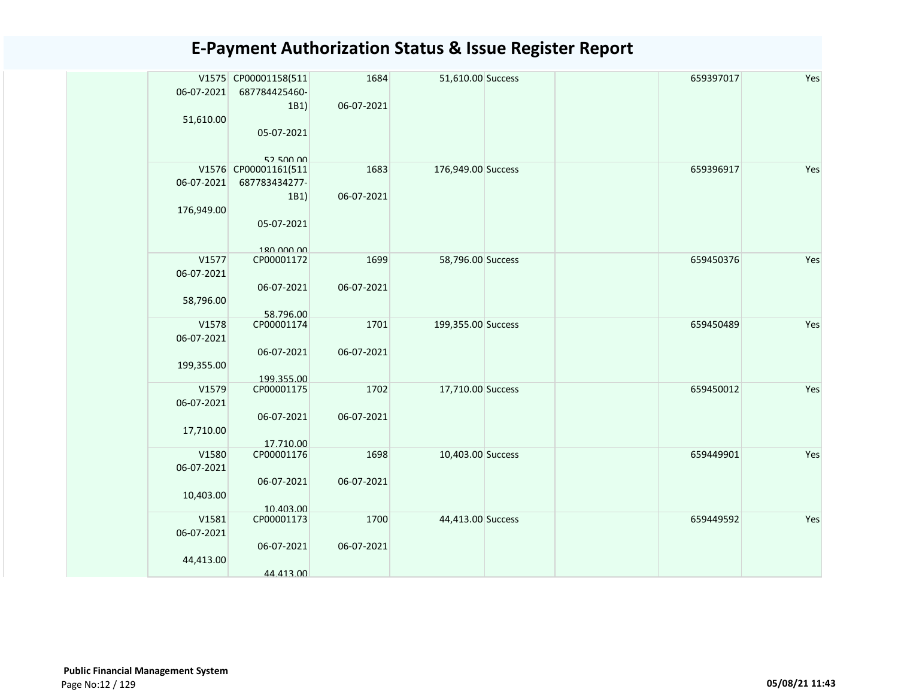# E-Payment Authorization Status & Issue Register Report

| | | | | | | | | |
|---|---|---|---|---|---|---|---|---|
| | V1575 06-07-2021 51,610.00 | CP00001158(511 687784425460-1B1) 05-07-2021 52,500.00 | 1684 06-07-2021 | 51,610.00 | Success | | 659397017 | Yes |
| | V1576 06-07-2021 176,949.00 | CP00001161(511 687783434277-1B1) 05-07-2021 180,000.00 | 1683 06-07-2021 | 176,949.00 | Success | | 659396917 | Yes |
| | V1577 06-07-2021 58,796.00 | CP00001172 06-07-2021 58,796.00 | 1699 06-07-2021 | 58,796.00 | Success | | 659450376 | Yes |
| | V1578 06-07-2021 199,355.00 | CP00001174 06-07-2021 199,355.00 | 1701 06-07-2021 | 199,355.00 | Success | | 659450489 | Yes |
| | V1579 06-07-2021 17,710.00 | CP00001175 06-07-2021 17,710.00 | 1702 06-07-2021 | 17,710.00 | Success | | 659450012 | Yes |
| | V1580 06-07-2021 10,403.00 | CP00001176 06-07-2021 10,403.00 | 1698 06-07-2021 | 10,403.00 | Success | | 659449901 | Yes |
| | V1581 06-07-2021 44,413.00 | CP00001173 06-07-2021 44,413.00 | 1700 06-07-2021 | 44,413.00 | Success | | 659449592 | Yes |

**Public Financial Management System**

05/08/21 11:43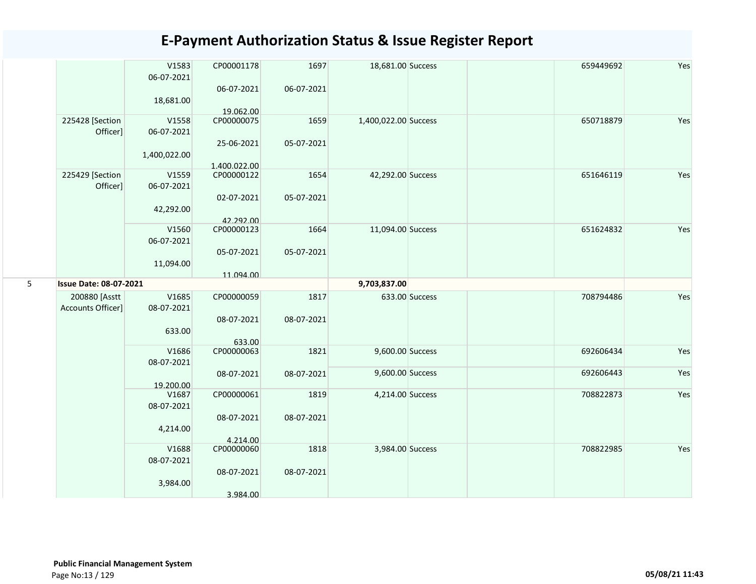# E-Payment Authorization Status & Issue Register Report

| | | | | | | | | | | |
|---|---|---|---|---|---|---|---|---|---|---|
| | | V1583<br>06-07-2021<br><br>18,681.00 | CP00001178<br><br>06-07-2021<br><br>19,062.00 | 1697<br><br>06-07-2021 | 18,681.00 | Success | | | 659449692 | Yes |
| | 225428 [Section Officer] | V1558<br>06-07-2021<br><br>1,400,022.00 | CP00000075<br><br>25-06-2021<br><br>1,400,022.00 | 1659<br><br>05-07-2021 | 1,400,022.00 | Success | | | 650718879 | Yes |
| | 225429 [Section Officer] | V1559<br>06-07-2021<br><br>42,292.00 | CP00000122<br><br>02-07-2021<br><br>42,292.00 | 1654<br><br>05-07-2021 | 42,292.00 | Success | | | 651646119 | Yes |
| | | V1560<br>06-07-2021<br><br>11,094.00 | CP00000123<br><br>05-07-2021<br><br>11,094.00 | 1664<br><br>05-07-2021 | 11,094.00 | Success | | | 651624832 | Yes |
| 5 | **Issue Date: 08-07-2021** | | | | **9,703,837.00** | | | | | |
| | 200880 [Asstt Accounts Officer] | V1685<br>08-07-2021<br><br>633.00 | CP00000059<br><br>08-07-2021<br><br>633.00 | 1817<br><br>08-07-2021 | 633.00 | Success | | | 708794486 | Yes |
| | | V1686<br>08-07-2021<br><br>19,200.00 | CP00000063<br><br>08-07-2021 | 1821<br><br>08-07-2021 | 9,600.00 | Success | | | 692606434 | Yes |
| | | | | | 9,600.00 | Success | | | 692606443 | Yes |
| | | V1687<br>08-07-2021<br><br>4,214.00 | CP00000061<br><br>08-07-2021<br><br>4,214.00 | 1819<br><br>08-07-2021 | 4,214.00 | Success | | | 708822873 | Yes |
| | | V1688<br>08-07-2021<br><br>3,984.00 | CP00000060<br><br>08-07-2021<br><br>3,984.00 | 1818<br><br>08-07-2021 | 3,984.00 | Success | | | 708822985 | Yes |

**Public Financial Management System**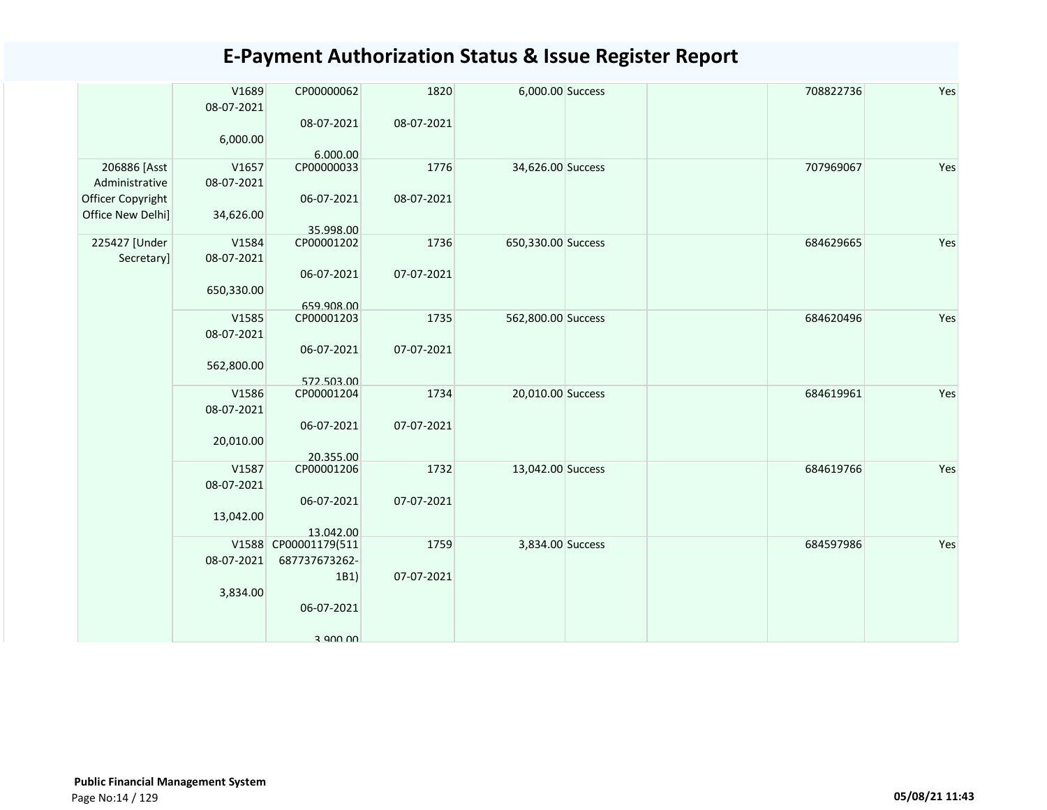# E-Payment Authorization Status & Issue Register Report

| | | | | | | | | |
|---|---|---|---|---|---|---|---|---|
| | V1689 08-07-2021 6,000.00 | CP00000062 08-07-2021 6,000.00 | 1820 08-07-2021 | 6,000.00 | Success | | 708822736 | Yes |
| 206886 [Asst Administrative Officer Copyright Office New Delhi] | V1657 08-07-2021 34,626.00 | CP00000033 06-07-2021 35,998.00 | 1776 08-07-2021 | 34,626.00 | Success | | 707969067 | Yes |
| 225427 [Under Secretary] | V1584 08-07-2021 650,330.00 | CP00001202 06-07-2021 659,908.00 | 1736 07-07-2021 | 650,330.00 | Success | | 684629665 | Yes |
| | V1585 08-07-2021 562,800.00 | CP00001203 06-07-2021 572,503.00 | 1735 07-07-2021 | 562,800.00 | Success | | 684620496 | Yes |
| | V1586 08-07-2021 20,010.00 | CP00001204 06-07-2021 20,355.00 | 1734 07-07-2021 | 20,010.00 | Success | | 684619961 | Yes |
| | V1587 08-07-2021 13,042.00 | CP00001206 06-07-2021 13,042.00 | 1732 07-07-2021 | 13,042.00 | Success | | 684619766 | Yes |
| | V1588 08-07-2021 3,834.00 | CP00001179(511687737673262-1B1) 06-07-2021 3,900.00 | 1759 07-07-2021 | 3,834.00 | Success | | 684597986 | Yes |

**Public Financial Management System**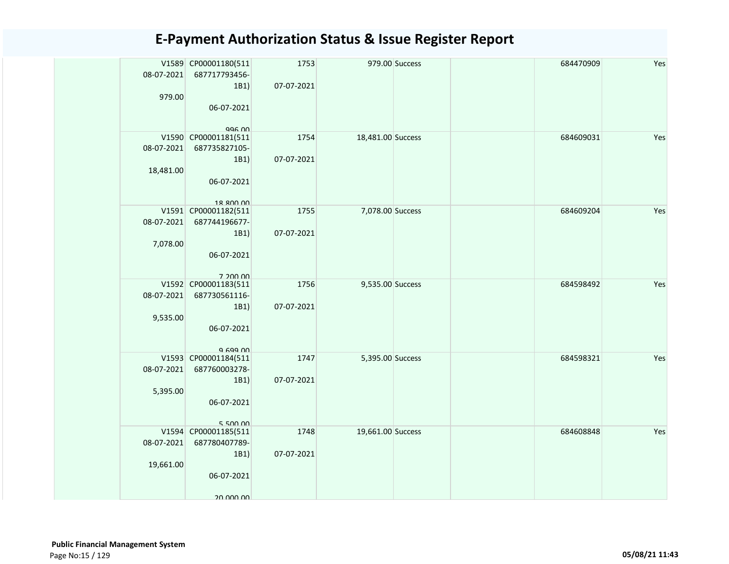# E-Payment Authorization Status & Issue Register Report

| | | | | | | | |
|---|---|---|---|---|---|---|---|
| V1589 08-07-2021 979.00 | CP00001180(511 687717793456-1B1) 06-07-2021 996.00 | 1753 07-07-2021 | 979.00 | Success | | 684470909 | Yes |
| V1590 08-07-2021 18,481.00 | CP00001181(511 687735827105-1B1) 06-07-2021 18,800.00 | 1754 07-07-2021 | 18,481.00 | Success | | 684609031 | Yes |
| V1591 08-07-2021 7,078.00 | CP00001182(511 687744196677-1B1) 06-07-2021 7,200.00 | 1755 07-07-2021 | 7,078.00 | Success | | 684609204 | Yes |
| V1592 08-07-2021 9,535.00 | CP00001183(511 687730561116-1B1) 06-07-2021 9,699.00 | 1756 07-07-2021 | 9,535.00 | Success | | 684598492 | Yes |
| V1593 08-07-2021 5,395.00 | CP00001184(511 687760003278-1B1) 06-07-2021 5,500.00 | 1747 07-07-2021 | 5,395.00 | Success | | 684598321 | Yes |
| V1594 08-07-2021 19,661.00 | CP00001185(511 687780407789-1B1) 06-07-2021 20,000.00 | 1748 07-07-2021 | 19,661.00 | Success | | 684608848 | Yes |

**Public Financial Management System**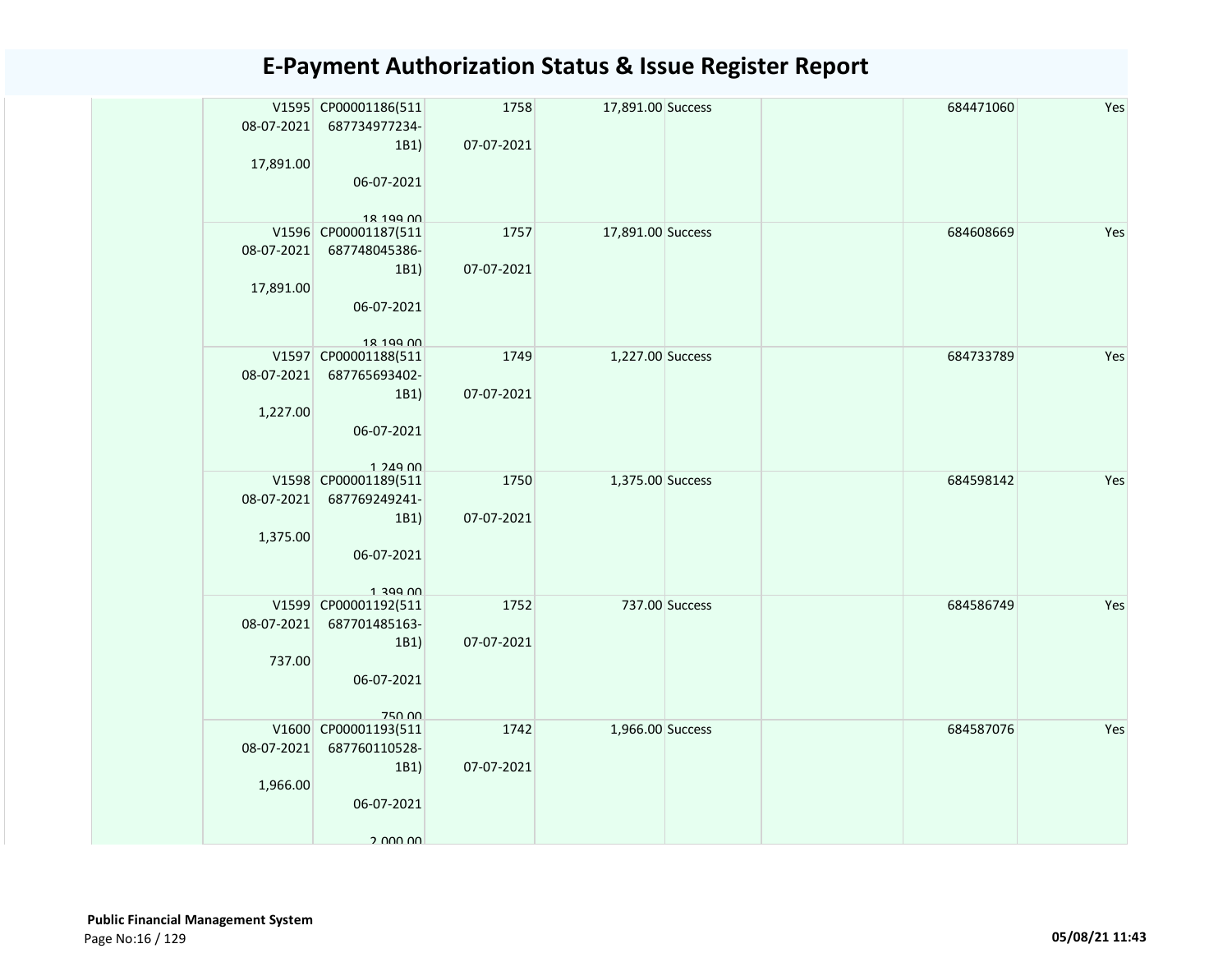# E-Payment Authorization Status & Issue Register Report

| | | | | | | | | |
|---|---|---|---|---|---|---|---|---|
| | V1595 08-07-2021 17,891.00 | CP00001186(511 687734977234-1B1) 06-07-2021 18,199.00 | 1758 07-07-2021 | 17,891.00 | Success | | 684471060 | Yes |
| | V1596 08-07-2021 17,891.00 | CP00001187(511 687748045386-1B1) 06-07-2021 18,199.00 | 1757 07-07-2021 | 17,891.00 | Success | | 684608669 | Yes |
| | V1597 08-07-2021 1,227.00 | CP00001188(511 687765693402-1B1) 06-07-2021 1,249.00 | 1749 07-07-2021 | 1,227.00 | Success | | 684733789 | Yes |
| | V1598 08-07-2021 1,375.00 | CP00001189(511 687769249241-1B1) 06-07-2021 1,399.00 | 1750 07-07-2021 | 1,375.00 | Success | | 684598142 | Yes |
| | V1599 08-07-2021 737.00 | CP00001192(511 687701485163-1B1) 06-07-2021 750.00 | 1752 07-07-2021 | 737.00 | Success | | 684586749 | Yes |
| | V1600 08-07-2021 1,966.00 | CP00001193(511 687760110528-1B1) 06-07-2021 2,000.00 | 1742 07-07-2021 | 1,966.00 | Success | | 684587076 | Yes |

**Public Financial Management System**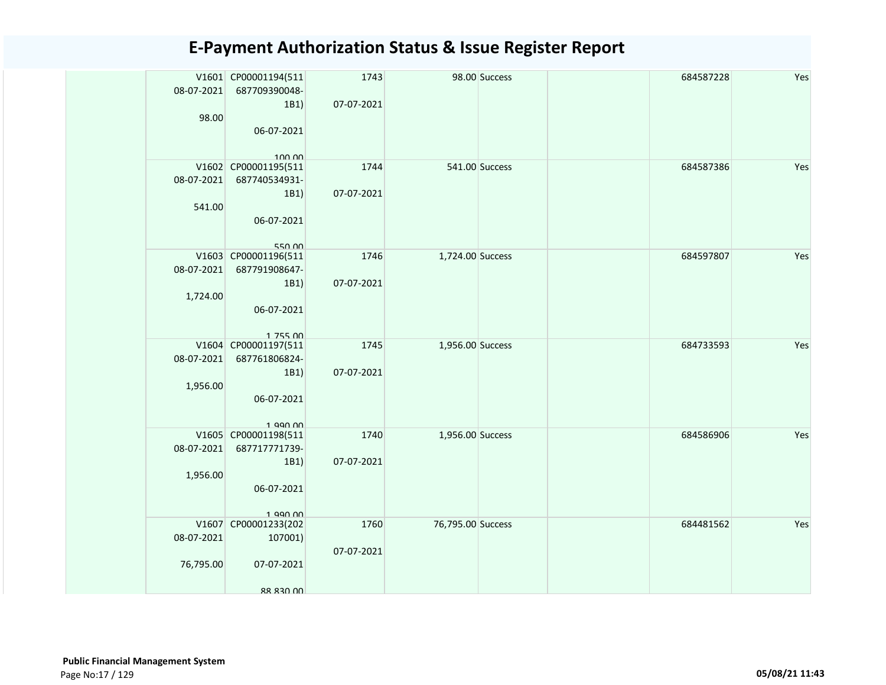# E-Payment Authorization Status & Issue Register Report

| | | | | | | | | |
|---|---|---|---|---|---|---|---|---|
| | V1601 08-07-2021 98.00 | CP00001194(511 687709390048-1B1) 06-07-2021 100.00 | 1743 07-07-2021 | 98.00 | Success | | 684587228 | Yes |
| | V1602 08-07-2021 541.00 | CP00001195(511 687740534931-1B1) 06-07-2021 550.00 | 1744 07-07-2021 | 541.00 | Success | | 684587386 | Yes |
| | V1603 08-07-2021 1,724.00 | CP00001196(511 687791908647-1B1) 06-07-2021 1,755.00 | 1746 07-07-2021 | 1,724.00 | Success | | 684597807 | Yes |
| | V1604 08-07-2021 1,956.00 | CP00001197(511 687761806824-1B1) 06-07-2021 1,990.00 | 1745 07-07-2021 | 1,956.00 | Success | | 684733593 | Yes |
| | V1605 08-07-2021 1,956.00 | CP00001198(511 687717771739-1B1) 06-07-2021 1,990.00 | 1740 07-07-2021 | 1,956.00 | Success | | 684586906 | Yes |
| | V1607 08-07-2021 76,795.00 | CP00001233(202 107001) 07-07-2021 88,830.00 | 1760 07-07-2021 | 76,795.00 | Success | | 684481562 | Yes |

**Public Financial Management System**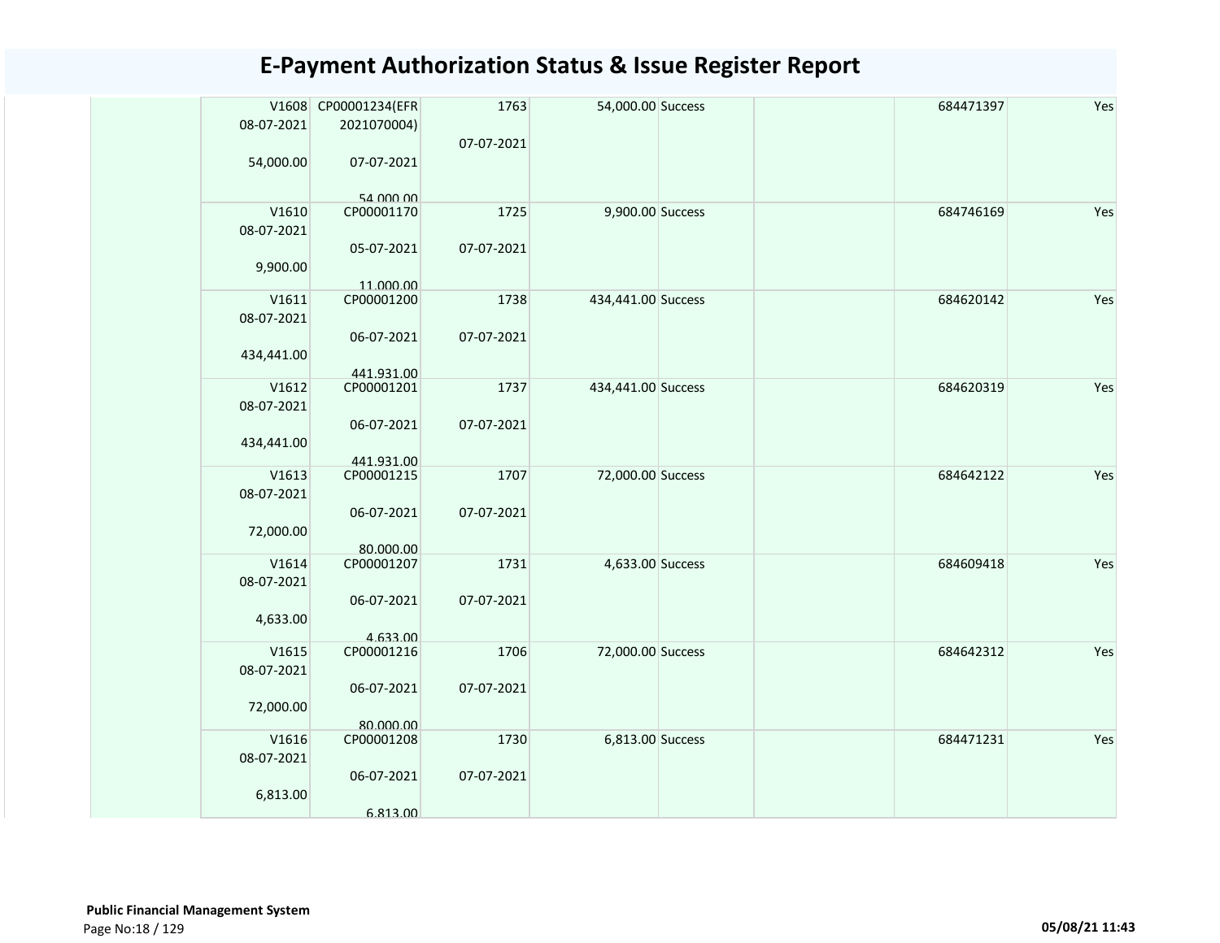# E-Payment Authorization Status & Issue Register Report

| | | | | | | | | |
|---|---|---|---|---|---|---|---|---|
| | V1608<br>08-07-2021<br><br>54,000.00 | CP00001234(EFR<br>2021070004)<br><br>07-07-2021<br><br>54,000.00 | 1763<br><br>07-07-2021 | 54,000.00 | Success | | 684471397 | Yes |
| | V1610<br>08-07-2021<br><br>9,900.00 | CP00001170<br><br>05-07-2021<br><br>11,000.00 | 1725<br><br>07-07-2021 | 9,900.00 | Success | | 684746169 | Yes |
| | V1611<br>08-07-2021<br><br>434,441.00 | CP00001200<br><br>06-07-2021<br><br>441,931.00 | 1738<br><br>07-07-2021 | 434,441.00 | Success | | 684620142 | Yes |
| | V1612<br>08-07-2021<br><br>434,441.00 | CP00001201<br><br>06-07-2021<br><br>441,931.00 | 1737<br><br>07-07-2021 | 434,441.00 | Success | | 684620319 | Yes |
| | V1613<br>08-07-2021<br><br>72,000.00 | CP00001215<br><br>06-07-2021<br><br>80,000.00 | 1707<br><br>07-07-2021 | 72,000.00 | Success | | 684642122 | Yes |
| | V1614<br>08-07-2021<br><br>4,633.00 | CP00001207<br><br>06-07-2021<br><br>4,633.00 | 1731<br><br>07-07-2021 | 4,633.00 | Success | | 684609418 | Yes |
| | V1615<br>08-07-2021<br><br>72,000.00 | CP00001216<br><br>06-07-2021<br><br>80,000.00 | 1706<br><br>07-07-2021 | 72,000.00 | Success | | 684642312 | Yes |
| | V1616<br>08-07-2021<br><br>6,813.00 | CP00001208<br><br>06-07-2021<br><br>6,813.00 | 1730<br><br>07-07-2021 | 6,813.00 | Success | | 684471231 | Yes |

**Public Financial Management System**

05/08/21 11:43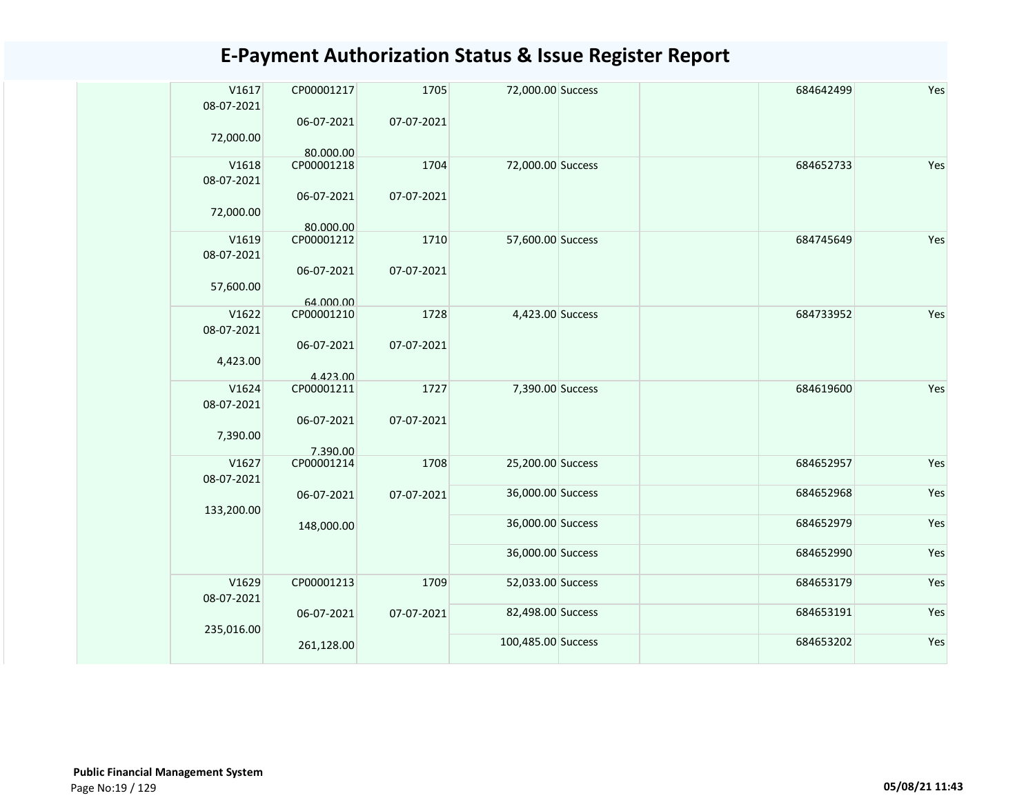# E-Payment Authorization Status & Issue Register Report

| | | | | | | | | |
|---|---|---|---|---|---|---|---|---|
| | V1617 08-07-2021 72,000.00 | CP00001217 06-07-2021 80,000.00 | 1705 07-07-2021 | 72,000.00 | Success | | 684642499 | Yes |
| | V1618 08-07-2021 72,000.00 | CP00001218 06-07-2021 80,000.00 | 1704 07-07-2021 | 72,000.00 | Success | | 684652733 | Yes |
| | V1619 08-07-2021 57,600.00 | CP00001212 06-07-2021 64,000.00 | 1710 07-07-2021 | 57,600.00 | Success | | 684745649 | Yes |
| | V1622 08-07-2021 4,423.00 | CP00001210 06-07-2021 4,423.00 | 1728 07-07-2021 | 4,423.00 | Success | | 684733952 | Yes |
| | V1624 08-07-2021 7,390.00 | CP00001211 06-07-2021 7,390.00 | 1727 07-07-2021 | 7,390.00 | Success | | 684619600 | Yes |
| | V1627 08-07-2021 133,200.00 | CP00001214 06-07-2021 148,000.00 | 1708 07-07-2021 | 25,200.00 | Success | | 684652957 | Yes |
| | | | | 36,000.00 | Success | | 684652968 | Yes |
| | | | | 36,000.00 | Success | | 684652979 | Yes |
| | | | | 36,000.00 | Success | | 684652990 | Yes |
| | V1629 08-07-2021 235,016.00 | CP00001213 06-07-2021 261,128.00 | 1709 07-07-2021 | 52,033.00 | Success | | 684653179 | Yes |
| | | | | 82,498.00 | Success | | 684653191 | Yes |
| | | | | 100,485.00 | Success | | 684653202 | Yes |

**Public Financial Management System**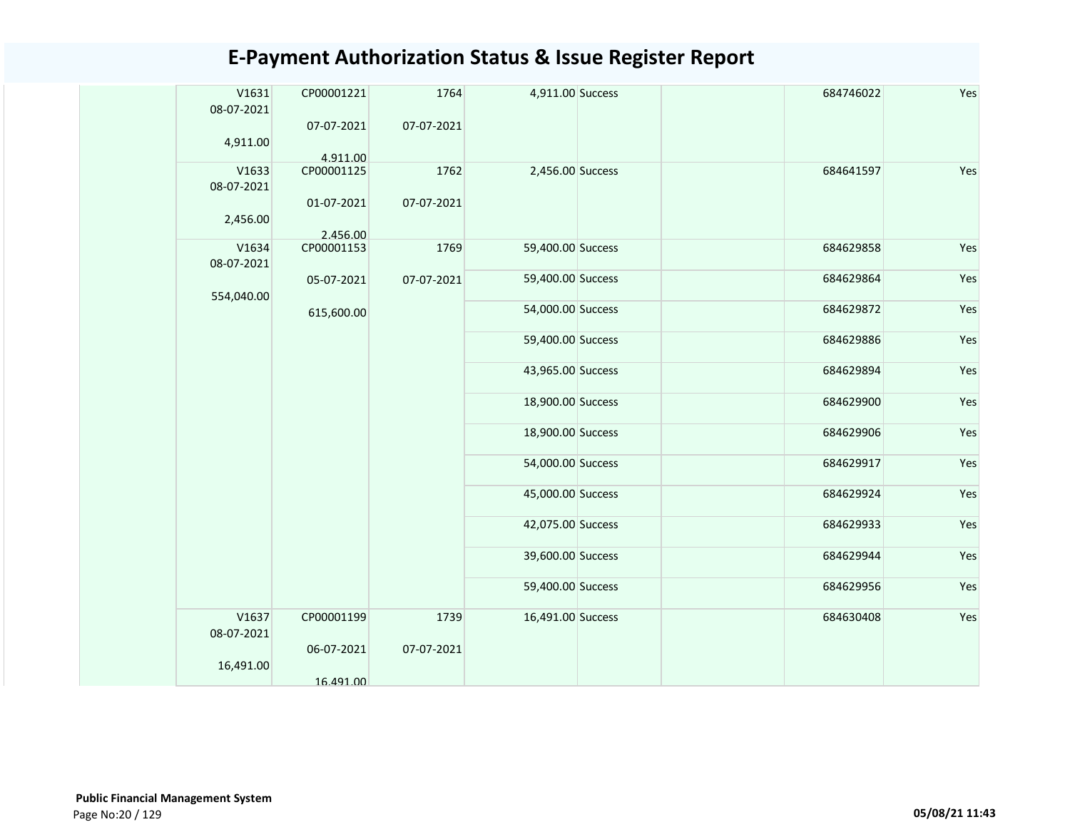# E-Payment Authorization Status & Issue Register Report

| | | | | | | | | |
|---|---|---|---|---|---|---|---|---|
| | V1631<br>08-07-2021<br>4,911.00 | CP00001221<br>07-07-2021<br>4,911.00 | 1764<br>07-07-2021 | 4,911.00 | Success | | 684746022 | Yes |
| | V1633<br>08-07-2021<br>2,456.00 | CP00001125<br>01-07-2021<br>2,456.00 | 1762<br>07-07-2021 | 2,456.00 | Success | | 684641597 | Yes |
| | V1634<br>08-07-2021<br>554,040.00 | CP00001153<br>05-07-2021<br>615,600.00 | 1769<br>07-07-2021 | 59,400.00 | Success | | 684629858 | Yes |
| | | | | 59,400.00 | Success | | 684629864 | Yes |
| | | | | 54,000.00 | Success | | 684629872 | Yes |
| | | | | 59,400.00 | Success | | 684629886 | Yes |
| | | | | 43,965.00 | Success | | 684629894 | Yes |
| | | | | 18,900.00 | Success | | 684629900 | Yes |
| | | | | 18,900.00 | Success | | 684629906 | Yes |
| | | | | 54,000.00 | Success | | 684629917 | Yes |
| | | | | 45,000.00 | Success | | 684629924 | Yes |
| | | | | 42,075.00 | Success | | 684629933 | Yes |
| | | | | 39,600.00 | Success | | 684629944 | Yes |
| | | | | 59,400.00 | Success | | 684629956 | Yes |
| | V1637<br>08-07-2021<br>16,491.00 | CP00001199<br>06-07-2021<br>16,491.00 | 1739<br>07-07-2021 | 16,491.00 | Success | | 684630408 | Yes |

**Public Financial Management System**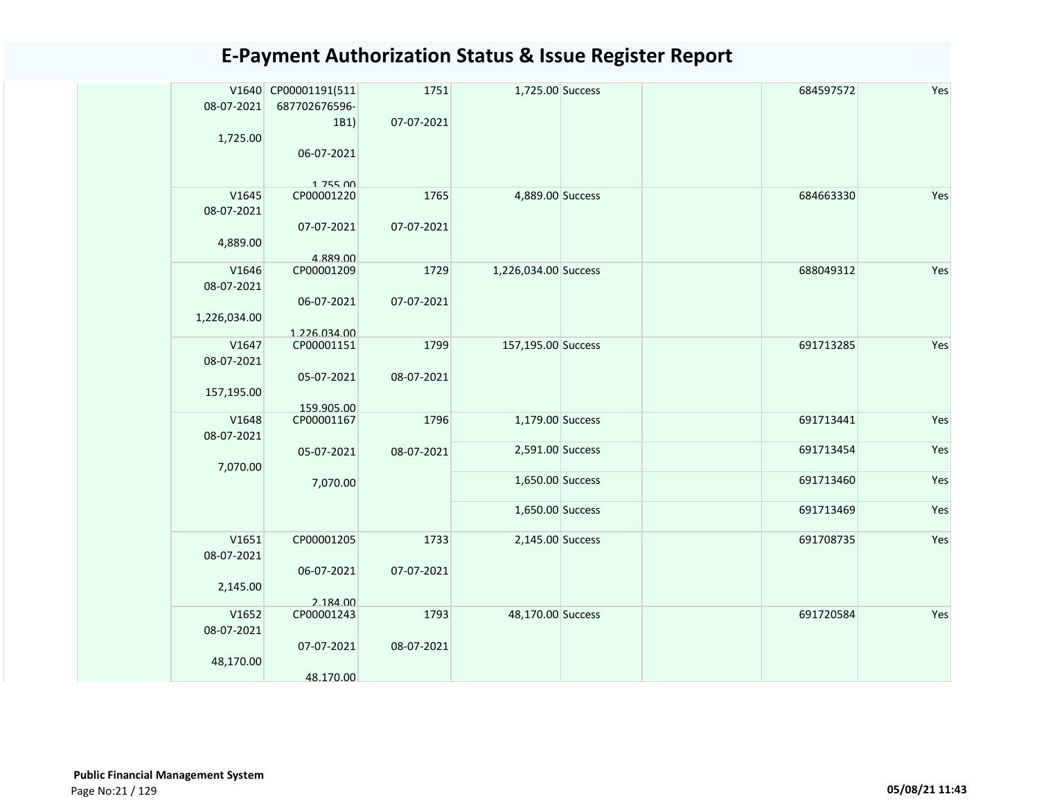# E-Payment Authorization Status & Issue Register Report

| | | | | | | | | |
|---|---|---|---|---|---|---|---|---|
| | V1640 08-07-2021 1,725.00 | CP00001191(511 687702676596-1B1) 06-07-2021 1,755.00 | 1751 07-07-2021 | 1,725.00 | Success | | 684597572 | Yes |
| | V1645 08-07-2021 4,889.00 | CP00001220 07-07-2021 4,889.00 | 1765 07-07-2021 | 4,889.00 | Success | | 684663330 | Yes |
| | V1646 08-07-2021 1,226,034.00 | CP00001209 06-07-2021 1,226,034.00 | 1729 07-07-2021 | 1,226,034.00 | Success | | 688049312 | Yes |
| | V1647 08-07-2021 157,195.00 | CP00001151 05-07-2021 159,905.00 | 1799 08-07-2021 | 157,195.00 | Success | | 691713285 | Yes |
| | V1648 08-07-2021 7,070.00 | CP00001167 05-07-2021 7,070.00 | 1796 08-07-2021 | 1,179.00 | Success | | 691713441 | Yes |
| | | | | 2,591.00 | Success | | 691713454 | Yes |
| | | | | 1,650.00 | Success | | 691713460 | Yes |
| | | | | 1,650.00 | Success | | 691713469 | Yes |
| | V1651 08-07-2021 2,145.00 | CP00001205 06-07-2021 2,184.00 | 1733 07-07-2021 | 2,145.00 | Success | | 691708735 | Yes |
| | V1652 08-07-2021 48,170.00 | CP00001243 07-07-2021 48,170.00 | 1793 08-07-2021 | 48,170.00 | Success | | 691720584 | Yes |

**Public Financial Management System**

05/08/21 11:43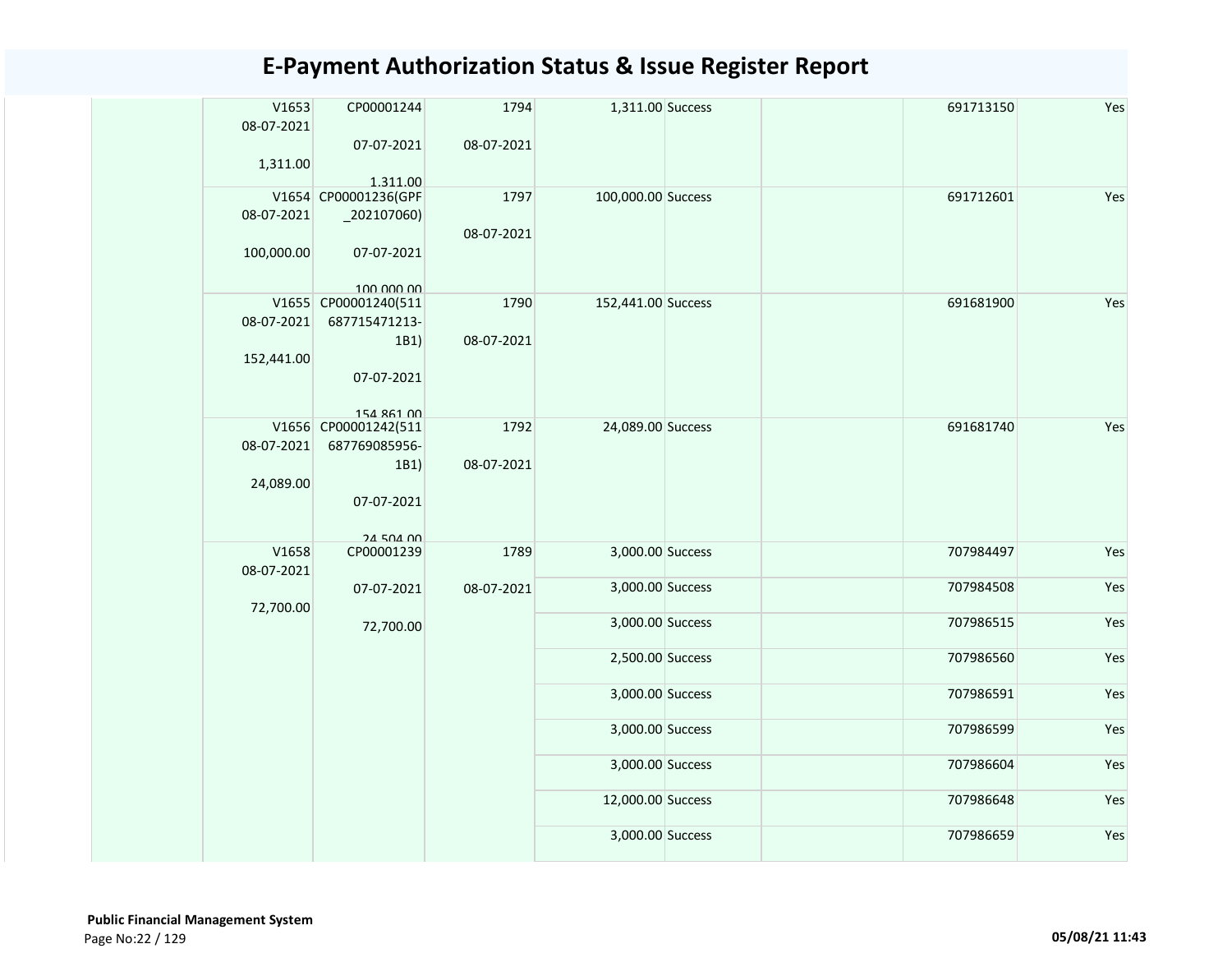# E-Payment Authorization Status & Issue Register Report

| | | | | | | | | |
|---|---|---|---|---|---|---|---|---|
| | V1653 08-07-2021 1,311.00 | CP00001244 07-07-2021 1,311.00 | 1794 08-07-2021 | 1,311.00 | Success | | 691713150 | Yes |
| | V1654 08-07-2021 100,000.00 | CP00001236(GPF_202107060) 07-07-2021 100,000.00 | 1797 08-07-2021 | 100,000.00 | Success | | 691712601 | Yes |
| | V1655 08-07-2021 152,441.00 | CP00001240(511687715471213-1B1) 07-07-2021 154,861.00 | 1790 08-07-2021 | 152,441.00 | Success | | 691681900 | Yes |
| | V1656 08-07-2021 24,089.00 | CP00001242(511687769085956-1B1) 07-07-2021 24,504.00 | 1792 08-07-2021 | 24,089.00 | Success | | 691681740 | Yes |
| | V1658 08-07-2021 72,700.00 | CP00001239 07-07-2021 72,700.00 | 1789 08-07-2021 | 3,000.00 | Success | | 707984497 | Yes |
| | | | | 3,000.00 | Success | | 707984508 | Yes |
| | | | | 3,000.00 | Success | | 707986515 | Yes |
| | | | | 2,500.00 | Success | | 707986560 | Yes |
| | | | | 3,000.00 | Success | | 707986591 | Yes |
| | | | | 3,000.00 | Success | | 707986599 | Yes |
| | | | | 3,000.00 | Success | | 707986604 | Yes |
| | | | | 12,000.00 | Success | | 707986648 | Yes |
| | | | | 3,000.00 | Success | | 707986659 | Yes |

**Public Financial Management System**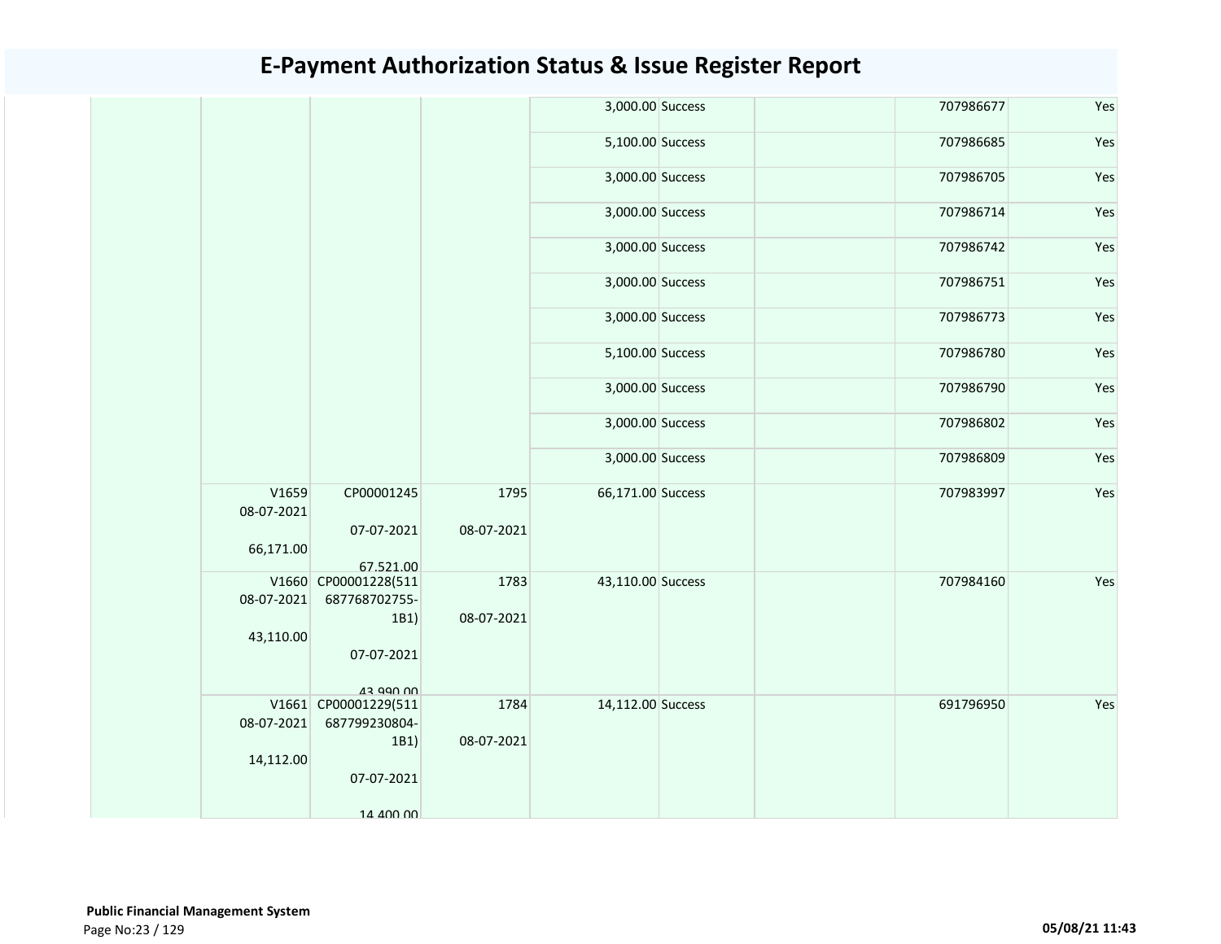# E-Payment Authorization Status & Issue Register Report

| | | | | | | | | |
|---|---|---|---|---|---|---|---|---|
| | | | | 3,000.00 | Success | | 707986677 | Yes |
| | | | | 5,100.00 | Success | | 707986685 | Yes |
| | | | | 3,000.00 | Success | | 707986705 | Yes |
| | | | | 3,000.00 | Success | | 707986714 | Yes |
| | | | | 3,000.00 | Success | | 707986742 | Yes |
| | | | | 3,000.00 | Success | | 707986751 | Yes |
| | | | | 3,000.00 | Success | | 707986773 | Yes |
| | | | | 5,100.00 | Success | | 707986780 | Yes |
| | | | | 3,000.00 | Success | | 707986790 | Yes |
| | | | | 3,000.00 | Success | | 707986802 | Yes |
| | | | | 3,000.00 | Success | | 707986809 | Yes |
| | V1659 08-07-2021 66,171.00 | CP00001245 07-07-2021 67,521.00 | 1795 08-07-2021 | 66,171.00 | Success | | 707983997 | Yes |
| | V1660 08-07-2021 43,110.00 | CP00001228(511687768702755-1B1) 07-07-2021 43,990.00 | 1783 08-07-2021 | 43,110.00 | Success | | 707984160 | Yes |
| | V1661 08-07-2021 14,112.00 | CP00001229(511687799230804-1B1) 07-07-2021 14,400.00 | 1784 08-07-2021 | 14,112.00 | Success | | 691796950 | Yes |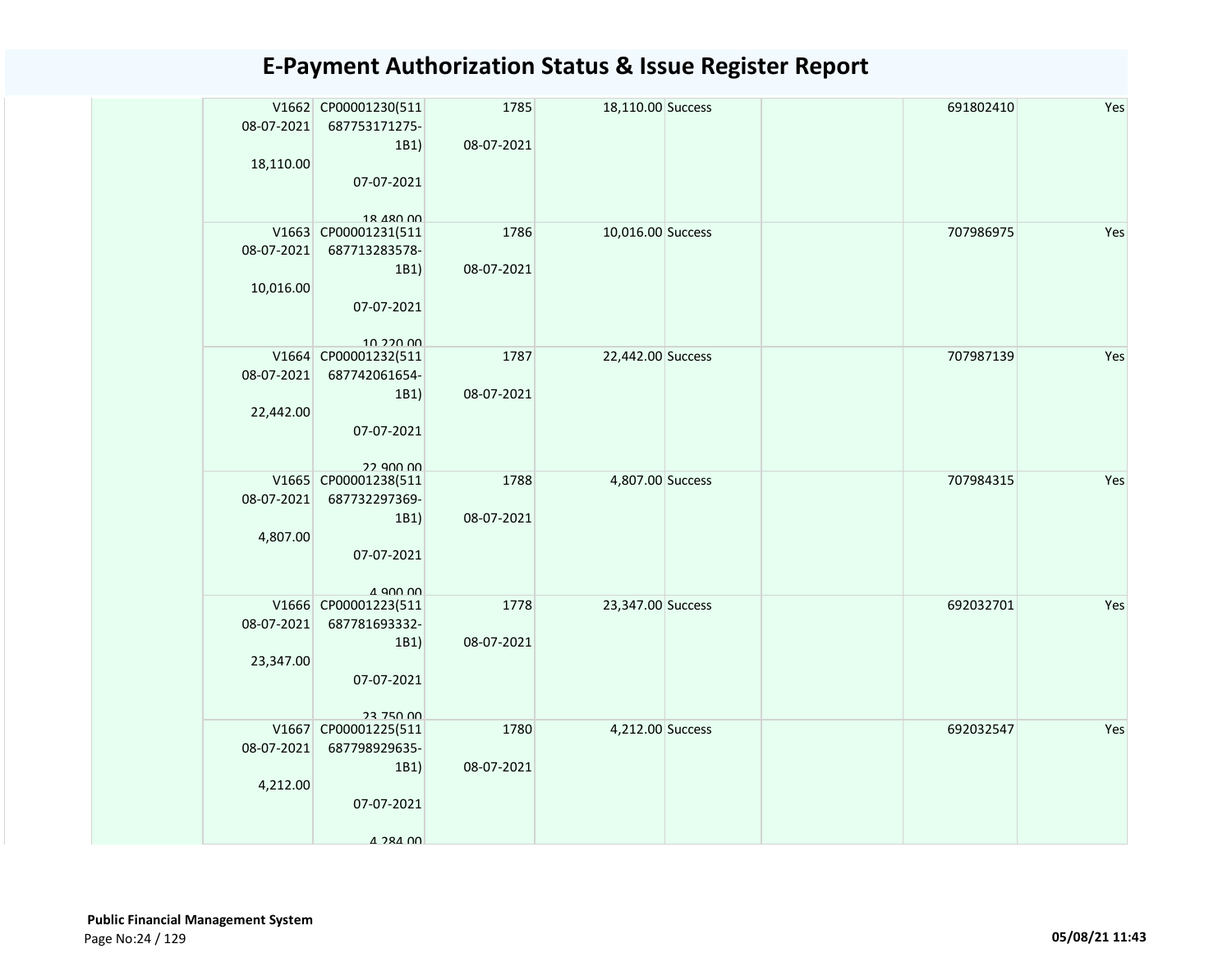# E-Payment Authorization Status & Issue Register Report

| | | | | | | | | |
|---|---|---|---|---|---|---|---|---|
| | V1662 08-07-2021 18,110.00 | CP00001230(511 687753171275-1B1) 07-07-2021 18,480.00 | 1785 08-07-2021 | 18,110.00 | Success | | 691802410 | Yes |
| | V1663 08-07-2021 10,016.00 | CP00001231(511 687713283578-1B1) 07-07-2021 10,220.00 | 1786 08-07-2021 | 10,016.00 | Success | | 707986975 | Yes |
| | V1664 08-07-2021 22,442.00 | CP00001232(511 687742061654-1B1) 07-07-2021 22,900.00 | 1787 08-07-2021 | 22,442.00 | Success | | 707987139 | Yes |
| | V1665 08-07-2021 4,807.00 | CP00001238(511 687732297369-1B1) 07-07-2021 4,900.00 | 1788 08-07-2021 | 4,807.00 | Success | | 707984315 | Yes |
| | V1666 08-07-2021 23,347.00 | CP00001223(511 687781693332-1B1) 07-07-2021 23,750.00 | 1778 08-07-2021 | 23,347.00 | Success | | 692032701 | Yes |
| | V1667 08-07-2021 4,212.00 | CP00001225(511 687798929635-1B1) 07-07-2021 4,284.00 | 1780 08-07-2021 | 4,212.00 | Success | | 692032547 | Yes |

**Public Financial Management System**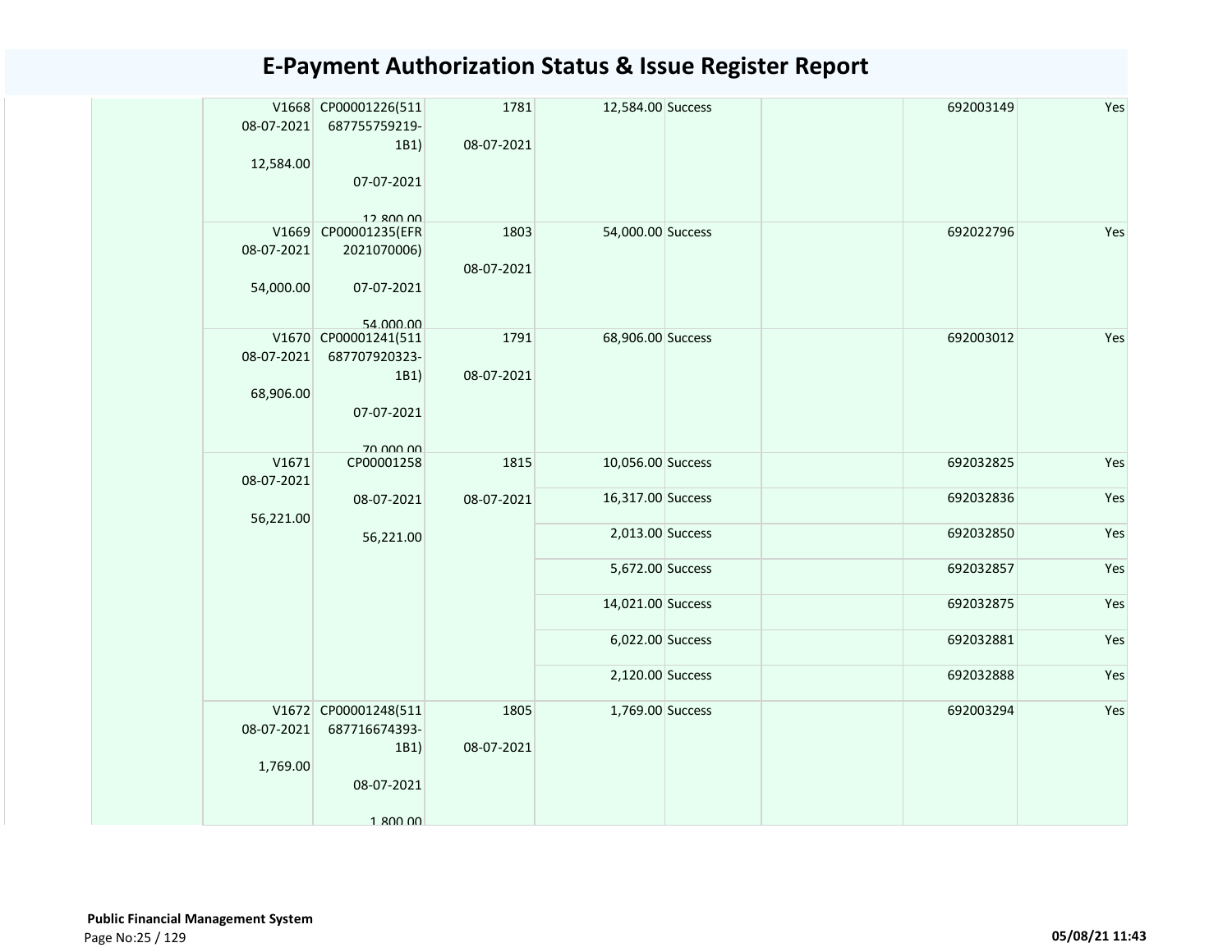# E-Payment Authorization Status & Issue Register Report

| | | | | | | | | |
|---|---|---|---|---|---|---|---|---|
| | V1668 08-07-2021 12,584.00 | CP00001226(511 687755759219-1B1) 07-07-2021 12,800.00 | 1781 08-07-2021 | 12,584.00 | Success | | 692003149 | Yes |
| | V1669 08-07-2021 54,000.00 | CP00001235(EFR 2021070006) 07-07-2021 54,000.00 | 1803 08-07-2021 | 54,000.00 | Success | | 692022796 | Yes |
| | V1670 08-07-2021 68,906.00 | CP00001241(511 687707920323-1B1) 07-07-2021 70,000.00 | 1791 08-07-2021 | 68,906.00 | Success | | 692003012 | Yes |
| | V1671 08-07-2021 56,221.00 | CP00001258 08-07-2021 56,221.00 | 1815 08-07-2021 | 10,056.00 | Success | | 692032825 | Yes |
| | | | | 16,317.00 | Success | | 692032836 | Yes |
| | | | | 2,013.00 | Success | | 692032850 | Yes |
| | | | | 5,672.00 | Success | | 692032857 | Yes |
| | | | | 14,021.00 | Success | | 692032875 | Yes |
| | | | | 6,022.00 | Success | | 692032881 | Yes |
| | | | | 2,120.00 | Success | | 692032888 | Yes |
| | V1672 08-07-2021 1,769.00 | CP00001248(511 687716674393-1B1) 08-07-2021 1,800.00 | 1805 08-07-2021 | 1,769.00 | Success | | 692003294 | Yes |

**Public Financial Management System**

05/08/21 11:43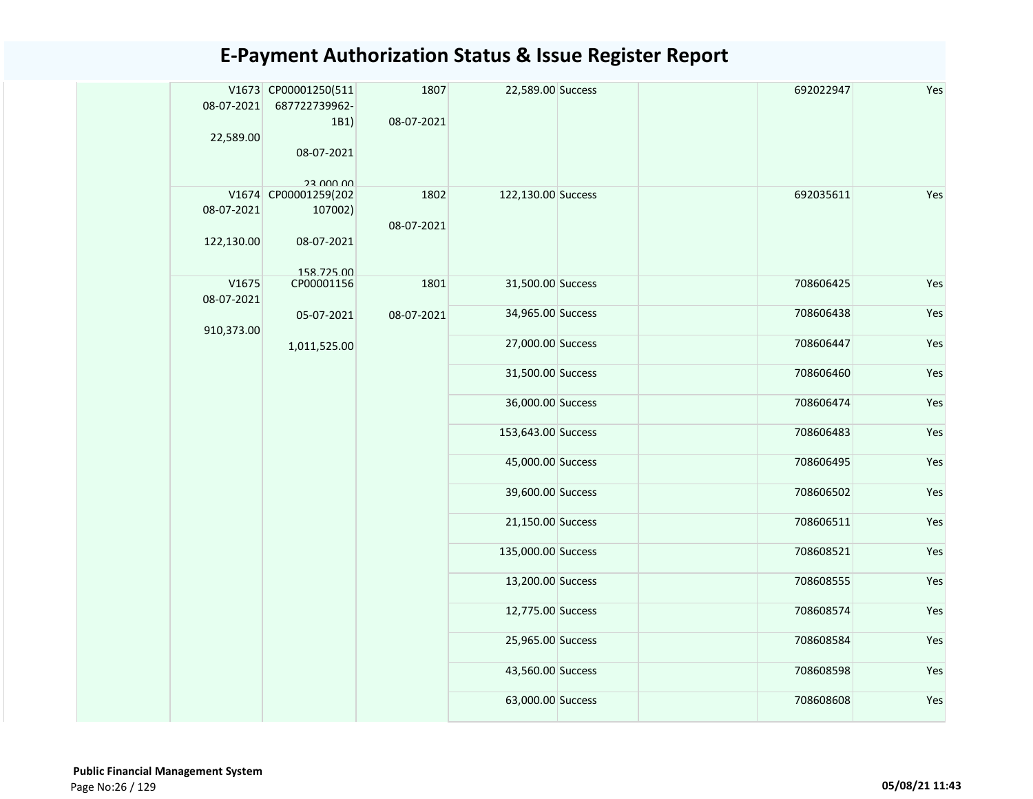# E-Payment Authorization Status & Issue Register Report

| | | | | | | | | |
|---|---|---|---|---|---|---|---|---|
| | V1673 08-07-2021 22,589.00 | CP00001250(511687722739962-1B1) 08-07-2021 23,000.00 | 1807 08-07-2021 | 22,589.00 | Success | | 692022947 | Yes |
| | V1674 08-07-2021 122,130.00 | CP00001259(202107002) 08-07-2021 158,725.00 | 1802 08-07-2021 | 122,130.00 | Success | | 692035611 | Yes |
| | V1675 08-07-2021 910,373.00 | CP00001156 05-07-2021 1,011,525.00 | 1801 08-07-2021 | 31,500.00 | Success | | 708606425 | Yes |
| | | | | 34,965.00 | Success | | 708606438 | Yes |
| | | | | 27,000.00 | Success | | 708606447 | Yes |
| | | | | 31,500.00 | Success | | 708606460 | Yes |
| | | | | 36,000.00 | Success | | 708606474 | Yes |
| | | | | 153,643.00 | Success | | 708606483 | Yes |
| | | | | 45,000.00 | Success | | 708606495 | Yes |
| | | | | 39,600.00 | Success | | 708606502 | Yes |
| | | | | 21,150.00 | Success | | 708606511 | Yes |
| | | | | 135,000.00 | Success | | 708608521 | Yes |
| | | | | 13,200.00 | Success | | 708608555 | Yes |
| | | | | 12,775.00 | Success | | 708608574 | Yes |
| | | | | 25,965.00 | Success | | 708608584 | Yes |
| | | | | 43,560.00 | Success | | 708608598 | Yes |
| | | | | 63,000.00 | Success | | 708608608 | Yes |

**Public Financial Management System**

05/08/21 11:43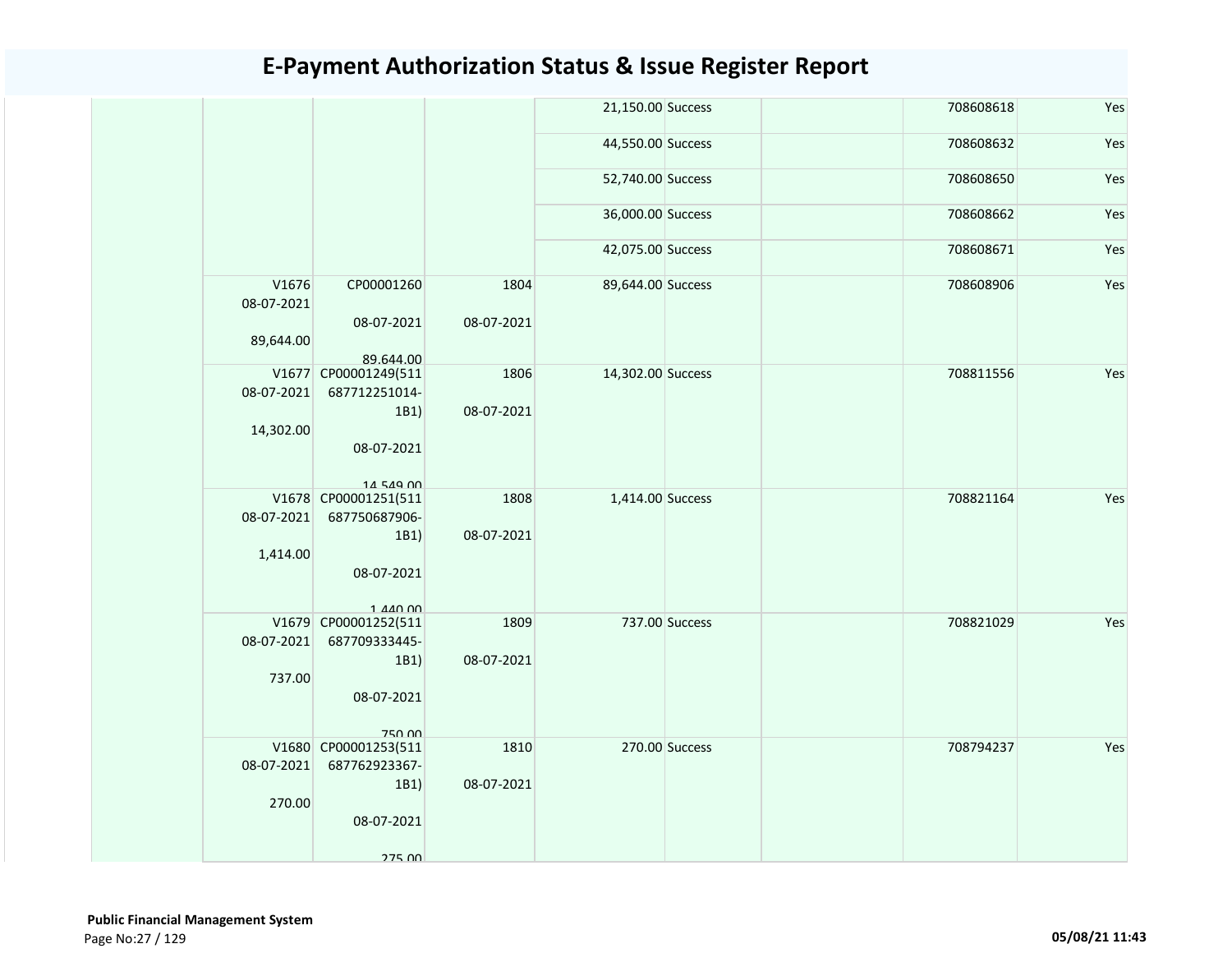# E-Payment Authorization Status & Issue Register Report

| | | | | | | | | |
|---|---|---|---|---|---|---|---|---|
| | | | | 21,150.00 | Success | | 708608618 | Yes |
| | | | | 44,550.00 | Success | | 708608632 | Yes |
| | | | | 52,740.00 | Success | | 708608650 | Yes |
| | | | | 36,000.00 | Success | | 708608662 | Yes |
| | | | | 42,075.00 | Success | | 708608671 | Yes |
| | V1676 08-07-2021 89,644.00 | CP00001260 08-07-2021 89,644.00 | 1804 08-07-2021 | 89,644.00 | Success | | 708608906 | Yes |
| | V1677 08-07-2021 14,302.00 | CP00001249(511687712251014-1B1) 08-07-2021 14,549.00 | 1806 08-07-2021 | 14,302.00 | Success | | 708811556 | Yes |
| | V1678 08-07-2021 1,414.00 | CP00001251(511687750687906-1B1) 08-07-2021 1,440.00 | 1808 08-07-2021 | 1,414.00 | Success | | 708821164 | Yes |
| | V1679 08-07-2021 737.00 | CP00001252(511687709333445-1B1) 08-07-2021 750.00 | 1809 08-07-2021 | 737.00 | Success | | 708821029 | Yes |
| | V1680 08-07-2021 270.00 | CP00001253(511687762923367-1B1) 08-07-2021 275.00 | 1810 08-07-2021 | 270.00 | Success | | 708794237 | Yes |

**Public Financial Management System**
Page No:27 / 129 | 05/08/21 11:43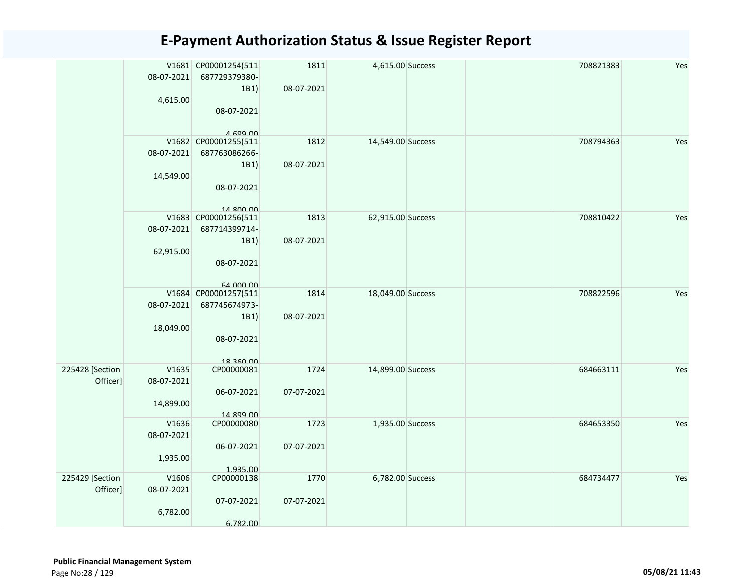# E-Payment Authorization Status & Issue Register Report

| | | | | | | | | |
|---|---|---|---|---|---|---|---|---|
| | V1681 08-07-2021 4,615.00 | CP00001254(511 687729379380-1B1) 08-07-2021 4,699.00 | 1811 08-07-2021 | 4,615.00 | Success | | 708821383 | Yes |
| | V1682 08-07-2021 14,549.00 | CP00001255(511 687763086266-1B1) 08-07-2021 14,800.00 | 1812 08-07-2021 | 14,549.00 | Success | | 708794363 | Yes |
| | V1683 08-07-2021 62,915.00 | CP00001256(511 687714399714-1B1) 08-07-2021 64,000.00 | 1813 08-07-2021 | 62,915.00 | Success | | 708810422 | Yes |
| | V1684 08-07-2021 18,049.00 | CP00001257(511 687745674973-1B1) 08-07-2021 18,360.00 | 1814 08-07-2021 | 18,049.00 | Success | | 708822596 | Yes |
| 225428 [Section Officer] | V1635 08-07-2021 14,899.00 | CP00000081 06-07-2021 14,899.00 | 1724 07-07-2021 | 14,899.00 | Success | | 684663111 | Yes |
| | V1636 08-07-2021 1,935.00 | CP00000080 06-07-2021 1,935.00 | 1723 07-07-2021 | 1,935.00 | Success | | 684653350 | Yes |
| 225429 [Section Officer] | V1606 08-07-2021 6,782.00 | CP00000138 07-07-2021 6,782.00 | 1770 07-07-2021 | 6,782.00 | Success | | 684734477 | Yes |

**Public Financial Management System**

05/08/21 11:43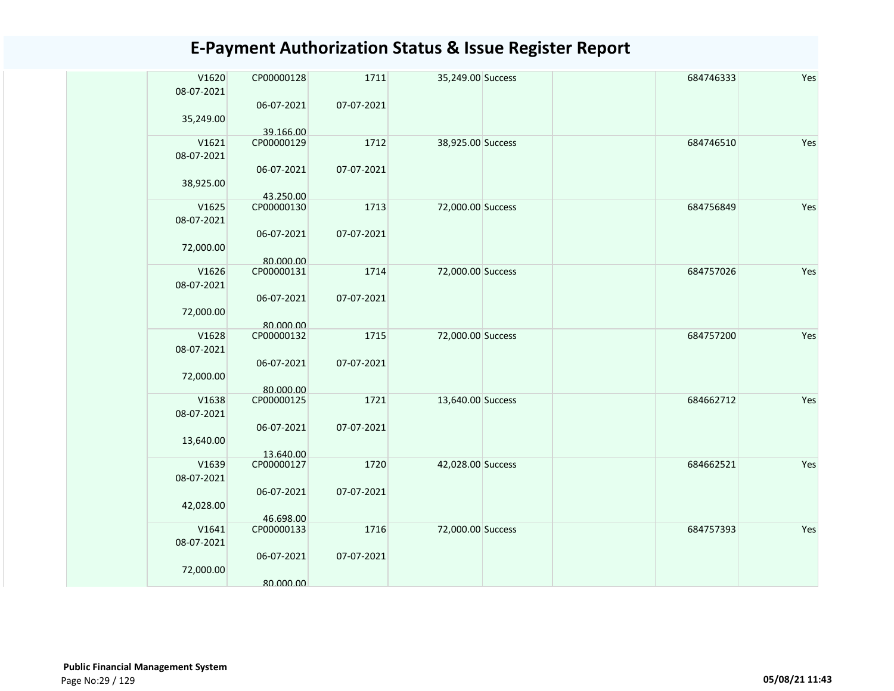# E-Payment Authorization Status & Issue Register Report

| | | | | | | | | |
|---|---|---|---|---|---|---|---|---|
| | V1620<br>08-07-2021<br><br>35,249.00 | CP00000128<br><br>06-07-2021<br><br>39,166.00 | 1711<br><br>07-07-2021 | 35,249.00 | Success | | 684746333 | Yes |
| | V1621<br>08-07-2021<br><br>38,925.00 | CP00000129<br><br>06-07-2021<br><br>43,250.00 | 1712<br><br>07-07-2021 | 38,925.00 | Success | | 684746510 | Yes |
| | V1625<br>08-07-2021<br><br>72,000.00 | CP00000130<br><br>06-07-2021<br><br>80,000.00 | 1713<br><br>07-07-2021 | 72,000.00 | Success | | 684756849 | Yes |
| | V1626<br>08-07-2021<br><br>72,000.00 | CP00000131<br><br>06-07-2021<br><br>80,000.00 | 1714<br><br>07-07-2021 | 72,000.00 | Success | | 684757026 | Yes |
| | V1628<br>08-07-2021<br><br>72,000.00 | CP00000132<br><br>06-07-2021<br><br>80,000.00 | 1715<br><br>07-07-2021 | 72,000.00 | Success | | 684757200 | Yes |
| | V1638<br>08-07-2021<br><br>13,640.00 | CP00000125<br><br>06-07-2021<br><br>13,640.00 | 1721<br><br>07-07-2021 | 13,640.00 | Success | | 684662712 | Yes |
| | V1639<br>08-07-2021<br><br>42,028.00 | CP00000127<br><br>06-07-2021<br><br>46,698.00 | 1720<br><br>07-07-2021 | 42,028.00 | Success | | 684662521 | Yes |
| | V1641<br>08-07-2021<br><br>72,000.00 | CP00000133<br><br>06-07-2021<br><br>80,000.00 | 1716<br><br>07-07-2021 | 72,000.00 | Success | | 684757393 | Yes |

**Public Financial Management System**

05/08/21 11:43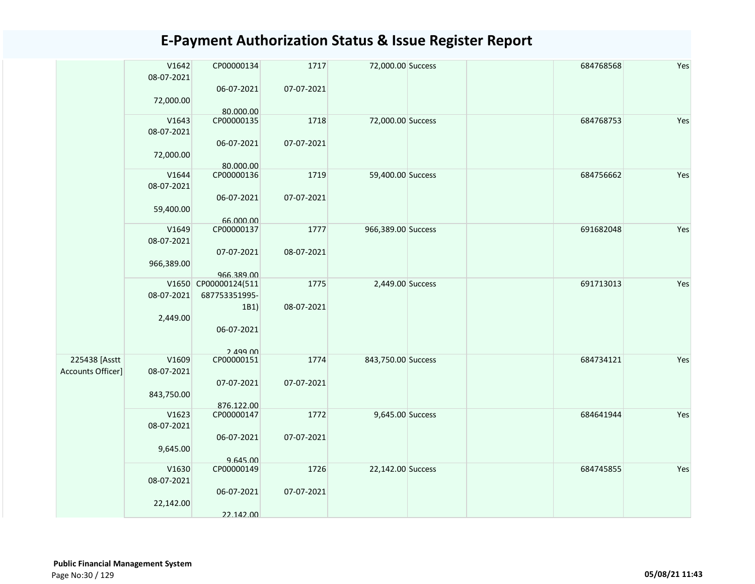# E-Payment Authorization Status & Issue Register Report

| | | | | | | | | |
|---|---|---|---|---|---|---|---|---|
| | V1642 08-07-2021 72,000.00 | CP00000134 06-07-2021 80,000.00 | 1717 07-07-2021 | 72,000.00 | Success | | 684768568 | Yes |
| | V1643 08-07-2021 72,000.00 | CP00000135 06-07-2021 80,000.00 | 1718 07-07-2021 | 72,000.00 | Success | | 684768753 | Yes |
| | V1644 08-07-2021 59,400.00 | CP00000136 06-07-2021 66,000.00 | 1719 07-07-2021 | 59,400.00 | Success | | 684756662 | Yes |
| | V1649 08-07-2021 966,389.00 | CP00000137 07-07-2021 966,389.00 | 1777 08-07-2021 | 966,389.00 | Success | | 691682048 | Yes |
| | V1650 08-07-2021 2,449.00 | CP00000124(511 687753351995-1B1) 06-07-2021 2,499.00 | 1775 08-07-2021 | 2,449.00 | Success | | 691713013 | Yes |
| 225438 [Asstt Accounts Officer] | V1609 08-07-2021 843,750.00 | CP00000151 07-07-2021 876,122.00 | 1774 07-07-2021 | 843,750.00 | Success | | 684734121 | Yes |
| | V1623 08-07-2021 9,645.00 | CP00000147 06-07-2021 9,645.00 | 1772 07-07-2021 | 9,645.00 | Success | | 684641944 | Yes |
| | V1630 08-07-2021 22,142.00 | CP00000149 06-07-2021 22,142.00 | 1726 07-07-2021 | 22,142.00 | Success | | 684745855 | Yes |

**Public Financial Management System**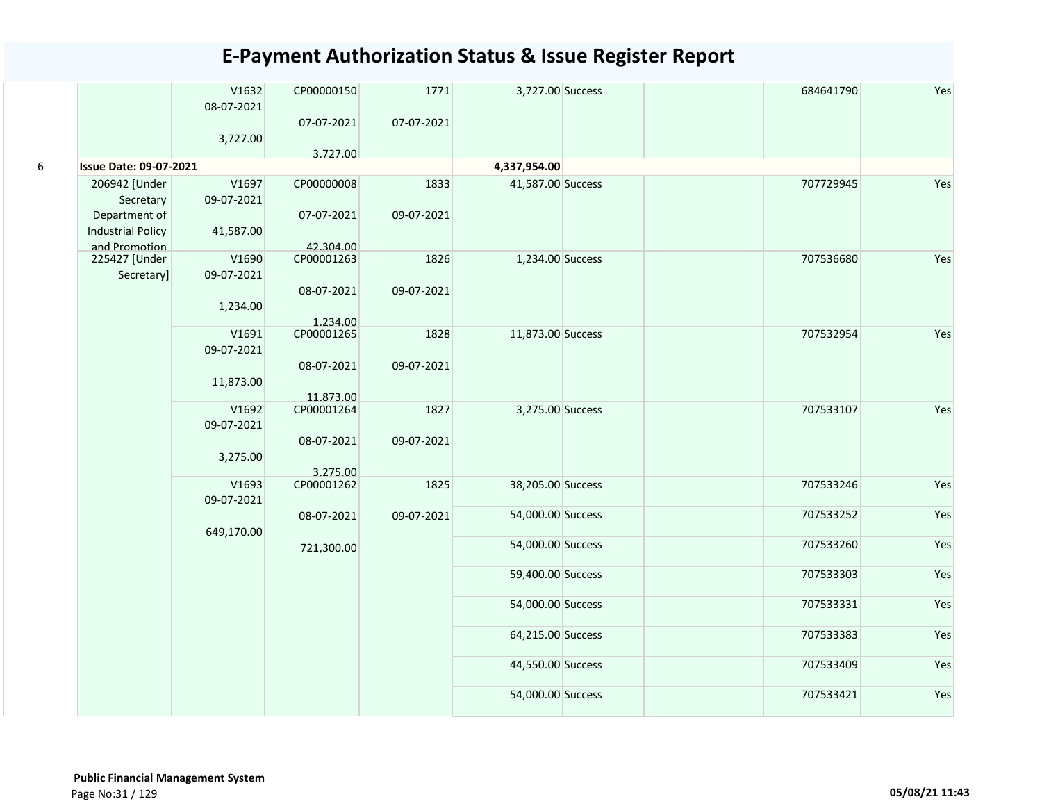# E-Payment Authorization Status & Issue Register Report

| | | | | | | | | | |
|---|---|---|---|---|---|---|---|---|---|
| | | V1632<br>08-07-2021<br>3,727.00 | CP00000150<br>07-07-2021<br>3,727.00 | 1771<br>07-07-2021 | 3,727.00 | Success | | 684641790 | Yes |
| 6 | **Issue Date: 09-07-2021** | | | | **4,337,954.00** | | | | |
| | 206942 [Under Secretary Department of Industrial Policy and Promotion | V1697<br>09-07-2021<br>41,587.00 | CP00000008<br>07-07-2021<br>42,304.00 | 1833<br>09-07-2021 | 41,587.00 | Success | | 707729945 | Yes |
| | 225427 [Under Secretary] | V1690<br>09-07-2021<br>1,234.00 | CP00001263<br>08-07-2021<br>1,234.00 | 1826<br>09-07-2021 | 1,234.00 | Success | | 707536680 | Yes |
| | | V1691<br>09-07-2021<br>11,873.00 | CP00001265<br>08-07-2021<br>11,873.00 | 1828<br>09-07-2021 | 11,873.00 | Success | | 707532954 | Yes |
| | | V1692<br>09-07-2021<br>3,275.00 | CP00001264<br>08-07-2021<br>3,275.00 | 1827<br>09-07-2021 | 3,275.00 | Success | | 707533107 | Yes |
| | | V1693<br>09-07-2021<br>649,170.00 | CP00001262<br>08-07-2021<br>721,300.00 | 1825<br>09-07-2021 | 38,205.00 | Success | | 707533246 | Yes |
| | | | | | 54,000.00 | Success | | 707533252 | Yes |
| | | | | | 54,000.00 | Success | | 707533260 | Yes |
| | | | | | 59,400.00 | Success | | 707533303 | Yes |
| | | | | | 54,000.00 | Success | | 707533331 | Yes |
| | | | | | 64,215.00 | Success | | 707533383 | Yes |
| | | | | | 44,550.00 | Success | | 707533409 | Yes |
| | | | | | 54,000.00 | Success | | 707533421 | Yes |

**Public Financial Management System**

05/08/21 11:43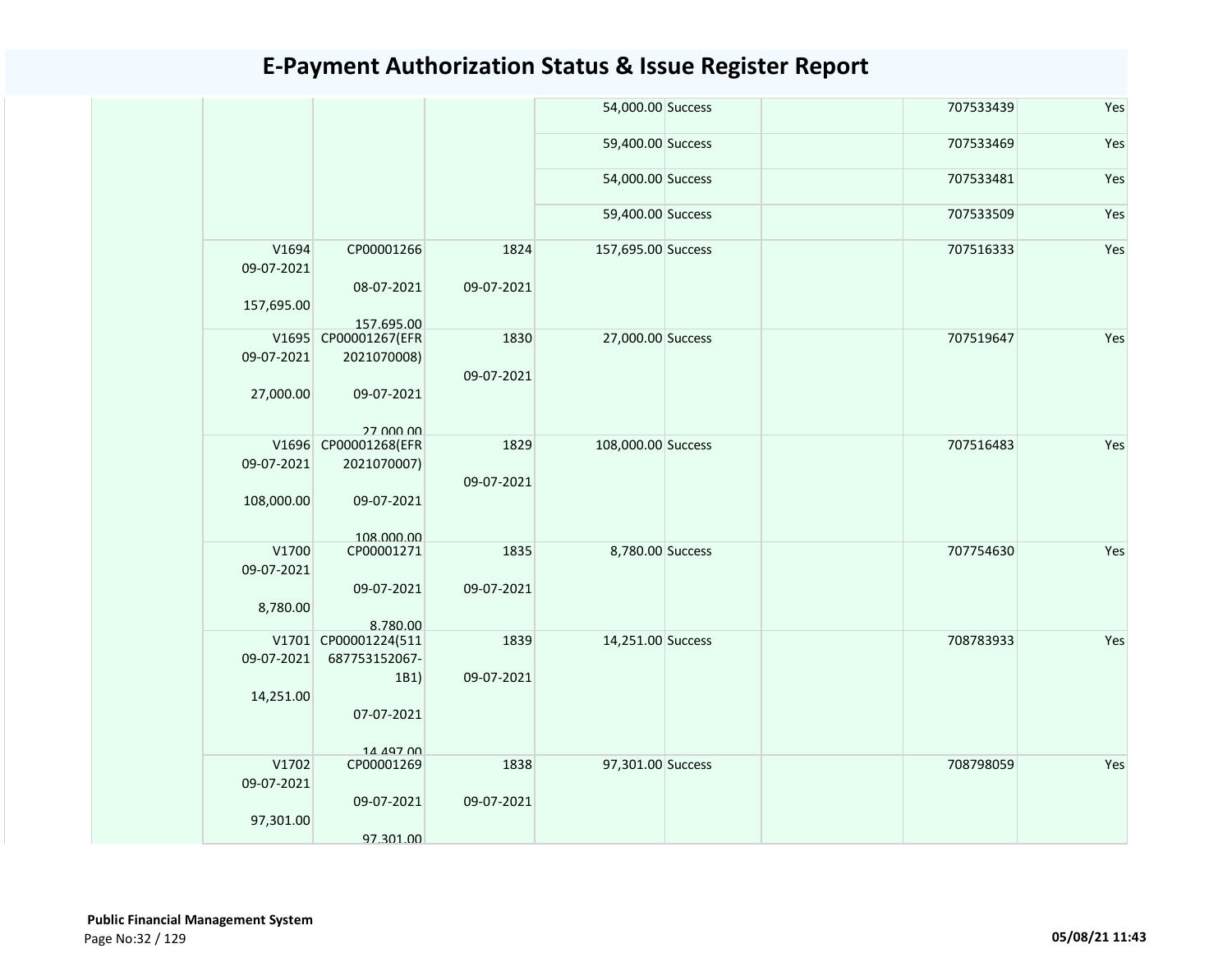# E-Payment Authorization Status & Issue Register Report

| | | | | | | | | |
|---|---|---|---|---|---|---|---|---|
| | | | | 54,000.00 | Success | | 707533439 | Yes |
| | | | | 59,400.00 | Success | | 707533469 | Yes |
| | | | | 54,000.00 | Success | | 707533481 | Yes |
| | | | | 59,400.00 | Success | | 707533509 | Yes |
| | V1694 09-07-2021 157,695.00 | CP00001266 08-07-2021 157,695.00 | 1824 09-07-2021 | 157,695.00 | Success | | 707516333 | Yes |
| | V1695 09-07-2021 27,000.00 | CP00001267(EFR 2021070008) 09-07-2021 27,000.00 | 1830 09-07-2021 | 27,000.00 | Success | | 707519647 | Yes |
| | V1696 09-07-2021 108,000.00 | CP00001268(EFR 2021070007) 09-07-2021 108,000.00 | 1829 09-07-2021 | 108,000.00 | Success | | 707516483 | Yes |
| | V1700 09-07-2021 8,780.00 | CP00001271 09-07-2021 8,780.00 | 1835 09-07-2021 | 8,780.00 | Success | | 707754630 | Yes |
| | V1701 09-07-2021 14,251.00 | CP00001224(511 687753152067-1B1) 07-07-2021 14,497.00 | 1839 09-07-2021 | 14,251.00 | Success | | 708783933 | Yes |
| | V1702 09-07-2021 97,301.00 | CP00001269 09-07-2021 97,301.00 | 1838 09-07-2021 | 97,301.00 | Success | | 708798059 | Yes |

**Public Financial Management System**

05/08/21 11:43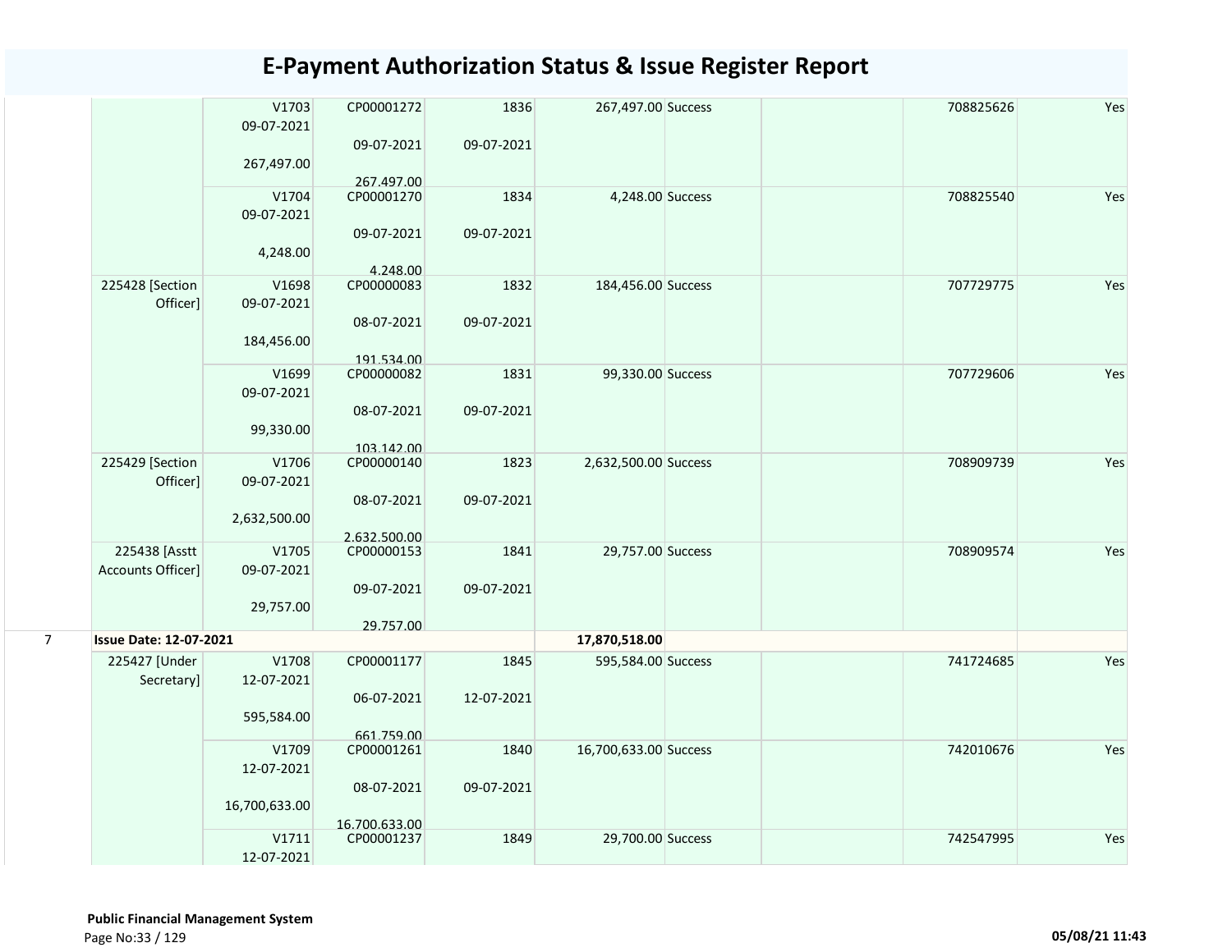# E-Payment Authorization Status & Issue Register Report

| | | | | | | | | | |
|---|---|---|---|---|---|---|---|---|---|
| | | V1703<br>09-07-2021<br>267,497.00 | CP00001272<br>09-07-2021<br>267,497.00 | 1836<br>09-07-2021 | 267,497.00 | Success | | 708825626 | Yes |
| | | V1704<br>09-07-2021<br>4,248.00 | CP00001270<br>09-07-2021<br>4,248.00 | 1834<br>09-07-2021 | 4,248.00 | Success | | 708825540 | Yes |
| | 225428 [Section Officer] | V1698<br>09-07-2021<br>184,456.00 | CP00000083<br>08-07-2021<br>191,534.00 | 1832<br>09-07-2021 | 184,456.00 | Success | | 707729775 | Yes |
| | | V1699<br>09-07-2021<br>99,330.00 | CP00000082<br>08-07-2021<br>103,142.00 | 1831<br>09-07-2021 | 99,330.00 | Success | | 707729606 | Yes |
| | 225429 [Section Officer] | V1706<br>09-07-2021<br>2,632,500.00 | CP00000140<br>08-07-2021<br>2,632,500.00 | 1823<br>09-07-2021 | 2,632,500.00 | Success | | 708909739 | Yes |
| | 225438 [Asstt Accounts Officer] | V1705<br>09-07-2021<br>29,757.00 | CP00000153<br>09-07-2021<br>29,757.00 | 1841<br>09-07-2021 | 29,757.00 | Success | | 708909574 | Yes |
| 7 | **Issue Date: 12-07-2021** | | | | **17,870,518.00** | | | | |
| | 225427 [Under Secretary] | V1708<br>12-07-2021<br>595,584.00 | CP00001177<br>06-07-2021<br>661,759.00 | 1845<br>12-07-2021 | 595,584.00 | Success | | 741724685 | Yes |
| | | V1709<br>12-07-2021<br>16,700,633.00 | CP00001261<br>08-07-2021<br>16,700,633.00 | 1840<br>09-07-2021 | 16,700,633.00 | Success | | 742010676 | Yes |
| | | V1711<br>12-07-2021 | CP00001237 | 1849 | 29,700.00 | Success | | 742547995 | Yes |

**Public Financial Management System**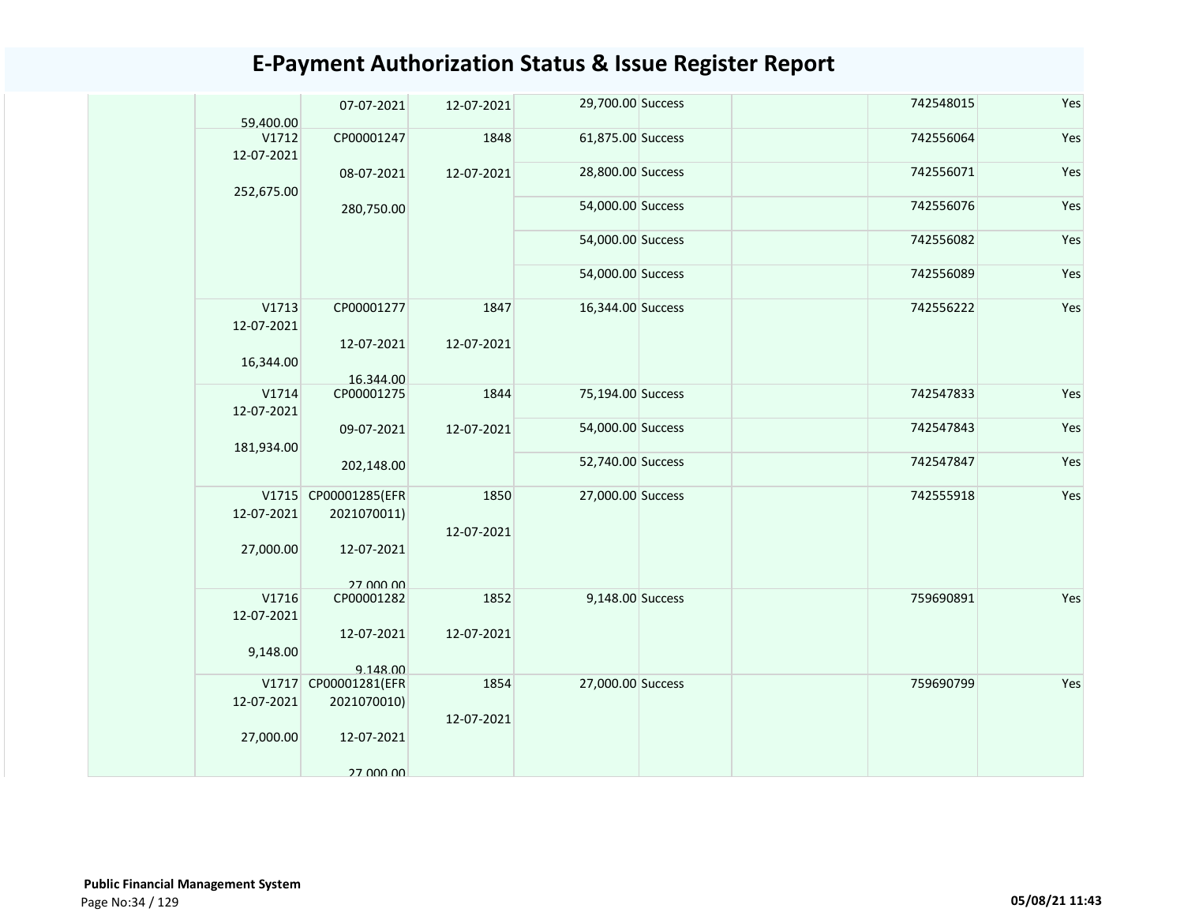# E-Payment Authorization Status & Issue Register Report

| | | | | | | | | |
|---|---|---|---|---|---|---|---|---|
| | 59,400.00 | 07-07-2021 | 12-07-2021 | 29,700.00 | Success | | 742548015 | Yes |
| | V1712 12-07-2021 252,675.00 | CP00001247 08-07-2021 280,750.00 | 1848 12-07-2021 | 61,875.00 | Success | | 742556064 | Yes |
| | | | | 28,800.00 | Success | | 742556071 | Yes |
| | | | | 54,000.00 | Success | | 742556076 | Yes |
| | | | | 54,000.00 | Success | | 742556082 | Yes |
| | | | | 54,000.00 | Success | | 742556089 | Yes |
| | V1713 12-07-2021 16,344.00 | CP00001277 12-07-2021 16,344.00 | 1847 12-07-2021 | 16,344.00 | Success | | 742556222 | Yes |
| | V1714 12-07-2021 181,934.00 | CP00001275 09-07-2021 202,148.00 | 1844 12-07-2021 | 75,194.00 | Success | | 742547833 | Yes |
| | | | | 54,000.00 | Success | | 742547843 | Yes |
| | | | | 52,740.00 | Success | | 742547847 | Yes |
| | V1715 12-07-2021 27,000.00 | CP00001285(EFR 2021070011) 12-07-2021 27,000.00 | 1850 12-07-2021 | 27,000.00 | Success | | 742555918 | Yes |
| | V1716 12-07-2021 9,148.00 | CP00001282 12-07-2021 9,148.00 | 1852 12-07-2021 | 9,148.00 | Success | | 759690891 | Yes |
| | V1717 12-07-2021 27,000.00 | CP00001281(EFR 2021070010) 12-07-2021 27,000.00 | 1854 12-07-2021 | 27,000.00 | Success | | 759690799 | Yes |

**Public Financial Management System**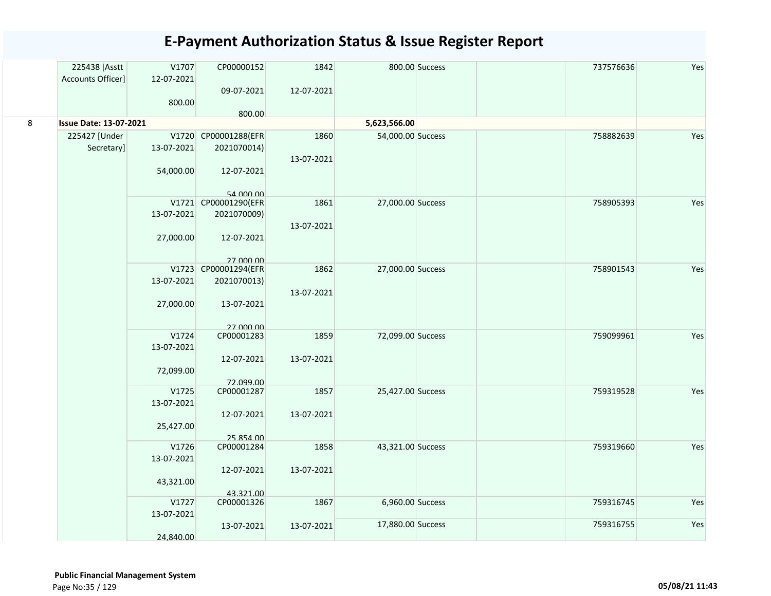# E-Payment Authorization Status & Issue Register Report

| | | | | | | | | | |
|---|---|---|---|---|---|---|---|---|---|
| | 225438 [Asstt Accounts Officer] | V1707 12-07-2021 800.00 | CP00000152 09-07-2021 800.00 | 1842 12-07-2021 | 800.00 | Success | | 737576636 | Yes |
| 8 | **Issue Date: 13-07-2021** | | | | 5,623,566.00 | | | | |
| | 225427 [Under Secretary] | V1720 13-07-2021 54,000.00 | CP00001288(EFR 2021070014) 12-07-2021 54,000.00 | 1860 13-07-2021 | 54,000.00 | Success | | 758882639 | Yes |
| | | V1721 13-07-2021 27,000.00 | CP00001290(EFR 2021070009) 12-07-2021 27,000.00 | 1861 13-07-2021 | 27,000.00 | Success | | 758905393 | Yes |
| | | V1723 13-07-2021 27,000.00 | CP00001294(EFR 2021070013) 13-07-2021 27,000.00 | 1862 13-07-2021 | 27,000.00 | Success | | 758901543 | Yes |
| | | V1724 13-07-2021 72,099.00 | CP00001283 12-07-2021 72,099.00 | 1859 13-07-2021 | 72,099.00 | Success | | 759099961 | Yes |
| | | V1725 13-07-2021 25,427.00 | CP00001287 12-07-2021 25,854.00 | 1857 13-07-2021 | 25,427.00 | Success | | 759319528 | Yes |
| | | V1726 13-07-2021 43,321.00 | CP00001284 12-07-2021 43,321.00 | 1858 13-07-2021 | 43,321.00 | Success | | 759319660 | Yes |
| | | V1727 13-07-2021 24,840.00 | CP00001326 13-07-2021 | 1867 13-07-2021 | 6,960.00 | Success | | 759316745 | Yes |
| | | | | | 17,880.00 | Success | | 759316755 | Yes |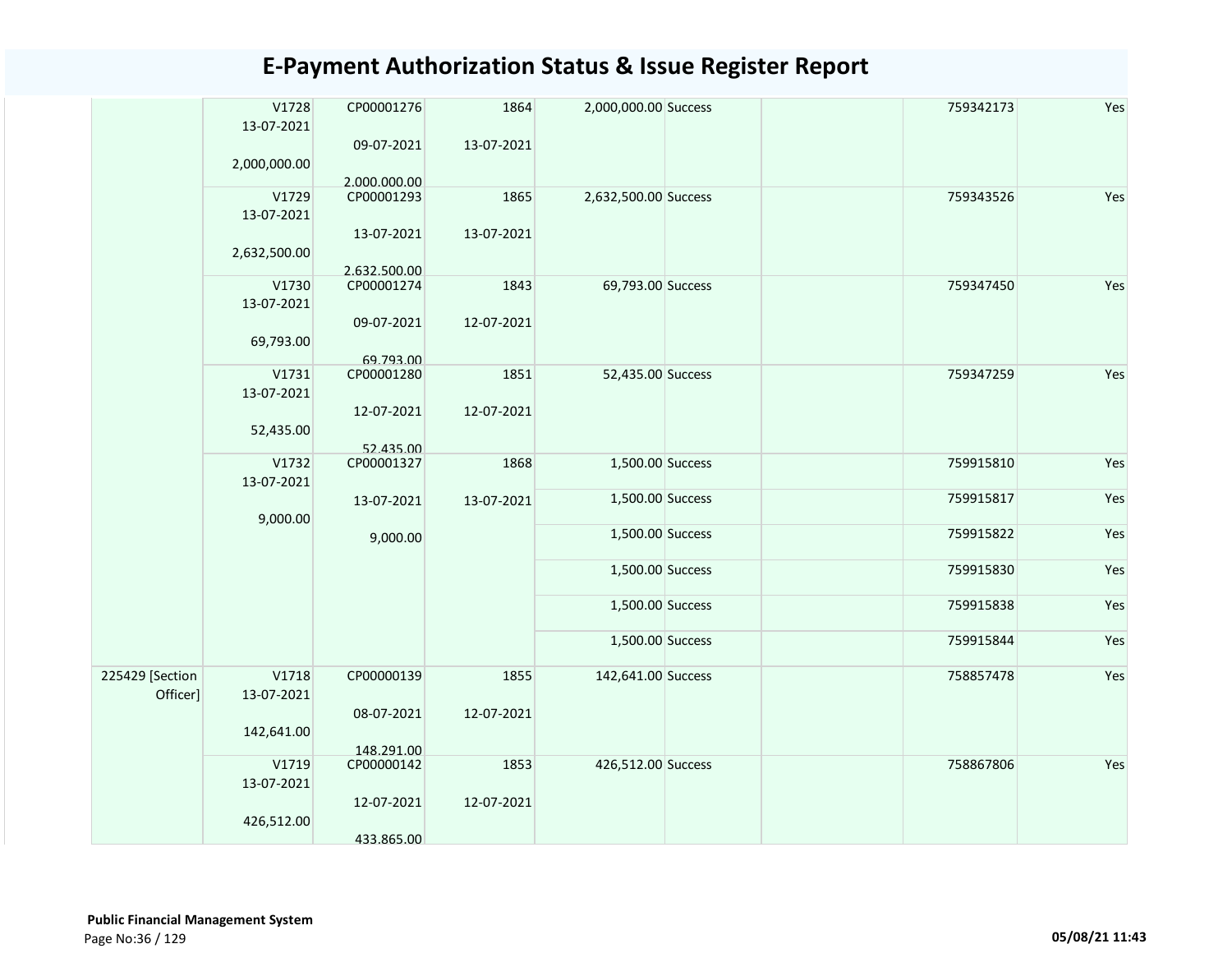# E-Payment Authorization Status & Issue Register Report

| | | | | | | | | |
|---|---|---|---|---|---|---|---|---|
| | V1728 13-07-2021 2,000,000.00 | CP00001276 09-07-2021 2,000,000.00 | 1864 13-07-2021 | 2,000,000.00 | Success | | 759342173 | Yes |
| | V1729 13-07-2021 2,632,500.00 | CP00001293 13-07-2021 2,632,500.00 | 1865 13-07-2021 | 2,632,500.00 | Success | | 759343526 | Yes |
| | V1730 13-07-2021 69,793.00 | CP00001274 09-07-2021 69,793.00 | 1843 12-07-2021 | 69,793.00 | Success | | 759347450 | Yes |
| | V1731 13-07-2021 52,435.00 | CP00001280 12-07-2021 52,435.00 | 1851 12-07-2021 | 52,435.00 | Success | | 759347259 | Yes |
| | V1732 13-07-2021 9,000.00 | CP00001327 13-07-2021 9,000.00 | 1868 13-07-2021 | 1,500.00 | Success | | 759915810 | Yes |
| | | | | 1,500.00 | Success | | 759915817 | Yes |
| | | | | 1,500.00 | Success | | 759915822 | Yes |
| | | | | 1,500.00 | Success | | 759915830 | Yes |
| | | | | 1,500.00 | Success | | 759915838 | Yes |
| | | | | 1,500.00 | Success | | 759915844 | Yes |
| 225429 [Section Officer] | V1718 13-07-2021 142,641.00 | CP00000139 08-07-2021 148,291.00 | 1855 12-07-2021 | 142,641.00 | Success | | 758857478 | Yes |
| | V1719 13-07-2021 426,512.00 | CP00000142 12-07-2021 433,865.00 | 1853 12-07-2021 | 426,512.00 | Success | | 758867806 | Yes |

**Public Financial Management System**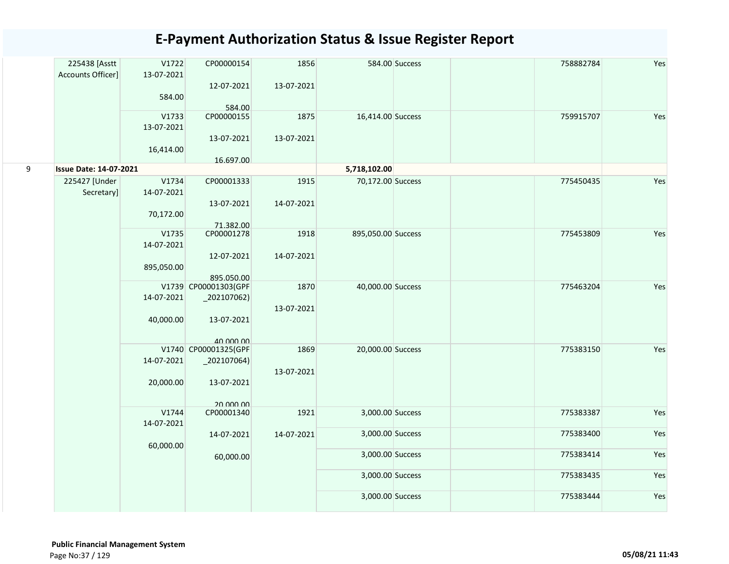# E-Payment Authorization Status & Issue Register Report

| | | | | | | | | | |
|---|---|---|---|---|---|---|---|---|---|
| | 225438 [Asstt Accounts Officer] | V1722 13-07-2021 584.00 | CP00000154 12-07-2021 584.00 | 1856 13-07-2021 | 584.00 | Success | | 758882784 | Yes |
| | | V1733 13-07-2021 16,414.00 | CP00000155 13-07-2021 16,697.00 | 1875 13-07-2021 | 16,414.00 | Success | | 759915707 | Yes |
| 9 | **Issue Date: 14-07-2021** | | | | **5,718,102.00** | | | | |
| | 225427 [Under Secretary] | V1734 14-07-2021 70,172.00 | CP00001333 13-07-2021 71,382.00 | 1915 14-07-2021 | 70,172.00 | Success | | 775450435 | Yes |
| | | V1735 14-07-2021 895,050.00 | CP00001278 12-07-2021 895,050.00 | 1918 14-07-2021 | 895,050.00 | Success | | 775453809 | Yes |
| | | V1739 14-07-2021 40,000.00 | CP00001303(GPF _202107062) 13-07-2021 40,000.00 | 1870 13-07-2021 | 40,000.00 | Success | | 775463204 | Yes |
| | | V1740 14-07-2021 20,000.00 | CP00001325(GPF _202107064) 13-07-2021 20,000.00 | 1869 13-07-2021 | 20,000.00 | Success | | 775383150 | Yes |
| | | V1744 14-07-2021 60,000.00 | CP00001340 14-07-2021 60,000.00 | 1921 14-07-2021 | 3,000.00 | Success | | 775383387 | Yes |
| | | | | | 3,000.00 | Success | | 775383400 | Yes |
| | | | | | 3,000.00 | Success | | 775383414 | Yes |
| | | | | | 3,000.00 | Success | | 775383435 | Yes |
| | | | | | 3,000.00 | Success | | 775383444 | Yes |

**Public Financial Management System**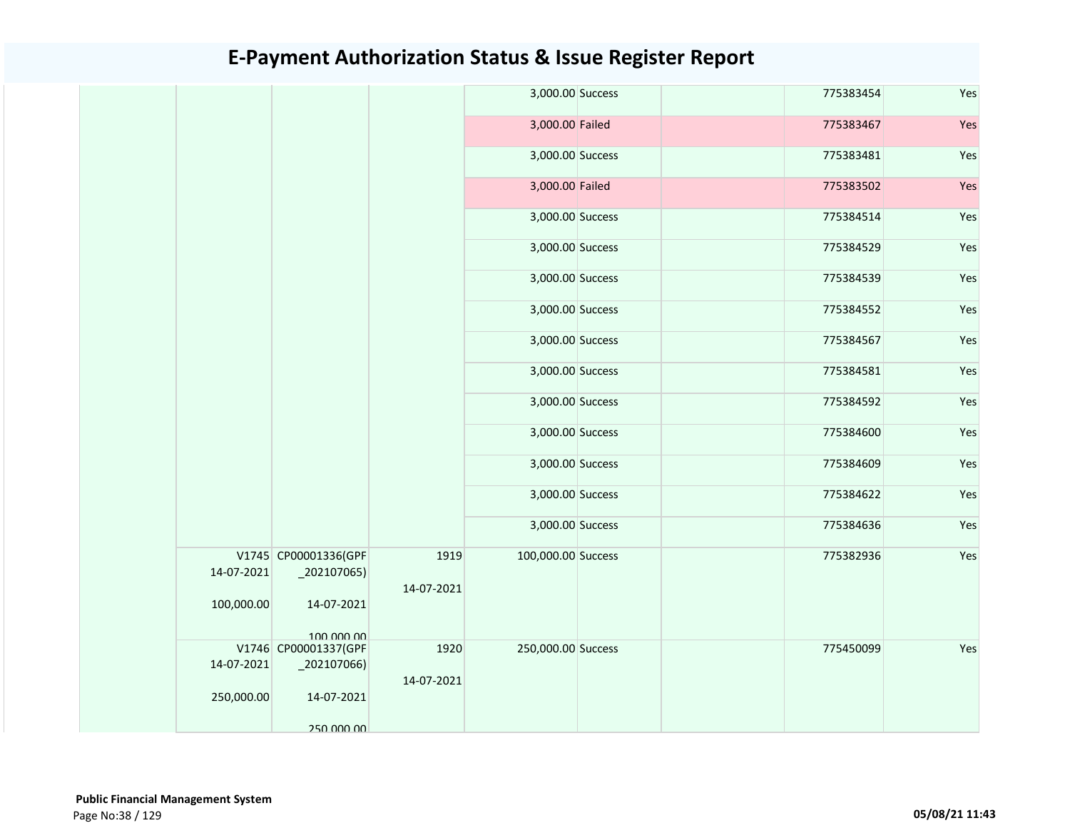# E-Payment Authorization Status & Issue Register Report

| | | | | | | | | |
|---|---|---|---|---|---|---|---|---|
| | | | | 3,000.00 | Success | | 775383454 | Yes |
| | | | | 3,000.00 | Failed | | 775383467 | Yes |
| | | | | 3,000.00 | Success | | 775383481 | Yes |
| | | | | 3,000.00 | Failed | | 775383502 | Yes |
| | | | | 3,000.00 | Success | | 775384514 | Yes |
| | | | | 3,000.00 | Success | | 775384529 | Yes |
| | | | | 3,000.00 | Success | | 775384539 | Yes |
| | | | | 3,000.00 | Success | | 775384552 | Yes |
| | | | | 3,000.00 | Success | | 775384567 | Yes |
| | | | | 3,000.00 | Success | | 775384581 | Yes |
| | | | | 3,000.00 | Success | | 775384592 | Yes |
| | | | | 3,000.00 | Success | | 775384600 | Yes |
| | | | | 3,000.00 | Success | | 775384609 | Yes |
| | | | | 3,000.00 | Success | | 775384622 | Yes |
| | | | | 3,000.00 | Success | | 775384636 | Yes |
| | V1745 14-07-2021 100,000.00 | CP00001336(GPF _202107065) 14-07-2021 100,000.00 | 1919 14-07-2021 | 100,000.00 | Success | | 775382936 | Yes |
| | V1746 14-07-2021 250,000.00 | CP00001337(GPF _202107066) 14-07-2021 250,000.00 | 1920 14-07-2021 | 250,000.00 | Success | | 775450099 | Yes |

**Public Financial Management System**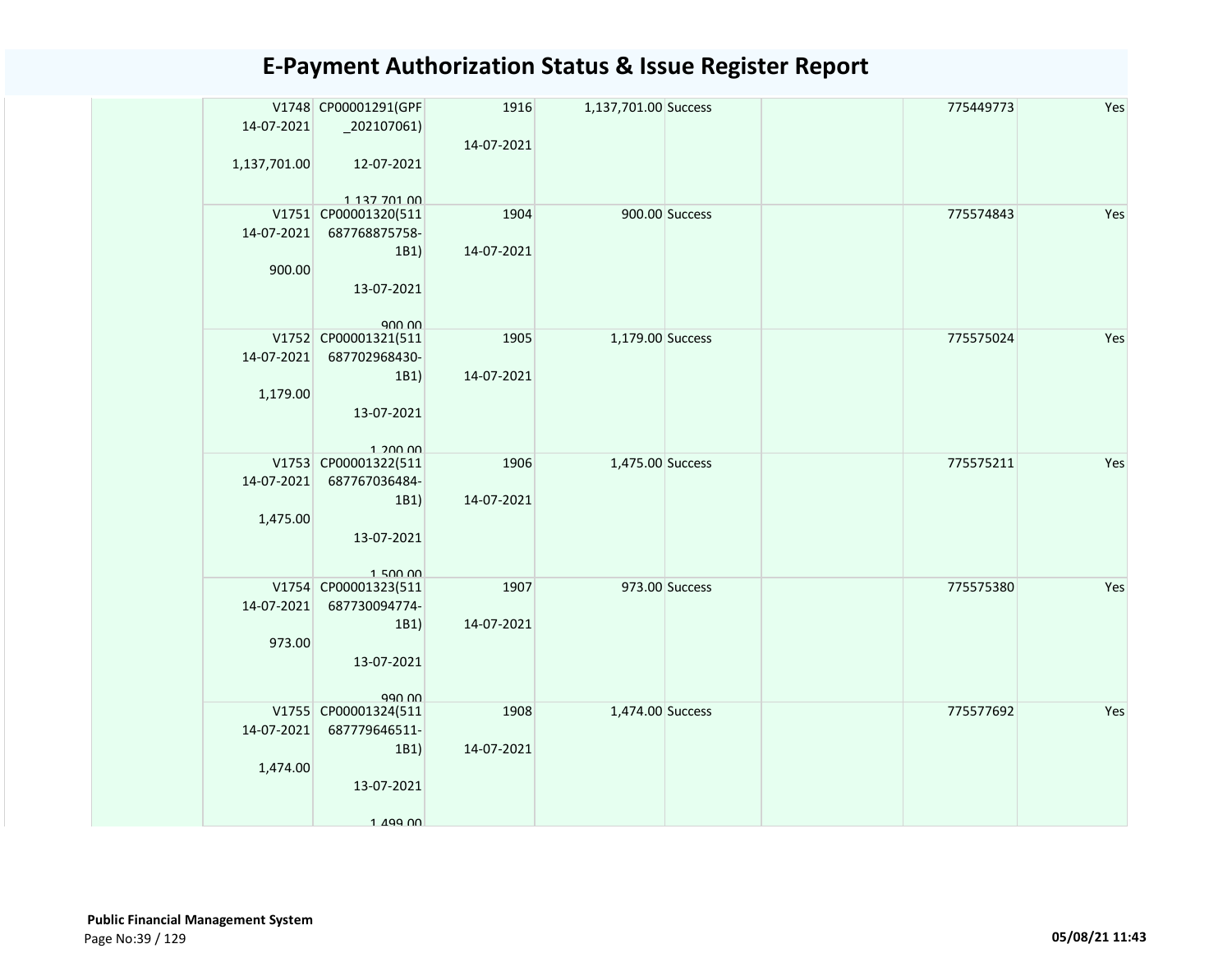# E-Payment Authorization Status & Issue Register Report

| | | | | | | | | |
|---|---|---|---|---|---|---|---|---|
| | V1748 14-07-2021 1,137,701.00 | CP00001291(GPF _202107061) 12-07-2021 1,137,701.00 | 1916 14-07-2021 | 1,137,701.00 | Success | | 775449773 | Yes |
| | V1751 14-07-2021 900.00 | CP00001320(511 687768875758-1B1) 13-07-2021 900.00 | 1904 14-07-2021 | 900.00 | Success | | 775574843 | Yes |
| | V1752 14-07-2021 1,179.00 | CP00001321(511 687702968430-1B1) 13-07-2021 1,200.00 | 1905 14-07-2021 | 1,179.00 | Success | | 775575024 | Yes |
| | V1753 14-07-2021 1,475.00 | CP00001322(511 687767036484-1B1) 13-07-2021 1,500.00 | 1906 14-07-2021 | 1,475.00 | Success | | 775575211 | Yes |
| | V1754 14-07-2021 973.00 | CP00001323(511 687730094774-1B1) 13-07-2021 990.00 | 1907 14-07-2021 | 973.00 | Success | | 775575380 | Yes |
| | V1755 14-07-2021 1,474.00 | CP00001324(511 687779646511-1B1) 13-07-2021 1,499.00 | 1908 14-07-2021 | 1,474.00 | Success | | 775577692 | Yes |

**Public Financial Management System**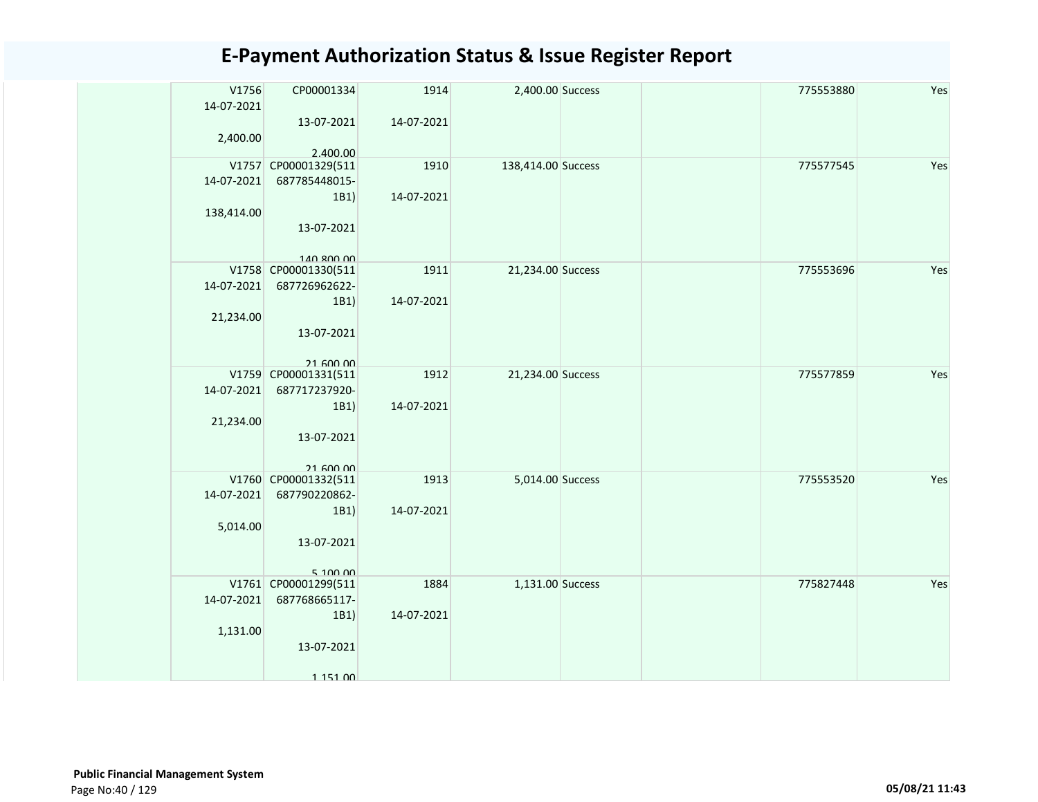# E-Payment Authorization Status & Issue Register Report

| | | | | | | | | |
|---|---|---|---|---|---|---|---|---|
| | V1756<br>14-07-2021<br><br>2,400.00 | CP00001334<br><br>13-07-2021<br><br>2,400.00 | 1914<br><br>14-07-2021 | 2,400.00 | Success | | 775553880 | Yes |
| | V1757<br>14-07-2021<br><br>138,414.00 | CP00001329(511687785448015-1B1)<br><br>13-07-2021<br><br>140,800.00 | 1910<br><br>14-07-2021 | 138,414.00 | Success | | 775577545 | Yes |
| | V1758<br>14-07-2021<br><br>21,234.00 | CP00001330(511687726962622-1B1)<br><br>13-07-2021<br><br>21,600.00 | 1911<br><br>14-07-2021 | 21,234.00 | Success | | 775553696 | Yes |
| | V1759<br>14-07-2021<br><br>21,234.00 | CP00001331(511687717237920-1B1)<br><br>13-07-2021<br><br>21,600.00 | 1912<br><br>14-07-2021 | 21,234.00 | Success | | 775577859 | Yes |
| | V1760<br>14-07-2021<br><br>5,014.00 | CP00001332(511687790220862-1B1)<br><br>13-07-2021<br><br>5,100.00 | 1913<br><br>14-07-2021 | 5,014.00 | Success | | 775553520 | Yes |
| | V1761<br>14-07-2021<br><br>1,131.00 | CP00001299(511687768665117-1B1)<br><br>13-07-2021<br><br>1,151.00 | 1884<br><br>14-07-2021 | 1,131.00 | Success | | 775827448 | Yes |

**Public Financial Management System**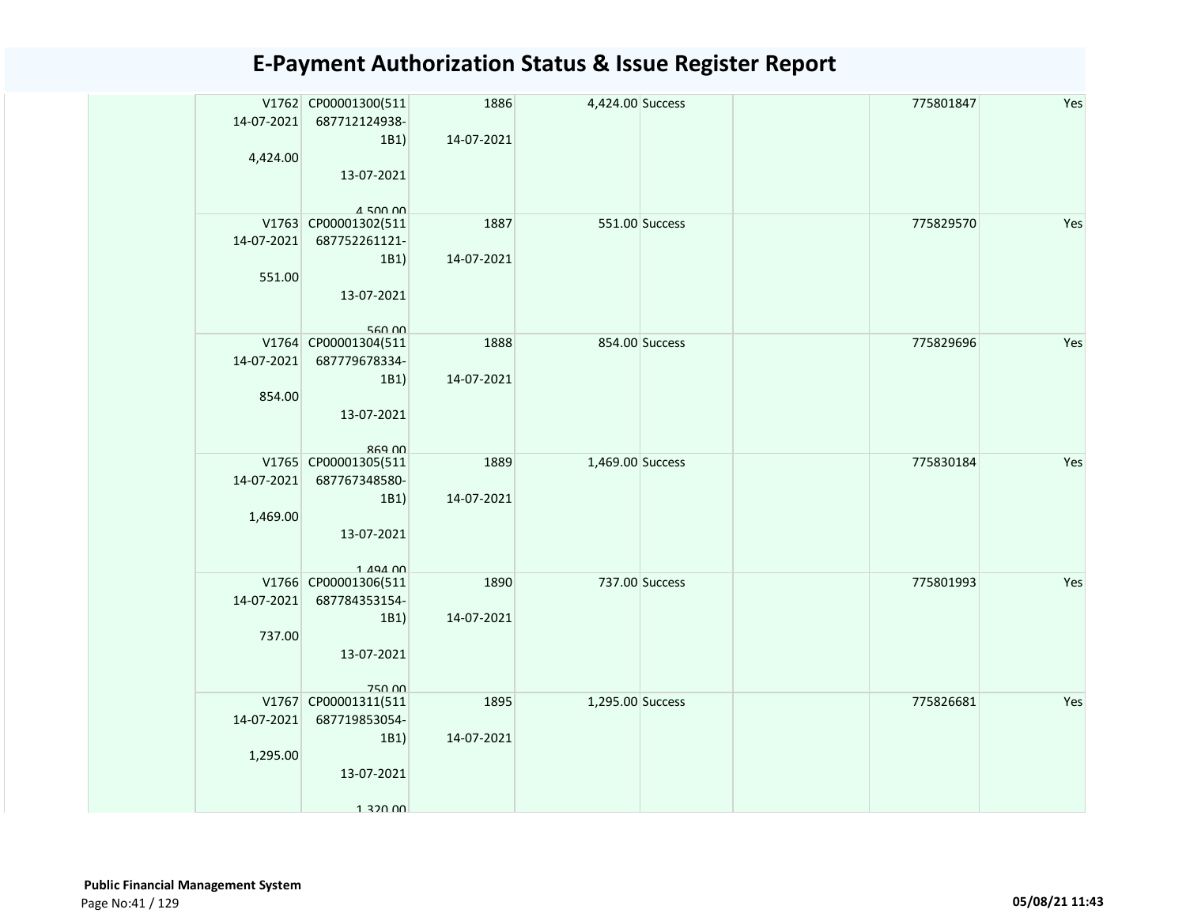# E-Payment Authorization Status & Issue Register Report

| | | | | | | | | |
|---|---|---|---|---|---|---|---|---|
| | V1762 14-07-2021 4,424.00 | CP00001300(511 687712124938-1B1) 13-07-2021 4,500.00 | 1886 14-07-2021 | 4,424.00 | Success | | 775801847 | Yes |
| | V1763 14-07-2021 551.00 | CP00001302(511 687752261121-1B1) 13-07-2021 560.00 | 1887 14-07-2021 | 551.00 | Success | | 775829570 | Yes |
| | V1764 14-07-2021 854.00 | CP00001304(511 687779678334-1B1) 13-07-2021 869.00 | 1888 14-07-2021 | 854.00 | Success | | 775829696 | Yes |
| | V1765 14-07-2021 1,469.00 | CP00001305(511 687767348580-1B1) 13-07-2021 1,494.00 | 1889 14-07-2021 | 1,469.00 | Success | | 775830184 | Yes |
| | V1766 14-07-2021 737.00 | CP00001306(511 687784353154-1B1) 13-07-2021 750.00 | 1890 14-07-2021 | 737.00 | Success | | 775801993 | Yes |
| | V1767 14-07-2021 1,295.00 | CP00001311(511 687719853054-1B1) 13-07-2021 1,320.00 | 1895 14-07-2021 | 1,295.00 | Success | | 775826681 | Yes |

**Public Financial Management System**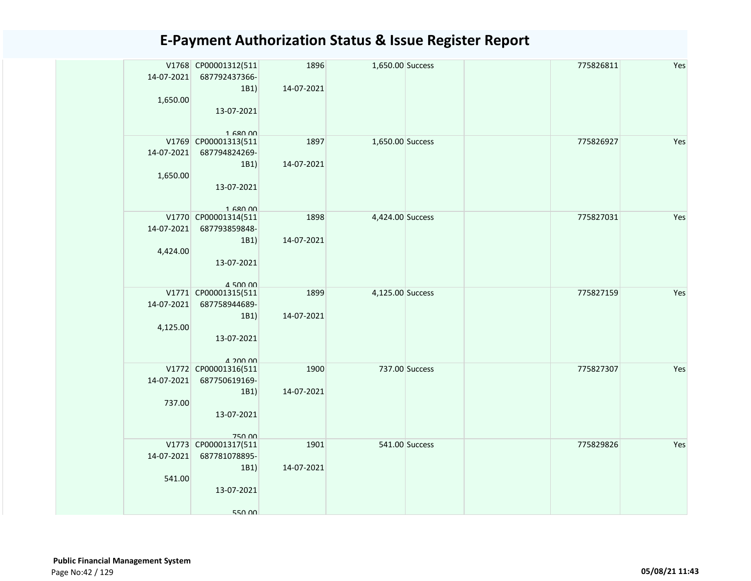# E-Payment Authorization Status & Issue Register Report

| | | | | | | | | |
|---|---|---|---|---|---|---|---|---|
| | V1768 14-07-2021 1,650.00 | CP00001312(511 687792437366-1B1) 13-07-2021 1,680.00 | 1896 14-07-2021 | 1,650.00 | Success | | 775826811 | Yes |
| | V1769 14-07-2021 1,650.00 | CP00001313(511 687794824269-1B1) 13-07-2021 1,680.00 | 1897 14-07-2021 | 1,650.00 | Success | | 775826927 | Yes |
| | V1770 14-07-2021 4,424.00 | CP00001314(511 687793859848-1B1) 13-07-2021 4,500.00 | 1898 14-07-2021 | 4,424.00 | Success | | 775827031 | Yes |
| | V1771 14-07-2021 4,125.00 | CP00001315(511 687758944689-1B1) 13-07-2021 4,200.00 | 1899 14-07-2021 | 4,125.00 | Success | | 775827159 | Yes |
| | V1772 14-07-2021 737.00 | CP00001316(511 687750619169-1B1) 13-07-2021 750.00 | 1900 14-07-2021 | 737.00 | Success | | 775827307 | Yes |
| | V1773 14-07-2021 541.00 | CP00001317(511 687781078895-1B1) 13-07-2021 550.00 | 1901 14-07-2021 | 541.00 | Success | | 775829826 | Yes |

**Public Financial Management System**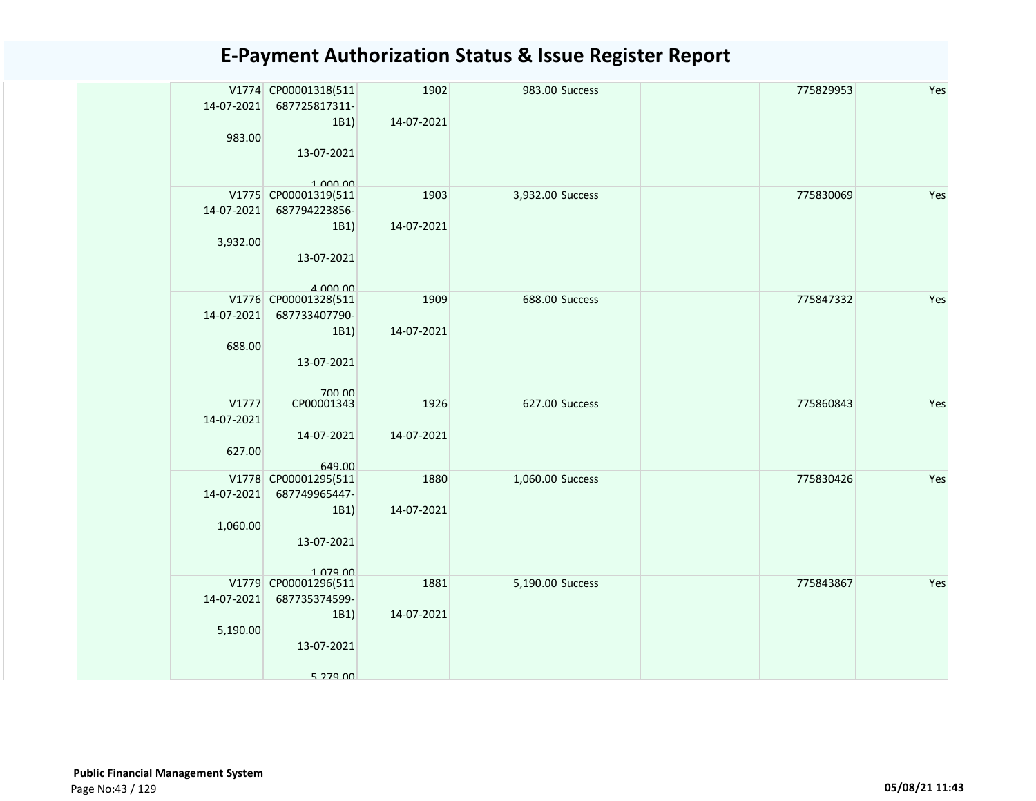# E-Payment Authorization Status & Issue Register Report

| | | | | | | | | |
|---|---|---|---|---|---|---|---|---|
| | V1774 14-07-2021 983.00 | CP00001318(511 687725817311-1B1) 13-07-2021 1,000.00 | 1902 14-07-2021 | 983.00 | Success | | 775829953 | Yes |
| | V1775 14-07-2021 3,932.00 | CP00001319(511 687794223856-1B1) 13-07-2021 4,000.00 | 1903 14-07-2021 | 3,932.00 | Success | | 775830069 | Yes |
| | V1776 14-07-2021 688.00 | CP00001328(511 687733407790-1B1) 13-07-2021 700.00 | 1909 14-07-2021 | 688.00 | Success | | 775847332 | Yes |
| | V1777 14-07-2021 627.00 | CP00001343 14-07-2021 649.00 | 1926 14-07-2021 | 627.00 | Success | | 775860843 | Yes |
| | V1778 14-07-2021 1,060.00 | CP00001295(511 687749965447-1B1) 13-07-2021 1,079.00 | 1880 14-07-2021 | 1,060.00 | Success | | 775830426 | Yes |
| | V1779 14-07-2021 5,190.00 | CP00001296(511 687735374599-1B1) 13-07-2021 5,279.00 | 1881 14-07-2021 | 5,190.00 | Success | | 775843867 | Yes |

**Public Financial Management System**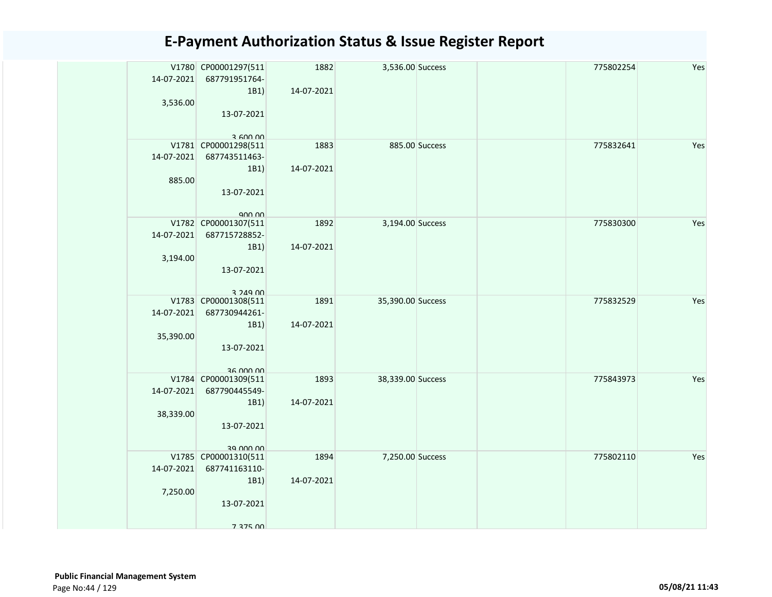# E-Payment Authorization Status & Issue Register Report

| | | | | | | | | |
|---|---|---|---|---|---|---|---|---|
| | V1780 14-07-2021 3,536.00 | CP00001297(511 687791951764-1B1) 13-07-2021 3,600.00 | 1882 14-07-2021 | 3,536.00 | Success | | 775802254 | Yes |
| | V1781 14-07-2021 885.00 | CP00001298(511 687743511463-1B1) 13-07-2021 900.00 | 1883 14-07-2021 | 885.00 | Success | | 775832641 | Yes |
| | V1782 14-07-2021 3,194.00 | CP00001307(511 687715728852-1B1) 13-07-2021 3,249.00 | 1892 14-07-2021 | 3,194.00 | Success | | 775830300 | Yes |
| | V1783 14-07-2021 35,390.00 | CP00001308(511 687730944261-1B1) 13-07-2021 36,000.00 | 1891 14-07-2021 | 35,390.00 | Success | | 775832529 | Yes |
| | V1784 14-07-2021 38,339.00 | CP00001309(511 687790445549-1B1) 13-07-2021 39,000.00 | 1893 14-07-2021 | 38,339.00 | Success | | 775843973 | Yes |
| | V1785 14-07-2021 7,250.00 | CP00001310(511 687741163110-1B1) 13-07-2021 7,375.00 | 1894 14-07-2021 | 7,250.00 | Success | | 775802110 | Yes |

**Public Financial Management System**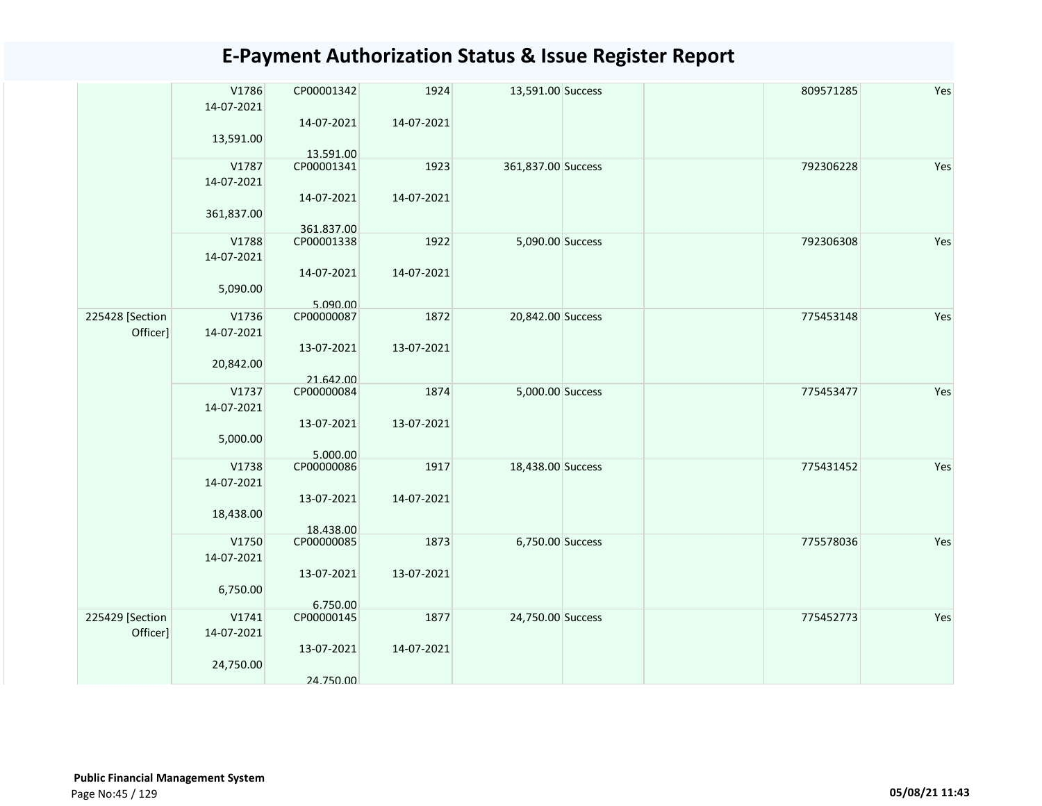# E-Payment Authorization Status & Issue Register Report

| | | | | | | | | |
|---|---|---|---|---|---|---|---|---|
| | V1786<br>14-07-2021<br><br>13,591.00 | CP00001342<br><br>14-07-2021<br><br>13,591.00 | 1924<br><br>14-07-2021 | 13,591.00 | Success | | 809571285 | Yes |
| | V1787<br>14-07-2021<br><br>361,837.00 | CP00001341<br><br>14-07-2021<br><br>361,837.00 | 1923<br><br>14-07-2021 | 361,837.00 | Success | | 792306228 | Yes |
| | V1788<br>14-07-2021<br><br>5,090.00 | CP00001338<br><br>14-07-2021<br><br>5,090.00 | 1922<br><br>14-07-2021 | 5,090.00 | Success | | 792306308 | Yes |
| 225428 [Section Officer] | V1736<br>14-07-2021<br><br>20,842.00 | CP00000087<br><br>13-07-2021<br><br>21,642.00 | 1872<br><br>13-07-2021 | 20,842.00 | Success | | 775453148 | Yes |
| | V1737<br>14-07-2021<br><br>5,000.00 | CP00000084<br><br>13-07-2021<br><br>5,000.00 | 1874<br><br>13-07-2021 | 5,000.00 | Success | | 775453477 | Yes |
| | V1738<br>14-07-2021<br><br>18,438.00 | CP00000086<br><br>13-07-2021<br><br>18,438.00 | 1917<br><br>14-07-2021 | 18,438.00 | Success | | 775431452 | Yes |
| | V1750<br>14-07-2021<br><br>6,750.00 | CP00000085<br><br>13-07-2021<br><br>6,750.00 | 1873<br><br>13-07-2021 | 6,750.00 | Success | | 775578036 | Yes |
| 225429 [Section Officer] | V1741<br>14-07-2021<br><br>24,750.00 | CP00000145<br><br>13-07-2021<br><br>24,750.00 | 1877<br><br>14-07-2021 | 24,750.00 | Success | | 775452773 | Yes |

**Public Financial Management System**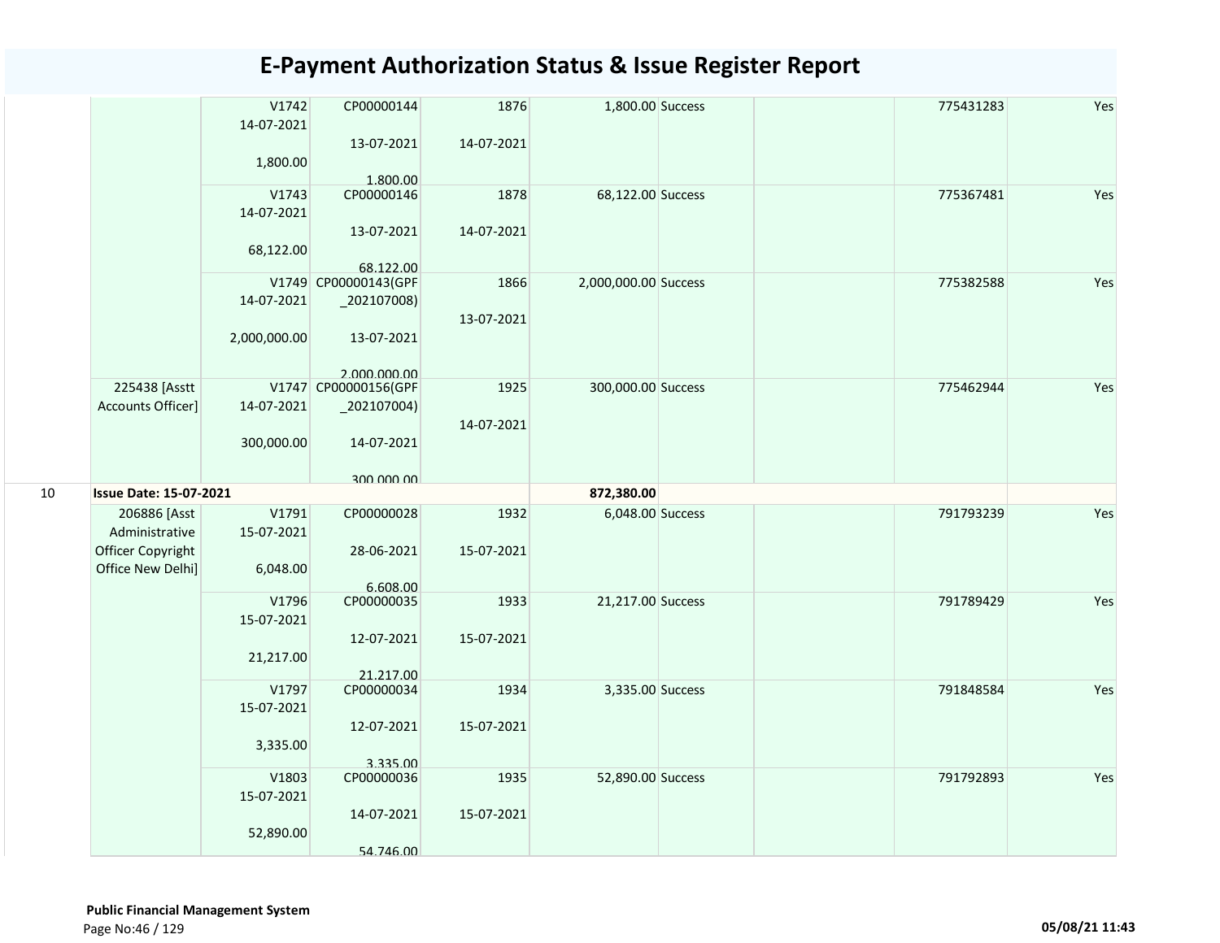# E-Payment Authorization Status & Issue Register Report

| | | | | | | | | | |
|---|---|---|---|---|---|---|---|---|---|
| | | V1742<br>14-07-2021<br><br>1,800.00 | CP00000144<br><br>13-07-2021<br><br>1,800.00 | 1876<br><br>14-07-2021 | 1,800.00 | Success | | 775431283 | Yes |
| | | V1743<br>14-07-2021<br><br>68,122.00 | CP00000146<br><br>13-07-2021<br><br>68,122.00 | 1878<br><br>14-07-2021 | 68,122.00 | Success | | 775367481 | Yes |
| | | V1749<br>14-07-2021<br><br>2,000,000.00 | CP00000143(GPF_202107008)<br><br>13-07-2021<br><br>2,000,000.00 | 1866<br><br>13-07-2021 | 2,000,000.00 | Success | | 775382588 | Yes |
| | 225438 [Asstt Accounts Officer] | V1747<br>14-07-2021<br><br>300,000.00 | CP00000156(GPF_202107004)<br><br>14-07-2021<br><br>300,000.00 | 1925<br><br>14-07-2021 | 300,000.00 | Success | | 775462944 | Yes |
| 10 | **Issue Date: 15-07-2021** | | | | **872,380.00** | | | | |
| | 206886 [Asst Administrative Officer Copyright Office New Delhi] | V1791<br>15-07-2021<br><br>6,048.00 | CP00000028<br><br>28-06-2021<br><br>6,608.00 | 1932<br><br>15-07-2021 | 6,048.00 | Success | | 791793239 | Yes |
| | | V1796<br>15-07-2021<br><br>21,217.00 | CP00000035<br><br>12-07-2021<br><br>21,217.00 | 1933<br><br>15-07-2021 | 21,217.00 | Success | | 791789429 | Yes |
| | | V1797<br>15-07-2021<br><br>3,335.00 | CP00000034<br><br>12-07-2021<br><br>3,335.00 | 1934<br><br>15-07-2021 | 3,335.00 | Success | | 791848584 | Yes |
| | | V1803<br>15-07-2021<br><br>52,890.00 | CP00000036<br><br>14-07-2021<br><br>54,746.00 | 1935<br><br>15-07-2021 | 52,890.00 | Success | | 791792893 | Yes |

**Public Financial Management System**

05/08/21 11:43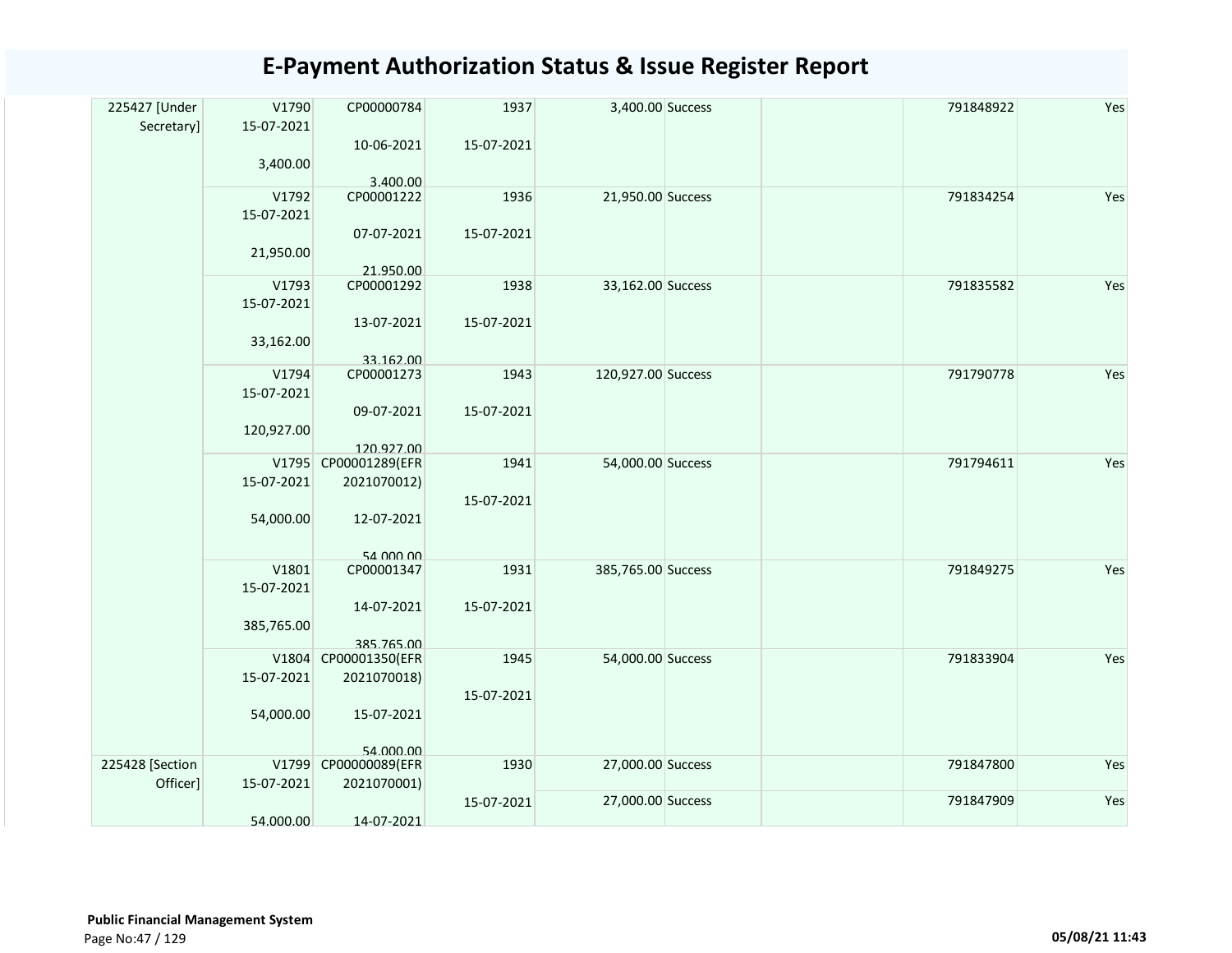# E-Payment Authorization Status & Issue Register Report

| | | | | | | | | |
|---|---|---|---|---|---|---|---|---|
| 225427 [Under Secretary] | V1790 15-07-2021 3,400.00 | CP00000784 10-06-2021 3,400.00 | 1937 15-07-2021 | 3,400.00 | Success | | 791848922 | Yes |
| | V1792 15-07-2021 21,950.00 | CP00001222 07-07-2021 21,950.00 | 1936 15-07-2021 | 21,950.00 | Success | | 791834254 | Yes |
| | V1793 15-07-2021 33,162.00 | CP00001292 13-07-2021 33,162.00 | 1938 15-07-2021 | 33,162.00 | Success | | 791835582 | Yes |
| | V1794 15-07-2021 120,927.00 | CP00001273 09-07-2021 120,927.00 | 1943 15-07-2021 | 120,927.00 | Success | | 791790778 | Yes |
| | V1795 15-07-2021 54,000.00 | CP00001289(EFR 2021070012) 12-07-2021 54,000.00 | 1941 15-07-2021 | 54,000.00 | Success | | 791794611 | Yes |
| | V1801 15-07-2021 385,765.00 | CP00001347 14-07-2021 385,765.00 | 1931 15-07-2021 | 385,765.00 | Success | | 791849275 | Yes |
| | V1804 15-07-2021 54,000.00 | CP00001350(EFR 2021070018) 15-07-2021 54,000.00 | 1945 15-07-2021 | 54,000.00 | Success | | 791833904 | Yes |
| 225428 [Section Officer] | V1799 15-07-2021 54,000.00 | CP00000089(EFR 2021070001) 14-07-2021 | 1930 15-07-2021 | 27,000.00 | Success | | 791847800 | Yes |
| | | | | 27,000.00 | Success | | 791847909 | Yes |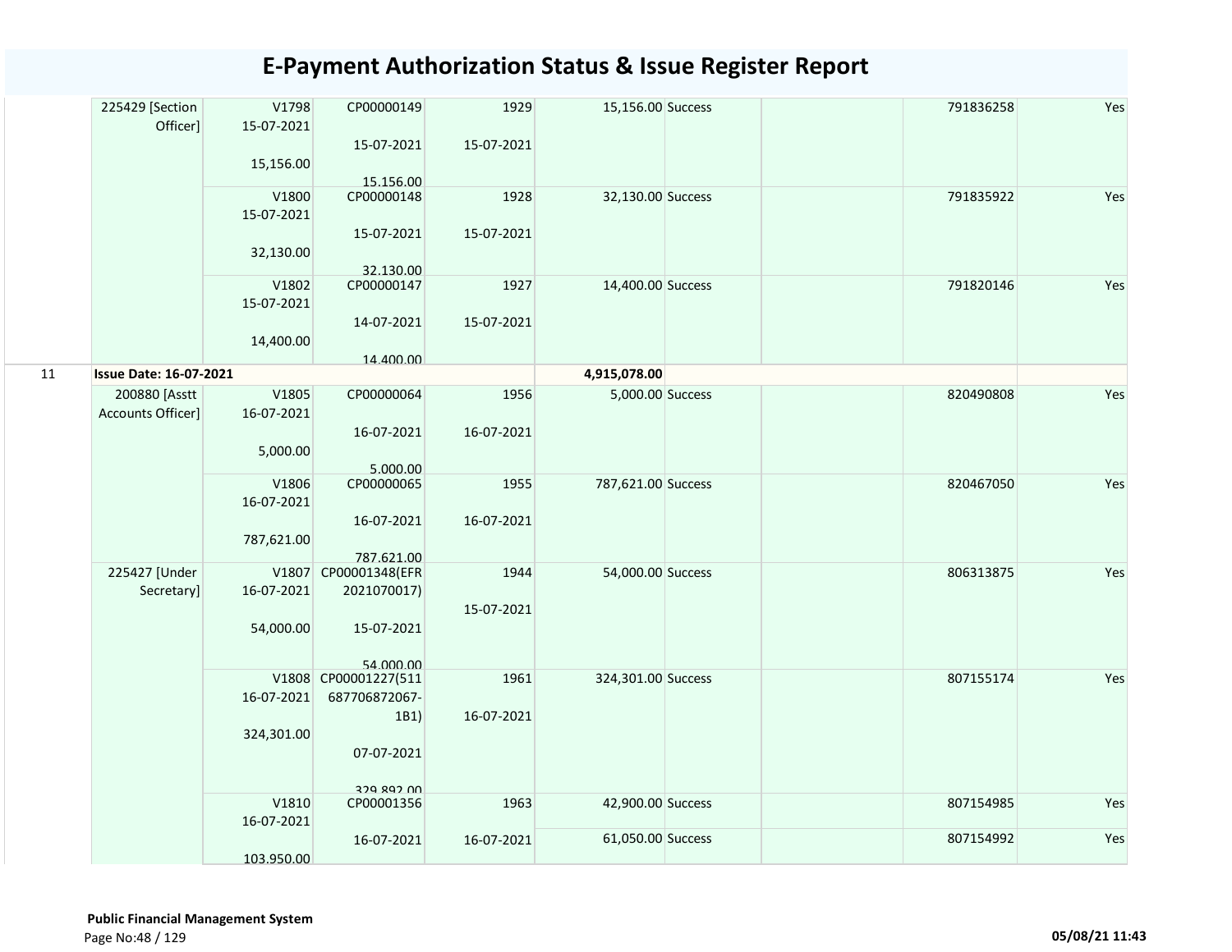# E-Payment Authorization Status & Issue Register Report

| | | | | | | | | | |
|---|---|---|---|---|---|---|---|---|---|
| | 225429 [Section Officer] | V1798 15-07-2021 15,156.00 | CP00000149 15-07-2021 15,156.00 | 1929 15-07-2021 | 15,156.00 | Success | | 791836258 | Yes |
| | | V1800 15-07-2021 32,130.00 | CP00000148 15-07-2021 32,130.00 | 1928 15-07-2021 | 32,130.00 | Success | | 791835922 | Yes |
| | | V1802 15-07-2021 14,400.00 | CP00000147 14-07-2021 14,400.00 | 1927 15-07-2021 | 14,400.00 | Success | | 791820146 | Yes |
| 11 | **Issue Date: 16-07-2021** | | | | **4,915,078.00** | | | | |
| | 200880 [Asstt Accounts Officer] | V1805 16-07-2021 5,000.00 | CP00000064 16-07-2021 5,000.00 | 1956 16-07-2021 | 5,000.00 | Success | | 820490808 | Yes |
| | | V1806 16-07-2021 787,621.00 | CP00000065 16-07-2021 787,621.00 | 1955 16-07-2021 | 787,621.00 | Success | | 820467050 | Yes |
| | 225427 [Under Secretary] | V1807 16-07-2021 54,000.00 | CP00001348(EFR 2021070017) 15-07-2021 54,000.00 | 1944 15-07-2021 | 54,000.00 | Success | | 806313875 | Yes |
| | | V1808 16-07-2021 324,301.00 | CP00001227(511 687706872067-1B1) 07-07-2021 329,892.00 | 1961 16-07-2021 | 324,301.00 | Success | | 807155174 | Yes |
| | | V1810 16-07-2021 103,950.00 | CP00001356 16-07-2021 | 1963 16-07-2021 | 42,900.00 | Success | | 807154985 | Yes |
| | | | | | 61,050.00 | Success | | 807154992 | Yes |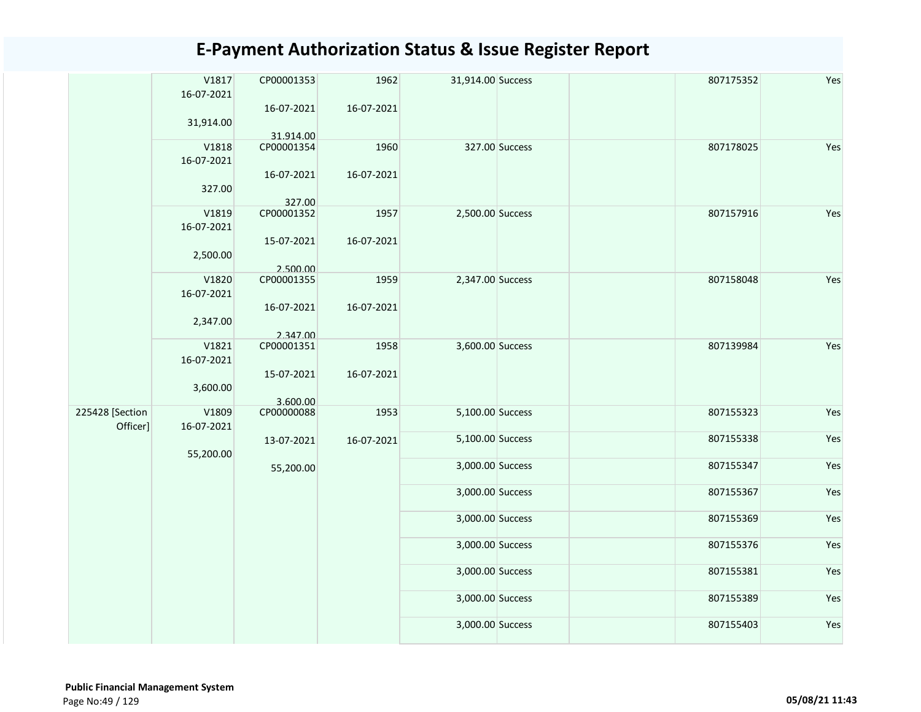# E-Payment Authorization Status & Issue Register Report

| | | | | | | | | |
|---|---|---|---|---|---|---|---|---|
| | V1817 16-07-2021 31,914.00 | CP00001353 16-07-2021 31,914.00 | 1962 16-07-2021 | 31,914.00 | Success | | 807175352 | Yes |
| | V1818 16-07-2021 327.00 | CP00001354 16-07-2021 327.00 | 1960 16-07-2021 | 327.00 | Success | | 807178025 | Yes |
| | V1819 16-07-2021 2,500.00 | CP00001352 15-07-2021 2,500.00 | 1957 16-07-2021 | 2,500.00 | Success | | 807157916 | Yes |
| | V1820 16-07-2021 2,347.00 | CP00001355 16-07-2021 2,347.00 | 1959 16-07-2021 | 2,347.00 | Success | | 807158048 | Yes |
| | V1821 16-07-2021 3,600.00 | CP00001351 15-07-2021 3,600.00 | 1958 16-07-2021 | 3,600.00 | Success | | 807139984 | Yes |
| 225428 [Section Officer] | V1809 16-07-2021 55,200.00 | CP00000088 13-07-2021 55,200.00 | 1953 16-07-2021 | 5,100.00 | Success | | 807155323 | Yes |
| | | | | 5,100.00 | Success | | 807155338 | Yes |
| | | | | 3,000.00 | Success | | 807155347 | Yes |
| | | | | 3,000.00 | Success | | 807155367 | Yes |
| | | | | 3,000.00 | Success | | 807155369 | Yes |
| | | | | 3,000.00 | Success | | 807155376 | Yes |
| | | | | 3,000.00 | Success | | 807155381 | Yes |
| | | | | 3,000.00 | Success | | 807155389 | Yes |
| | | | | 3,000.00 | Success | | 807155403 | Yes |

**Public Financial Management System**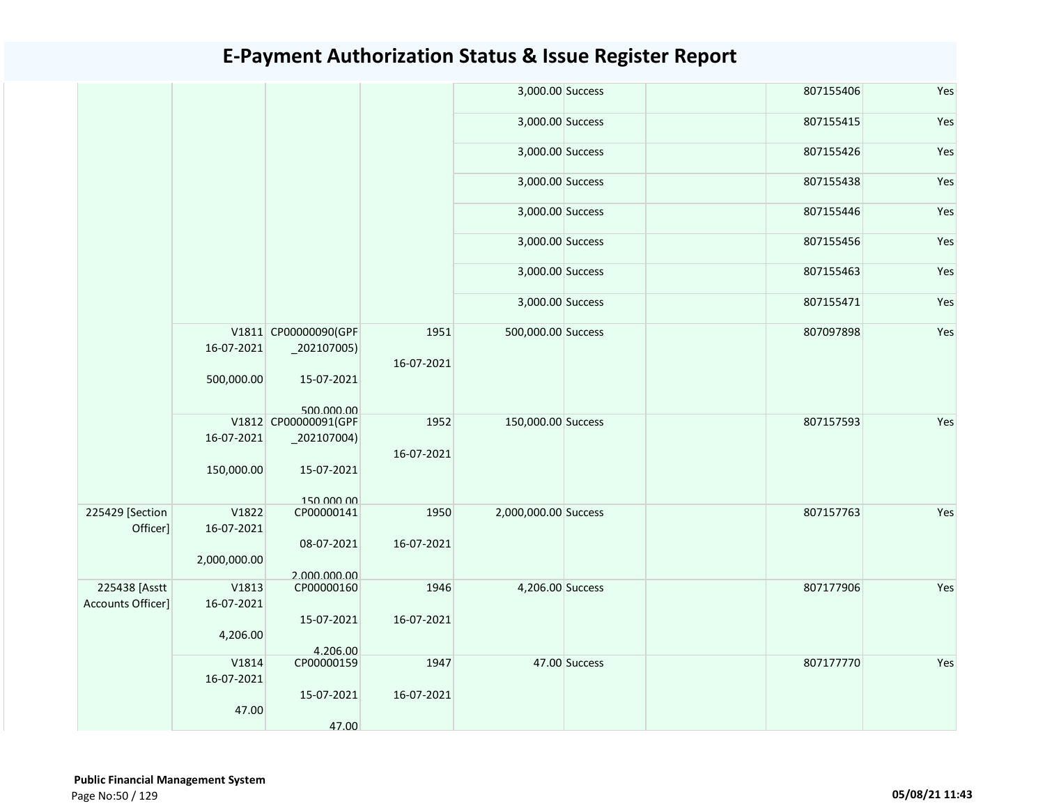# E-Payment Authorization Status & Issue Register Report

| | | | | | | | | |
|---|---|---|---|---|---|---|---|---|
| | | | | 3,000.00 | Success | | 807155406 | Yes |
| | | | | 3,000.00 | Success | | 807155415 | Yes |
| | | | | 3,000.00 | Success | | 807155426 | Yes |
| | | | | 3,000.00 | Success | | 807155438 | Yes |
| | | | | 3,000.00 | Success | | 807155446 | Yes |
| | | | | 3,000.00 | Success | | 807155456 | Yes |
| | | | | 3,000.00 | Success | | 807155463 | Yes |
| | | | | 3,000.00 | Success | | 807155471 | Yes |
| | V1811 16-07-2021 500,000.00 | CP00000090(GPF _202107005) 15-07-2021 500,000.00 | 1951 16-07-2021 | 500,000.00 | Success | | 807097898 | Yes |
| | V1812 16-07-2021 150,000.00 | CP00000091(GPF _202107004) 15-07-2021 150,000.00 | 1952 16-07-2021 | 150,000.00 | Success | | 807157593 | Yes |
| 225429 [Section Officer] | V1822 16-07-2021 2,000,000.00 | CP00000141 08-07-2021 2,000,000.00 | 1950 16-07-2021 | 2,000,000.00 | Success | | 807157763 | Yes |
| 225438 [Asstt Accounts Officer] | V1813 16-07-2021 4,206.00 | CP00000160 15-07-2021 4,206.00 | 1946 16-07-2021 | 4,206.00 | Success | | 807177906 | Yes |
| | V1814 16-07-2021 47.00 | CP00000159 15-07-2021 47.00 | 1947 16-07-2021 | 47.00 | Success | | 807177770 | Yes |

**Public Financial Management System**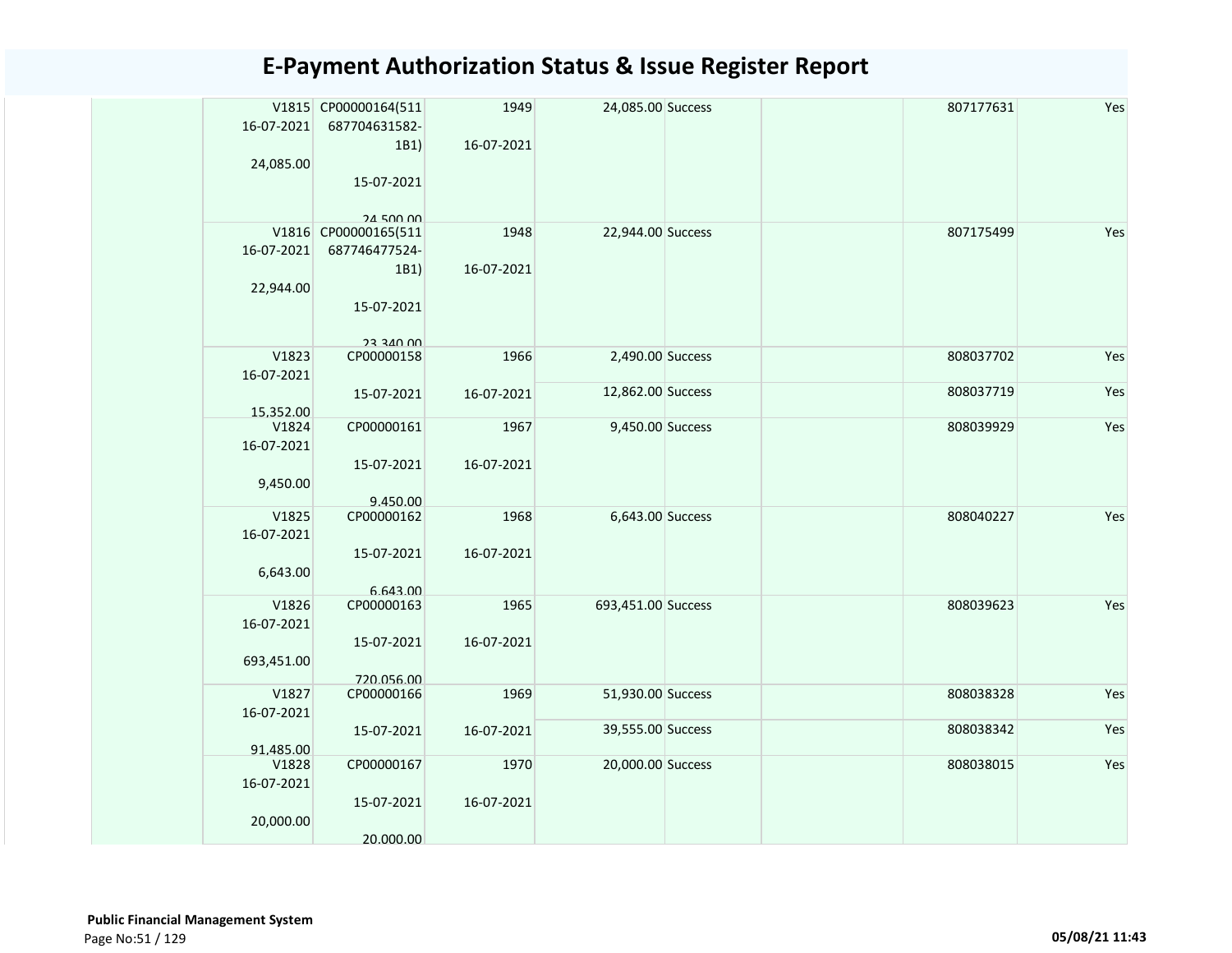# E-Payment Authorization Status & Issue Register Report

| | | | | | | | | |
|---|---|---|---|---|---|---|---|---|
| | V1815 16-07-2021 24,085.00 | CP00000164(511687704631582-1B1) 15-07-2021 24,500.00 | 1949 16-07-2021 | 24,085.00 | Success | | 807177631 | Yes |
| | V1816 16-07-2021 22,944.00 | CP00000165(511687746477524-1B1) 15-07-2021 23,340.00 | 1948 16-07-2021 | 22,944.00 | Success | | 807175499 | Yes |
| | V1823 16-07-2021 15,352.00 | CP00000158 15-07-2021 | 1966 16-07-2021 | 2,490.00 | Success | | 808037702 | Yes |
| | | | | 12,862.00 | Success | | 808037719 | Yes |
| | V1824 16-07-2021 9,450.00 | CP00000161 15-07-2021 9,450.00 | 1967 16-07-2021 | 9,450.00 | Success | | 808039929 | Yes |
| | V1825 16-07-2021 6,643.00 | CP00000162 15-07-2021 6,643.00 | 1968 16-07-2021 | 6,643.00 | Success | | 808040227 | Yes |
| | V1826 16-07-2021 693,451.00 | CP00000163 15-07-2021 720,056.00 | 1965 16-07-2021 | 693,451.00 | Success | | 808039623 | Yes |
| | V1827 16-07-2021 91,485.00 | CP00000166 15-07-2021 | 1969 16-07-2021 | 51,930.00 | Success | | 808038328 | Yes |
| | | | | 39,555.00 | Success | | 808038342 | Yes |
| | V1828 16-07-2021 20,000.00 | CP00000167 15-07-2021 20,000.00 | 1970 16-07-2021 | 20,000.00 | Success | | 808038015 | Yes |

**Public Financial Management System**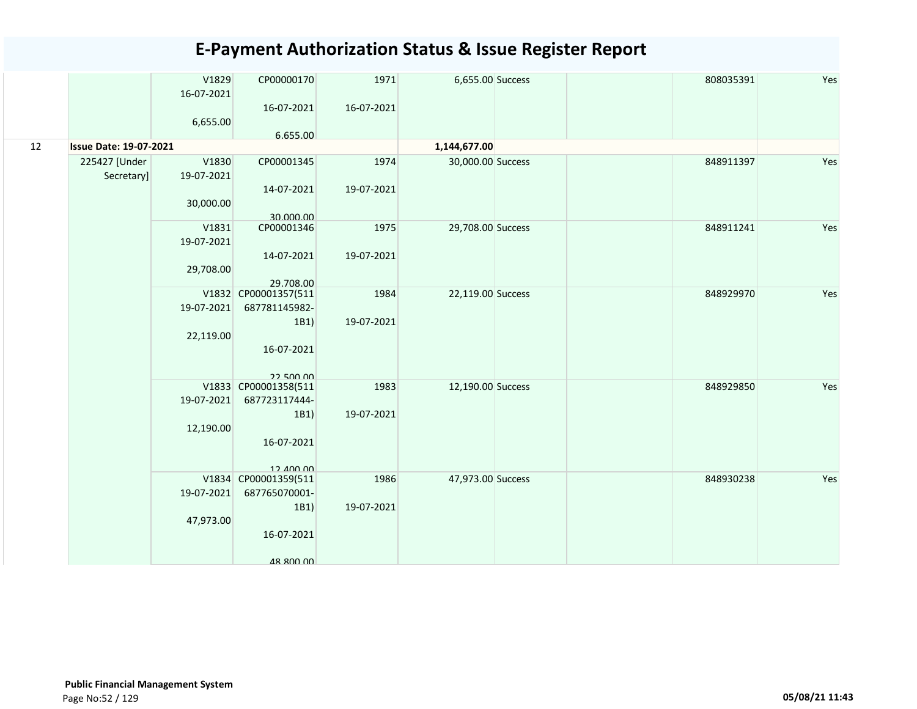# E-Payment Authorization Status & Issue Register Report

| | | | | | | | | | |
|---|---|---|---|---|---|---|---|---|---|
| | | V1829<br>16-07-2021<br><br>6,655.00 | CP00000170<br><br>16-07-2021<br><br>6,655.00 | 1971<br><br>16-07-2021 | 6,655.00 | Success | | 808035391 | Yes |
| 12 | **Issue Date: 19-07-2021** | | | | **1,144,677.00** | | | | |
| | 225427 [Under Secretary] | V1830<br>19-07-2021<br><br>30,000.00 | CP00001345<br><br>14-07-2021<br><br>30,000.00 | 1974<br><br>19-07-2021 | 30,000.00 | Success | | 848911397 | Yes |
| | | V1831<br>19-07-2021<br><br>29,708.00 | CP00001346<br><br>14-07-2021<br><br>29,708.00 | 1975<br><br>19-07-2021 | 29,708.00 | Success | | 848911241 | Yes |
| | | V1832<br>19-07-2021<br><br>22,119.00 | CP00001357(511687781145982-1B1)<br><br>16-07-2021<br><br>22,500.00 | 1984<br><br>19-07-2021 | 22,119.00 | Success | | 848929970 | Yes |
| | | V1833<br>19-07-2021<br><br>12,190.00 | CP00001358(511687723117444-1B1)<br><br>16-07-2021<br><br>12,400.00 | 1983<br><br>19-07-2021 | 12,190.00 | Success | | 848929850 | Yes |
| | | V1834<br>19-07-2021<br><br>47,973.00 | CP00001359(511687765070001-1B1)<br><br>16-07-2021<br><br>48,800.00 | 1986<br><br>19-07-2021 | 47,973.00 | Success | | 848930238 | Yes |

**Public Financial Management System**

05/08/21 11:43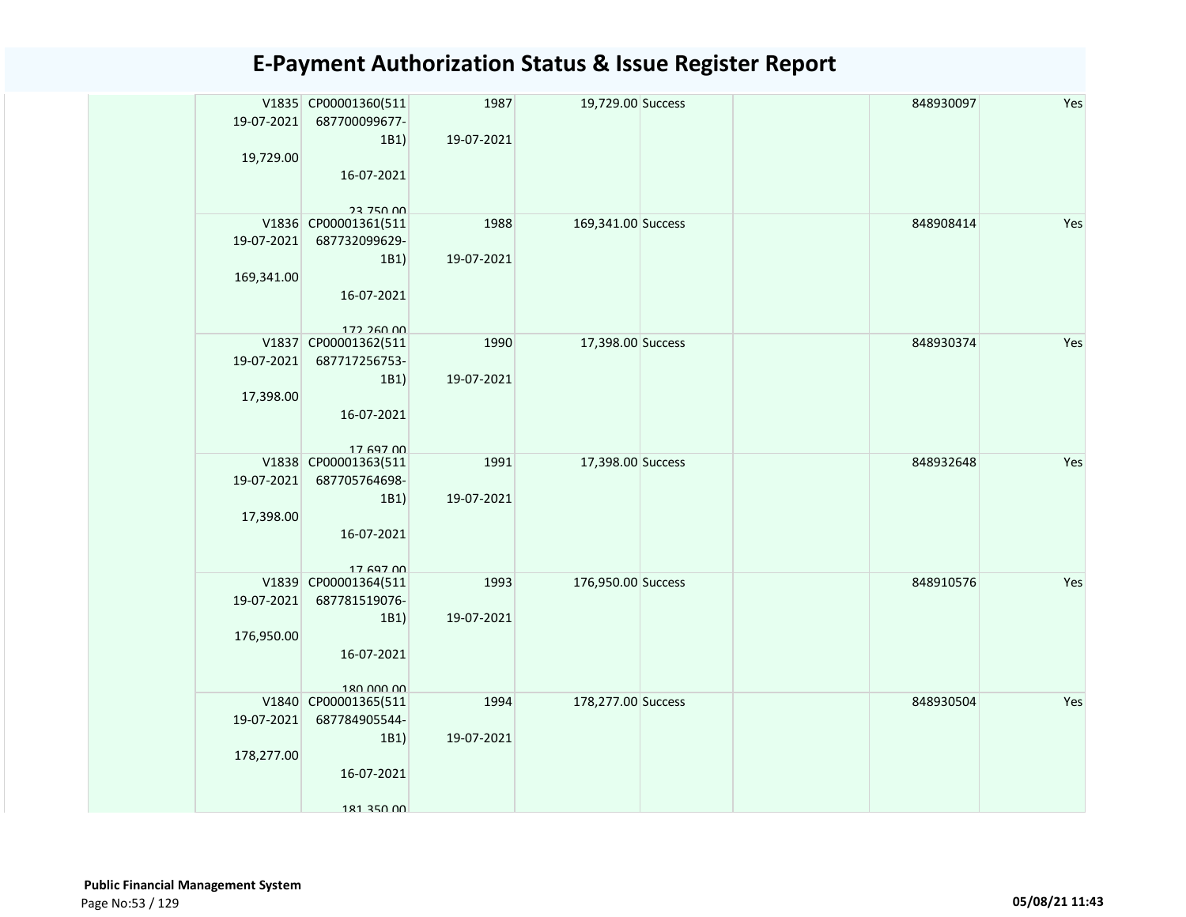# E-Payment Authorization Status & Issue Register Report

| | | | | | | | | |
|---|---|---|---|---|---|---|---|---|
| | V1835 19-07-2021 19,729.00 | CP00001360(511 687700099677-1B1) 16-07-2021 23,750.00 | 1987 19-07-2021 | 19,729.00 | Success | | 848930097 | Yes |
| | V1836 19-07-2021 169,341.00 | CP00001361(511 687732099629-1B1) 16-07-2021 172,260.00 | 1988 19-07-2021 | 169,341.00 | Success | | 848908414 | Yes |
| | V1837 19-07-2021 17,398.00 | CP00001362(511 687717256753-1B1) 16-07-2021 17,697.00 | 1990 19-07-2021 | 17,398.00 | Success | | 848930374 | Yes |
| | V1838 19-07-2021 17,398.00 | CP00001363(511 687705764698-1B1) 16-07-2021 17,697.00 | 1991 19-07-2021 | 17,398.00 | Success | | 848932648 | Yes |
| | V1839 19-07-2021 176,950.00 | CP00001364(511 687781519076-1B1) 16-07-2021 180,000.00 | 1993 19-07-2021 | 176,950.00 | Success | | 848910576 | Yes |
| | V1840 19-07-2021 178,277.00 | CP00001365(511 687784905544-1B1) 16-07-2021 181,350.00 | 1994 19-07-2021 | 178,277.00 | Success | | 848930504 | Yes |

**Public Financial Management System**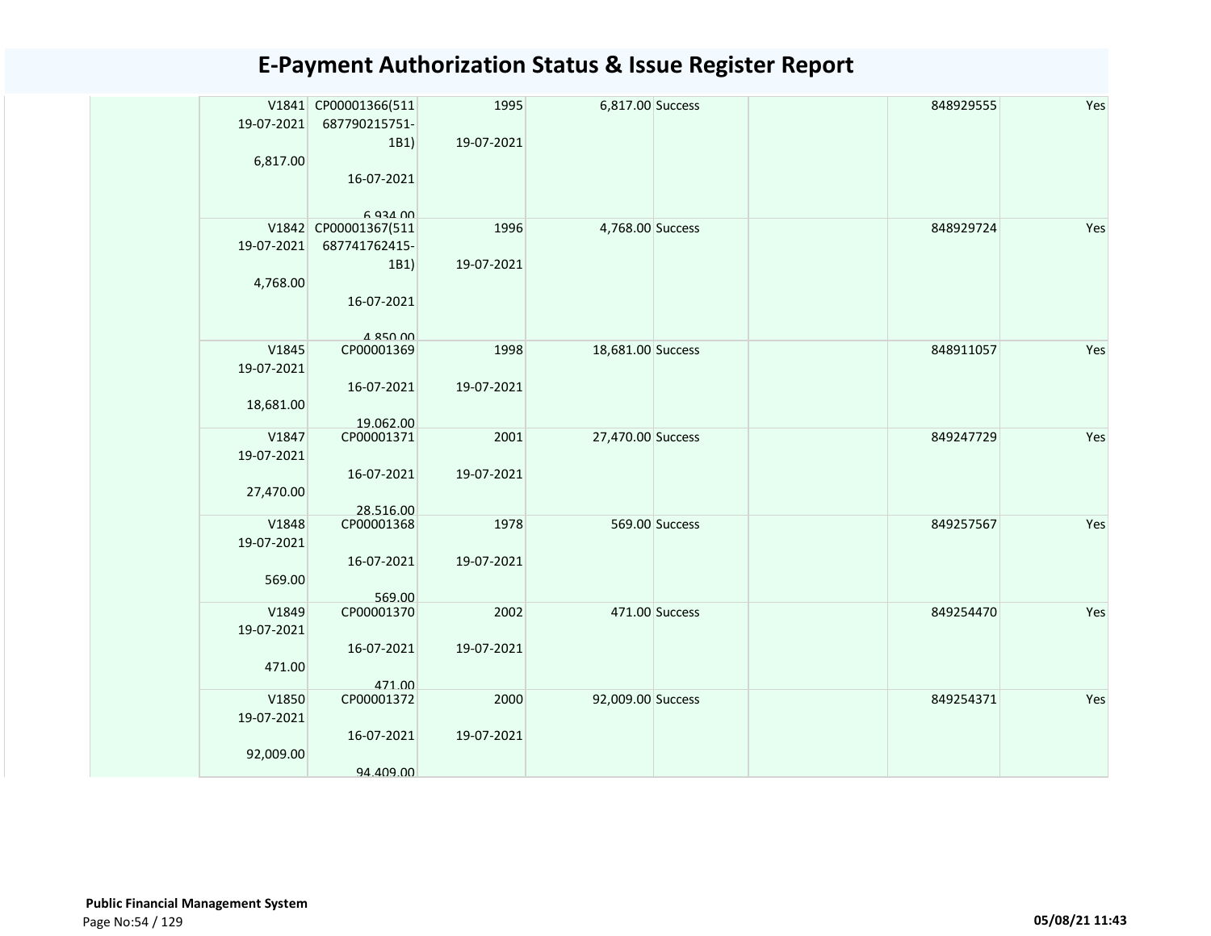# E-Payment Authorization Status & Issue Register Report

| | | | | | | | | |
|---|---|---|---|---|---|---|---|---|
| | V1841 19-07-2021 6,817.00 | CP00001366(511687790215751-1B1) 16-07-2021 6,934.00 | 1995 19-07-2021 | 6,817.00 | Success | | 848929555 | Yes |
| | V1842 19-07-2021 4,768.00 | CP00001367(511687741762415-1B1) 16-07-2021 4,850.00 | 1996 19-07-2021 | 4,768.00 | Success | | 848929724 | Yes |
| | V1845 19-07-2021 18,681.00 | CP00001369 16-07-2021 19,062.00 | 1998 19-07-2021 | 18,681.00 | Success | | 848911057 | Yes |
| | V1847 19-07-2021 27,470.00 | CP00001371 16-07-2021 28,516.00 | 2001 19-07-2021 | 27,470.00 | Success | | 849247729 | Yes |
| | V1848 19-07-2021 569.00 | CP00001368 16-07-2021 569.00 | 1978 19-07-2021 | 569.00 | Success | | 849257567 | Yes |
| | V1849 19-07-2021 471.00 | CP00001370 16-07-2021 471.00 | 2002 19-07-2021 | 471.00 | Success | | 849254470 | Yes |
| | V1850 19-07-2021 92,009.00 | CP00001372 16-07-2021 94,409.00 | 2000 19-07-2021 | 92,009.00 | Success | | 849254371 | Yes |

**Public Financial Management System**

05/08/21 11:43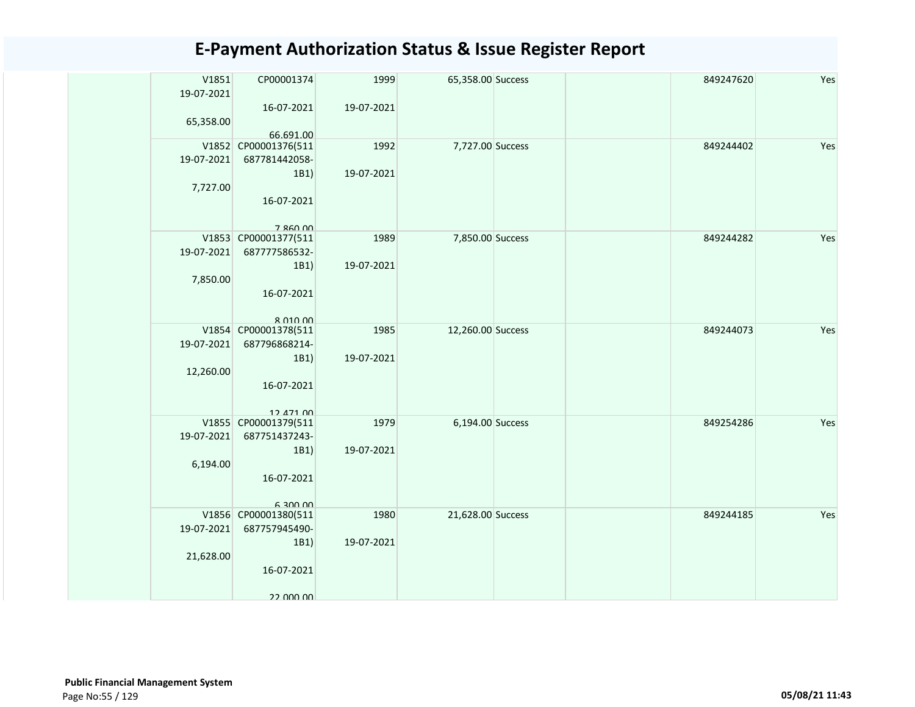# E-Payment Authorization Status & Issue Register Report

| | | | | | | | | |
|---|---|---|---|---|---|---|---|---|
| | V1851 19-07-2021 65,358.00 | CP00001374 16-07-2021 66,691.00 | 1999 19-07-2021 | 65,358.00 | Success | | 849247620 | Yes |
| | V1852 19-07-2021 7,727.00 | CP00001376(511 687781442058-1B1) 16-07-2021 7,860.00 | 1992 19-07-2021 | 7,727.00 | Success | | 849244402 | Yes |
| | V1853 19-07-2021 7,850.00 | CP00001377(511 687777586532-1B1) 16-07-2021 8,010.00 | 1989 19-07-2021 | 7,850.00 | Success | | 849244282 | Yes |
| | V1854 19-07-2021 12,260.00 | CP00001378(511 687796868214-1B1) 16-07-2021 12,471.00 | 1985 19-07-2021 | 12,260.00 | Success | | 849244073 | Yes |
| | V1855 19-07-2021 6,194.00 | CP00001379(511 687751437243-1B1) 16-07-2021 6,300.00 | 1979 19-07-2021 | 6,194.00 | Success | | 849254286 | Yes |
| | V1856 19-07-2021 21,628.00 | CP00001380(511 687757945490-1B1) 16-07-2021 22,000.00 | 1980 19-07-2021 | 21,628.00 | Success | | 849244185 | Yes |

**Public Financial Management System**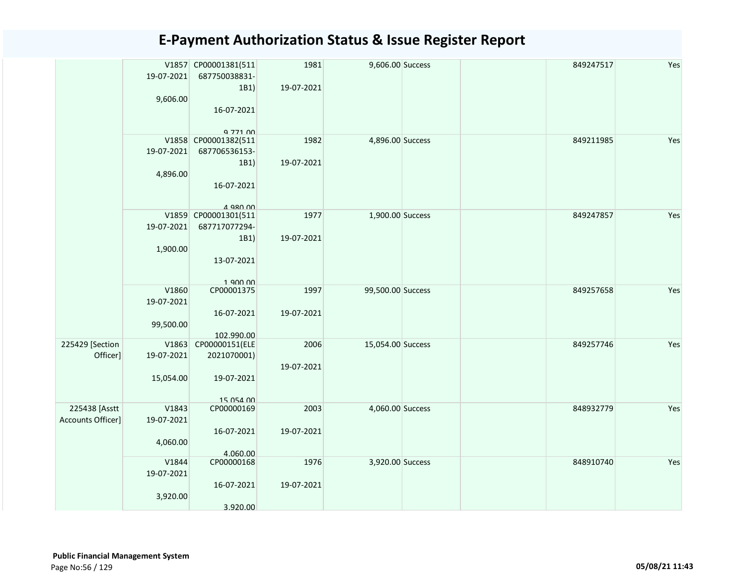# E-Payment Authorization Status & Issue Register Report

| | | | | | | | | |
|---|---|---|---|---|---|---|---|---|
| | V1857 19-07-2021 9,606.00 | CP00001381(511 687750038831-1B1) 16-07-2021 9,771.00 | 1981 19-07-2021 | 9,606.00 | Success | | 849247517 | Yes |
| | V1858 19-07-2021 4,896.00 | CP00001382(511 687706536153-1B1) 16-07-2021 4,980.00 | 1982 19-07-2021 | 4,896.00 | Success | | 849211985 | Yes |
| | V1859 19-07-2021 1,900.00 | CP00001301(511 687717077294-1B1) 13-07-2021 1,900.00 | 1977 19-07-2021 | 1,900.00 | Success | | 849247857 | Yes |
| | V1860 19-07-2021 99,500.00 | CP00001375 16-07-2021 102,990.00 | 1997 19-07-2021 | 99,500.00 | Success | | 849257658 | Yes |
| 225429 [Section Officer] | V1863 19-07-2021 15,054.00 | CP00000151(ELE 2021070001) 19-07-2021 15,054.00 | 2006 19-07-2021 | 15,054.00 | Success | | 849257746 | Yes |
| 225438 [Asstt Accounts Officer] | V1843 19-07-2021 4,060.00 | CP00000169 16-07-2021 4,060.00 | 2003 19-07-2021 | 4,060.00 | Success | | 848932779 | Yes |
| | V1844 19-07-2021 3,920.00 | CP00000168 16-07-2021 3,920.00 | 1976 19-07-2021 | 3,920.00 | Success | | 848910740 | Yes |

**Public Financial Management System**

05/08/21 11:43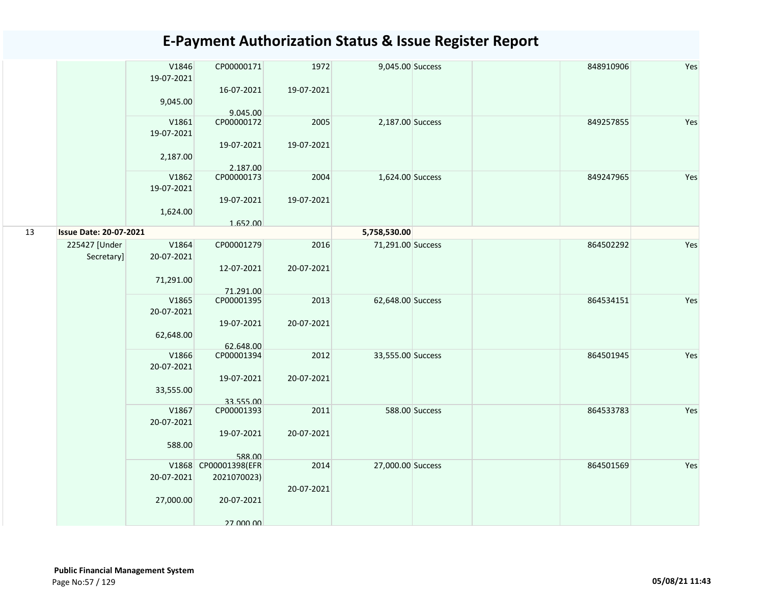# E-Payment Authorization Status & Issue Register Report

| | | | | | | | | | |
|---|---|---|---|---|---|---|---|---|---|
| | | V1846<br>19-07-2021<br><br>9,045.00 | CP00000171<br><br>16-07-2021<br><br>9,045.00 | 1972<br><br>19-07-2021 | 9,045.00 | Success | | 848910906 | Yes |
| | | V1861<br>19-07-2021<br><br>2,187.00 | CP00000172<br><br>19-07-2021<br><br>2,187.00 | 2005<br><br>19-07-2021 | 2,187.00 | Success | | 849257855 | Yes |
| | | V1862<br>19-07-2021<br><br>1,624.00 | CP00000173<br><br>19-07-2021<br><br>1,652.00 | 2004<br><br>19-07-2021 | 1,624.00 | Success | | 849247965 | Yes |
| 13 | **Issue Date: 20-07-2021** | | | | **5,758,530.00** | | | | |
| | 225427 [Under Secretary] | V1864<br>20-07-2021<br><br>71,291.00 | CP00001279<br><br>12-07-2021<br><br>71,291.00 | 2016<br><br>20-07-2021 | 71,291.00 | Success | | 864502292 | Yes |
| | | V1865<br>20-07-2021<br><br>62,648.00 | CP00001395<br><br>19-07-2021<br><br>62,648.00 | 2013<br><br>20-07-2021 | 62,648.00 | Success | | 864534151 | Yes |
| | | V1866<br>20-07-2021<br><br>33,555.00 | CP00001394<br><br>19-07-2021<br><br>33,555.00 | 2012<br><br>20-07-2021 | 33,555.00 | Success | | 864501945 | Yes |
| | | V1867<br>20-07-2021<br><br>588.00 | CP00001393<br><br>19-07-2021<br><br>588.00 | 2011<br><br>20-07-2021 | 588.00 | Success | | 864533783 | Yes |
| | | V1868<br>20-07-2021<br><br>27,000.00 | CP00001398(EFR 2021070023)<br><br>20-07-2021<br><br>27,000.00 | 2014<br><br>20-07-2021 | 27,000.00 | Success | | 864501569 | Yes |

**Public Financial Management System**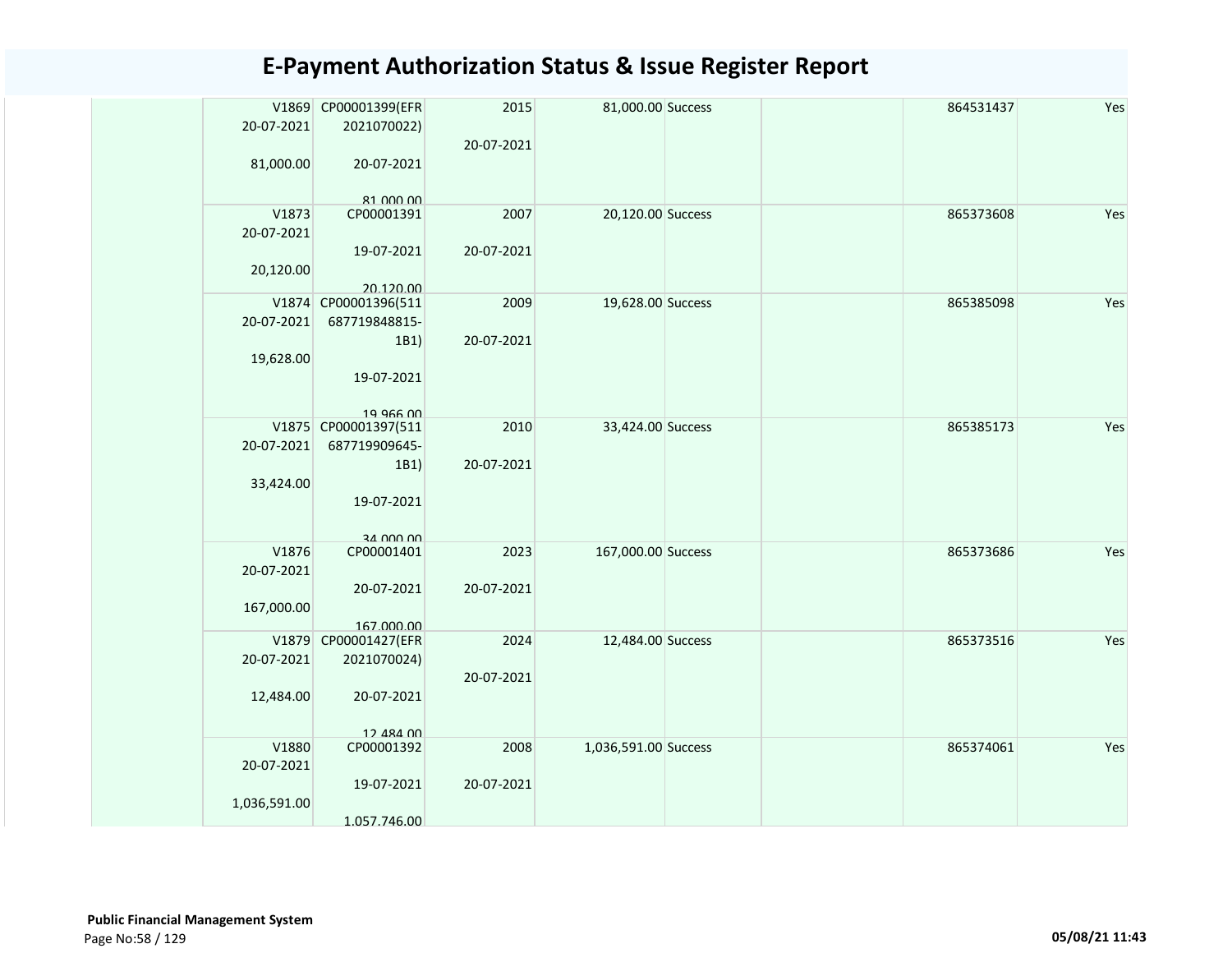# E-Payment Authorization Status & Issue Register Report

| | | | | | | | | |
|---|---|---|---|---|---|---|---|---|
| | V1869 20-07-2021 81,000.00 | CP00001399(EFR 2021070022) 20-07-2021 81,000.00 | 2015 20-07-2021 | 81,000.00 | Success | | 864531437 | Yes |
| | V1873 20-07-2021 20,120.00 | CP00001391 19-07-2021 20,120.00 | 2007 20-07-2021 | 20,120.00 | Success | | 865373608 | Yes |
| | V1874 20-07-2021 19,628.00 | CP00001396(511 687719848815-1B1) 19-07-2021 19,966.00 | 2009 20-07-2021 | 19,628.00 | Success | | 865385098 | Yes |
| | V1875 20-07-2021 33,424.00 | CP00001397(511 687719909645-1B1) 19-07-2021 34,000.00 | 2010 20-07-2021 | 33,424.00 | Success | | 865385173 | Yes |
| | V1876 20-07-2021 167,000.00 | CP00001401 20-07-2021 167,000.00 | 2023 20-07-2021 | 167,000.00 | Success | | 865373686 | Yes |
| | V1879 20-07-2021 12,484.00 | CP00001427(EFR 2021070024) 20-07-2021 12,484.00 | 2024 20-07-2021 | 12,484.00 | Success | | 865373516 | Yes |
| | V1880 20-07-2021 1,036,591.00 | CP00001392 19-07-2021 1,057,746.00 | 2008 20-07-2021 | 1,036,591.00 | Success | | 865374061 | Yes |

**Public Financial Management System**

05/08/21 11:43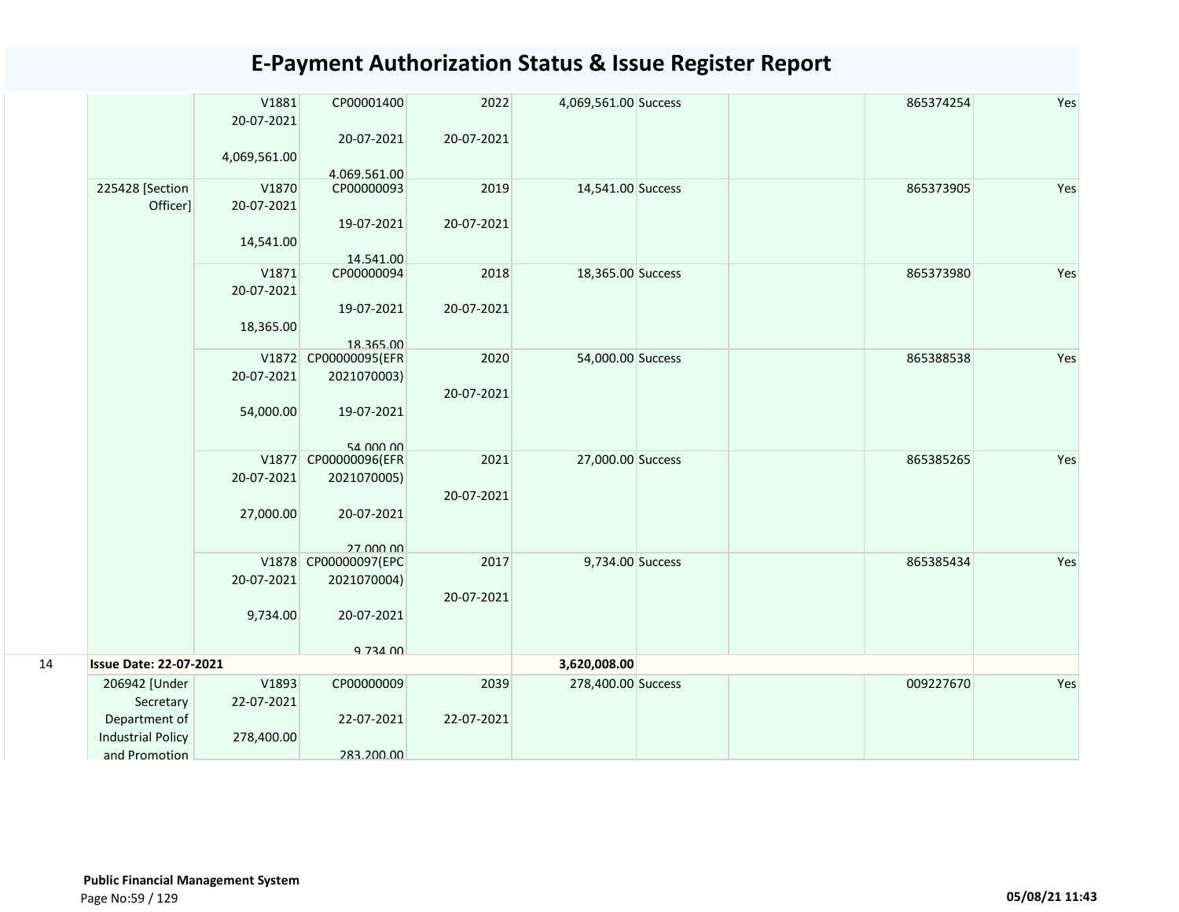# E-Payment Authorization Status & Issue Register Report

| | | | | | | | | | |
|---|---|---|---|---|---|---|---|---|---|
| | | V1881 20-07-2021 4,069,561.00 | CP00001400 20-07-2021 4,069,561.00 | 2022 20-07-2021 | 4,069,561.00 | Success | | 865374254 | Yes |
| | 225428 [Section Officer] | V1870 20-07-2021 14,541.00 | CP00000093 19-07-2021 14,541.00 | 2019 20-07-2021 | 14,541.00 | Success | | 865373905 | Yes |
| | | V1871 20-07-2021 18,365.00 | CP00000094 19-07-2021 18,365.00 | 2018 20-07-2021 | 18,365.00 | Success | | 865373980 | Yes |
| | | V1872 20-07-2021 54,000.00 | CP00000095(EFR 2021070003) 19-07-2021 54,000.00 | 2020 20-07-2021 | 54,000.00 | Success | | 865388538 | Yes |
| | | V1877 20-07-2021 27,000.00 | CP00000096(EFR 2021070005) 20-07-2021 27,000.00 | 2021 20-07-2021 | 27,000.00 | Success | | 865385265 | Yes |
| | | V1878 20-07-2021 9,734.00 | CP00000097(EPC 2021070004) 20-07-2021 9,734.00 | 2017 20-07-2021 | 9,734.00 | Success | | 865385434 | Yes |
| 14 | **Issue Date: 22-07-2021** | | | | **3,620,008.00** | | | | |
| | 206942 [Under Secretary Department of Industrial Policy and Promotion | V1893 22-07-2021 278,400.00 | CP00000009 22-07-2021 283,200.00 | 2039 22-07-2021 | 278,400.00 | Success | | 009227670 | Yes |

**Public Financial Management System**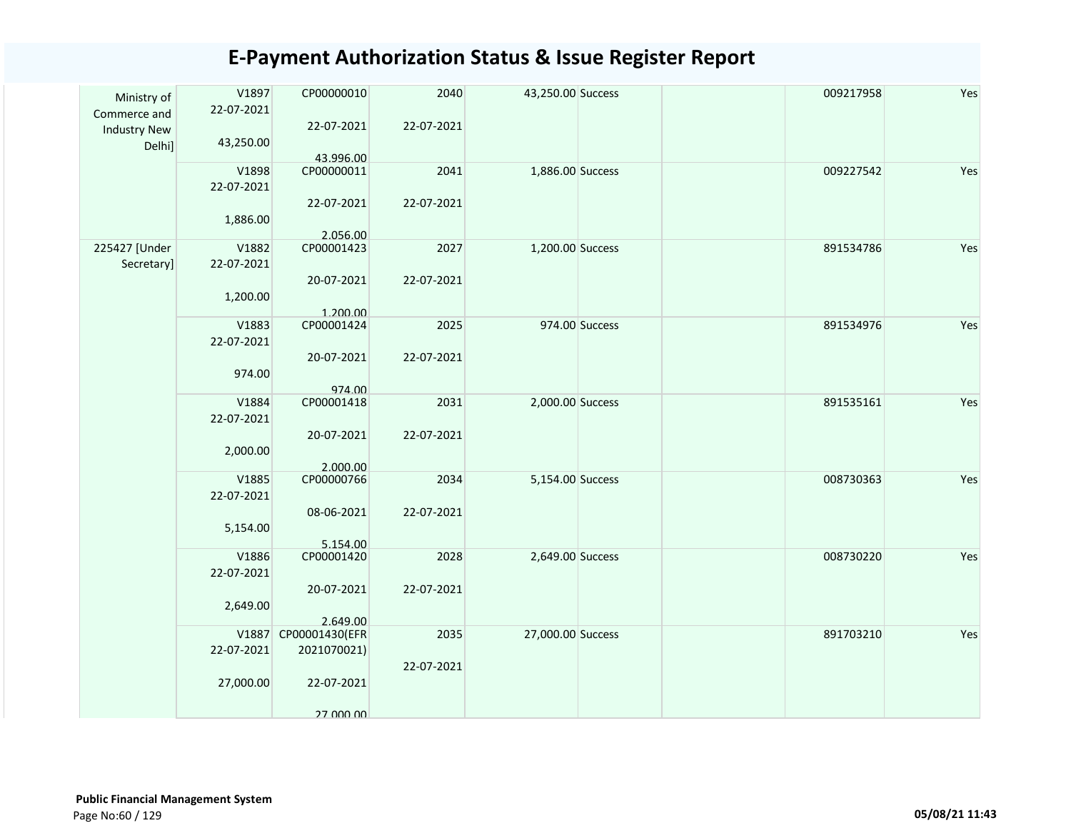# E-Payment Authorization Status & Issue Register Report

| | | | | | | | | |
|---|---|---|---|---|---|---|---|---|
| Ministry of Commerce and Industry New Delhi] | V1897 22-07-2021 43,250.00 | CP00000010 22-07-2021 43,996.00 | 2040 22-07-2021 | 43,250.00 | Success | | 009217958 | Yes |
| | V1898 22-07-2021 1,886.00 | CP00000011 22-07-2021 2,056.00 | 2041 22-07-2021 | 1,886.00 | Success | | 009227542 | Yes |
| 225427 [Under Secretary] | V1882 22-07-2021 1,200.00 | CP00001423 20-07-2021 1,200.00 | 2027 22-07-2021 | 1,200.00 | Success | | 891534786 | Yes |
| | V1883 22-07-2021 974.00 | CP00001424 20-07-2021 974.00 | 2025 22-07-2021 | 974.00 | Success | | 891534976 | Yes |
| | V1884 22-07-2021 2,000.00 | CP00001418 20-07-2021 2,000.00 | 2031 22-07-2021 | 2,000.00 | Success | | 891535161 | Yes |
| | V1885 22-07-2021 5,154.00 | CP00000766 08-06-2021 5,154.00 | 2034 22-07-2021 | 5,154.00 | Success | | 008730363 | Yes |
| | V1886 22-07-2021 2,649.00 | CP00001420 20-07-2021 2,649.00 | 2028 22-07-2021 | 2,649.00 | Success | | 008730220 | Yes |
| | V1887 22-07-2021 27,000.00 | CP00001430(EFR 2021070021) 22-07-2021 27,000.00 | 2035 22-07-2021 | 27,000.00 | Success | | 891703210 | Yes |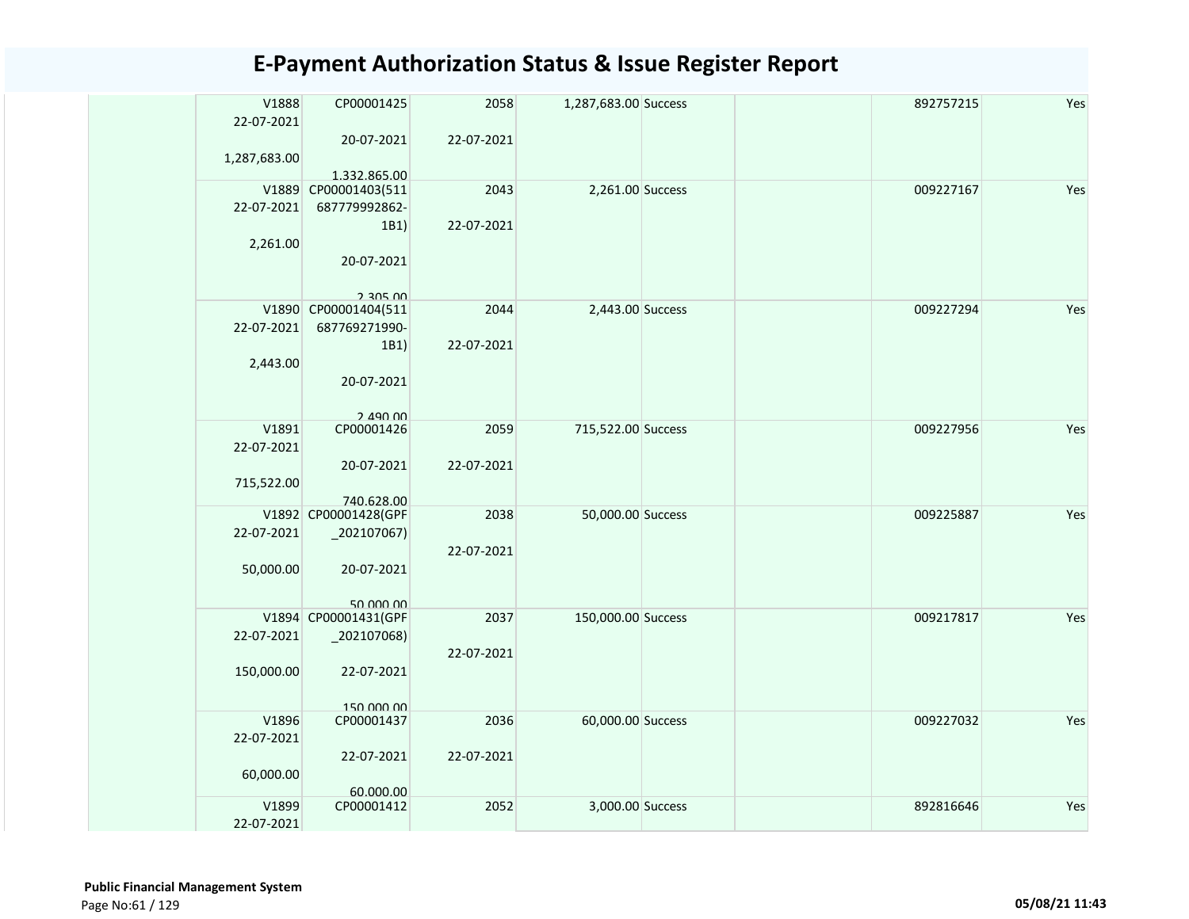# E-Payment Authorization Status & Issue Register Report

| | | | | | | | | |
|---|---|---|---|---|---|---|---|---|
| | V1888<br>22-07-2021<br><br>1,287,683.00 | CP00001425<br><br>20-07-2021<br><br>1,332,865.00 | 2058<br><br>22-07-2021 | 1,287,683.00 | Success | | 892757215 | Yes |
| | V1889<br>22-07-2021<br><br>2,261.00 | CP00001403(511687779992862-1B1)<br><br>20-07-2021<br><br>2,305.00 | 2043<br><br>22-07-2021 | 2,261.00 | Success | | 009227167 | Yes |
| | V1890<br>22-07-2021<br><br>2,443.00 | CP00001404(511687769271990-1B1)<br><br>20-07-2021<br><br>2,490.00 | 2044<br><br>22-07-2021 | 2,443.00 | Success | | 009227294 | Yes |
| | V1891<br>22-07-2021<br><br>715,522.00 | CP00001426<br><br>20-07-2021<br><br>740,628.00 | 2059<br><br>22-07-2021 | 715,522.00 | Success | | 009227956 | Yes |
| | V1892<br>22-07-2021<br><br>50,000.00 | CP00001428(GPF_202107067)<br><br>20-07-2021<br><br>50,000.00 | 2038<br><br>22-07-2021 | 50,000.00 | Success | | 009225887 | Yes |
| | V1894<br>22-07-2021<br><br>150,000.00 | CP00001431(GPF_202107068)<br><br>22-07-2021<br><br>150,000.00 | 2037<br><br>22-07-2021 | 150,000.00 | Success | | 009217817 | Yes |
| | V1896<br>22-07-2021<br><br>60,000.00 | CP00001437<br><br>22-07-2021<br><br>60,000.00 | 2036<br><br>22-07-2021 | 60,000.00 | Success | | 009227032 | Yes |
| | V1899<br>22-07-2021 | CP00001412 | 2052 | 3,000.00 | Success | | 892816646 | Yes |

**Public Financial Management System**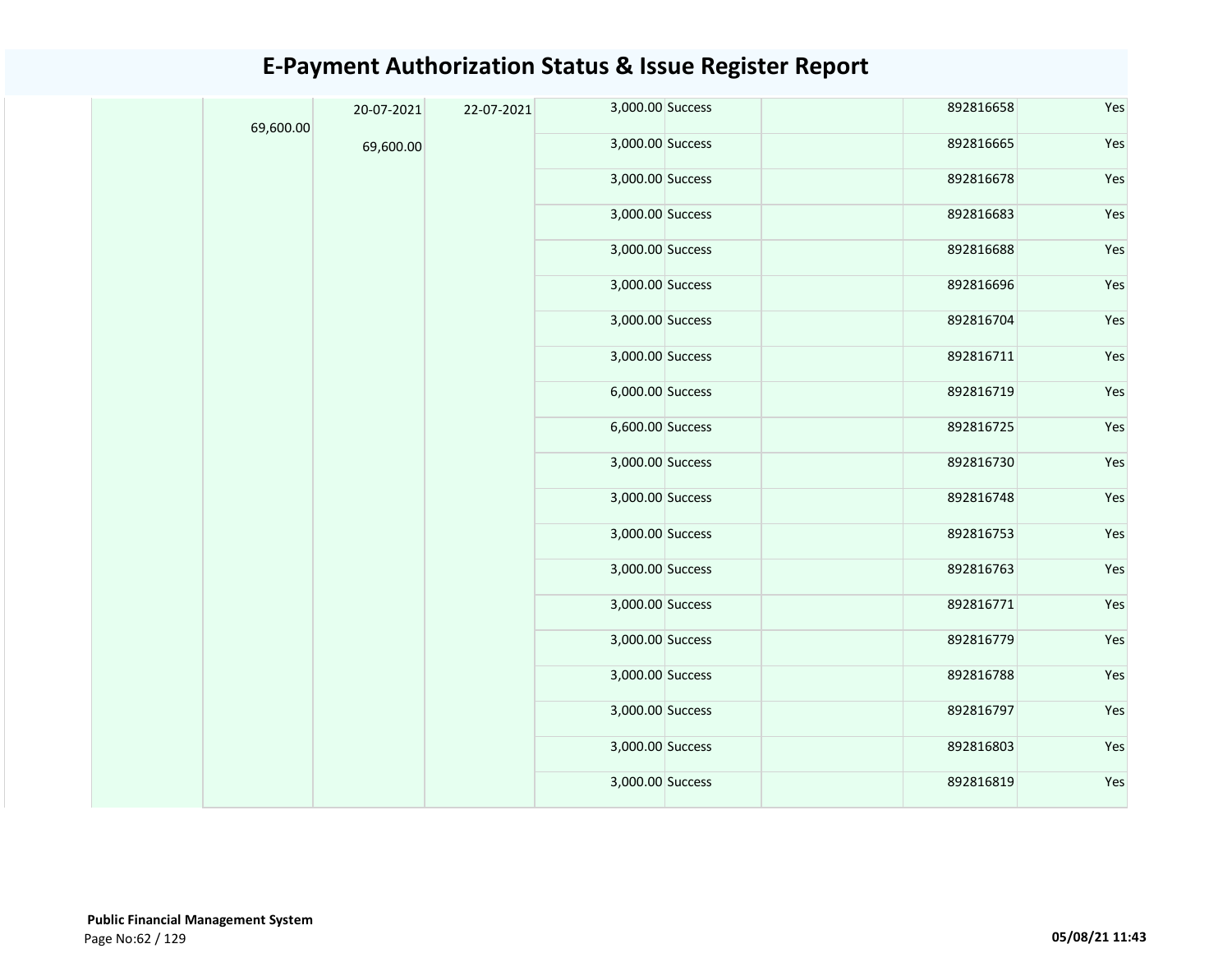# E-Payment Authorization Status & Issue Register Report

| | | | | | | | | | |
|---|---|---|---|---|---|---|---|---|---|
| | 69,600.00 | 20-07-2021 | 22-07-2021 | 3,000.00 | Success | | 892816658 | Yes |
| | | 69,600.00 | | 3,000.00 | Success | | 892816665 | Yes |
| | | | | 3,000.00 | Success | | 892816678 | Yes |
| | | | | 3,000.00 | Success | | 892816683 | Yes |
| | | | | 3,000.00 | Success | | 892816688 | Yes |
| | | | | 3,000.00 | Success | | 892816696 | Yes |
| | | | | 3,000.00 | Success | | 892816704 | Yes |
| | | | | 3,000.00 | Success | | 892816711 | Yes |
| | | | | 6,000.00 | Success | | 892816719 | Yes |
| | | | | 6,600.00 | Success | | 892816725 | Yes |
| | | | | 3,000.00 | Success | | 892816730 | Yes |
| | | | | 3,000.00 | Success | | 892816748 | Yes |
| | | | | 3,000.00 | Success | | 892816753 | Yes |
| | | | | 3,000.00 | Success | | 892816763 | Yes |
| | | | | 3,000.00 | Success | | 892816771 | Yes |
| | | | | 3,000.00 | Success | | 892816779 | Yes |
| | | | | 3,000.00 | Success | | 892816788 | Yes |
| | | | | 3,000.00 | Success | | 892816797 | Yes |
| | | | | 3,000.00 | Success | | 892816803 | Yes |
| | | | | 3,000.00 | Success | | 892816819 | Yes |

**Public Financial Management System**

05/08/21 11:43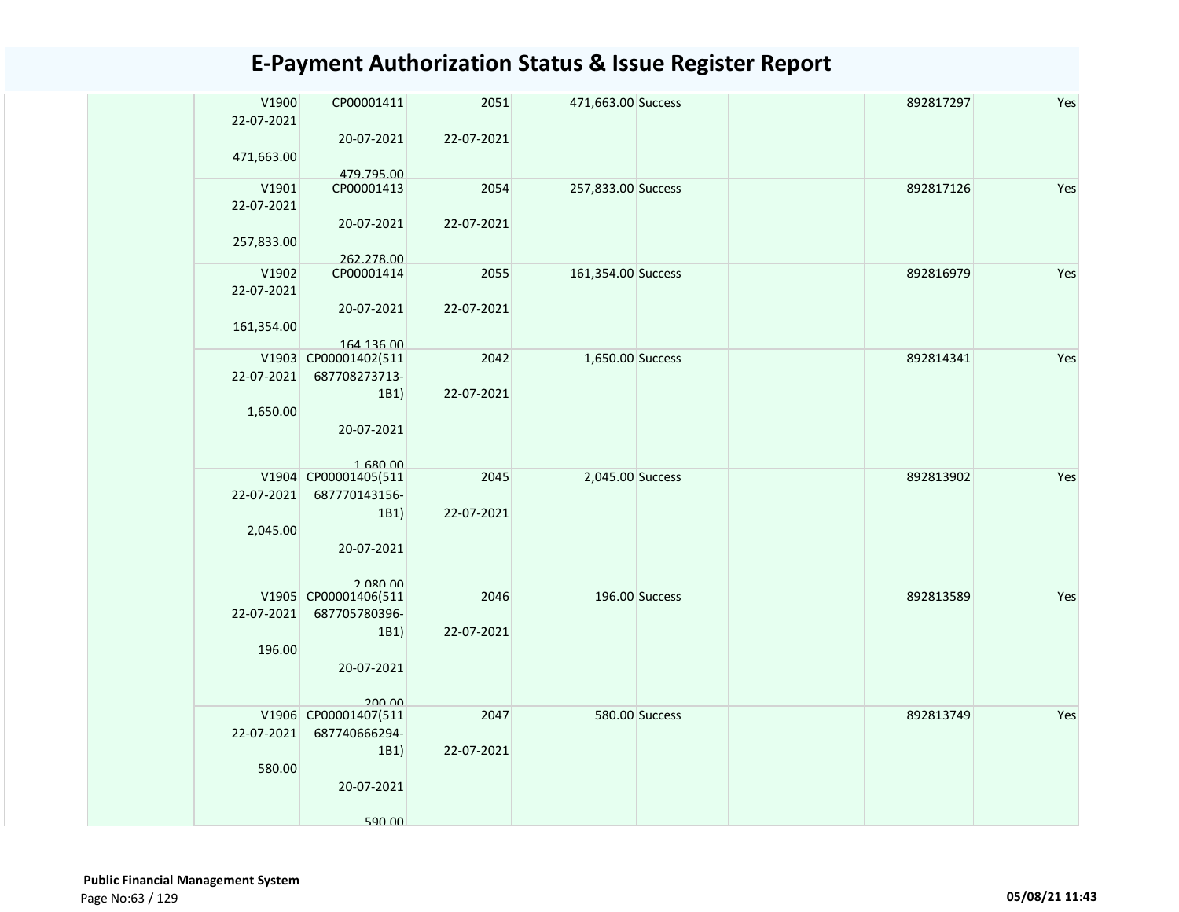# E-Payment Authorization Status & Issue Register Report

| | | | | | | | | |
|---|---|---|---|---|---|---|---|---|
| | V1900<br>22-07-2021<br><br>471,663.00 | CP00001411<br><br>20-07-2021<br><br>479,795.00 | 2051<br><br>22-07-2021 | 471,663.00 | Success | | 892817297 | Yes |
| | V1901<br>22-07-2021<br><br>257,833.00 | CP00001413<br><br>20-07-2021<br><br>262,278.00 | 2054<br><br>22-07-2021 | 257,833.00 | Success | | 892817126 | Yes |
| | V1902<br>22-07-2021<br><br>161,354.00 | CP00001414<br><br>20-07-2021<br><br>164,136.00 | 2055<br><br>22-07-2021 | 161,354.00 | Success | | 892816979 | Yes |
| | V1903<br>22-07-2021<br><br>1,650.00 | CP00001402(511687708273713-1B1)<br><br>20-07-2021<br><br>1,680.00 | 2042<br><br>22-07-2021 | 1,650.00 | Success | | 892814341 | Yes |
| | V1904<br>22-07-2021<br><br>2,045.00 | CP00001405(511687770143156-1B1)<br><br>20-07-2021<br><br>2,080.00 | 2045<br><br>22-07-2021 | 2,045.00 | Success | | 892813902 | Yes |
| | V1905<br>22-07-2021<br><br>196.00 | CP00001406(511687705780396-1B1)<br><br>20-07-2021<br><br>200.00 | 2046<br><br>22-07-2021 | 196.00 | Success | | 892813589 | Yes |
| | V1906<br>22-07-2021<br><br>580.00 | CP00001407(511687740666294-1B1)<br><br>20-07-2021<br><br>590.00 | 2047<br><br>22-07-2021 | 580.00 | Success | | 892813749 | Yes |

**Public Financial Management System**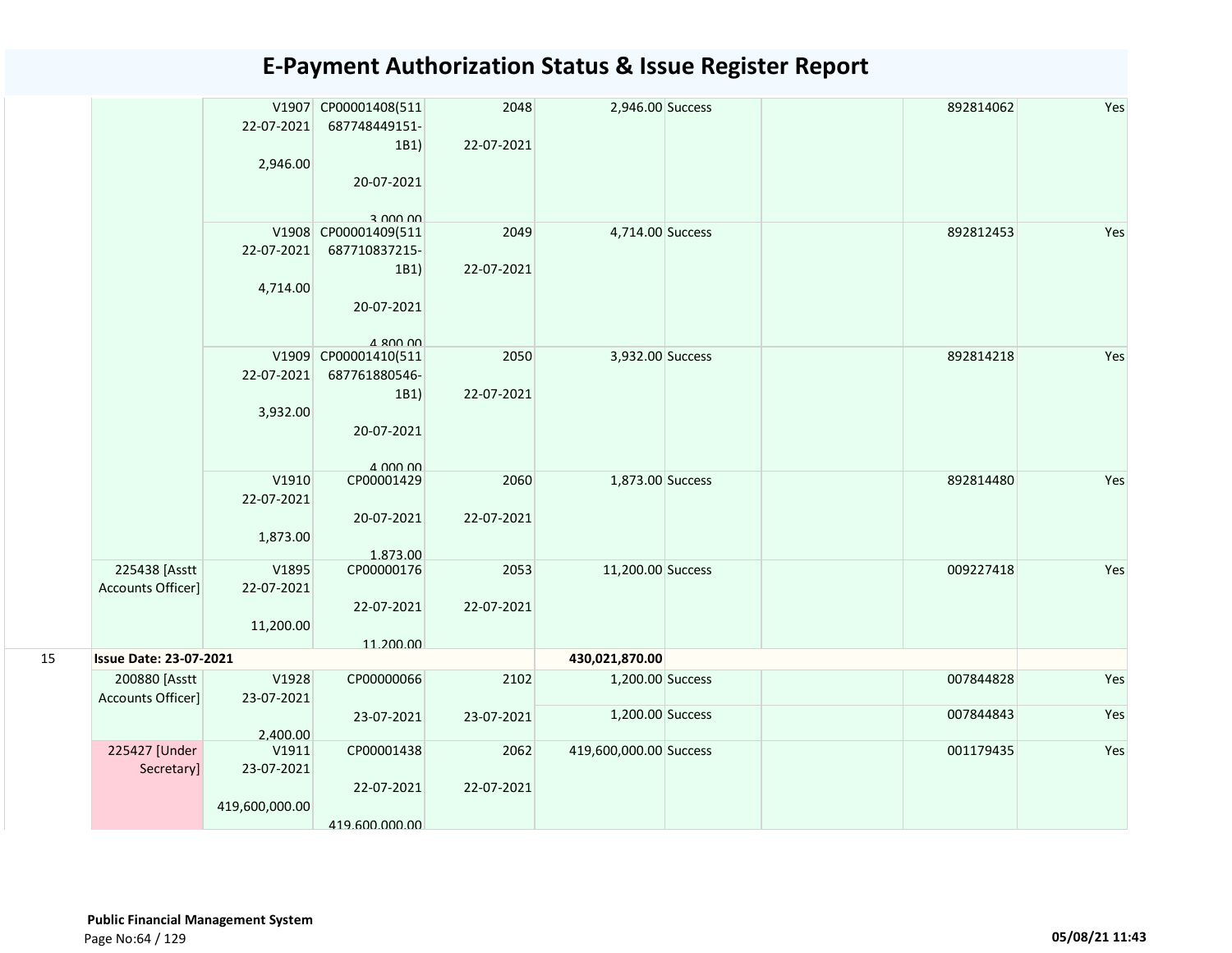# E-Payment Authorization Status & Issue Register Report

| | | | | | | | | | | |
|---|---|---|---|---|---|---|---|---|---|---|
| | | V1907 22-07-2021 2,946.00 | CP00001408(511 687748449151-1B1) 20-07-2021 3,000.00 | 2048 22-07-2021 | 2,946.00 | Success | | | 892814062 | Yes |
| | | V1908 22-07-2021 4,714.00 | CP00001409(511 687710837215-1B1) 20-07-2021 4,800.00 | 2049 22-07-2021 | 4,714.00 | Success | | | 892812453 | Yes |
| | | V1909 22-07-2021 3,932.00 | CP00001410(511 687761880546-1B1) 20-07-2021 4,000.00 | 2050 22-07-2021 | 3,932.00 | Success | | | 892814218 | Yes |
| | | V1910 22-07-2021 1,873.00 | CP00001429 20-07-2021 1,873.00 | 2060 22-07-2021 | 1,873.00 | Success | | | 892814480 | Yes |
| | 225438 [Asstt Accounts Officer] | V1895 22-07-2021 11,200.00 | CP00000176 22-07-2021 11,200.00 | 2053 22-07-2021 | 11,200.00 | Success | | | 009227418 | Yes |
| 15 | **Issue Date: 23-07-2021** | | | | **430,021,870.00** | | | | | |
| | 200880 [Asstt Accounts Officer] | V1928 23-07-2021 2,400.00 | CP00000066 23-07-2021 | 2102 23-07-2021 | 1,200.00 | Success | | | 007844828 | Yes |
| | | | | | 1,200.00 | Success | | | 007844843 | Yes |
| | 225427 [Under Secretary] | V1911 23-07-2021 419,600,000.00 | CP00001438 22-07-2021 419,600,000.00 | 2062 22-07-2021 | 419,600,000.00 | Success | | | 001179435 | Yes |

**Public Financial Management System**

05/08/21 11:43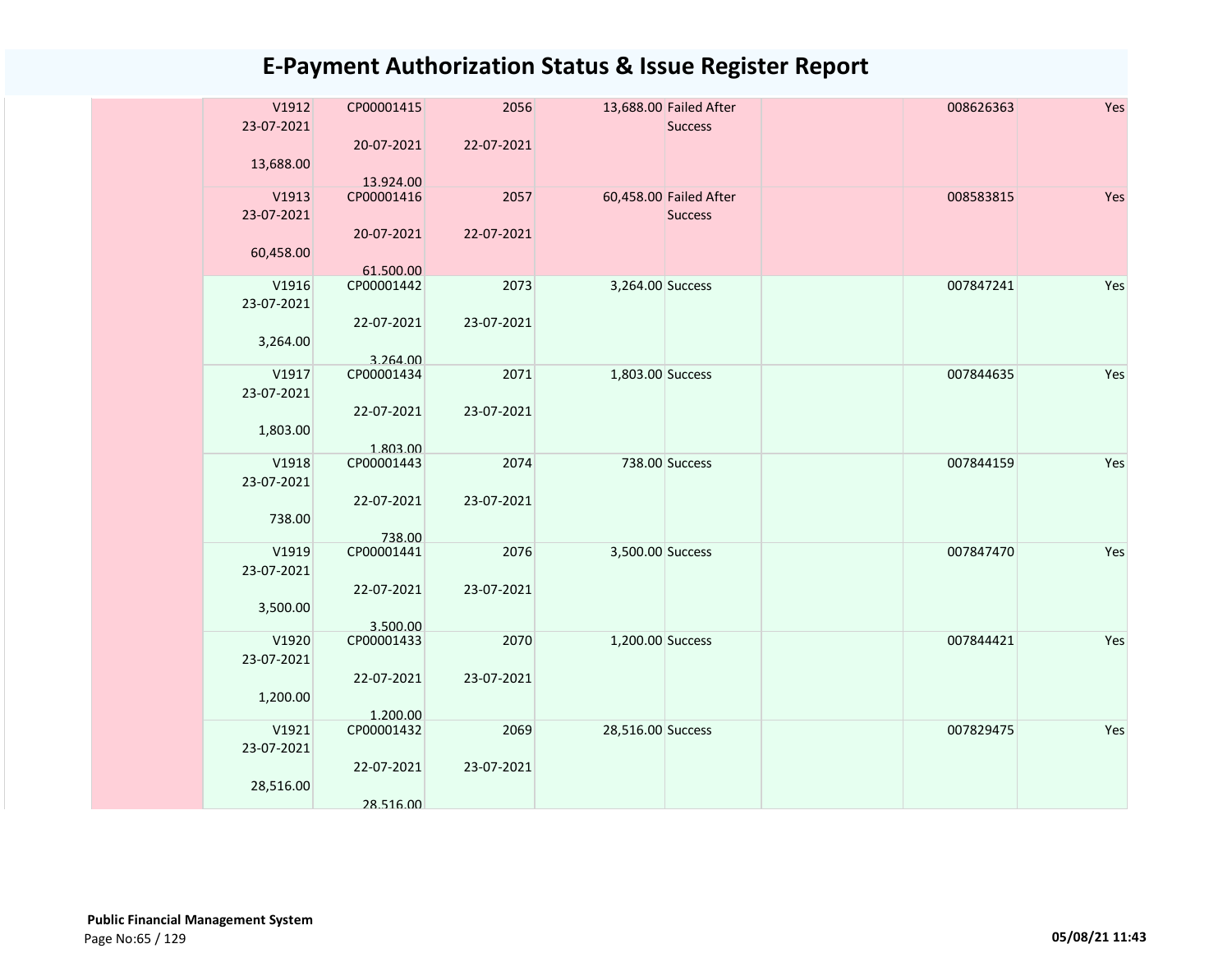# E-Payment Authorization Status & Issue Register Report

| | | | | | | | | |
|---|---|---|---|---|---|---|---|---|
| | V1912<br>23-07-2021<br><br>13,688.00 | CP00001415<br><br>20-07-2021<br><br>13,924.00 | 2056<br><br>22-07-2021 | 13,688.00 | Failed After Success | | 008626363 | Yes |
| | V1913<br>23-07-2021<br><br>60,458.00 | CP00001416<br><br>20-07-2021<br><br>61,500.00 | 2057<br><br>22-07-2021 | 60,458.00 | Failed After Success | | 008583815 | Yes |
| | V1916<br>23-07-2021<br><br>3,264.00 | CP00001442<br><br>22-07-2021<br><br>3,264.00 | 2073<br><br>23-07-2021 | 3,264.00 | Success | | 007847241 | Yes |
| | V1917<br>23-07-2021<br><br>1,803.00 | CP00001434<br><br>22-07-2021<br><br>1,803.00 | 2071<br><br>23-07-2021 | 1,803.00 | Success | | 007844635 | Yes |
| | V1918<br>23-07-2021<br><br>738.00 | CP00001443<br><br>22-07-2021<br><br>738.00 | 2074<br><br>23-07-2021 | 738.00 | Success | | 007844159 | Yes |
| | V1919<br>23-07-2021<br><br>3,500.00 | CP00001441<br><br>22-07-2021<br><br>3,500.00 | 2076<br><br>23-07-2021 | 3,500.00 | Success | | 007847470 | Yes |
| | V1920<br>23-07-2021<br><br>1,200.00 | CP00001433<br><br>22-07-2021<br><br>1,200.00 | 2070<br><br>23-07-2021 | 1,200.00 | Success | | 007844421 | Yes |
| | V1921<br>23-07-2021<br><br>28,516.00 | CP00001432<br><br>22-07-2021<br><br>28,516.00 | 2069<br><br>23-07-2021 | 28,516.00 | Success | | 007829475 | Yes |

**Public Financial Management System**

05/08/21 11:43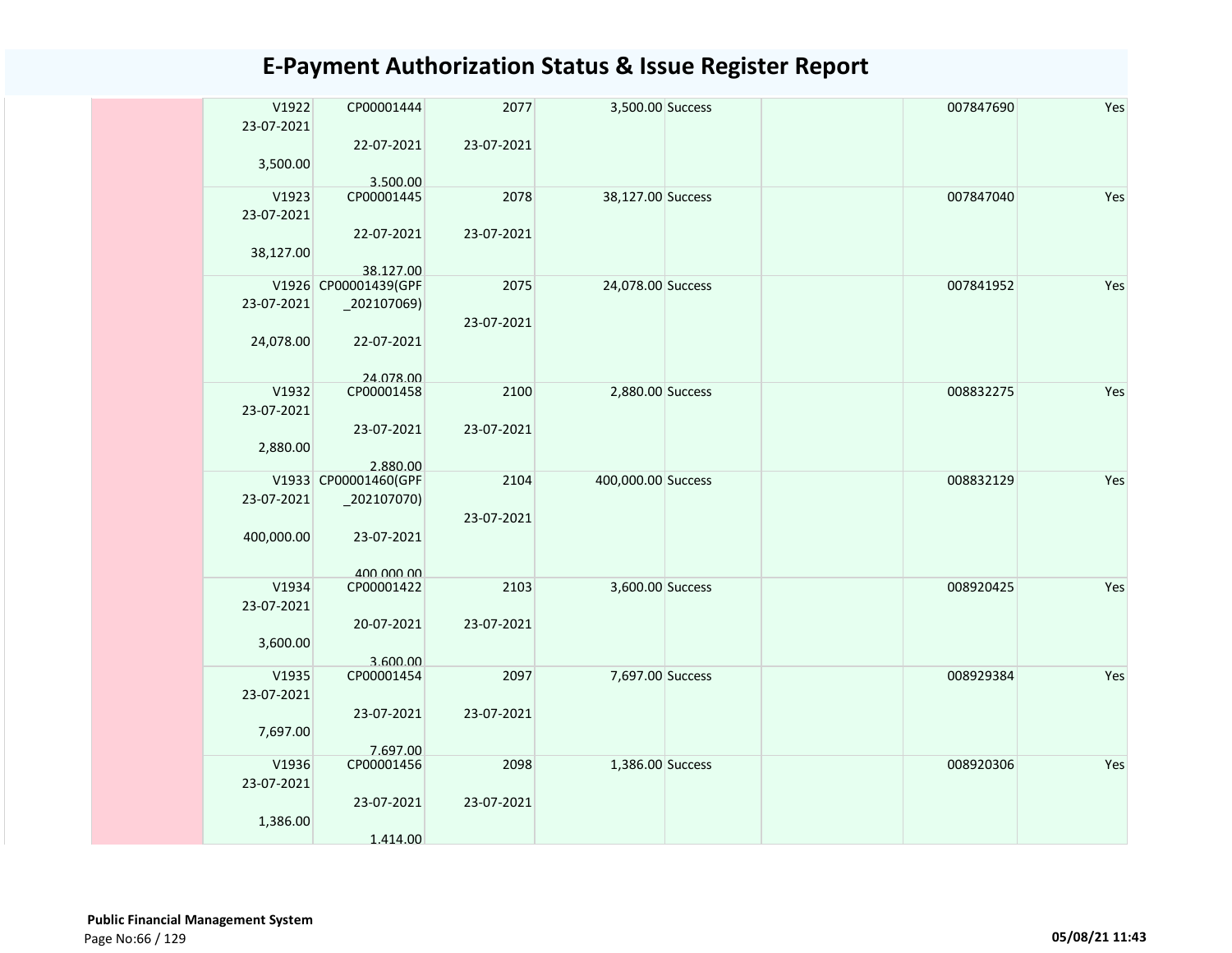# E-Payment Authorization Status & Issue Register Report

| | | | | | | | | |
|---|---|---|---|---|---|---|---|---|
| | V1922 23-07-2021 3,500.00 | CP00001444 22-07-2021 3,500.00 | 2077 23-07-2021 | 3,500.00 | Success | | 007847690 | Yes |
| | V1923 23-07-2021 38,127.00 | CP00001445 22-07-2021 38,127.00 | 2078 23-07-2021 | 38,127.00 | Success | | 007847040 | Yes |
| | V1926 23-07-2021 24,078.00 | CP00001439(GPF_202107069) 22-07-2021 24,078.00 | 2075 23-07-2021 | 24,078.00 | Success | | 007841952 | Yes |
| | V1932 23-07-2021 2,880.00 | CP00001458 23-07-2021 2,880.00 | 2100 23-07-2021 | 2,880.00 | Success | | 008832275 | Yes |
| | V1933 23-07-2021 400,000.00 | CP00001460(GPF_202107070) 23-07-2021 400,000.00 | 2104 23-07-2021 | 400,000.00 | Success | | 008832129 | Yes |
| | V1934 23-07-2021 3,600.00 | CP00001422 20-07-2021 3,600.00 | 2103 23-07-2021 | 3,600.00 | Success | | 008920425 | Yes |
| | V1935 23-07-2021 7,697.00 | CP00001454 23-07-2021 7,697.00 | 2097 23-07-2021 | 7,697.00 | Success | | 008929384 | Yes |
| | V1936 23-07-2021 1,386.00 | CP00001456 23-07-2021 1,414.00 | 2098 23-07-2021 | 1,386.00 | Success | | 008920306 | Yes |

**Public Financial Management System**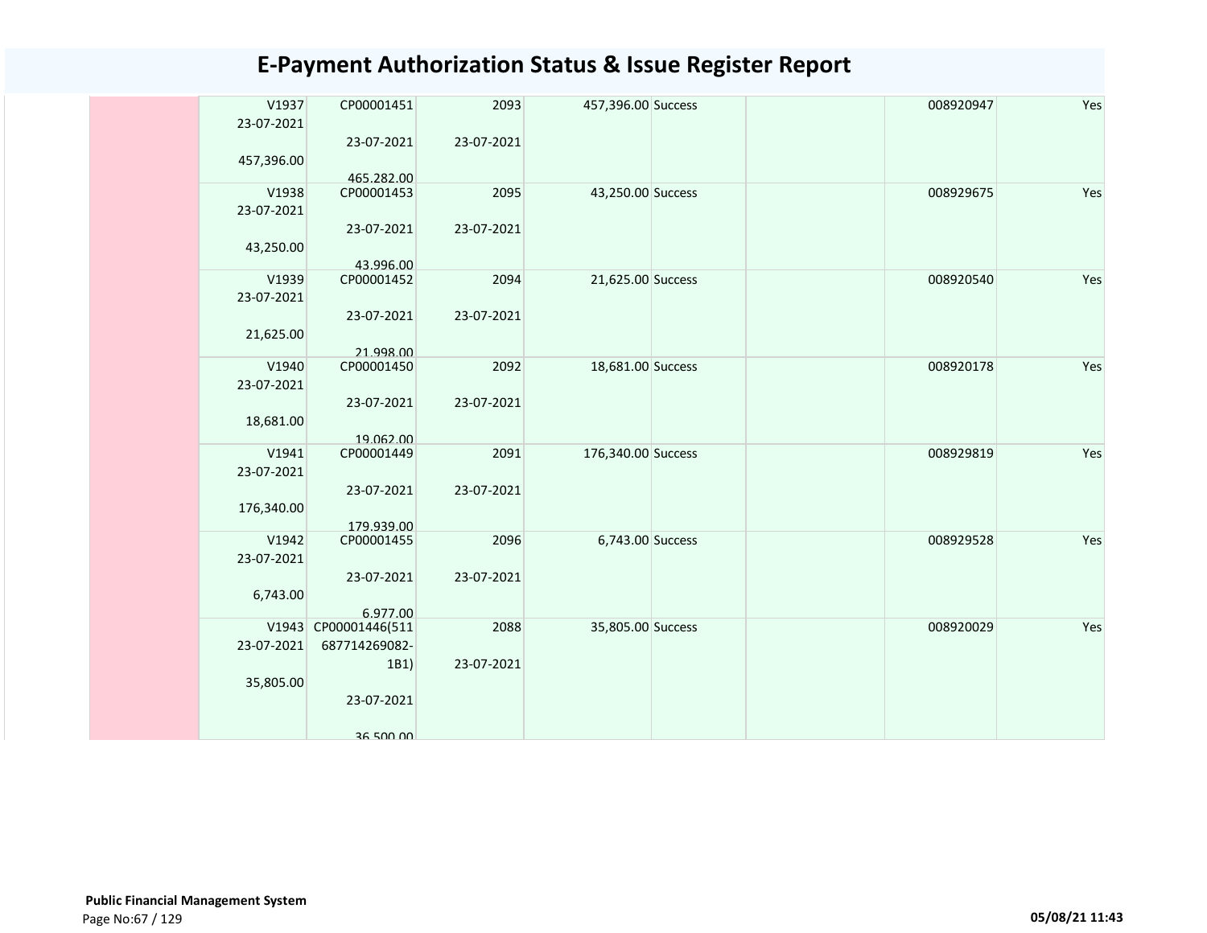# E-Payment Authorization Status & Issue Register Report

| | | | | | | | | |
|---|---|---|---|---|---|---|---|---|
| | V1937 23-07-2021 457,396.00 | CP00001451 23-07-2021 465,282.00 | 2093 23-07-2021 | 457,396.00 | Success | | 008920947 | Yes |
| | V1938 23-07-2021 43,250.00 | CP00001453 23-07-2021 43,996.00 | 2095 23-07-2021 | 43,250.00 | Success | | 008929675 | Yes |
| | V1939 23-07-2021 21,625.00 | CP00001452 23-07-2021 21,998.00 | 2094 23-07-2021 | 21,625.00 | Success | | 008920540 | Yes |
| | V1940 23-07-2021 18,681.00 | CP00001450 23-07-2021 19,062.00 | 2092 23-07-2021 | 18,681.00 | Success | | 008920178 | Yes |
| | V1941 23-07-2021 176,340.00 | CP00001449 23-07-2021 179,939.00 | 2091 23-07-2021 | 176,340.00 | Success | | 008929819 | Yes |
| | V1942 23-07-2021 6,743.00 | CP00001455 23-07-2021 6,977.00 | 2096 23-07-2021 | 6,743.00 | Success | | 008929528 | Yes |
| | V1943 23-07-2021 35,805.00 | CP00001446(511687714269082-1B1) 23-07-2021 36,500.00 | 2088 23-07-2021 | 35,805.00 | Success | | 008920029 | Yes |

**Public Financial Management System**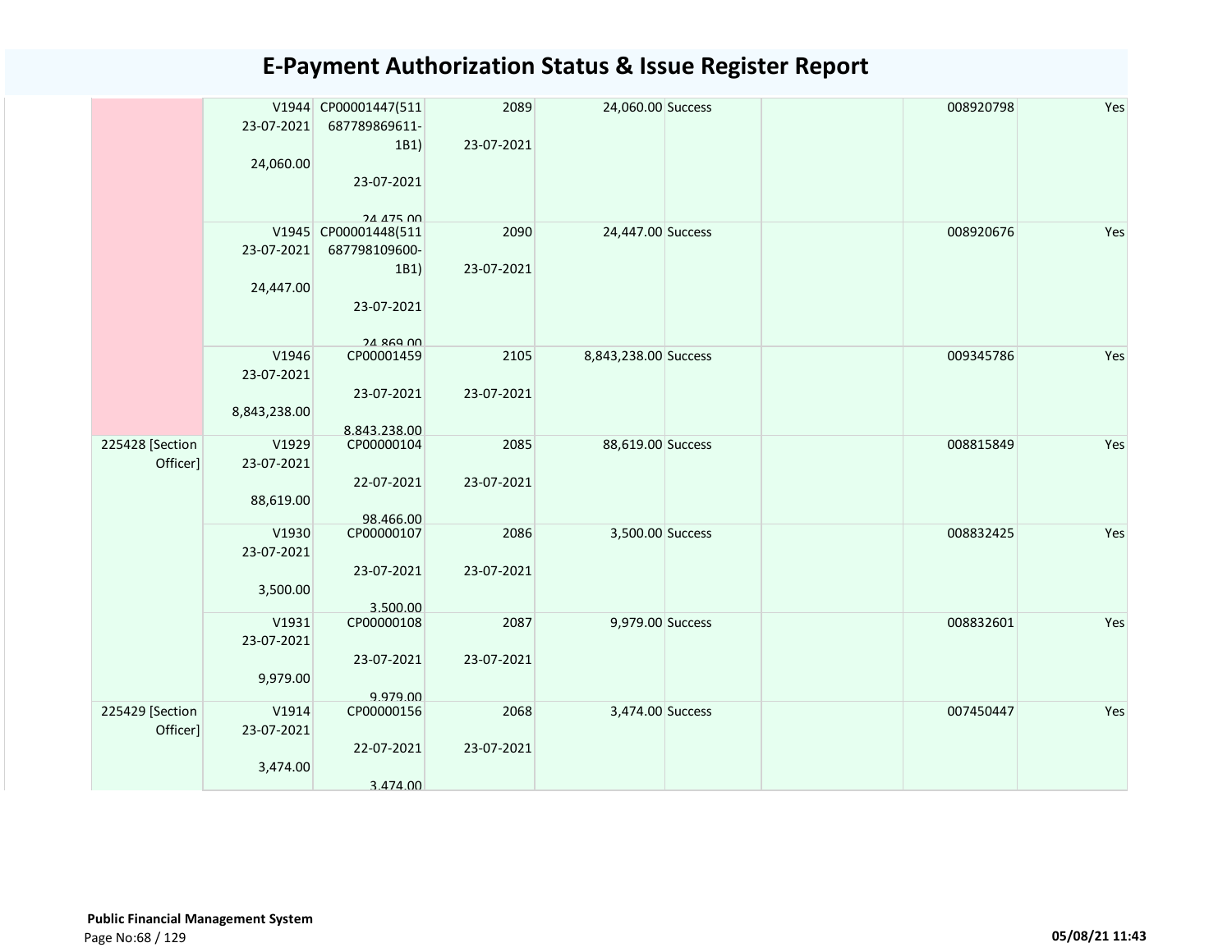# E-Payment Authorization Status & Issue Register Report

| | | | | | | | | | |
|---|---|---|---|---|---|---|---|---|---|
| | V1944 23-07-2021 24,060.00 | CP00001447(511687789869611-1B1) 23-07-2021 24,475.00 | 2089 23-07-2021 | 24,060.00 | Success | | | 008920798 | Yes |
| | V1945 23-07-2021 24,447.00 | CP00001448(511687798109600-1B1) 23-07-2021 24,869.00 | 2090 23-07-2021 | 24,447.00 | Success | | | 008920676 | Yes |
| | V1946 23-07-2021 8,843,238.00 | CP00001459 23-07-2021 8,843,238.00 | 2105 23-07-2021 | 8,843,238.00 | Success | | | 009345786 | Yes |
| 225428 [Section Officer] | V1929 23-07-2021 88,619.00 | CP00000104 22-07-2021 98,466.00 | 2085 23-07-2021 | 88,619.00 | Success | | | 008815849 | Yes |
| | V1930 23-07-2021 3,500.00 | CP00000107 23-07-2021 3,500.00 | 2086 23-07-2021 | 3,500.00 | Success | | | 008832425 | Yes |
| | V1931 23-07-2021 9,979.00 | CP00000108 23-07-2021 9,979.00 | 2087 23-07-2021 | 9,979.00 | Success | | | 008832601 | Yes |
| 225429 [Section Officer] | V1914 23-07-2021 3,474.00 | CP00000156 22-07-2021 3,474.00 | 2068 23-07-2021 | 3,474.00 | Success | | | 007450447 | Yes |

**Public Financial Management System**

05/08/21 11:43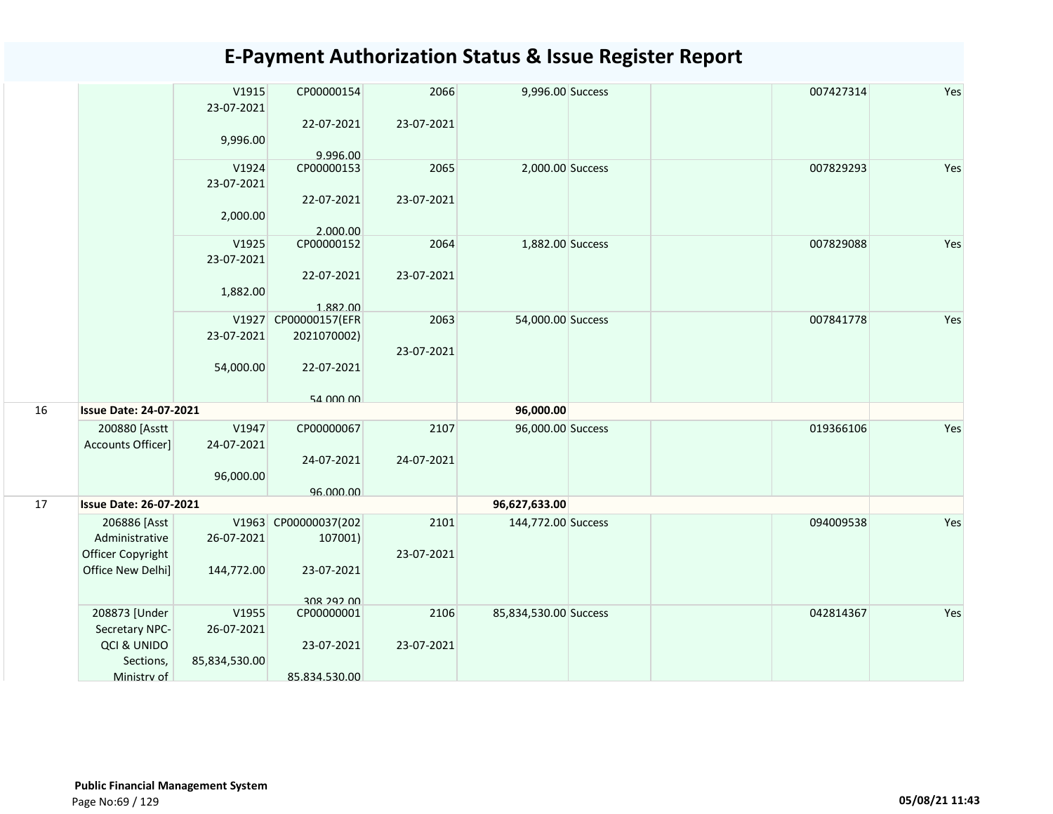# E-Payment Authorization Status & Issue Register Report

| | | | | | | | | | |
|---|---|---|---|---|---|---|---|---|---|
| | | V1915 23-07-2021 9,996.00 | CP00000154 22-07-2021 9,996.00 | 2066 23-07-2021 | 9,996.00 | Success | | 007427314 | Yes |
| | | V1924 23-07-2021 2,000.00 | CP00000153 22-07-2021 2,000.00 | 2065 23-07-2021 | 2,000.00 | Success | | 007829293 | Yes |
| | | V1925 23-07-2021 1,882.00 | CP00000152 22-07-2021 1,882.00 | 2064 23-07-2021 | 1,882.00 | Success | | 007829088 | Yes |
| | | V1927 23-07-2021 54,000.00 | CP00000157(EFR 2021070002) 22-07-2021 54,000.00 | 2063 23-07-2021 | 54,000.00 | Success | | 007841778 | Yes |
| 16 | **Issue Date: 24-07-2021** | | | | **96,000.00** | | | | |
| | 200880 [Asstt Accounts Officer] | V1947 24-07-2021 96,000.00 | CP00000067 24-07-2021 96,000.00 | 2107 24-07-2021 | 96,000.00 | Success | | 019366106 | Yes |
| 17 | **Issue Date: 26-07-2021** | | | | **96,627,633.00** | | | | |
| | 206886 [Asst Administrative Officer Copyright Office New Delhi] | V1963 26-07-2021 144,772.00 | CP00000037(202107001) 23-07-2021 308,292.00 | 2101 23-07-2021 | 144,772.00 | Success | | 094009538 | Yes |
| | 208873 [Under Secretary NPC-QCI & UNIDO Sections, Ministry of | V1955 26-07-2021 85,834,530.00 | CP00000001 23-07-2021 85,834,530.00 | 2106 23-07-2021 | 85,834,530.00 | Success | | 042814367 | Yes |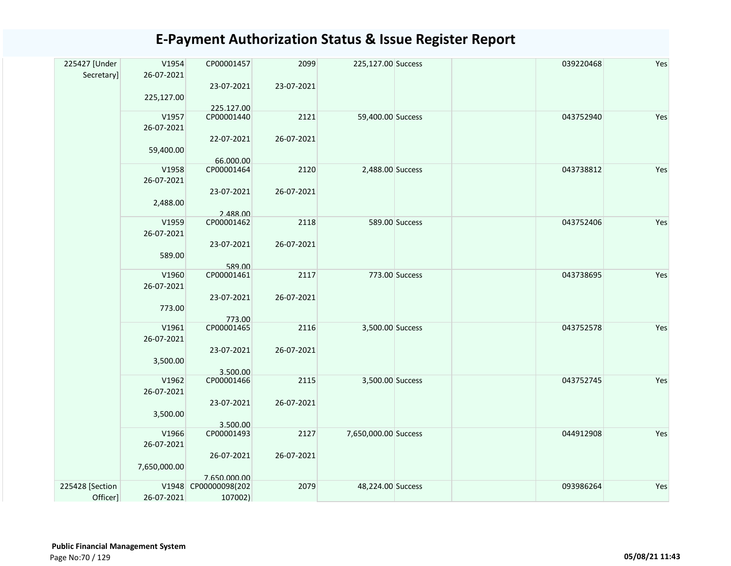# E-Payment Authorization Status & Issue Register Report

| | | | | | | | | |
|---|---|---|---|---|---|---|---|---|
| 225427 [Under Secretary] | V1954 26-07-2021 225,127.00 | CP00001457 23-07-2021 225,127.00 | 2099 23-07-2021 | 225,127.00 | Success | | 039220468 | Yes |
| | V1957 26-07-2021 59,400.00 | CP00001440 22-07-2021 66,000.00 | 2121 26-07-2021 | 59,400.00 | Success | | 043752940 | Yes |
| | V1958 26-07-2021 2,488.00 | CP00001464 23-07-2021 2,488.00 | 2120 26-07-2021 | 2,488.00 | Success | | 043738812 | Yes |
| | V1959 26-07-2021 589.00 | CP00001462 23-07-2021 589.00 | 2118 26-07-2021 | 589.00 | Success | | 043752406 | Yes |
| | V1960 26-07-2021 773.00 | CP00001461 23-07-2021 773.00 | 2117 26-07-2021 | 773.00 | Success | | 043738695 | Yes |
| | V1961 26-07-2021 3,500.00 | CP00001465 23-07-2021 3,500.00 | 2116 26-07-2021 | 3,500.00 | Success | | 043752578 | Yes |
| | V1962 26-07-2021 3,500.00 | CP00001466 23-07-2021 3,500.00 | 2115 26-07-2021 | 3,500.00 | Success | | 043752745 | Yes |
| | V1966 26-07-2021 7,650,000.00 | CP00001493 26-07-2021 7,650,000.00 | 2127 26-07-2021 | 7,650,000.00 | Success | | 044912908 | Yes |
| 225428 [Section Officer] | V1948 26-07-2021 | CP00000098(202 107002) | 2079 | 48,224.00 | Success | | 093986264 | Yes |

**Public Financial Management System**

05/08/21 11:43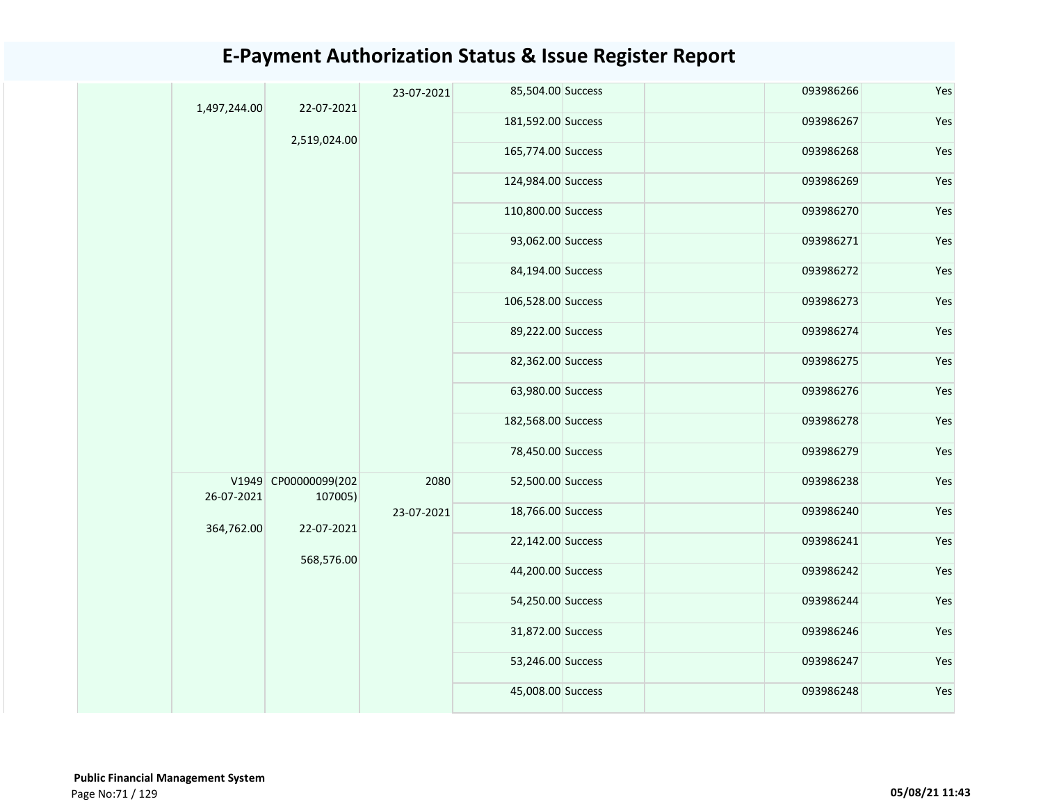# E-Payment Authorization Status & Issue Register Report

| | | | | | | | | |
|---|---|---|---|---|---|---|---|---|
| | 1,497,244.00 | 22-07-2021<br><br>2,519,024.00 | 23-07-2021 | 85,504.00 | Success | | 093986266 | Yes |
| | | | | 181,592.00 | Success | | 093986267 | Yes |
| | | | | 165,774.00 | Success | | 093986268 | Yes |
| | | | | 124,984.00 | Success | | 093986269 | Yes |
| | | | | 110,800.00 | Success | | 093986270 | Yes |
| | | | | 93,062.00 | Success | | 093986271 | Yes |
| | | | | 84,194.00 | Success | | 093986272 | Yes |
| | | | | 106,528.00 | Success | | 093986273 | Yes |
| | | | | 89,222.00 | Success | | 093986274 | Yes |
| | | | | 82,362.00 | Success | | 093986275 | Yes |
| | | | | 63,980.00 | Success | | 093986276 | Yes |
| | | | | 182,568.00 | Success | | 093986278 | Yes |
| | | | | 78,450.00 | Success | | 093986279 | Yes |
| | V1949<br>26-07-2021<br><br>364,762.00 | CP00000099(202107005)<br><br>22-07-2021<br><br>568,576.00 | 2080<br><br>23-07-2021 | 52,500.00 | Success | | 093986238 | Yes |
| | | | | 18,766.00 | Success | | 093986240 | Yes |
| | | | | 22,142.00 | Success | | 093986241 | Yes |
| | | | | 44,200.00 | Success | | 093986242 | Yes |
| | | | | 54,250.00 | Success | | 093986244 | Yes |
| | | | | 31,872.00 | Success | | 093986246 | Yes |
| | | | | 53,246.00 | Success | | 093986247 | Yes |
| | | | | 45,008.00 | Success | | 093986248 | Yes |

**Public Financial Management System**

05/08/21 11:43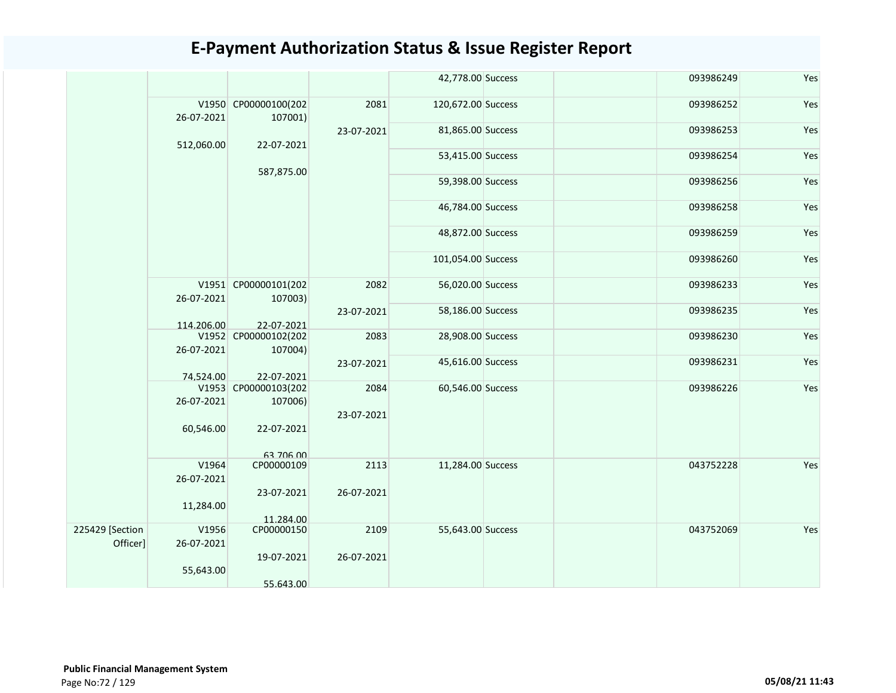# E-Payment Authorization Status & Issue Register Report

| | | | | | | | | |
|---|---|---|---|---|---|---|---|---|
| | | | | 42,778.00 | Success | | 093986249 | Yes |
| | V1950 26-07-2021 512,060.00 | CP00000100(202107001) 22-07-2021 587,875.00 | 2081 23-07-2021 | 120,672.00 | Success | | 093986252 | Yes |
| | | | | 81,865.00 | Success | | 093986253 | Yes |
| | | | | 53,415.00 | Success | | 093986254 | Yes |
| | | | | 59,398.00 | Success | | 093986256 | Yes |
| | | | | 46,784.00 | Success | | 093986258 | Yes |
| | | | | 48,872.00 | Success | | 093986259 | Yes |
| | | | | 101,054.00 | Success | | 093986260 | Yes |
| | V1951 26-07-2021 114,206.00 | CP00000101(202107003) 22-07-2021 | 2082 23-07-2021 | 56,020.00 | Success | | 093986233 | Yes |
| | | | | 58,186.00 | Success | | 093986235 | Yes |
| | V1952 26-07-2021 74,524.00 | CP00000102(202107004) 22-07-2021 | 2083 23-07-2021 | 28,908.00 | Success | | 093986230 | Yes |
| | | | | 45,616.00 | Success | | 093986231 | Yes |
| | V1953 26-07-2021 60,546.00 | CP00000103(202107006) 22-07-2021 63,706.00 | 2084 23-07-2021 | 60,546.00 | Success | | 093986226 | Yes |
| | V1964 26-07-2021 11,284.00 | CP00000109 23-07-2021 11,284.00 | 2113 26-07-2021 | 11,284.00 | Success | | 043752228 | Yes |
| 225429 [Section Officer] | V1956 26-07-2021 55,643.00 | CP00000150 19-07-2021 55,643.00 | 2109 26-07-2021 | 55,643.00 | Success | | 043752069 | Yes |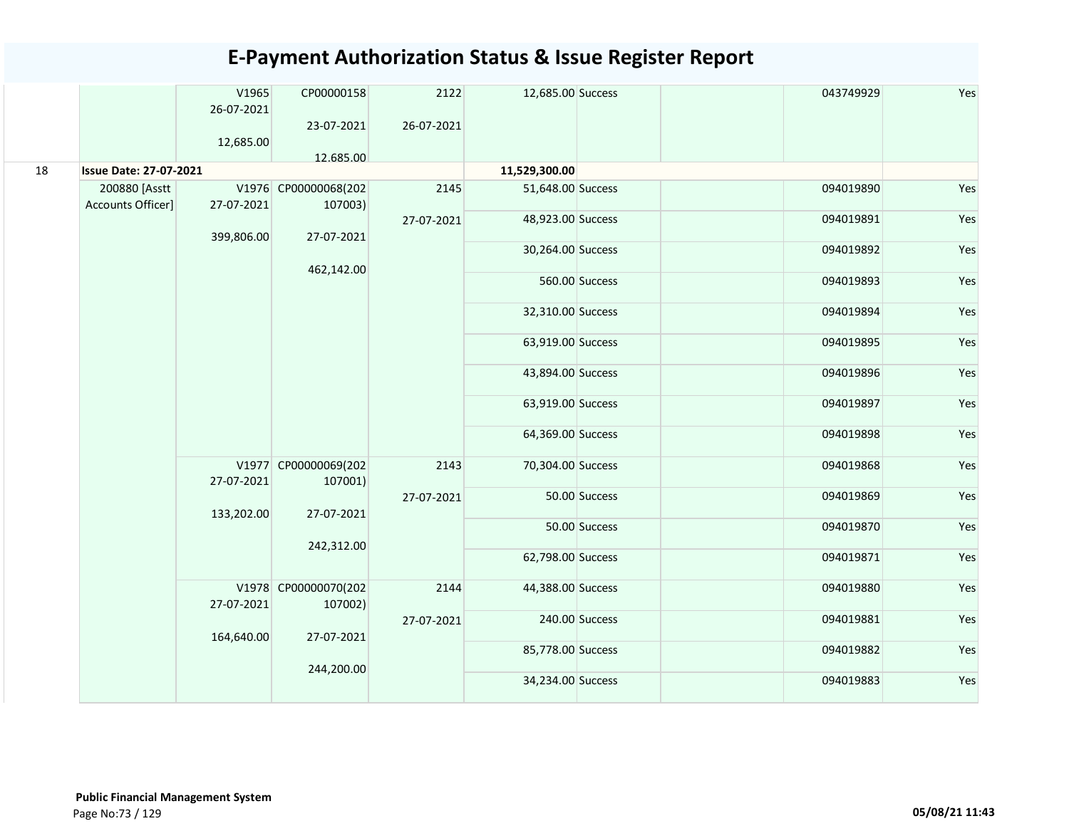# E-Payment Authorization Status & Issue Register Report

| | | | | | | | | | |
|---|---|---|---|---|---|---|---|---|---|
| | | V1965 26-07-2021 12,685.00 | CP00000158 23-07-2021 12,685.00 | 2122 26-07-2021 | 12,685.00 | Success | | 043749929 | Yes |
| 18 | **Issue Date: 27-07-2021** | | | | **11,529,300.00** | | | | |
| | 200880 [Asstt Accounts Officer] | V1976 27-07-2021 399,806.00 | CP00000068(202107003) 27-07-2021 462,142.00 | 2145 27-07-2021 | 51,648.00 | Success | | 094019890 | Yes |
| | | | | | 48,923.00 | Success | | 094019891 | Yes |
| | | | | | 30,264.00 | Success | | 094019892 | Yes |
| | | | | | 560.00 | Success | | 094019893 | Yes |
| | | | | | 32,310.00 | Success | | 094019894 | Yes |
| | | | | | 63,919.00 | Success | | 094019895 | Yes |
| | | | | | 43,894.00 | Success | | 094019896 | Yes |
| | | | | | 63,919.00 | Success | | 094019897 | Yes |
| | | | | | 64,369.00 | Success | | 094019898 | Yes |
| | | V1977 27-07-2021 133,202.00 | CP00000069(202107001) 27-07-2021 242,312.00 | 2143 27-07-2021 | 70,304.00 | Success | | 094019868 | Yes |
| | | | | | 50.00 | Success | | 094019869 | Yes |
| | | | | | 50.00 | Success | | 094019870 | Yes |
| | | | | | 62,798.00 | Success | | 094019871 | Yes |
| | | V1978 27-07-2021 164,640.00 | CP00000070(202107002) 27-07-2021 244,200.00 | 2144 27-07-2021 | 44,388.00 | Success | | 094019880 | Yes |
| | | | | | 240.00 | Success | | 094019881 | Yes |
| | | | | | 85,778.00 | Success | | 094019882 | Yes |
| | | | | | 34,234.00 | Success | | 094019883 | Yes |

**Public Financial Management System**

05/08/21 11:43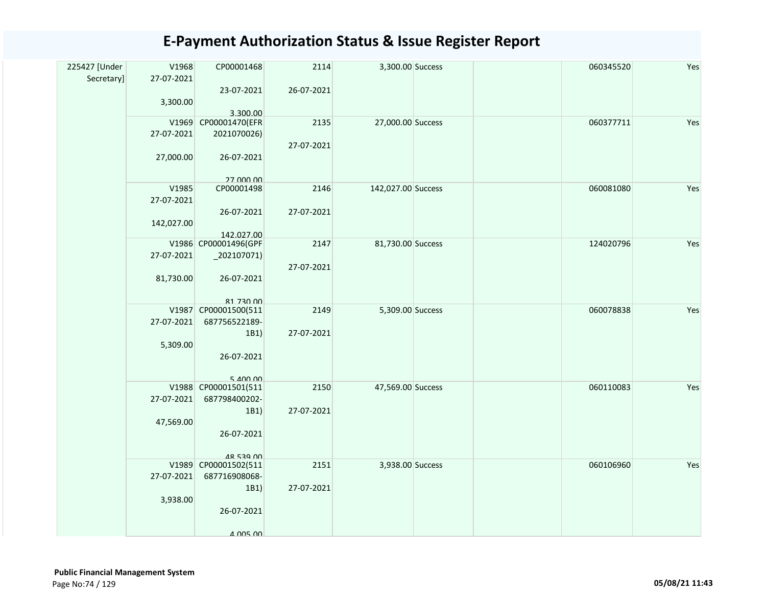# E-Payment Authorization Status & Issue Register Report

| | | | | | | | | |
|---|---|---|---|---|---|---|---|---|
| 225427 [Under Secretary] | V1968<br>27-07-2021<br><br>3,300.00 | CP00001468<br><br>23-07-2021<br><br>3,300.00 | 2114<br><br>26-07-2021 | 3,300.00 | Success | | 060345520 | Yes |
| | V1969<br>27-07-2021<br><br>27,000.00 | CP00001470(EFR 2021070026)<br><br>26-07-2021<br><br>27,000.00 | 2135<br><br>27-07-2021 | 27,000.00 | Success | | 060377711 | Yes |
| | V1985<br>27-07-2021<br><br>142,027.00 | CP00001498<br><br>26-07-2021<br><br>142,027.00 | 2146<br><br>27-07-2021 | 142,027.00 | Success | | 060081080 | Yes |
| | V1986<br>27-07-2021<br><br>81,730.00 | CP00001496(GPF _202107071)<br><br>26-07-2021<br><br>81,730.00 | 2147<br><br>27-07-2021 | 81,730.00 | Success | | 124020796 | Yes |
| | V1987<br>27-07-2021<br><br>5,309.00 | CP00001500(511 687756522189-1B1)<br><br>26-07-2021<br><br>5,400.00 | 2149<br><br>27-07-2021 | 5,309.00 | Success | | 060078838 | Yes |
| | V1988<br>27-07-2021<br><br>47,569.00 | CP00001501(511 687798400202-1B1)<br><br>26-07-2021<br><br>48,539.00 | 2150<br><br>27-07-2021 | 47,569.00 | Success | | 060110083 | Yes |
| | V1989<br>27-07-2021<br><br>3,938.00 | CP00001502(511 687716908068-1B1)<br><br>26-07-2021<br><br>4,005.00 | 2151<br><br>27-07-2021 | 3,938.00 | Success | | 060106960 | Yes |

**Public Financial Management System**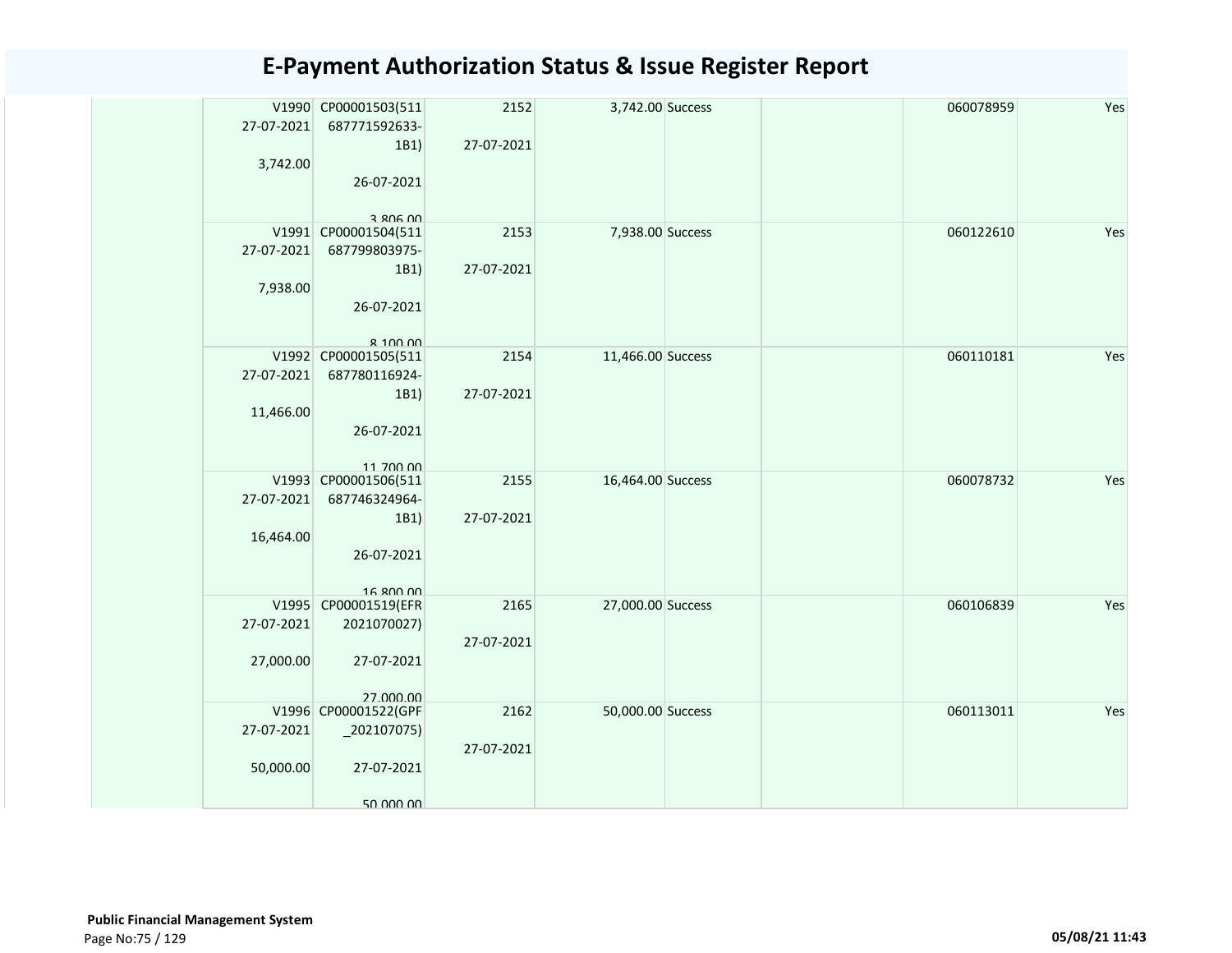# E-Payment Authorization Status & Issue Register Report

| | | | | | | | | |
|---|---|---|---|---|---|---|---|---|
| | V1990 27-07-2021 3,742.00 | CP00001503(511687771592633-1B1) 26-07-2021 3,806.00 | 2152 27-07-2021 | 3,742.00 | Success | | 060078959 | Yes |
| | V1991 27-07-2021 7,938.00 | CP00001504(511687799803975-1B1) 26-07-2021 8,100.00 | 2153 27-07-2021 | 7,938.00 | Success | | 060122610 | Yes |
| | V1992 27-07-2021 11,466.00 | CP00001505(511687780116924-1B1) 26-07-2021 11,700.00 | 2154 27-07-2021 | 11,466.00 | Success | | 060110181 | Yes |
| | V1993 27-07-2021 16,464.00 | CP00001506(511687746324964-1B1) 26-07-2021 16,800.00 | 2155 27-07-2021 | 16,464.00 | Success | | 060078732 | Yes |
| | V1995 27-07-2021 27,000.00 | CP00001519(EFR2021070027) 27-07-2021 27,000.00 | 2165 27-07-2021 | 27,000.00 | Success | | 060106839 | Yes |
| | V1996 27-07-2021 50,000.00 | CP00001522(GPF_202107075) 27-07-2021 50,000.00 | 2162 27-07-2021 | 50,000.00 | Success | | 060113011 | Yes |

**Public Financial Management System**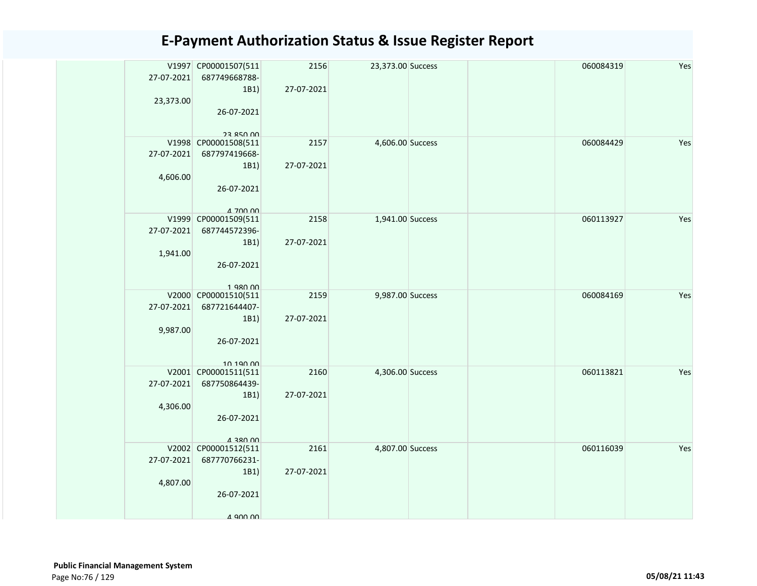# E-Payment Authorization Status & Issue Register Report

| | | | | | | | | |
|---|---|---|---|---|---|---|---|---|
| | V1997 27-07-2021 23,373.00 | CP00001507(511 687749668788-1B1) 26-07-2021 23,850.00 | 2156 27-07-2021 | 23,373.00 | Success | | 060084319 | Yes |
| | V1998 27-07-2021 4,606.00 | CP00001508(511 687797419668-1B1) 26-07-2021 4,700.00 | 2157 27-07-2021 | 4,606.00 | Success | | 060084429 | Yes |
| | V1999 27-07-2021 1,941.00 | CP00001509(511 687744572396-1B1) 26-07-2021 1,980.00 | 2158 27-07-2021 | 1,941.00 | Success | | 060113927 | Yes |
| | V2000 27-07-2021 9,987.00 | CP00001510(511 687721644407-1B1) 26-07-2021 10,190.00 | 2159 27-07-2021 | 9,987.00 | Success | | 060084169 | Yes |
| | V2001 27-07-2021 4,306.00 | CP00001511(511 687750864439-1B1) 26-07-2021 4,380.00 | 2160 27-07-2021 | 4,306.00 | Success | | 060113821 | Yes |
| | V2002 27-07-2021 4,807.00 | CP00001512(511 687770766231-1B1) 26-07-2021 4,900.00 | 2161 27-07-2021 | 4,807.00 | Success | | 060116039 | Yes |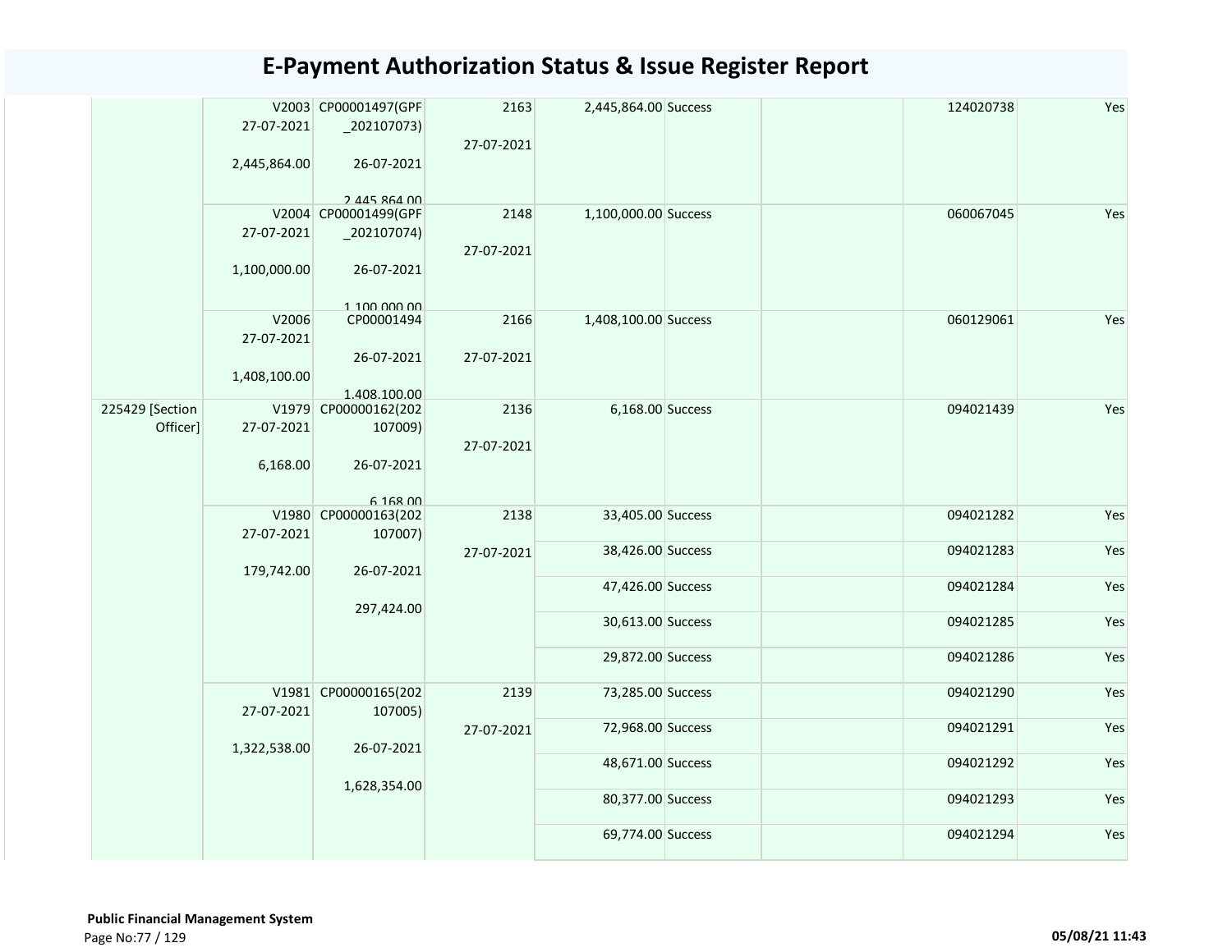# E-Payment Authorization Status & Issue Register Report

| | | | | | | | | |
|---|---|---|---|---|---|---|---|---|
| | V2003 27-07-2021 2,445,864.00 | CP00001497(GPF _202107073) 26-07-2021 2,445,864.00 | 2163 27-07-2021 | 2,445,864.00 | Success | | 124020738 | Yes |
| | V2004 27-07-2021 1,100,000.00 | CP00001499(GPF _202107074) 26-07-2021 1,100,000.00 | 2148 27-07-2021 | 1,100,000.00 | Success | | 060067045 | Yes |
| | V2006 27-07-2021 1,408,100.00 | CP00001494 26-07-2021 1,408,100.00 | 2166 27-07-2021 | 1,408,100.00 | Success | | 060129061 | Yes |
| 225429 [Section Officer] | V1979 27-07-2021 6,168.00 | CP00000162(202 107009) 26-07-2021 6,168.00 | 2136 27-07-2021 | 6,168.00 | Success | | 094021439 | Yes |
| | V1980 27-07-2021 179,742.00 | CP00000163(202 107007) 26-07-2021 297,424.00 | 2138 27-07-2021 | 33,405.00 | Success | | 094021282 | Yes |
| | | | | 38,426.00 | Success | | 094021283 | Yes |
| | | | | 47,426.00 | Success | | 094021284 | Yes |
| | | | | 30,613.00 | Success | | 094021285 | Yes |
| | | | | 29,872.00 | Success | | 094021286 | Yes |
| | V1981 27-07-2021 1,322,538.00 | CP00000165(202 107005) 26-07-2021 1,628,354.00 | 2139 27-07-2021 | 73,285.00 | Success | | 094021290 | Yes |
| | | | | 72,968.00 | Success | | 094021291 | Yes |
| | | | | 48,671.00 | Success | | 094021292 | Yes |
| | | | | 80,377.00 | Success | | 094021293 | Yes |
| | | | | 69,774.00 | Success | | 094021294 | Yes |

**Public Financial Management System**

05/08/21 11:43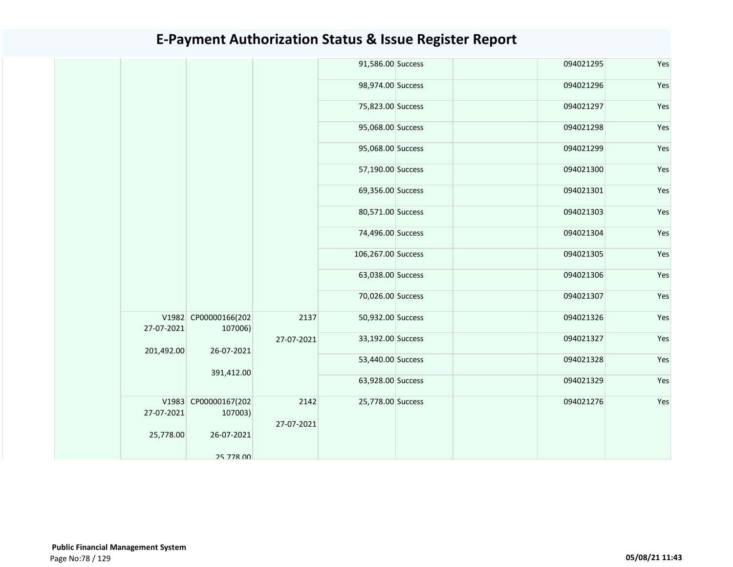# E-Payment Authorization Status & Issue Register Report

| | | | | | | | | |
|---|---|---|---|---|---|---|---|---|
| | | | | 91,586.00 | Success | | 094021295 | Yes |
| | | | | 98,974.00 | Success | | 094021296 | Yes |
| | | | | 75,823.00 | Success | | 094021297 | Yes |
| | | | | 95,068.00 | Success | | 094021298 | Yes |
| | | | | 95,068.00 | Success | | 094021299 | Yes |
| | | | | 57,190.00 | Success | | 094021300 | Yes |
| | | | | 69,356.00 | Success | | 094021301 | Yes |
| | | | | 80,571.00 | Success | | 094021303 | Yes |
| | | | | 74,496.00 | Success | | 094021304 | Yes |
| | | | | 106,267.00 | Success | | 094021305 | Yes |
| | | | | 63,038.00 | Success | | 094021306 | Yes |
| | | | | 70,026.00 | Success | | 094021307 | Yes |
| | V1982 27-07-2021 201,492.00 | CP00000166(202107006) 26-07-2021 391,412.00 | 2137 27-07-2021 | 50,932.00 | Success | | 094021326 | Yes |
| | | | | 33,192.00 | Success | | 094021327 | Yes |
| | | | | 53,440.00 | Success | | 094021328 | Yes |
| | | | | 63,928.00 | Success | | 094021329 | Yes |
| | V1983 27-07-2021 25,778.00 | CP00000167(202107003) 26-07-2021 25,778.00 | 2142 27-07-2021 | 25,778.00 | Success | | 094021276 | Yes |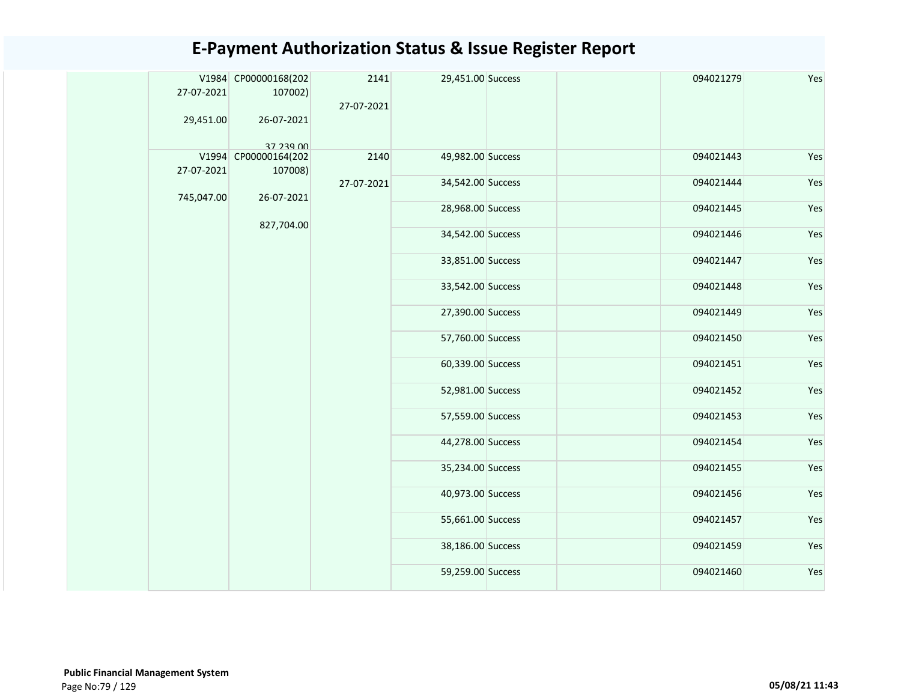# E-Payment Authorization Status & Issue Register Report

| | V1984 27-07-2021 29,451.00 | CP00000168(202107002) 26-07-2021 37,239.00 | 2141 27-07-2021 | 29,451.00 | Success | | 094021279 | Yes |
|---|---|---|---|---|---|---|---|---|
| | V1994 27-07-2021 745,047.00 | CP00000164(202107008) 26-07-2021 827,704.00 | 2140 27-07-2021 | 49,982.00 | Success | | 094021443 | Yes |
| | | | | 34,542.00 | Success | | 094021444 | Yes |
| | | | | 28,968.00 | Success | | 094021445 | Yes |
| | | | | 34,542.00 | Success | | 094021446 | Yes |
| | | | | 33,851.00 | Success | | 094021447 | Yes |
| | | | | 33,542.00 | Success | | 094021448 | Yes |
| | | | | 27,390.00 | Success | | 094021449 | Yes |
| | | | | 57,760.00 | Success | | 094021450 | Yes |
| | | | | 60,339.00 | Success | | 094021451 | Yes |
| | | | | 52,981.00 | Success | | 094021452 | Yes |
| | | | | 57,559.00 | Success | | 094021453 | Yes |
| | | | | 44,278.00 | Success | | 094021454 | Yes |
| | | | | 35,234.00 | Success | | 094021455 | Yes |
| | | | | 40,973.00 | Success | | 094021456 | Yes |
| | | | | 55,661.00 | Success | | 094021457 | Yes |
| | | | | 38,186.00 | Success | | 094021459 | Yes |
| | | | | 59,259.00 | Success | | 094021460 | Yes |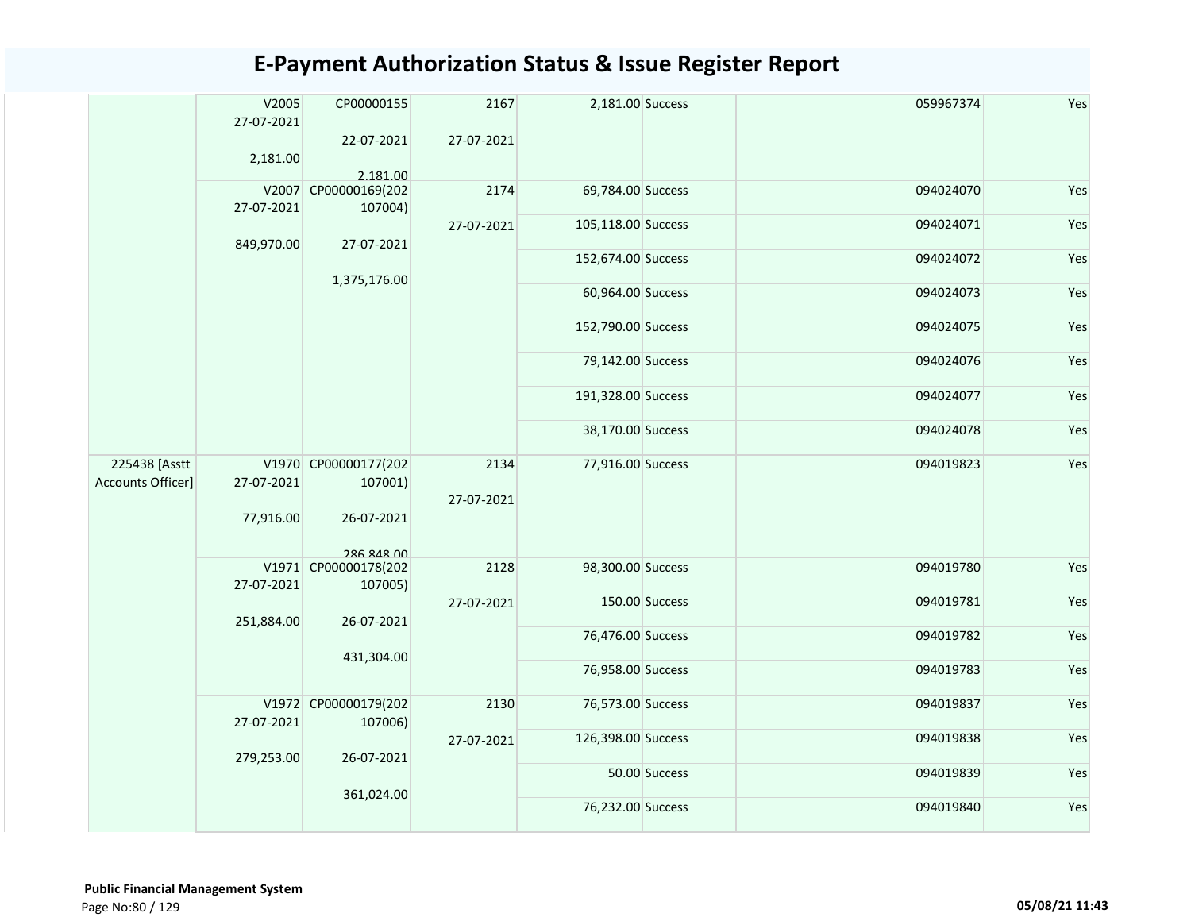# E-Payment Authorization Status & Issue Register Report

| | | | | | | | | |
|---|---|---|---|---|---|---|---|---|
| | V2005 27-07-2021 2,181.00 | CP00000155 22-07-2021 2,181.00 | 2167 27-07-2021 | 2,181.00 | Success | | 059967374 | Yes |
| | V2007 27-07-2021 849,970.00 | CP00000169(202107004) 27-07-2021 1,375,176.00 | 2174 27-07-2021 | 69,784.00 | Success | | 094024070 | Yes |
| | | | | 105,118.00 | Success | | 094024071 | Yes |
| | | | | 152,674.00 | Success | | 094024072 | Yes |
| | | | | 60,964.00 | Success | | 094024073 | Yes |
| | | | | 152,790.00 | Success | | 094024075 | Yes |
| | | | | 79,142.00 | Success | | 094024076 | Yes |
| | | | | 191,328.00 | Success | | 094024077 | Yes |
| | | | | 38,170.00 | Success | | 094024078 | Yes |
| 225438 [Asstt Accounts Officer] | V1970 27-07-2021 77,916.00 | CP00000177(202107001) 26-07-2021 286,848.00 | 2134 27-07-2021 | 77,916.00 | Success | | 094019823 | Yes |
| | V1971 27-07-2021 251,884.00 | CP00000178(202107005) 26-07-2021 431,304.00 | 2128 27-07-2021 | 98,300.00 | Success | | 094019780 | Yes |
| | | | | 150.00 | Success | | 094019781 | Yes |
| | | | | 76,476.00 | Success | | 094019782 | Yes |
| | | | | 76,958.00 | Success | | 094019783 | Yes |
| | V1972 27-07-2021 279,253.00 | CP00000179(202107006) 26-07-2021 361,024.00 | 2130 27-07-2021 | 76,573.00 | Success | | 094019837 | Yes |
| | | | | 126,398.00 | Success | | 094019838 | Yes |
| | | | | 50.00 | Success | | 094019839 | Yes |
| | | | | 76,232.00 | Success | | 094019840 | Yes |

**Public Financial Management System**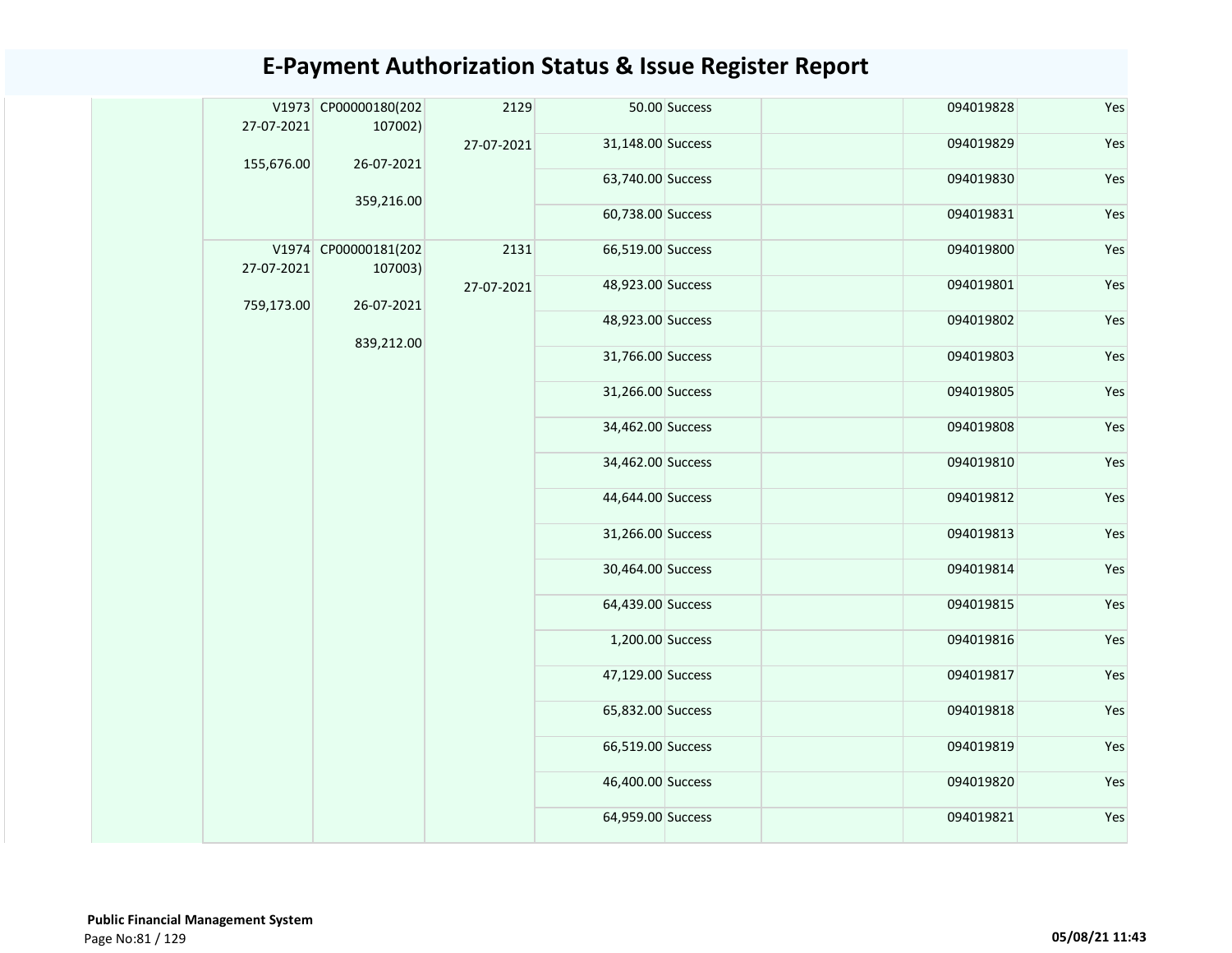# E-Payment Authorization Status & Issue Register Report

| | | | | | | | | |
|---|---|---|---|---|---|---|---|---|
| | V1973 27-07-2021 155,676.00 | CP00000180(202107002) 26-07-2021 359,216.00 | 2129 27-07-2021 | 50.00 | Success | | 094019828 | Yes |
| | | | | 31,148.00 | Success | | 094019829 | Yes |
| | | | | 63,740.00 | Success | | 094019830 | Yes |
| | | | | 60,738.00 | Success | | 094019831 | Yes |
| | V1974 27-07-2021 759,173.00 | CP00000181(202107003) 26-07-2021 839,212.00 | 2131 27-07-2021 | 66,519.00 | Success | | 094019800 | Yes |
| | | | | 48,923.00 | Success | | 094019801 | Yes |
| | | | | 48,923.00 | Success | | 094019802 | Yes |
| | | | | 31,766.00 | Success | | 094019803 | Yes |
| | | | | 31,266.00 | Success | | 094019805 | Yes |
| | | | | 34,462.00 | Success | | 094019808 | Yes |
| | | | | 34,462.00 | Success | | 094019810 | Yes |
| | | | | 44,644.00 | Success | | 094019812 | Yes |
| | | | | 31,266.00 | Success | | 094019813 | Yes |
| | | | | 30,464.00 | Success | | 094019814 | Yes |
| | | | | 64,439.00 | Success | | 094019815 | Yes |
| | | | | 1,200.00 | Success | | 094019816 | Yes |
| | | | | 47,129.00 | Success | | 094019817 | Yes |
| | | | | 65,832.00 | Success | | 094019818 | Yes |
| | | | | 66,519.00 | Success | | 094019819 | Yes |
| | | | | 46,400.00 | Success | | 094019820 | Yes |
| | | | | 64,959.00 | Success | | 094019821 | Yes |

**Public Financial Management System**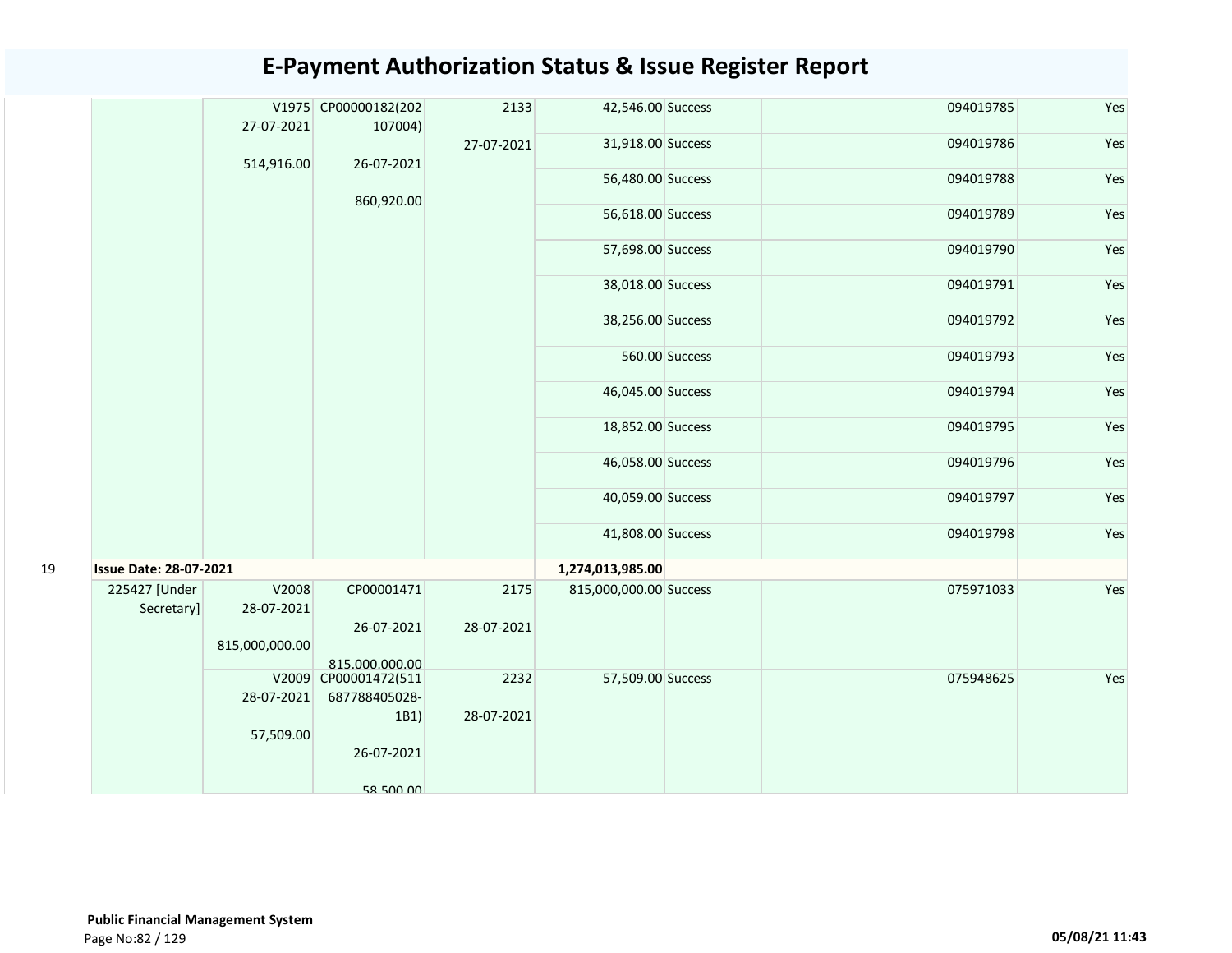# E-Payment Authorization Status & Issue Register Report

| | | | | | | | | | |
|---|---|---|---|---|---|---|---|---|---|
| | | V1975 27-07-2021 514,916.00 | CP00000182(202107004) 26-07-2021 860,920.00 | 2133 27-07-2021 | 42,546.00 | Success | | 094019785 | Yes |
| | | | | | 31,918.00 | Success | | 094019786 | Yes |
| | | | | | 56,480.00 | Success | | 094019788 | Yes |
| | | | | | 56,618.00 | Success | | 094019789 | Yes |
| | | | | | 57,698.00 | Success | | 094019790 | Yes |
| | | | | | 38,018.00 | Success | | 094019791 | Yes |
| | | | | | 38,256.00 | Success | | 094019792 | Yes |
| | | | | | 560.00 | Success | | 094019793 | Yes |
| | | | | | 46,045.00 | Success | | 094019794 | Yes |
| | | | | | 18,852.00 | Success | | 094019795 | Yes |
| | | | | | 46,058.00 | Success | | 094019796 | Yes |
| | | | | | 40,059.00 | Success | | 094019797 | Yes |
| | | | | | 41,808.00 | Success | | 094019798 | Yes |
| 19 | **Issue Date: 28-07-2021** | | | | **1,274,013,985.00** | | | | |
| | 225427 [Under Secretary] | V2008 28-07-2021 815,000,000.00 | CP00001471 26-07-2021 815,000,000.00 | 2175 28-07-2021 | 815,000,000.00 | Success | | 075971033 | Yes |
| | | V2009 28-07-2021 57,509.00 | CP00001472(511687788405028-1B1) 26-07-2021 58,500.00 | 2232 28-07-2021 | 57,509.00 | Success | | 075948625 | Yes |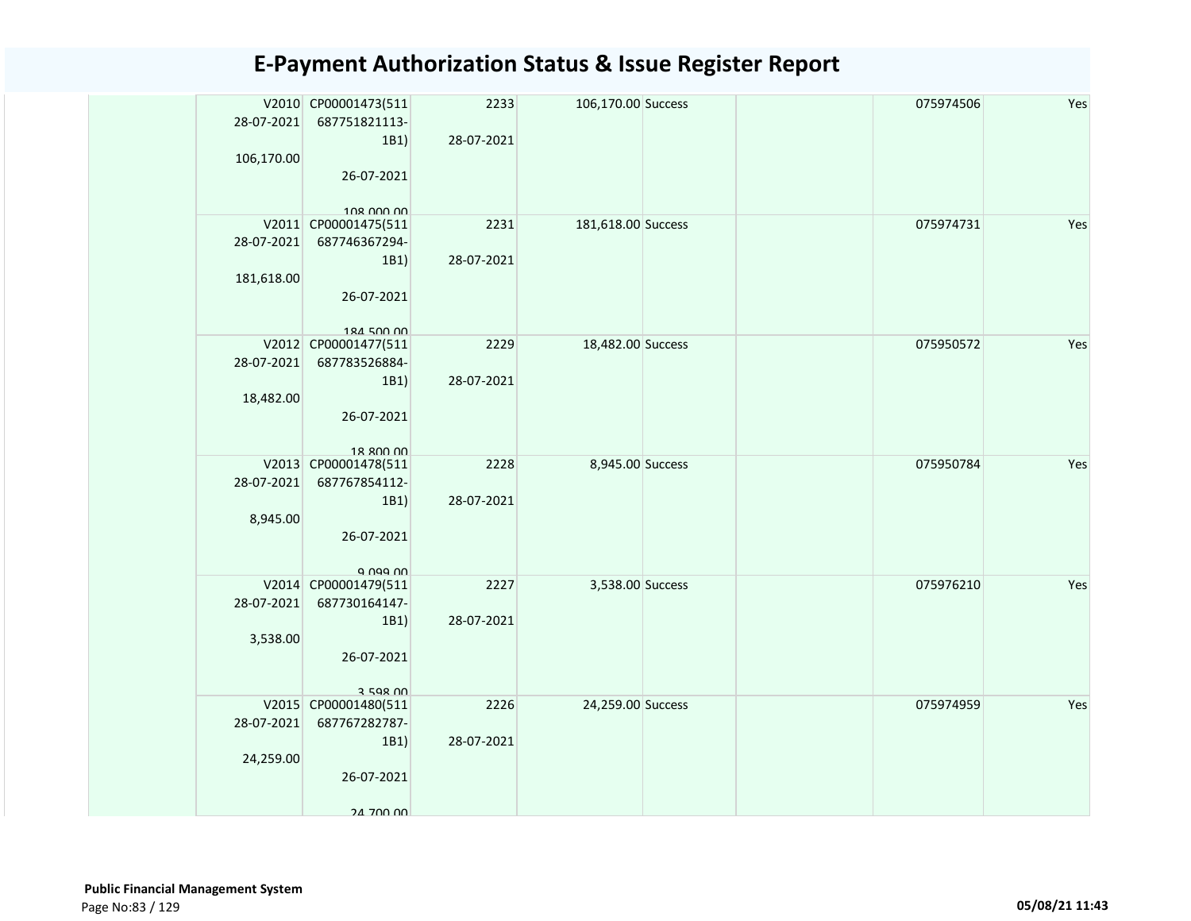# E-Payment Authorization Status & Issue Register Report

| | | | | | | | | |
|---|---|---|---|---|---|---|---|---|
| | V2010 28-07-2021 106,170.00 | CP00001473(511 687751821113-1B1) 26-07-2021 108,000.00 | 2233 28-07-2021 | 106,170.00 | Success | | 075974506 | Yes |
| | V2011 28-07-2021 181,618.00 | CP00001475(511 687746367294-1B1) 26-07-2021 184,500.00 | 2231 28-07-2021 | 181,618.00 | Success | | 075974731 | Yes |
| | V2012 28-07-2021 18,482.00 | CP00001477(511 687783526884-1B1) 26-07-2021 18,800.00 | 2229 28-07-2021 | 18,482.00 | Success | | 075950572 | Yes |
| | V2013 28-07-2021 8,945.00 | CP00001478(511 687767854112-1B1) 26-07-2021 9,099.00 | 2228 28-07-2021 | 8,945.00 | Success | | 075950784 | Yes |
| | V2014 28-07-2021 3,538.00 | CP00001479(511 687730164147-1B1) 26-07-2021 3,598.00 | 2227 28-07-2021 | 3,538.00 | Success | | 075976210 | Yes |
| | V2015 28-07-2021 24,259.00 | CP00001480(511 687767282787-1B1) 26-07-2021 24,700.00 | 2226 28-07-2021 | 24,259.00 | Success | | 075974959 | Yes |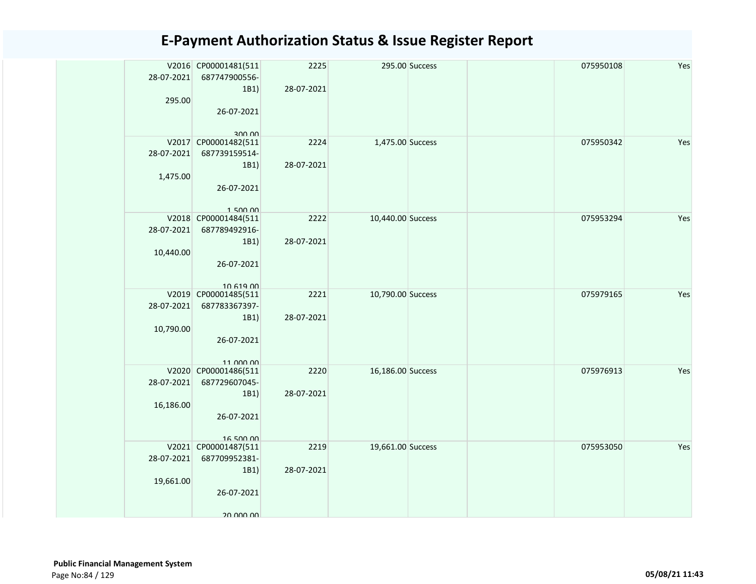# E-Payment Authorization Status & Issue Register Report

| | | | | | | | | |
|---|---|---|---|---|---|---|---|---|
| | V2016 28-07-2021 295.00 | CP00001481(511 687747900556-1B1) 26-07-2021 300.00 | 2225 28-07-2021 | 295.00 | Success | | 075950108 | Yes |
| | V2017 28-07-2021 1,475.00 | CP00001482(511 687739159514-1B1) 26-07-2021 1,500.00 | 2224 28-07-2021 | 1,475.00 | Success | | 075950342 | Yes |
| | V2018 28-07-2021 10,440.00 | CP00001484(511 687789492916-1B1) 26-07-2021 10,619.00 | 2222 28-07-2021 | 10,440.00 | Success | | 075953294 | Yes |
| | V2019 28-07-2021 10,790.00 | CP00001485(511 687783367397-1B1) 26-07-2021 11,000.00 | 2221 28-07-2021 | 10,790.00 | Success | | 075979165 | Yes |
| | V2020 28-07-2021 16,186.00 | CP00001486(511 687729607045-1B1) 26-07-2021 16,500.00 | 2220 28-07-2021 | 16,186.00 | Success | | 075976913 | Yes |
| | V2021 28-07-2021 19,661.00 | CP00001487(511 687709952381-1B1) 26-07-2021 20,000.00 | 2219 28-07-2021 | 19,661.00 | Success | | 075953050 | Yes |

**Public Financial Management System**

05/08/21 11:43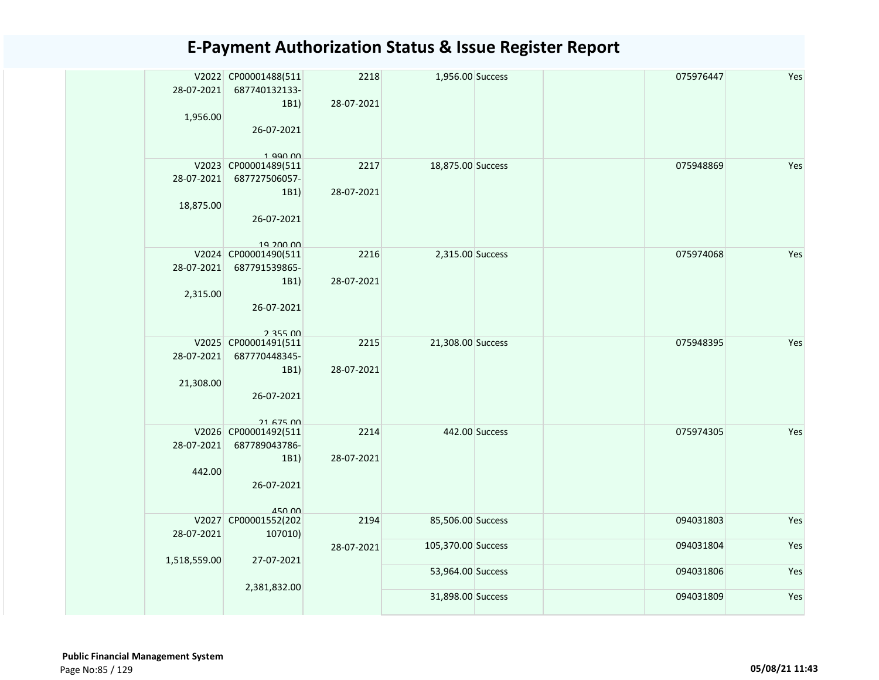# E-Payment Authorization Status & Issue Register Report

| | | | | | | | | |
|---|---|---|---|---|---|---|---|---|
| | V2022 28-07-2021 1,956.00 | CP00001488(511687740132133-1B1) 26-07-2021 1,990.00 | 2218 28-07-2021 | 1,956.00 | Success | | 075976447 | Yes |
| | V2023 28-07-2021 18,875.00 | CP00001489(511687727506057-1B1) 26-07-2021 19,200.00 | 2217 28-07-2021 | 18,875.00 | Success | | 075948869 | Yes |
| | V2024 28-07-2021 2,315.00 | CP00001490(511687791539865-1B1) 26-07-2021 2,355.00 | 2216 28-07-2021 | 2,315.00 | Success | | 075974068 | Yes |
| | V2025 28-07-2021 21,308.00 | CP00001491(511687770448345-1B1) 26-07-2021 21,675.00 | 2215 28-07-2021 | 21,308.00 | Success | | 075948395 | Yes |
| | V2026 28-07-2021 442.00 | CP00001492(511687789043786-1B1) 26-07-2021 450.00 | 2214 28-07-2021 | 442.00 | Success | | 075974305 | Yes |
| | V2027 28-07-2021 1,518,559.00 | CP00001552(202107010) 27-07-2021 2,381,832.00 | 2194 28-07-2021 | 85,506.00 | Success | | 094031803 | Yes |
| | | | | 105,370.00 | Success | | 094031804 | Yes |
| | | | | 53,964.00 | Success | | 094031806 | Yes |
| | | | | 31,898.00 | Success | | 094031809 | Yes |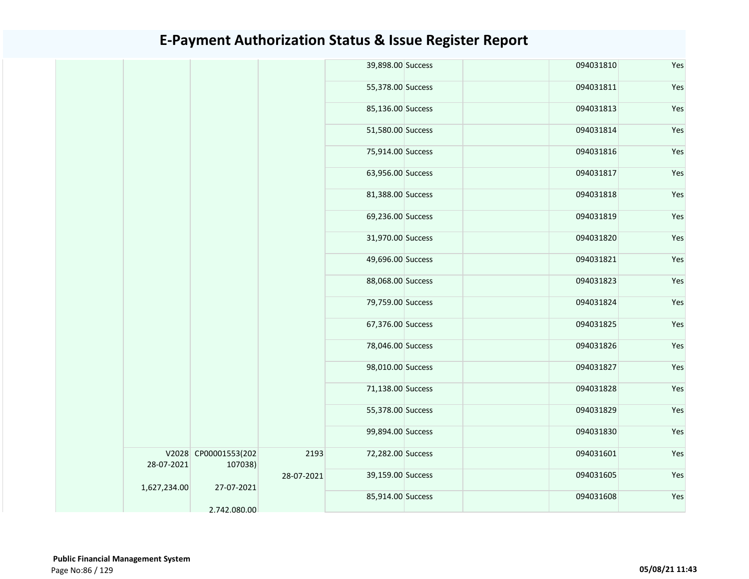# E-Payment Authorization Status & Issue Register Report

| | | | | | | | | |
|---|---|---|---|---|---|---|---|---|
| | | | | 39,898.00 | Success | | 094031810 | Yes |
| | | | | 55,378.00 | Success | | 094031811 | Yes |
| | | | | 85,136.00 | Success | | 094031813 | Yes |
| | | | | 51,580.00 | Success | | 094031814 | Yes |
| | | | | 75,914.00 | Success | | 094031816 | Yes |
| | | | | 63,956.00 | Success | | 094031817 | Yes |
| | | | | 81,388.00 | Success | | 094031818 | Yes |
| | | | | 69,236.00 | Success | | 094031819 | Yes |
| | | | | 31,970.00 | Success | | 094031820 | Yes |
| | | | | 49,696.00 | Success | | 094031821 | Yes |
| | | | | 88,068.00 | Success | | 094031823 | Yes |
| | | | | 79,759.00 | Success | | 094031824 | Yes |
| | | | | 67,376.00 | Success | | 094031825 | Yes |
| | | | | 78,046.00 | Success | | 094031826 | Yes |
| | | | | 98,010.00 | Success | | 094031827 | Yes |
| | | | | 71,138.00 | Success | | 094031828 | Yes |
| | | | | 55,378.00 | Success | | 094031829 | Yes |
| | | | | 99,894.00 | Success | | 094031830 | Yes |
| | V2028 28-07-2021 1,627,234.00 | CP00001553(202107038) 27-07-2021 2,742,080.00 | 2193 28-07-2021 | 72,282.00 | Success | | 094031601 | Yes |
| | | | | 39,159.00 | Success | | 094031605 | Yes |
| | | | | 85,914.00 | Success | | 094031608 | Yes |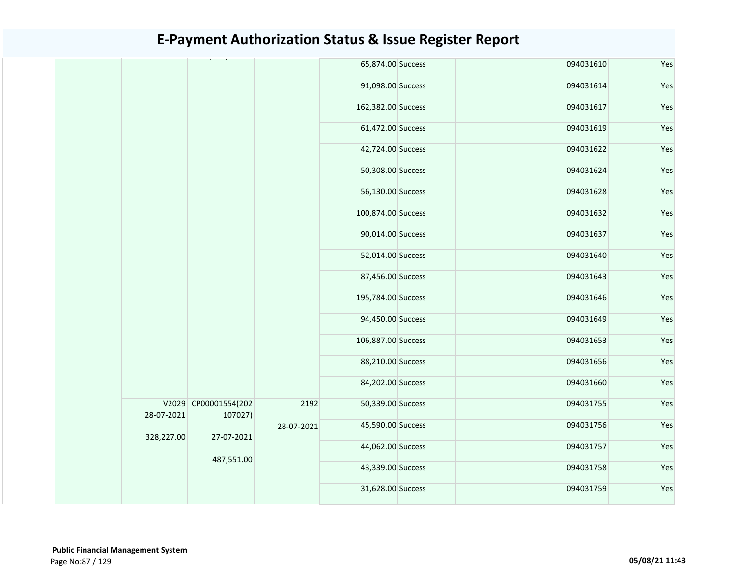# E-Payment Authorization Status & Issue Register Report

| | | | | | | | | |
|---|---|---|---|---|---|---|---|---|
| | | | | 65,874.00 | Success | | 094031610 | Yes |
| | | | | 91,098.00 | Success | | 094031614 | Yes |
| | | | | 162,382.00 | Success | | 094031617 | Yes |
| | | | | 61,472.00 | Success | | 094031619 | Yes |
| | | | | 42,724.00 | Success | | 094031622 | Yes |
| | | | | 50,308.00 | Success | | 094031624 | Yes |
| | | | | 56,130.00 | Success | | 094031628 | Yes |
| | | | | 100,874.00 | Success | | 094031632 | Yes |
| | | | | 90,014.00 | Success | | 094031637 | Yes |
| | | | | 52,014.00 | Success | | 094031640 | Yes |
| | | | | 87,456.00 | Success | | 094031643 | Yes |
| | | | | 195,784.00 | Success | | 094031646 | Yes |
| | | | | 94,450.00 | Success | | 094031649 | Yes |
| | | | | 106,887.00 | Success | | 094031653 | Yes |
| | | | | 88,210.00 | Success | | 094031656 | Yes |
| | | | | 84,202.00 | Success | | 094031660 | Yes |
| | V2029 28-07-2021 328,227.00 | CP00001554(202107027) 27-07-2021 487,551.00 | 2192 28-07-2021 | 50,339.00 | Success | | 094031755 | Yes |
| | | | | 45,590.00 | Success | | 094031756 | Yes |
| | | | | 44,062.00 | Success | | 094031757 | Yes |
| | | | | 43,339.00 | Success | | 094031758 | Yes |
| | | | | 31,628.00 | Success | | 094031759 | Yes |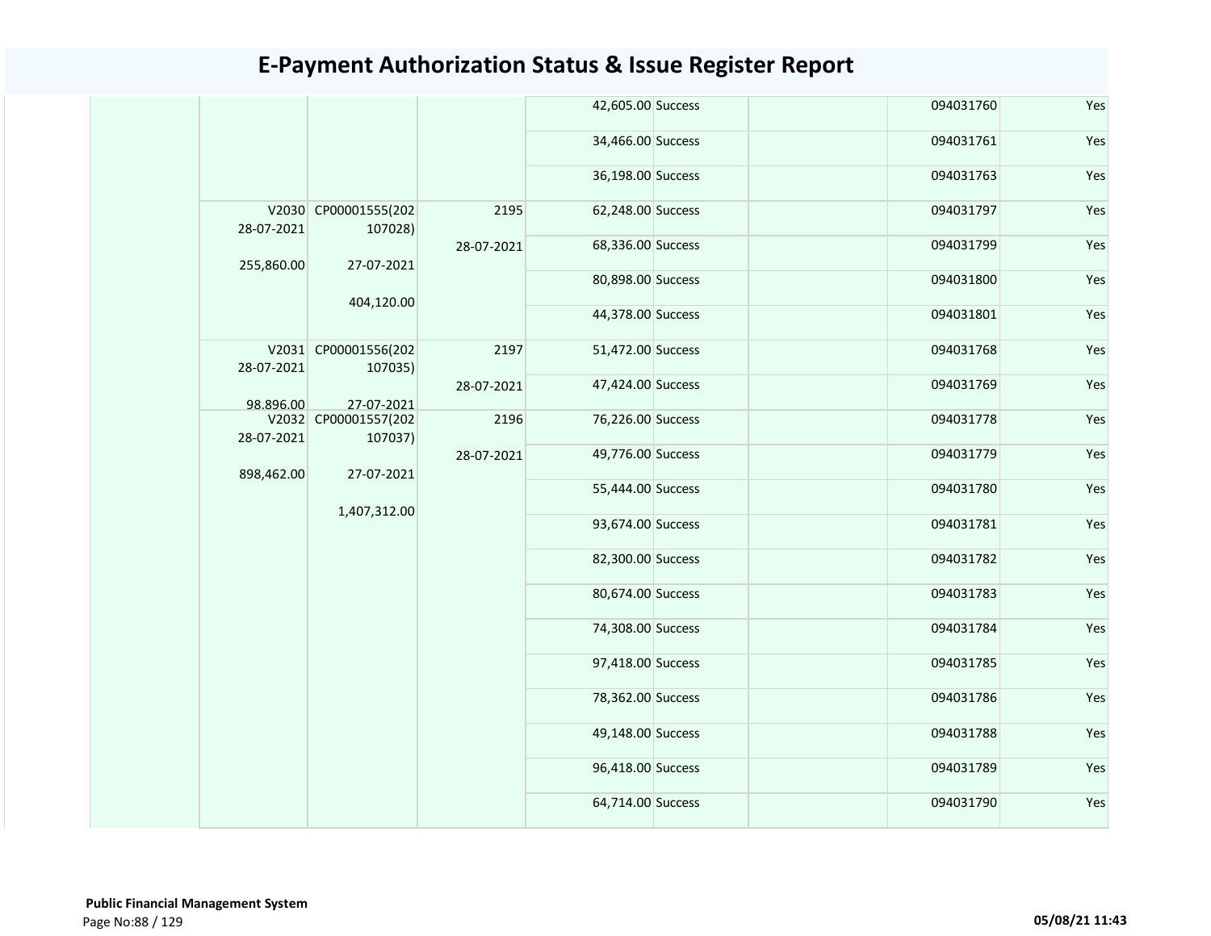# E-Payment Authorization Status & Issue Register Report

| | | | | | | | | |
|---|---|---|---|---|---|---|---|---|
| | | | | 42,605.00 | Success | | 094031760 | Yes |
| | | | | 34,466.00 | Success | | 094031761 | Yes |
| | | | | 36,198.00 | Success | | 094031763 | Yes |
| | V2030 28-07-2021 255,860.00 | CP00001555(202107028) 27-07-2021 404,120.00 | 2195 28-07-2021 | 62,248.00 | Success | | 094031797 | Yes |
| | | | | 68,336.00 | Success | | 094031799 | Yes |
| | | | | 80,898.00 | Success | | 094031800 | Yes |
| | | | | 44,378.00 | Success | | 094031801 | Yes |
| | V2031 28-07-2021 98,896.00 | CP00001556(202107035) 27-07-2021 | 2197 28-07-2021 | 51,472.00 | Success | | 094031768 | Yes |
| | | | | 47,424.00 | Success | | 094031769 | Yes |
| | V2032 28-07-2021 898,462.00 | CP00001557(202107037) 27-07-2021 1,407,312.00 | 2196 28-07-2021 | 76,226.00 | Success | | 094031778 | Yes |
| | | | | 49,776.00 | Success | | 094031779 | Yes |
| | | | | 55,444.00 | Success | | 094031780 | Yes |
| | | | | 93,674.00 | Success | | 094031781 | Yes |
| | | | | 82,300.00 | Success | | 094031782 | Yes |
| | | | | 80,674.00 | Success | | 094031783 | Yes |
| | | | | 74,308.00 | Success | | 094031784 | Yes |
| | | | | 97,418.00 | Success | | 094031785 | Yes |
| | | | | 78,362.00 | Success | | 094031786 | Yes |
| | | | | 49,148.00 | Success | | 094031788 | Yes |
| | | | | 96,418.00 | Success | | 094031789 | Yes |
| | | | | 64,714.00 | Success | | 094031790 | Yes |

**Public Financial Management System**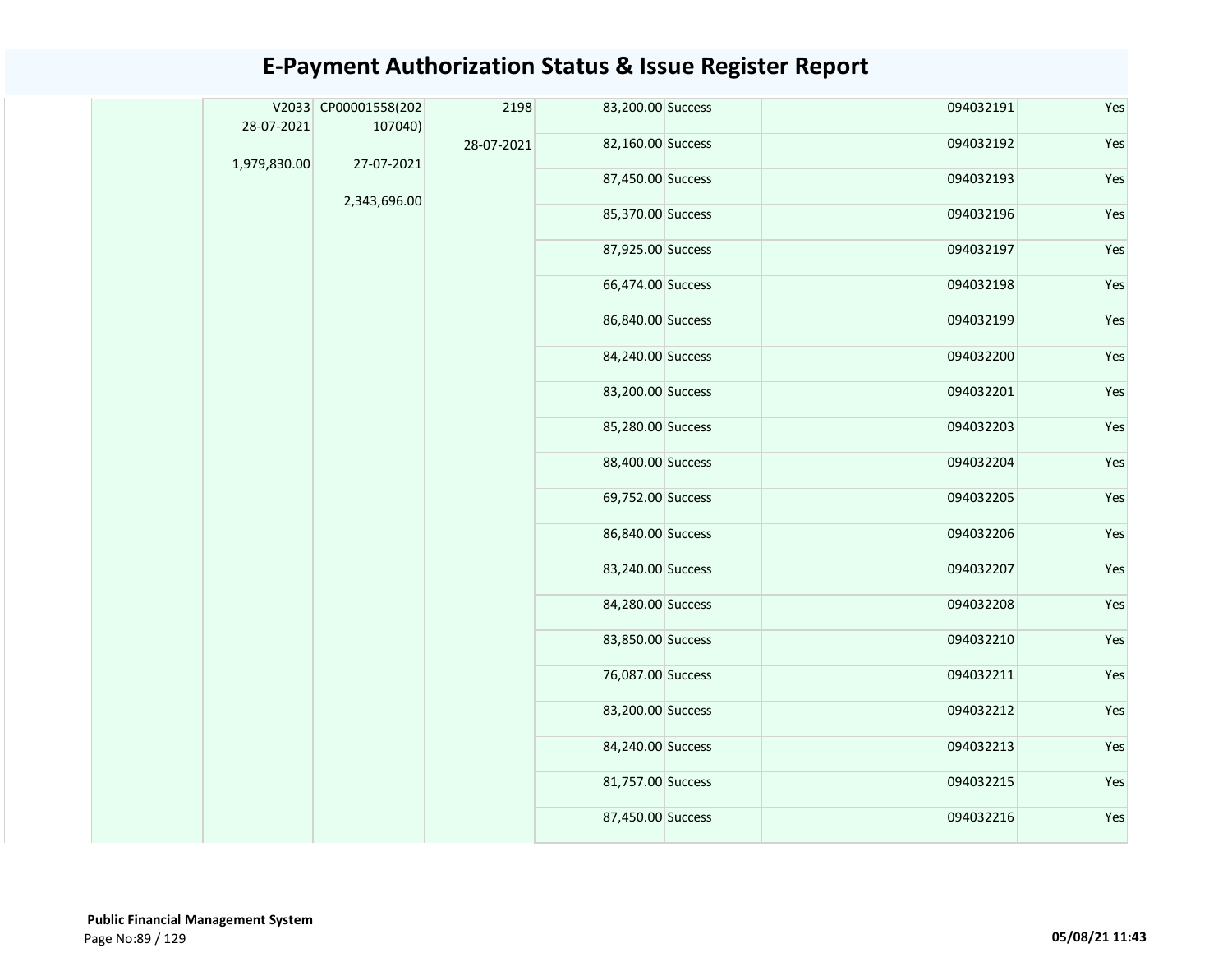# E-Payment Authorization Status & Issue Register Report

| | | | | | | | | |
|---|---|---|---|---|---|---|---|---|
| | V2033 28-07-2021 1,979,830.00 | CP00001558(202107040) 27-07-2021 2,343,696.00 | 2198 28-07-2021 | 83,200.00 | Success | | 094032191 | Yes |
| | | | | 82,160.00 | Success | | 094032192 | Yes |
| | | | | 87,450.00 | Success | | 094032193 | Yes |
| | | | | 85,370.00 | Success | | 094032196 | Yes |
| | | | | 87,925.00 | Success | | 094032197 | Yes |
| | | | | 66,474.00 | Success | | 094032198 | Yes |
| | | | | 86,840.00 | Success | | 094032199 | Yes |
| | | | | 84,240.00 | Success | | 094032200 | Yes |
| | | | | 83,200.00 | Success | | 094032201 | Yes |
| | | | | 85,280.00 | Success | | 094032203 | Yes |
| | | | | 88,400.00 | Success | | 094032204 | Yes |
| | | | | 69,752.00 | Success | | 094032205 | Yes |
| | | | | 86,840.00 | Success | | 094032206 | Yes |
| | | | | 83,240.00 | Success | | 094032207 | Yes |
| | | | | 84,280.00 | Success | | 094032208 | Yes |
| | | | | 83,850.00 | Success | | 094032210 | Yes |
| | | | | 76,087.00 | Success | | 094032211 | Yes |
| | | | | 83,200.00 | Success | | 094032212 | Yes |
| | | | | 84,240.00 | Success | | 094032213 | Yes |
| | | | | 81,757.00 | Success | | 094032215 | Yes |
| | | | | 87,450.00 | Success | | 094032216 | Yes |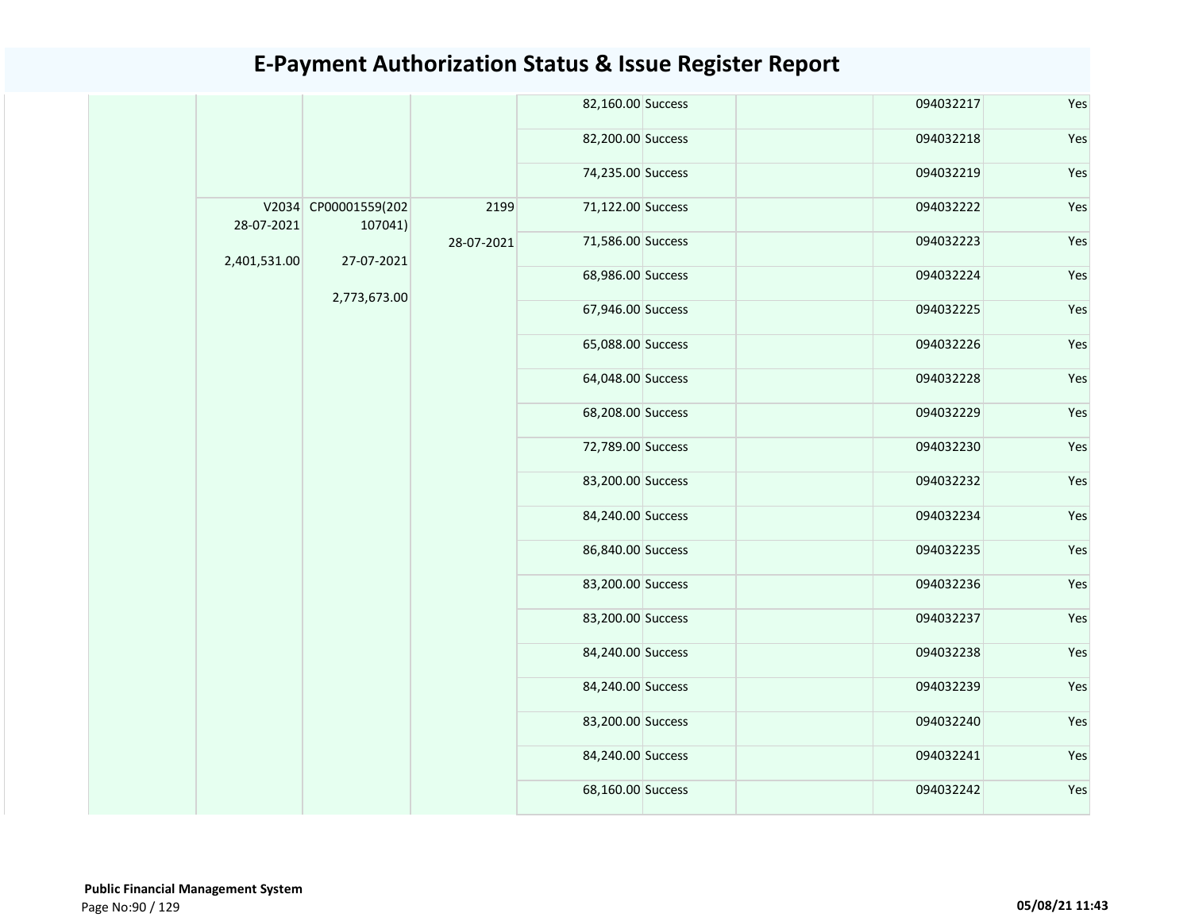# E-Payment Authorization Status & Issue Register Report

| | | | | | | | | |
|---|---|---|---|---|---|---|---|---|
| | | | | 82,160.00 | Success | | 094032217 | Yes |
| | | | | 82,200.00 | Success | | 094032218 | Yes |
| | | | | 74,235.00 | Success | | 094032219 | Yes |
| | V2034 28-07-2021 2,401,531.00 | CP00001559(202107041) 27-07-2021 2,773,673.00 | 2199 28-07-2021 | 71,122.00 | Success | | 094032222 | Yes |
| | | | | 71,586.00 | Success | | 094032223 | Yes |
| | | | | 68,986.00 | Success | | 094032224 | Yes |
| | | | | 67,946.00 | Success | | 094032225 | Yes |
| | | | | 65,088.00 | Success | | 094032226 | Yes |
| | | | | 64,048.00 | Success | | 094032228 | Yes |
| | | | | 68,208.00 | Success | | 094032229 | Yes |
| | | | | 72,789.00 | Success | | 094032230 | Yes |
| | | | | 83,200.00 | Success | | 094032232 | Yes |
| | | | | 84,240.00 | Success | | 094032234 | Yes |
| | | | | 86,840.00 | Success | | 094032235 | Yes |
| | | | | 83,200.00 | Success | | 094032236 | Yes |
| | | | | 83,200.00 | Success | | 094032237 | Yes |
| | | | | 84,240.00 | Success | | 094032238 | Yes |
| | | | | 84,240.00 | Success | | 094032239 | Yes |
| | | | | 83,200.00 | Success | | 094032240 | Yes |
| | | | | 84,240.00 | Success | | 094032241 | Yes |
| | | | | 68,160.00 | Success | | 094032242 | Yes |

**Public Financial Management System**

05/08/21 11:43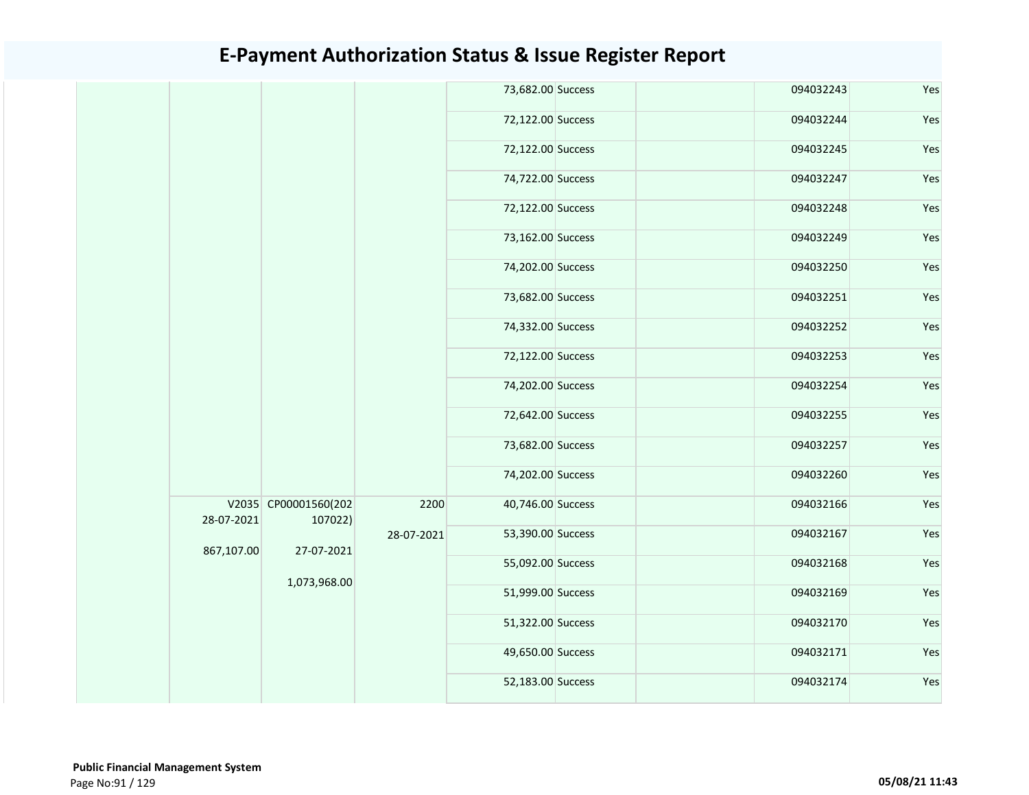# E-Payment Authorization Status & Issue Register Report

| | | | | | | | | |
|---|---|---|---|---|---|---|---|---|
| | | | | 73,682.00 | Success | | 094032243 | Yes |
| | | | | 72,122.00 | Success | | 094032244 | Yes |
| | | | | 72,122.00 | Success | | 094032245 | Yes |
| | | | | 74,722.00 | Success | | 094032247 | Yes |
| | | | | 72,122.00 | Success | | 094032248 | Yes |
| | | | | 73,162.00 | Success | | 094032249 | Yes |
| | | | | 74,202.00 | Success | | 094032250 | Yes |
| | | | | 73,682.00 | Success | | 094032251 | Yes |
| | | | | 74,332.00 | Success | | 094032252 | Yes |
| | | | | 72,122.00 | Success | | 094032253 | Yes |
| | | | | 74,202.00 | Success | | 094032254 | Yes |
| | | | | 72,642.00 | Success | | 094032255 | Yes |
| | | | | 73,682.00 | Success | | 094032257 | Yes |
| | | | | 74,202.00 | Success | | 094032260 | Yes |
| | V2035 28-07-2021 867,107.00 | CP00001560(202107022) 27-07-2021 1,073,968.00 | 2200 28-07-2021 | 40,746.00 | Success | | 094032166 | Yes |
| | | | | 53,390.00 | Success | | 094032167 | Yes |
| | | | | 55,092.00 | Success | | 094032168 | Yes |
| | | | | 51,999.00 | Success | | 094032169 | Yes |
| | | | | 51,322.00 | Success | | 094032170 | Yes |
| | | | | 49,650.00 | Success | | 094032171 | Yes |
| | | | | 52,183.00 | Success | | 094032174 | Yes |

**Public Financial Management System**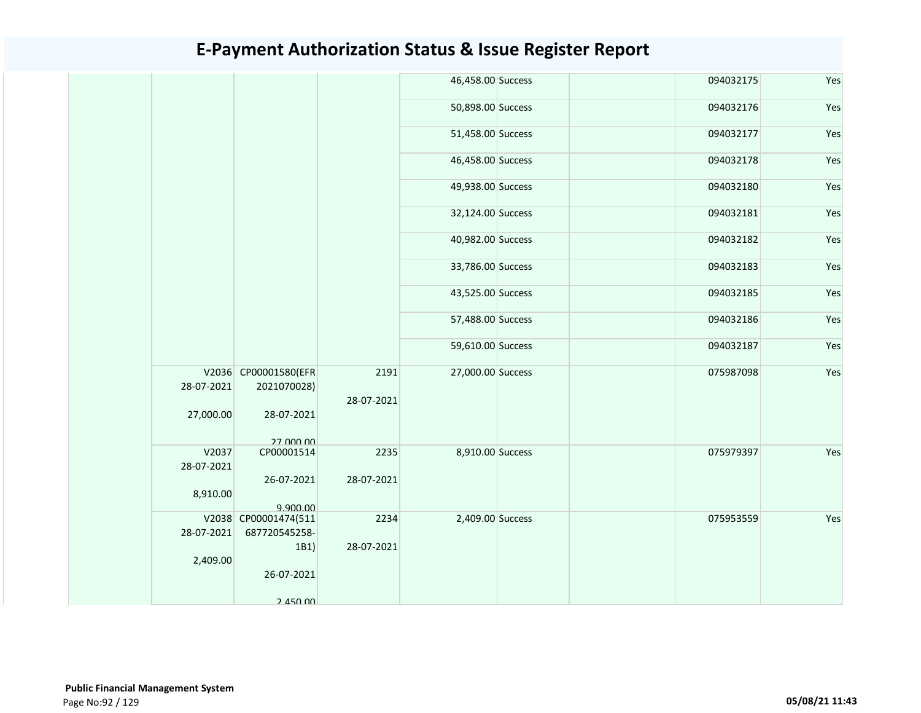# E-Payment Authorization Status & Issue Register Report

| | | | | | | | | |
|---|---|---|---|---|---|---|---|---|
| | | | | 46,458.00 | Success | | 094032175 | Yes |
| | | | | 50,898.00 | Success | | 094032176 | Yes |
| | | | | 51,458.00 | Success | | 094032177 | Yes |
| | | | | 46,458.00 | Success | | 094032178 | Yes |
| | | | | 49,938.00 | Success | | 094032180 | Yes |
| | | | | 32,124.00 | Success | | 094032181 | Yes |
| | | | | 40,982.00 | Success | | 094032182 | Yes |
| | | | | 33,786.00 | Success | | 094032183 | Yes |
| | | | | 43,525.00 | Success | | 094032185 | Yes |
| | | | | 57,488.00 | Success | | 094032186 | Yes |
| | | | | 59,610.00 | Success | | 094032187 | Yes |
| | V2036 28-07-2021 27,000.00 | CP00001580(EFR 2021070028) 28-07-2021 27,000.00 | 2191 28-07-2021 | 27,000.00 | Success | | 075987098 | Yes |
| | V2037 28-07-2021 8,910.00 | CP00001514 26-07-2021 9,900.00 | 2235 28-07-2021 | 8,910.00 | Success | | 075979397 | Yes |
| | V2038 28-07-2021 2,409.00 | CP00001474(511 687720545258-1B1) 26-07-2021 2,450.00 | 2234 28-07-2021 | 2,409.00 | Success | | 075953559 | Yes |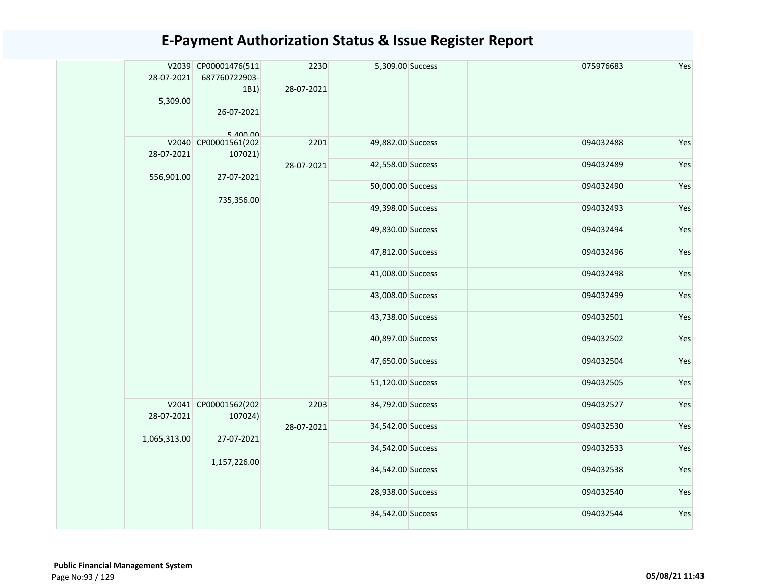# E-Payment Authorization Status & Issue Register Report

| | | | | | | | | |
|---|---|---|---|---|---|---|---|---|
| | V2039 28-07-2021 5,309.00 | CP00001476(511687760722903-1B1) 26-07-2021 5,400.00 | 2230 28-07-2021 | 5,309.00 | Success | | 075976683 | Yes |
| | V2040 28-07-2021 556,901.00 | CP00001561(202107021) 27-07-2021 735,356.00 | 2201 28-07-2021 | 49,882.00 | Success | | 094032488 | Yes |
| | | | | 42,558.00 | Success | | 094032489 | Yes |
| | | | | 50,000.00 | Success | | 094032490 | Yes |
| | | | | 49,398.00 | Success | | 094032493 | Yes |
| | | | | 49,830.00 | Success | | 094032494 | Yes |
| | | | | 47,812.00 | Success | | 094032496 | Yes |
| | | | | 41,008.00 | Success | | 094032498 | Yes |
| | | | | 43,008.00 | Success | | 094032499 | Yes |
| | | | | 43,738.00 | Success | | 094032501 | Yes |
| | | | | 40,897.00 | Success | | 094032502 | Yes |
| | | | | 47,650.00 | Success | | 094032504 | Yes |
| | | | | 51,120.00 | Success | | 094032505 | Yes |
| | V2041 28-07-2021 1,065,313.00 | CP00001562(202107024) 27-07-2021 1,157,226.00 | 2203 28-07-2021 | 34,792.00 | Success | | 094032527 | Yes |
| | | | | 34,542.00 | Success | | 094032530 | Yes |
| | | | | 34,542.00 | Success | | 094032533 | Yes |
| | | | | 34,542.00 | Success | | 094032538 | Yes |
| | | | | 28,938.00 | Success | | 094032540 | Yes |
| | | | | 34,542.00 | Success | | 094032544 | Yes |

**Public Financial Management System**
05/08/21 11:43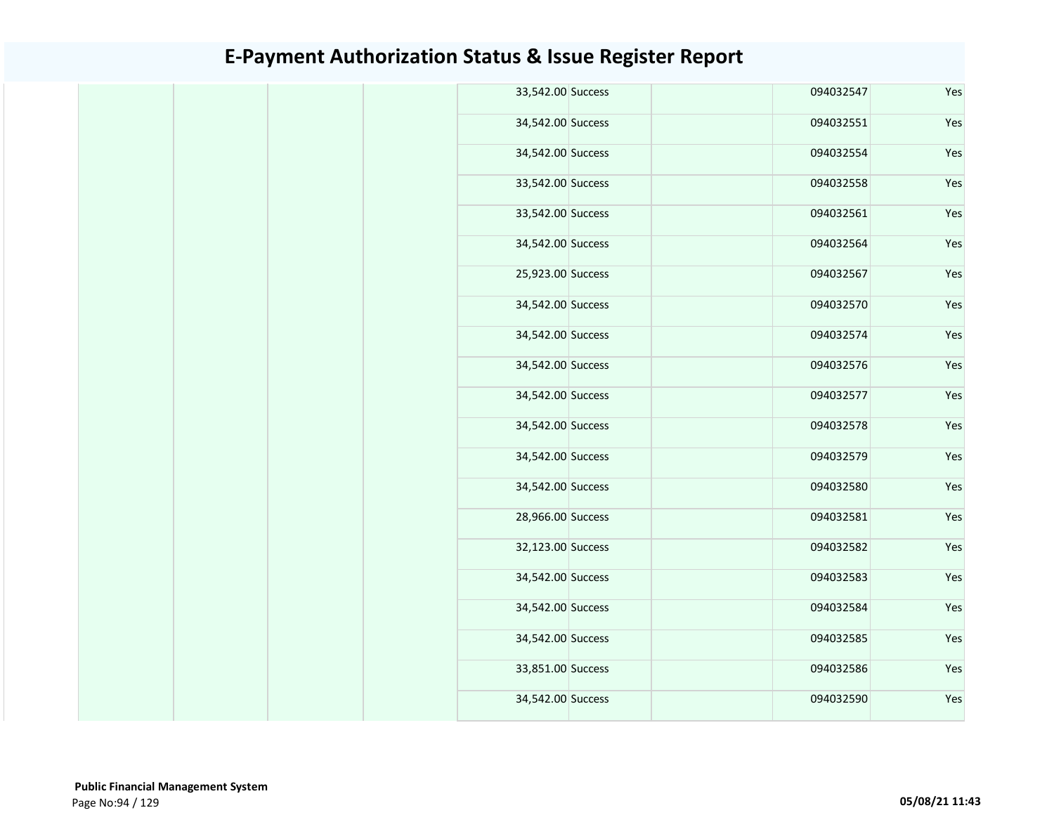# E-Payment Authorization Status & Issue Register Report

| | | | | | | | | |
|---|---|---|---|---|---|---|---|---|
| | | | | 33,542.00 | Success | | 094032547 | Yes |
| | | | | 34,542.00 | Success | | 094032551 | Yes |
| | | | | 34,542.00 | Success | | 094032554 | Yes |
| | | | | 33,542.00 | Success | | 094032558 | Yes |
| | | | | 33,542.00 | Success | | 094032561 | Yes |
| | | | | 34,542.00 | Success | | 094032564 | Yes |
| | | | | 25,923.00 | Success | | 094032567 | Yes |
| | | | | 34,542.00 | Success | | 094032570 | Yes |
| | | | | 34,542.00 | Success | | 094032574 | Yes |
| | | | | 34,542.00 | Success | | 094032576 | Yes |
| | | | | 34,542.00 | Success | | 094032577 | Yes |
| | | | | 34,542.00 | Success | | 094032578 | Yes |
| | | | | 34,542.00 | Success | | 094032579 | Yes |
| | | | | 34,542.00 | Success | | 094032580 | Yes |
| | | | | 28,966.00 | Success | | 094032581 | Yes |
| | | | | 32,123.00 | Success | | 094032582 | Yes |
| | | | | 34,542.00 | Success | | 094032583 | Yes |
| | | | | 34,542.00 | Success | | 094032584 | Yes |
| | | | | 34,542.00 | Success | | 094032585 | Yes |
| | | | | 33,851.00 | Success | | 094032586 | Yes |
| | | | | 34,542.00 | Success | | 094032590 | Yes |

**Public Financial Management System**

05/08/21 11:43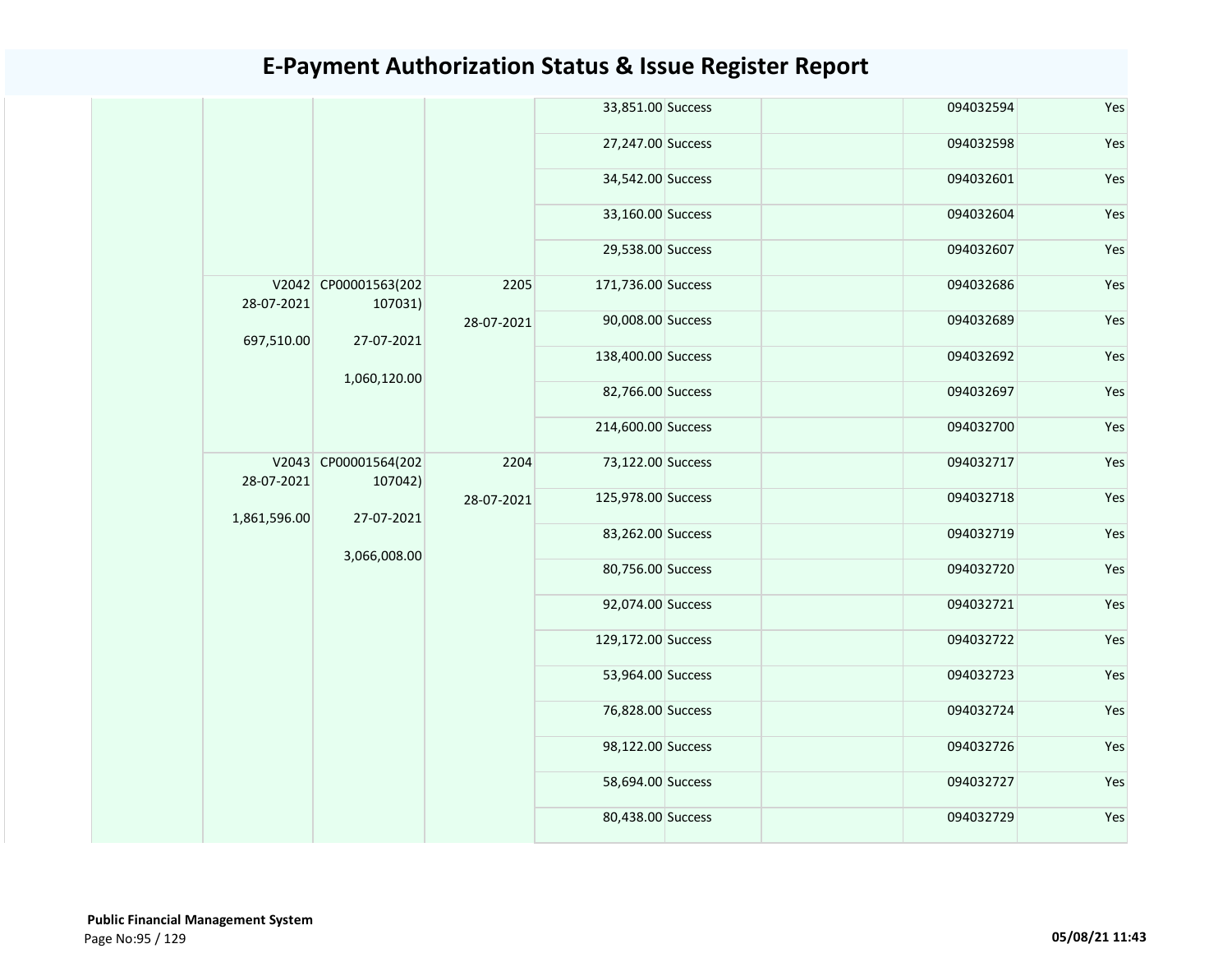# E-Payment Authorization Status & Issue Register Report

| | | | | | | | | |
|---|---|---|---|---|---|---|---|---|
| | | | | 33,851.00 | Success | | 094032594 | Yes |
| | | | | 27,247.00 | Success | | 094032598 | Yes |
| | | | | 34,542.00 | Success | | 094032601 | Yes |
| | | | | 33,160.00 | Success | | 094032604 | Yes |
| | | | | 29,538.00 | Success | | 094032607 | Yes |
| | V2042 28-07-2021 697,510.00 | CP00001563(202107031) 27-07-2021 1,060,120.00 | 2205 28-07-2021 | 171,736.00 | Success | | 094032686 | Yes |
| | | | | 90,008.00 | Success | | 094032689 | Yes |
| | | | | 138,400.00 | Success | | 094032692 | Yes |
| | | | | 82,766.00 | Success | | 094032697 | Yes |
| | | | | 214,600.00 | Success | | 094032700 | Yes |
| | V2043 28-07-2021 1,861,596.00 | CP00001564(202107042) 27-07-2021 3,066,008.00 | 2204 28-07-2021 | 73,122.00 | Success | | 094032717 | Yes |
| | | | | 125,978.00 | Success | | 094032718 | Yes |
| | | | | 83,262.00 | Success | | 094032719 | Yes |
| | | | | 80,756.00 | Success | | 094032720 | Yes |
| | | | | 92,074.00 | Success | | 094032721 | Yes |
| | | | | 129,172.00 | Success | | 094032722 | Yes |
| | | | | 53,964.00 | Success | | 094032723 | Yes |
| | | | | 76,828.00 | Success | | 094032724 | Yes |
| | | | | 98,122.00 | Success | | 094032726 | Yes |
| | | | | 58,694.00 | Success | | 094032727 | Yes |
| | | | | 80,438.00 | Success | | 094032729 | Yes |

**Public Financial Management System**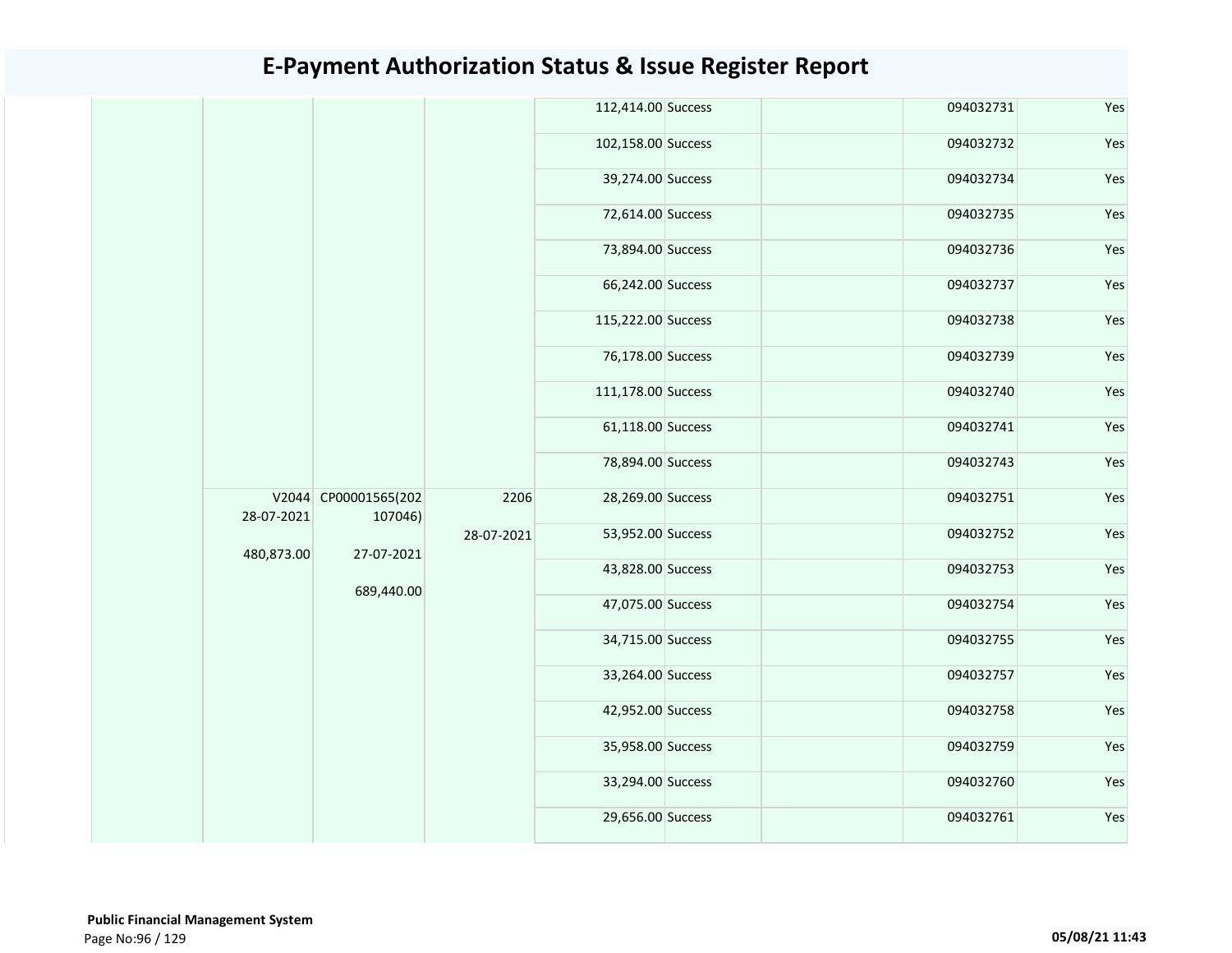# E-Payment Authorization Status & Issue Register Report

| | | | | | | | | |
|---|---|---|---|---|---|---|---|---|
| | | | | 112,414.00 | Success | | 094032731 | Yes |
| | | | | 102,158.00 | Success | | 094032732 | Yes |
| | | | | 39,274.00 | Success | | 094032734 | Yes |
| | | | | 72,614.00 | Success | | 094032735 | Yes |
| | | | | 73,894.00 | Success | | 094032736 | Yes |
| | | | | 66,242.00 | Success | | 094032737 | Yes |
| | | | | 115,222.00 | Success | | 094032738 | Yes |
| | | | | 76,178.00 | Success | | 094032739 | Yes |
| | | | | 111,178.00 | Success | | 094032740 | Yes |
| | | | | 61,118.00 | Success | | 094032741 | Yes |
| | | | | 78,894.00 | Success | | 094032743 | Yes |
| | V2044 28-07-2021 480,873.00 | CP00001565(202107046) 27-07-2021 689,440.00 | 2206 28-07-2021 | 28,269.00 | Success | | 094032751 | Yes |
| | | | | 53,952.00 | Success | | 094032752 | Yes |
| | | | | 43,828.00 | Success | | 094032753 | Yes |
| | | | | 47,075.00 | Success | | 094032754 | Yes |
| | | | | 34,715.00 | Success | | 094032755 | Yes |
| | | | | 33,264.00 | Success | | 094032757 | Yes |
| | | | | 42,952.00 | Success | | 094032758 | Yes |
| | | | | 35,958.00 | Success | | 094032759 | Yes |
| | | | | 33,294.00 | Success | | 094032760 | Yes |
| | | | | 29,656.00 | Success | | 094032761 | Yes |

**Public Financial Management System**

05/08/21 11:43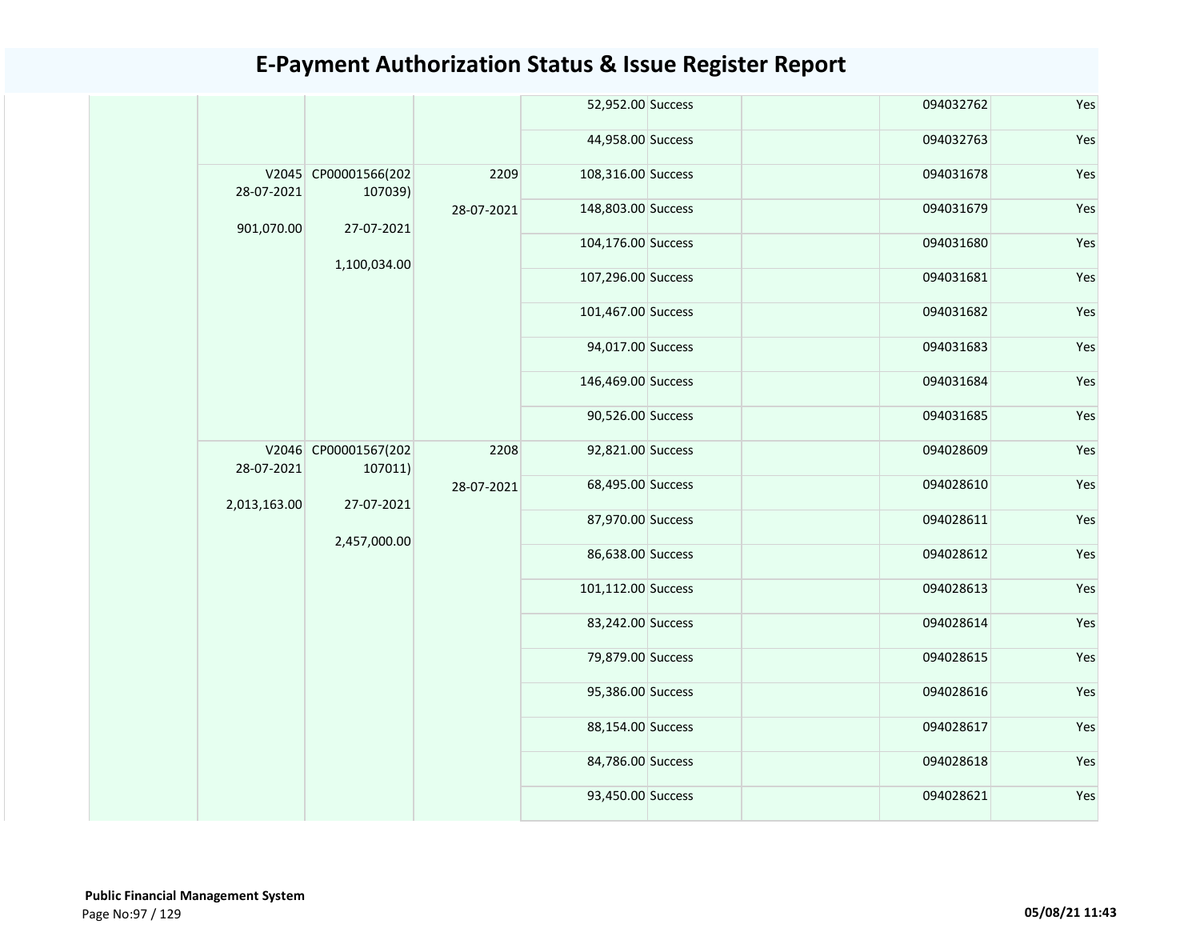# E-Payment Authorization Status & Issue Register Report

| | | | | | | | | |
|---|---|---|---|---|---|---|---|---|
| | | | | 52,952.00 | Success | | 094032762 | Yes |
| | | | | 44,958.00 | Success | | 094032763 | Yes |
| | V2045 28-07-2021 901,070.00 | CP00001566(202107039) 27-07-2021 1,100,034.00 | 2209 28-07-2021 | 108,316.00 | Success | | 094031678 | Yes |
| | | | | 148,803.00 | Success | | 094031679 | Yes |
| | | | | 104,176.00 | Success | | 094031680 | Yes |
| | | | | 107,296.00 | Success | | 094031681 | Yes |
| | | | | 101,467.00 | Success | | 094031682 | Yes |
| | | | | 94,017.00 | Success | | 094031683 | Yes |
| | | | | 146,469.00 | Success | | 094031684 | Yes |
| | | | | 90,526.00 | Success | | 094031685 | Yes |
| | V2046 28-07-2021 2,013,163.00 | CP00001567(202107011) 27-07-2021 2,457,000.00 | 2208 28-07-2021 | 92,821.00 | Success | | 094028609 | Yes |
| | | | | 68,495.00 | Success | | 094028610 | Yes |
| | | | | 87,970.00 | Success | | 094028611 | Yes |
| | | | | 86,638.00 | Success | | 094028612 | Yes |
| | | | | 101,112.00 | Success | | 094028613 | Yes |
| | | | | 83,242.00 | Success | | 094028614 | Yes |
| | | | | 79,879.00 | Success | | 094028615 | Yes |
| | | | | 95,386.00 | Success | | 094028616 | Yes |
| | | | | 88,154.00 | Success | | 094028617 | Yes |
| | | | | 84,786.00 | Success | | 094028618 | Yes |
| | | | | 93,450.00 | Success | | 094028621 | Yes |

**Public Financial Management System**

05/08/21 11:43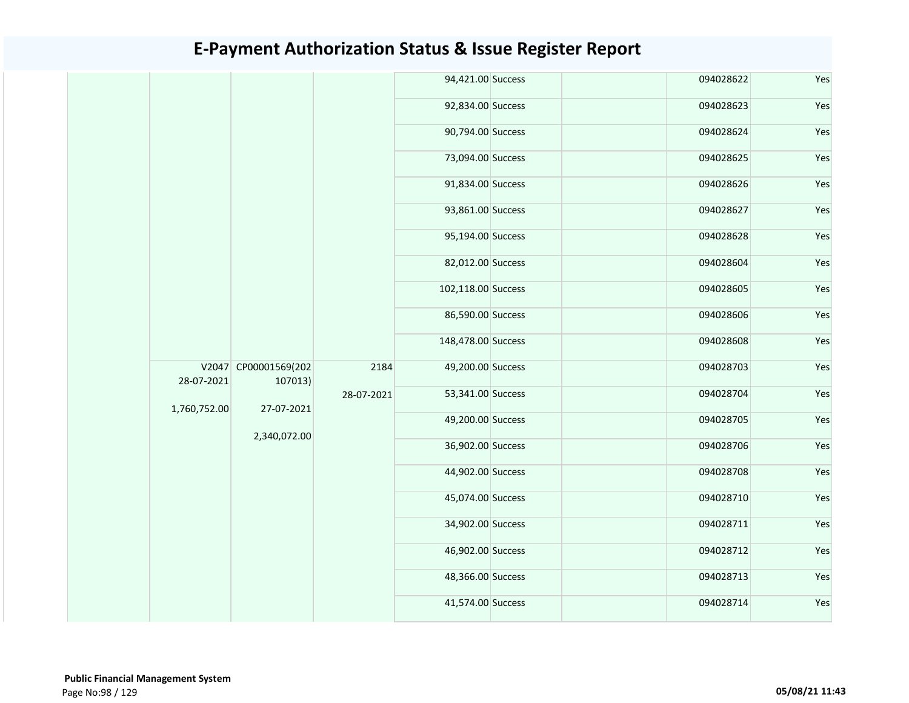# E-Payment Authorization Status & Issue Register Report

| | | | | | | | | |
|---|---|---|---|---|---|---|---|---|
| | | | | 94,421.00 | Success | | 094028622 | Yes |
| | | | | 92,834.00 | Success | | 094028623 | Yes |
| | | | | 90,794.00 | Success | | 094028624 | Yes |
| | | | | 73,094.00 | Success | | 094028625 | Yes |
| | | | | 91,834.00 | Success | | 094028626 | Yes |
| | | | | 93,861.00 | Success | | 094028627 | Yes |
| | | | | 95,194.00 | Success | | 094028628 | Yes |
| | | | | 82,012.00 | Success | | 094028604 | Yes |
| | | | | 102,118.00 | Success | | 094028605 | Yes |
| | | | | 86,590.00 | Success | | 094028606 | Yes |
| | | | | 148,478.00 | Success | | 094028608 | Yes |
| | V2047 28-07-2021 1,760,752.00 | CP00001569(202107013) 27-07-2021 2,340,072.00 | 2184 28-07-2021 | 49,200.00 | Success | | 094028703 | Yes |
| | | | | 53,341.00 | Success | | 094028704 | Yes |
| | | | | 49,200.00 | Success | | 094028705 | Yes |
| | | | | 36,902.00 | Success | | 094028706 | Yes |
| | | | | 44,902.00 | Success | | 094028708 | Yes |
| | | | | 45,074.00 | Success | | 094028710 | Yes |
| | | | | 34,902.00 | Success | | 094028711 | Yes |
| | | | | 46,902.00 | Success | | 094028712 | Yes |
| | | | | 48,366.00 | Success | | 094028713 | Yes |
| | | | | 41,574.00 | Success | | 094028714 | Yes |

**Public Financial Management System**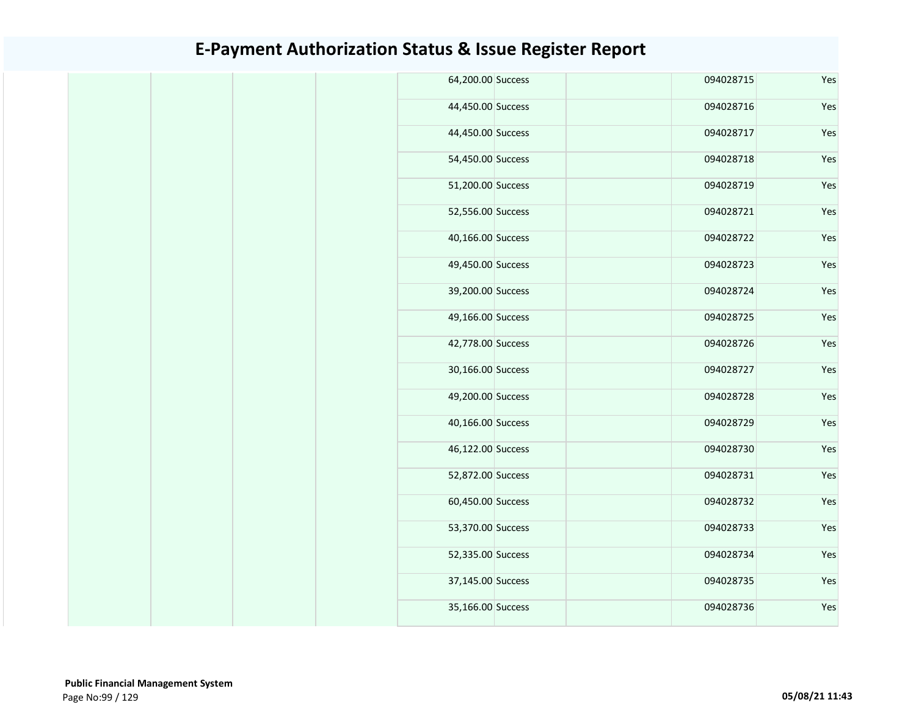# E-Payment Authorization Status & Issue Register Report

| | | | | | | | | |
|---|---|---|---|---|---|---|---|---|
| | | | | 64,200.00 | Success | | 094028715 | Yes |
| | | | | 44,450.00 | Success | | 094028716 | Yes |
| | | | | 44,450.00 | Success | | 094028717 | Yes |
| | | | | 54,450.00 | Success | | 094028718 | Yes |
| | | | | 51,200.00 | Success | | 094028719 | Yes |
| | | | | 52,556.00 | Success | | 094028721 | Yes |
| | | | | 40,166.00 | Success | | 094028722 | Yes |
| | | | | 49,450.00 | Success | | 094028723 | Yes |
| | | | | 39,200.00 | Success | | 094028724 | Yes |
| | | | | 49,166.00 | Success | | 094028725 | Yes |
| | | | | 42,778.00 | Success | | 094028726 | Yes |
| | | | | 30,166.00 | Success | | 094028727 | Yes |
| | | | | 49,200.00 | Success | | 094028728 | Yes |
| | | | | 40,166.00 | Success | | 094028729 | Yes |
| | | | | 46,122.00 | Success | | 094028730 | Yes |
| | | | | 52,872.00 | Success | | 094028731 | Yes |
| | | | | 60,450.00 | Success | | 094028732 | Yes |
| | | | | 53,370.00 | Success | | 094028733 | Yes |
| | | | | 52,335.00 | Success | | 094028734 | Yes |
| | | | | 37,145.00 | Success | | 094028735 | Yes |
| | | | | 35,166.00 | Success | | 094028736 | Yes |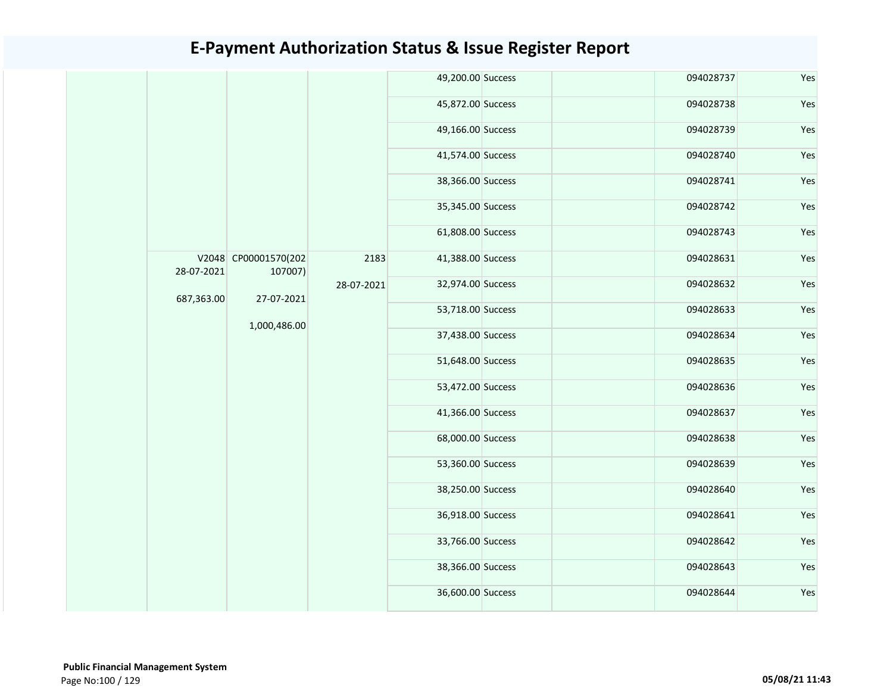# E-Payment Authorization Status & Issue Register Report

| | | | | | | | | |
|---|---|---|---|---|---|---|---|---|
| | | | | 49,200.00 | Success | | 094028737 | Yes |
| | | | | 45,872.00 | Success | | 094028738 | Yes |
| | | | | 49,166.00 | Success | | 094028739 | Yes |
| | | | | 41,574.00 | Success | | 094028740 | Yes |
| | | | | 38,366.00 | Success | | 094028741 | Yes |
| | | | | 35,345.00 | Success | | 094028742 | Yes |
| | | | | 61,808.00 | Success | | 094028743 | Yes |
| | V2048 28-07-2021 687,363.00 | CP00001570(202107007) 27-07-2021 1,000,486.00 | 2183 28-07-2021 | 41,388.00 | Success | | 094028631 | Yes |
| | | | | 32,974.00 | Success | | 094028632 | Yes |
| | | | | 53,718.00 | Success | | 094028633 | Yes |
| | | | | 37,438.00 | Success | | 094028634 | Yes |
| | | | | 51,648.00 | Success | | 094028635 | Yes |
| | | | | 53,472.00 | Success | | 094028636 | Yes |
| | | | | 41,366.00 | Success | | 094028637 | Yes |
| | | | | 68,000.00 | Success | | 094028638 | Yes |
| | | | | 53,360.00 | Success | | 094028639 | Yes |
| | | | | 38,250.00 | Success | | 094028640 | Yes |
| | | | | 36,918.00 | Success | | 094028641 | Yes |
| | | | | 33,766.00 | Success | | 094028642 | Yes |
| | | | | 38,366.00 | Success | | 094028643 | Yes |
| | | | | 36,600.00 | Success | | 094028644 | Yes |

**Public Financial Management System**

05/08/21 11:43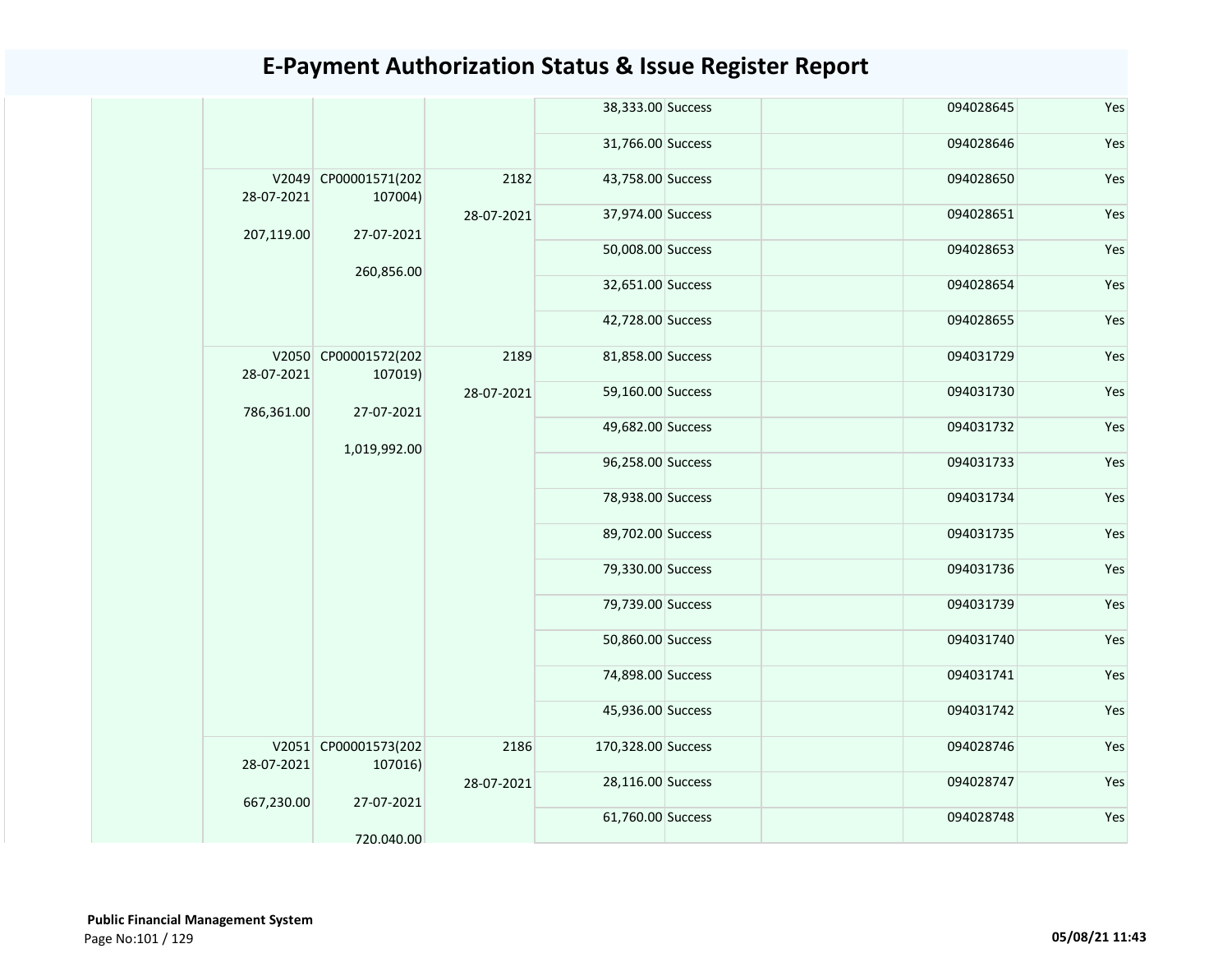# E-Payment Authorization Status & Issue Register Report

| | | | | | | | | |
|---|---|---|---|---|---|---|---|---|
| | | | | 38,333.00 | Success | | 094028645 | Yes |
| | | | | 31,766.00 | Success | | 094028646 | Yes |
| | V2049 28-07-2021 207,119.00 | CP00001571(202107004) 27-07-2021 260,856.00 | 2182 28-07-2021 | 43,758.00 | Success | | 094028650 | Yes |
| | | | | 37,974.00 | Success | | 094028651 | Yes |
| | | | | 50,008.00 | Success | | 094028653 | Yes |
| | | | | 32,651.00 | Success | | 094028654 | Yes |
| | | | | 42,728.00 | Success | | 094028655 | Yes |
| | V2050 28-07-2021 786,361.00 | CP00001572(202107019) 27-07-2021 1,019,992.00 | 2189 28-07-2021 | 81,858.00 | Success | | 094031729 | Yes |
| | | | | 59,160.00 | Success | | 094031730 | Yes |
| | | | | 49,682.00 | Success | | 094031732 | Yes |
| | | | | 96,258.00 | Success | | 094031733 | Yes |
| | | | | 78,938.00 | Success | | 094031734 | Yes |
| | | | | 89,702.00 | Success | | 094031735 | Yes |
| | | | | 79,330.00 | Success | | 094031736 | Yes |
| | | | | 79,739.00 | Success | | 094031739 | Yes |
| | | | | 50,860.00 | Success | | 094031740 | Yes |
| | | | | 74,898.00 | Success | | 094031741 | Yes |
| | | | | 45,936.00 | Success | | 094031742 | Yes |
| | V2051 28-07-2021 667,230.00 | CP00001573(202107016) 27-07-2021 720,040.00 | 2186 28-07-2021 | 170,328.00 | Success | | 094028746 | Yes |
| | | | | 28,116.00 | Success | | 094028747 | Yes |
| | | | | 61,760.00 | Success | | 094028748 | Yes |

**Public Financial Management System**

05/08/21 11:43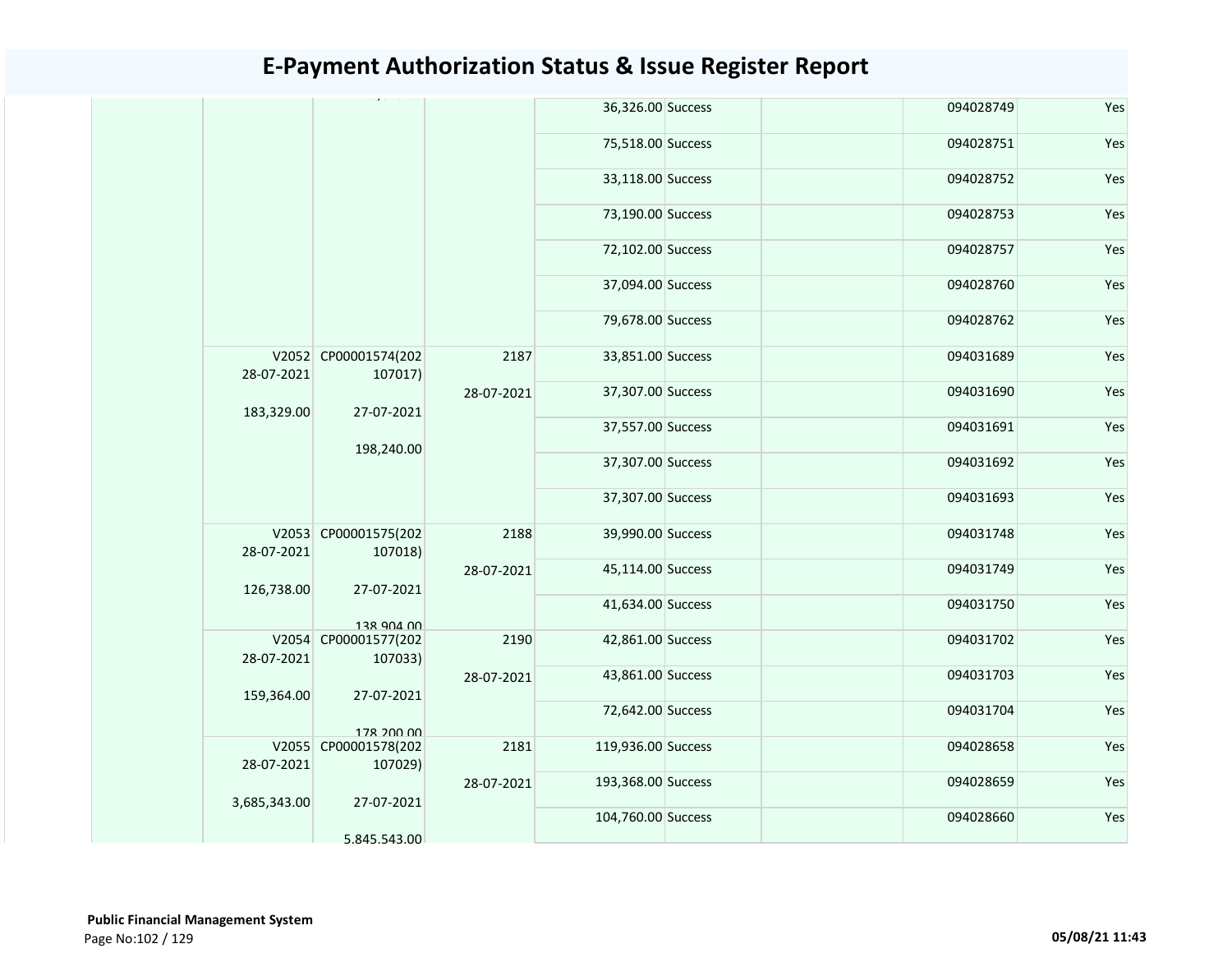# E-Payment Authorization Status & Issue Register Report

| | | | | | | | | |
|---|---|---|---|---|---|---|---|---|
| | | | | 36,326.00 | Success | | 094028749 | Yes |
| | | | | 75,518.00 | Success | | 094028751 | Yes |
| | | | | 33,118.00 | Success | | 094028752 | Yes |
| | | | | 73,190.00 | Success | | 094028753 | Yes |
| | | | | 72,102.00 | Success | | 094028757 | Yes |
| | | | | 37,094.00 | Success | | 094028760 | Yes |
| | | | | 79,678.00 | Success | | 094028762 | Yes |
| | V2052 28-07-2021 183,329.00 | CP00001574(202107017) 27-07-2021 198,240.00 | 2187 28-07-2021 | 33,851.00 | Success | | 094031689 | Yes |
| | | | | 37,307.00 | Success | | 094031690 | Yes |
| | | | | 37,557.00 | Success | | 094031691 | Yes |
| | | | | 37,307.00 | Success | | 094031692 | Yes |
| | | | | 37,307.00 | Success | | 094031693 | Yes |
| | V2053 28-07-2021 126,738.00 | CP00001575(202107018) 27-07-2021 138,904.00 | 2188 28-07-2021 | 39,990.00 | Success | | 094031748 | Yes |
| | | | | 45,114.00 | Success | | 094031749 | Yes |
| | | | | 41,634.00 | Success | | 094031750 | Yes |
| | V2054 28-07-2021 159,364.00 | CP00001577(202107033) 27-07-2021 178,200.00 | 2190 28-07-2021 | 42,861.00 | Success | | 094031702 | Yes |
| | | | | 43,861.00 | Success | | 094031703 | Yes |
| | | | | 72,642.00 | Success | | 094031704 | Yes |
| | V2055 28-07-2021 3,685,343.00 | CP00001578(202107029) 27-07-2021 5,845,543.00 | 2181 28-07-2021 | 119,936.00 | Success | | 094028658 | Yes |
| | | | | 193,368.00 | Success | | 094028659 | Yes |
| | | | | 104,760.00 | Success | | 094028660 | Yes |

**Public Financial Management System**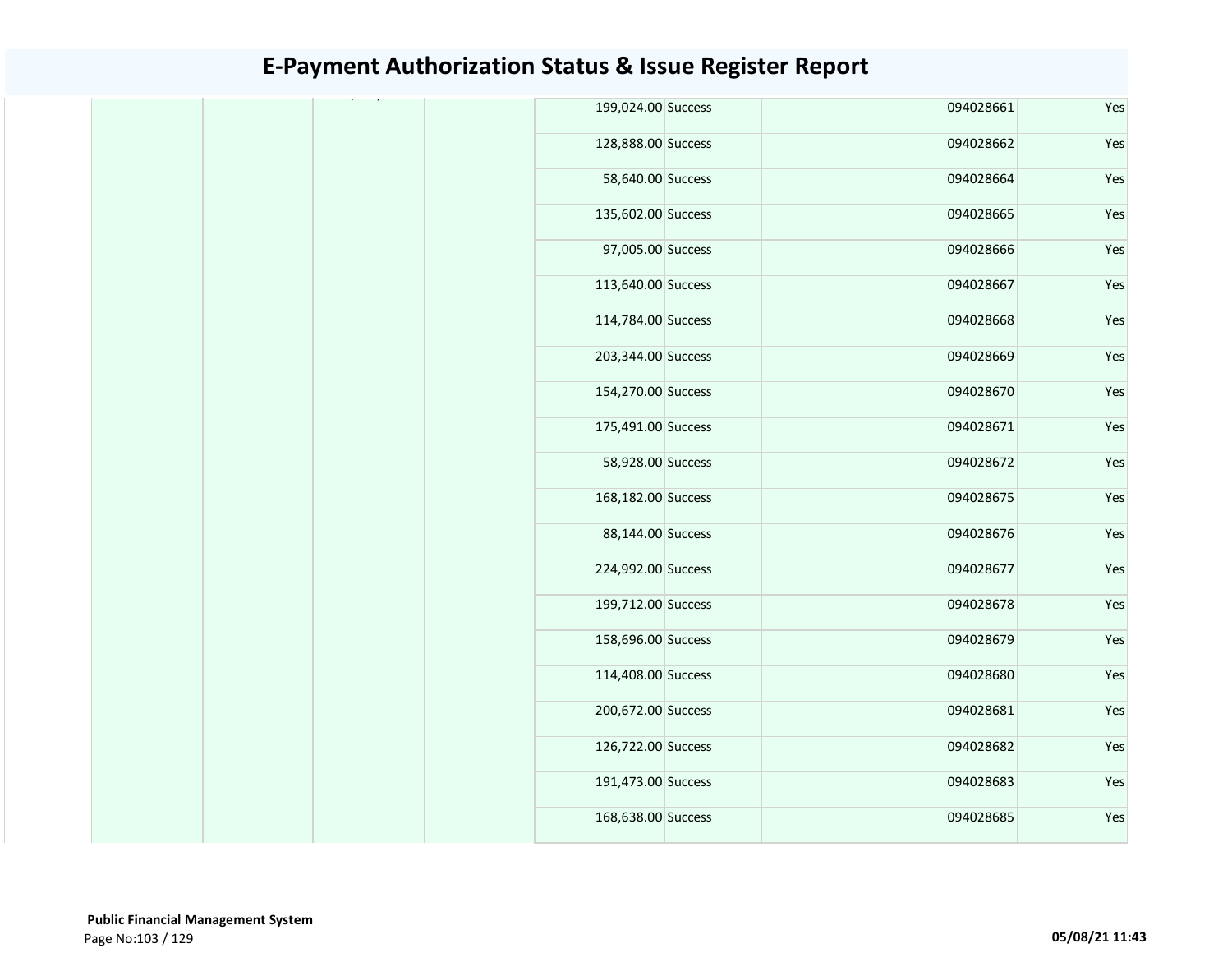# E-Payment Authorization Status & Issue Register Report

| | | | | | | | | |
|---|---|---|---|---|---|---|---|---|
| | | | | 199,024.00 | Success | | 094028661 | Yes |
| | | | | 128,888.00 | Success | | 094028662 | Yes |
| | | | | 58,640.00 | Success | | 094028664 | Yes |
| | | | | 135,602.00 | Success | | 094028665 | Yes |
| | | | | 97,005.00 | Success | | 094028666 | Yes |
| | | | | 113,640.00 | Success | | 094028667 | Yes |
| | | | | 114,784.00 | Success | | 094028668 | Yes |
| | | | | 203,344.00 | Success | | 094028669 | Yes |
| | | | | 154,270.00 | Success | | 094028670 | Yes |
| | | | | 175,491.00 | Success | | 094028671 | Yes |
| | | | | 58,928.00 | Success | | 094028672 | Yes |
| | | | | 168,182.00 | Success | | 094028675 | Yes |
| | | | | 88,144.00 | Success | | 094028676 | Yes |
| | | | | 224,992.00 | Success | | 094028677 | Yes |
| | | | | 199,712.00 | Success | | 094028678 | Yes |
| | | | | 158,696.00 | Success | | 094028679 | Yes |
| | | | | 114,408.00 | Success | | 094028680 | Yes |
| | | | | 200,672.00 | Success | | 094028681 | Yes |
| | | | | 126,722.00 | Success | | 094028682 | Yes |
| | | | | 191,473.00 | Success | | 094028683 | Yes |
| | | | | 168,638.00 | Success | | 094028685 | Yes |

**Public Financial Management System**

05/08/21 11:43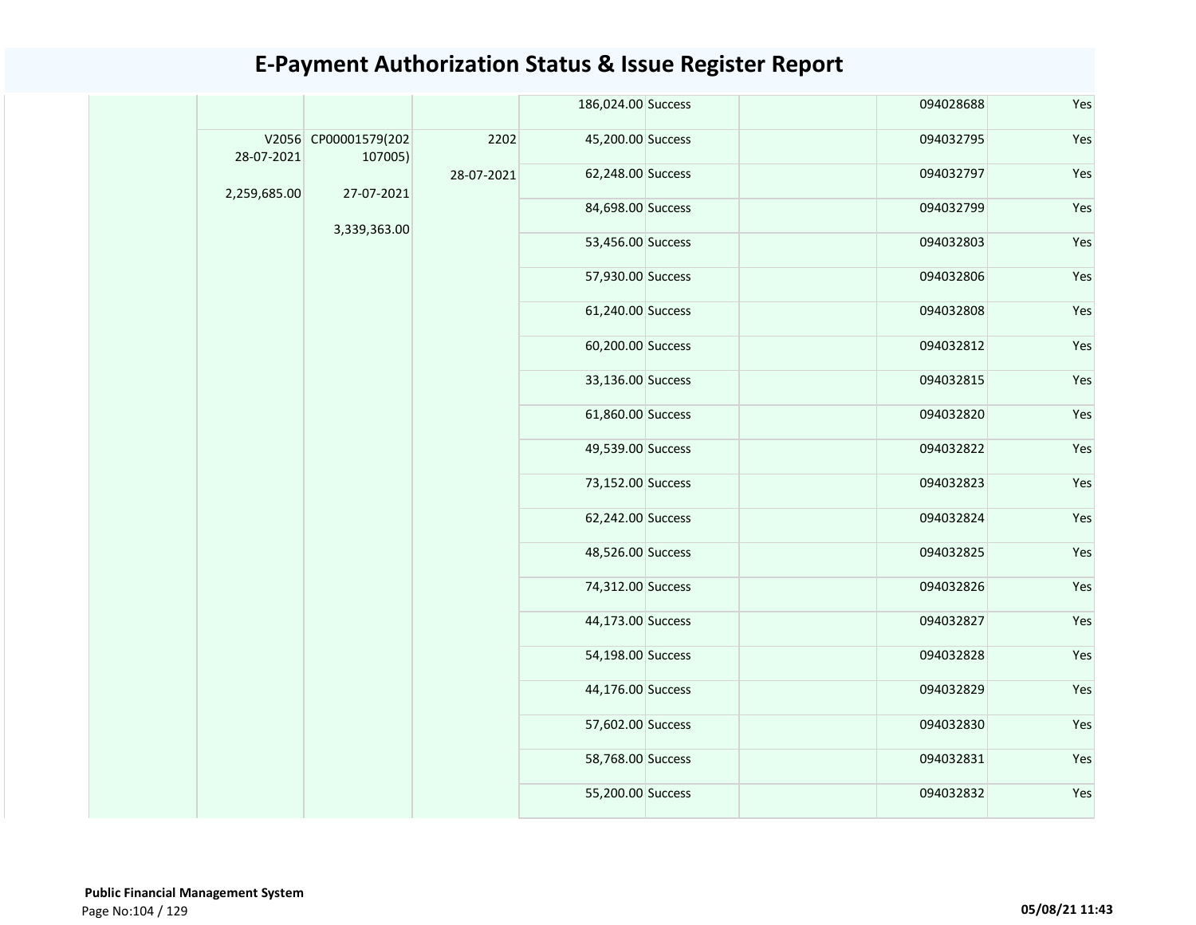# E-Payment Authorization Status & Issue Register Report

| | | | | | | | | |
|---|---|---|---|---|---|---|---|---|
| | | | | 186,024.00 | Success | | 094028688 | Yes |
| | V2056 28-07-2021 2,259,685.00 | CP00001579(202107005) 27-07-2021 3,339,363.00 | 2202 28-07-2021 | 45,200.00 | Success | | 094032795 | Yes |
| | | | | 62,248.00 | Success | | 094032797 | Yes |
| | | | | 84,698.00 | Success | | 094032799 | Yes |
| | | | | 53,456.00 | Success | | 094032803 | Yes |
| | | | | 57,930.00 | Success | | 094032806 | Yes |
| | | | | 61,240.00 | Success | | 094032808 | Yes |
| | | | | 60,200.00 | Success | | 094032812 | Yes |
| | | | | 33,136.00 | Success | | 094032815 | Yes |
| | | | | 61,860.00 | Success | | 094032820 | Yes |
| | | | | 49,539.00 | Success | | 094032822 | Yes |
| | | | | 73,152.00 | Success | | 094032823 | Yes |
| | | | | 62,242.00 | Success | | 094032824 | Yes |
| | | | | 48,526.00 | Success | | 094032825 | Yes |
| | | | | 74,312.00 | Success | | 094032826 | Yes |
| | | | | 44,173.00 | Success | | 094032827 | Yes |
| | | | | 54,198.00 | Success | | 094032828 | Yes |
| | | | | 44,176.00 | Success | | 094032829 | Yes |
| | | | | 57,602.00 | Success | | 094032830 | Yes |
| | | | | 58,768.00 | Success | | 094032831 | Yes |
| | | | | 55,200.00 | Success | | 094032832 | Yes |

**Public Financial Management System**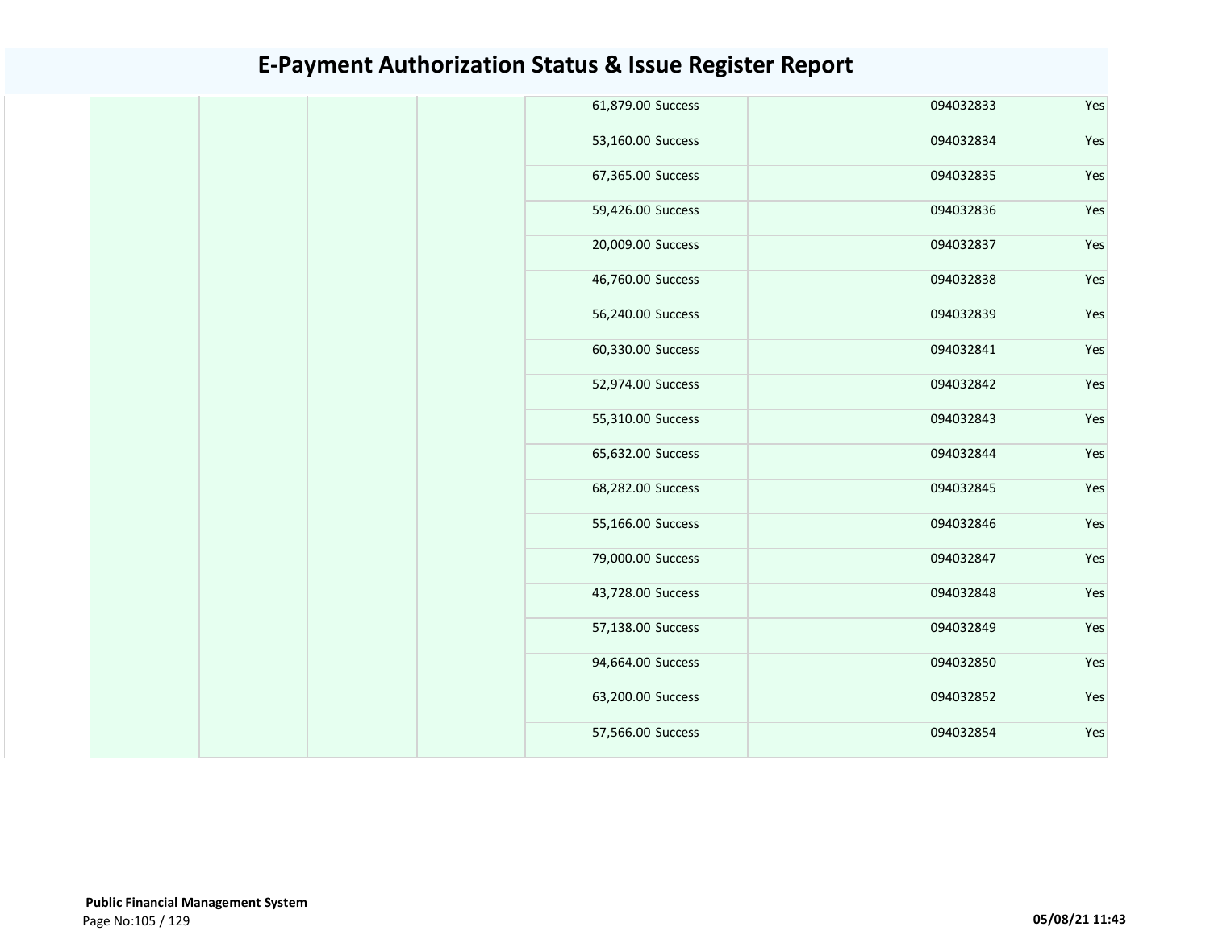# E-Payment Authorization Status & Issue Register Report

| | | | | | | | | |
|---|---|---|---|---|---|---|---|---|
| | | | | 61,879.00 | Success | | 094032833 | Yes |
| | | | | 53,160.00 | Success | | 094032834 | Yes |
| | | | | 67,365.00 | Success | | 094032835 | Yes |
| | | | | 59,426.00 | Success | | 094032836 | Yes |
| | | | | 20,009.00 | Success | | 094032837 | Yes |
| | | | | 46,760.00 | Success | | 094032838 | Yes |
| | | | | 56,240.00 | Success | | 094032839 | Yes |
| | | | | 60,330.00 | Success | | 094032841 | Yes |
| | | | | 52,974.00 | Success | | 094032842 | Yes |
| | | | | 55,310.00 | Success | | 094032843 | Yes |
| | | | | 65,632.00 | Success | | 094032844 | Yes |
| | | | | 68,282.00 | Success | | 094032845 | Yes |
| | | | | 55,166.00 | Success | | 094032846 | Yes |
| | | | | 79,000.00 | Success | | 094032847 | Yes |
| | | | | 43,728.00 | Success | | 094032848 | Yes |
| | | | | 57,138.00 | Success | | 094032849 | Yes |
| | | | | 94,664.00 | Success | | 094032850 | Yes |
| | | | | 63,200.00 | Success | | 094032852 | Yes |
| | | | | 57,566.00 | Success | | 094032854 | Yes |

**Public Financial Management System**

05/08/21 11:43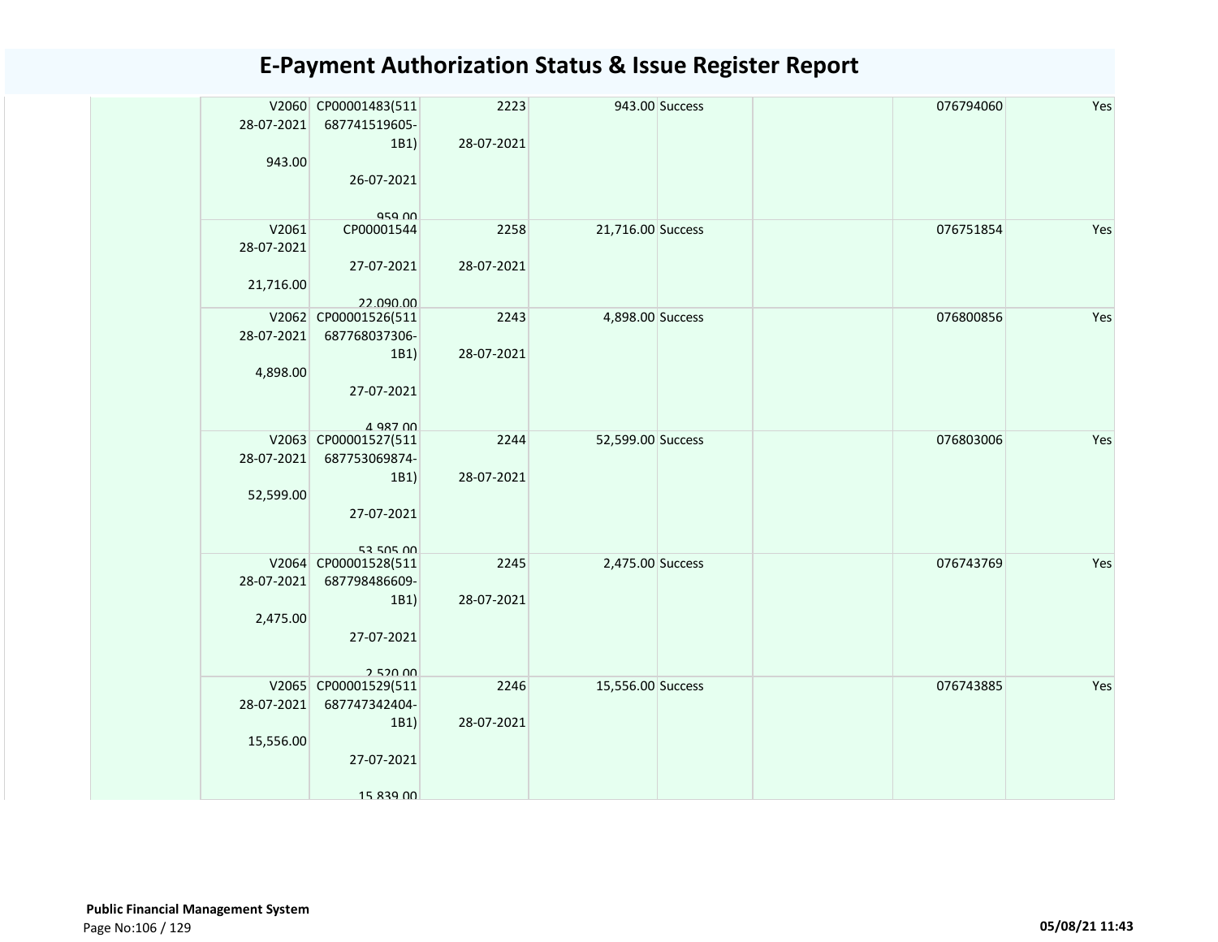# E-Payment Authorization Status & Issue Register Report

| | | | | | | | | |
|---|---|---|---|---|---|---|---|---|
| | V2060 28-07-2021 943.00 | CP00001483(511 687741519605-1B1) 26-07-2021 959.00 | 2223 28-07-2021 | 943.00 | Success | | 076794060 | Yes |
| | V2061 28-07-2021 21,716.00 | CP00001544 27-07-2021 22,090.00 | 2258 28-07-2021 | 21,716.00 | Success | | 076751854 | Yes |
| | V2062 28-07-2021 4,898.00 | CP00001526(511 687768037306-1B1) 27-07-2021 4,987.00 | 2243 28-07-2021 | 4,898.00 | Success | | 076800856 | Yes |
| | V2063 28-07-2021 52,599.00 | CP00001527(511 687753069874-1B1) 27-07-2021 53,505.00 | 2244 28-07-2021 | 52,599.00 | Success | | 076803006 | Yes |
| | V2064 28-07-2021 2,475.00 | CP00001528(511 687798486609-1B1) 27-07-2021 2,520.00 | 2245 28-07-2021 | 2,475.00 | Success | | 076743769 | Yes |
| | V2065 28-07-2021 15,556.00 | CP00001529(511 687747342404-1B1) 27-07-2021 15,839.00 | 2246 28-07-2021 | 15,556.00 | Success | | 076743885 | Yes |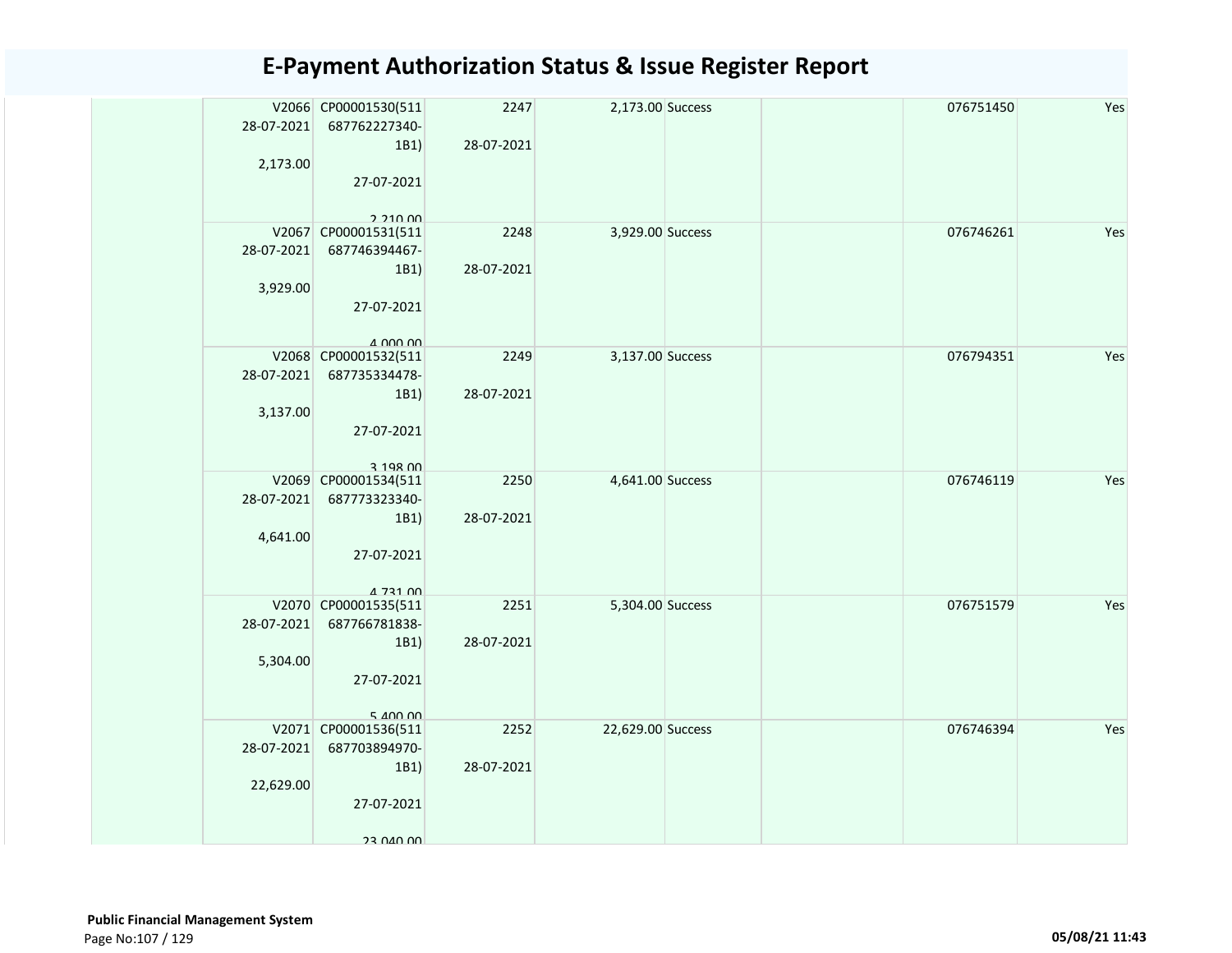# E-Payment Authorization Status & Issue Register Report

| | | | | | | | | |
|---|---|---|---|---|---|---|---|---|
| | V2066 28-07-2021 2,173.00 | CP00001530(511 687762227340-1B1) 27-07-2021 2,210.00 | 2247 28-07-2021 | 2,173.00 | Success | | 076751450 | Yes |
| | V2067 28-07-2021 3,929.00 | CP00001531(511 687746394467-1B1) 27-07-2021 4,000.00 | 2248 28-07-2021 | 3,929.00 | Success | | 076746261 | Yes |
| | V2068 28-07-2021 3,137.00 | CP00001532(511 687735334478-1B1) 27-07-2021 3,198.00 | 2249 28-07-2021 | 3,137.00 | Success | | 076794351 | Yes |
| | V2069 28-07-2021 4,641.00 | CP00001534(511 687773323340-1B1) 27-07-2021 4,731.00 | 2250 28-07-2021 | 4,641.00 | Success | | 076746119 | Yes |
| | V2070 28-07-2021 5,304.00 | CP00001535(511 687766781838-1B1) 27-07-2021 5,400.00 | 2251 28-07-2021 | 5,304.00 | Success | | 076751579 | Yes |
| | V2071 28-07-2021 22,629.00 | CP00001536(511 687703894970-1B1) 27-07-2021 23,040.00 | 2252 28-07-2021 | 22,629.00 | Success | | 076746394 | Yes |

**Public Financial Management System**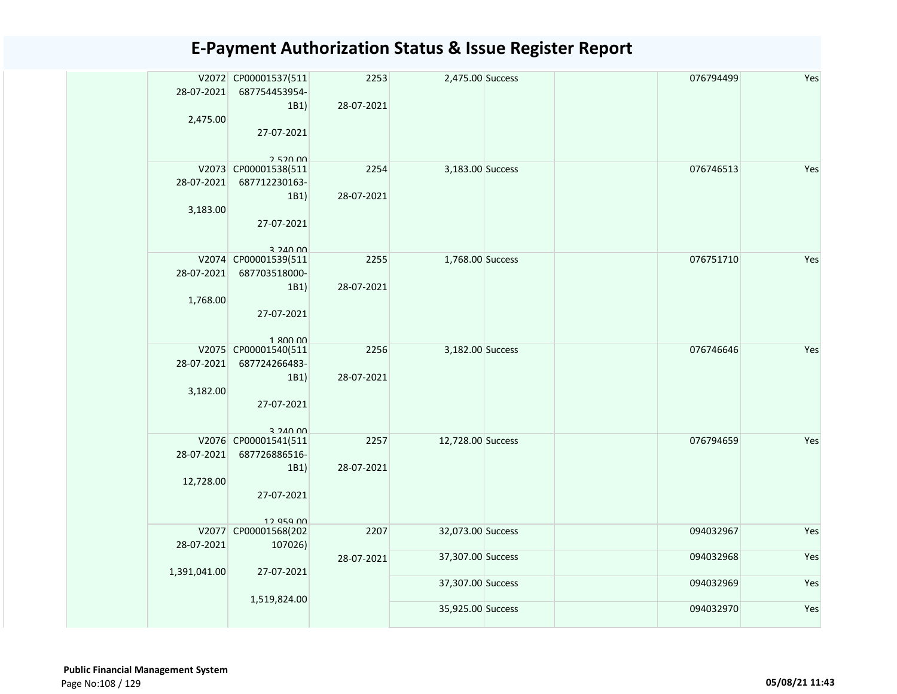# E-Payment Authorization Status & Issue Register Report

| | | | | | | | | |
|---|---|---|---|---|---|---|---|---|
| | V2072 28-07-2021 2,475.00 | CP00001537(511 687754453954-1B1) 27-07-2021 2,520.00 | 2253 28-07-2021 | 2,475.00 | Success | | 076794499 | Yes |
| | V2073 28-07-2021 3,183.00 | CP00001538(511 687712230163-1B1) 27-07-2021 3,240.00 | 2254 28-07-2021 | 3,183.00 | Success | | 076746513 | Yes |
| | V2074 28-07-2021 1,768.00 | CP00001539(511 687703518000-1B1) 27-07-2021 1,800.00 | 2255 28-07-2021 | 1,768.00 | Success | | 076751710 | Yes |
| | V2075 28-07-2021 3,182.00 | CP00001540(511 687724266483-1B1) 27-07-2021 3,240.00 | 2256 28-07-2021 | 3,182.00 | Success | | 076746646 | Yes |
| | V2076 28-07-2021 12,728.00 | CP00001541(511 687726886516-1B1) 27-07-2021 12,959.00 | 2257 28-07-2021 | 12,728.00 | Success | | 076794659 | Yes |
| | V2077 28-07-2021 1,391,041.00 | CP00001568(202 107026) 27-07-2021 1,519,824.00 | 2207 28-07-2021 | 32,073.00 | Success | | 094032967 | Yes |
| | | | | 37,307.00 | Success | | 094032968 | Yes |
| | | | | 37,307.00 | Success | | 094032969 | Yes |
| | | | | 35,925.00 | Success | | 094032970 | Yes |

**Public Financial Management System**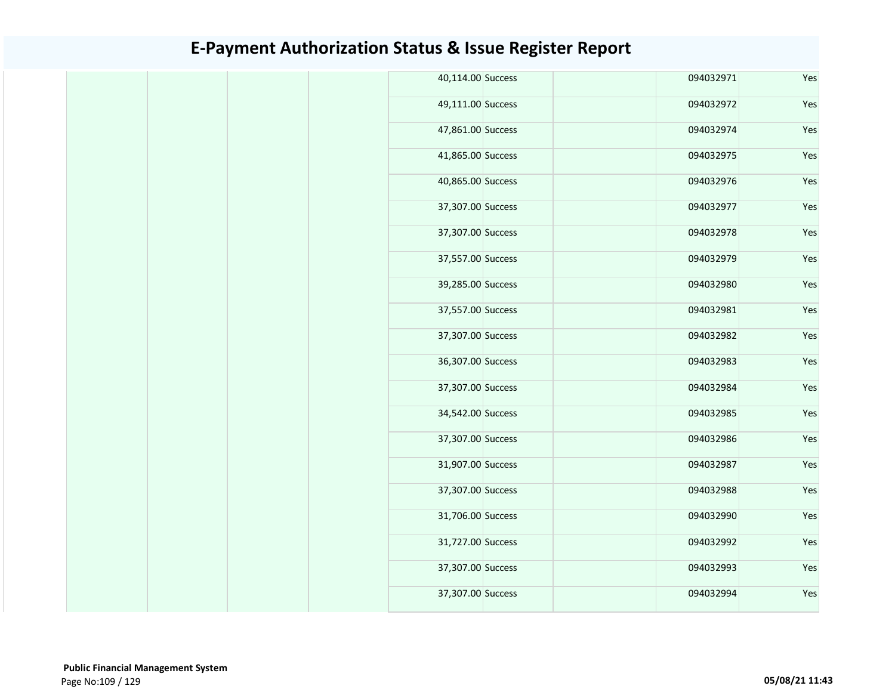# E-Payment Authorization Status & Issue Register Report

| | | | | | | | | |
|---|---|---|---|---|---|---|---|---|
| | | | | 40,114.00 | Success | | 094032971 | Yes |
| | | | | 49,111.00 | Success | | 094032972 | Yes |
| | | | | 47,861.00 | Success | | 094032974 | Yes |
| | | | | 41,865.00 | Success | | 094032975 | Yes |
| | | | | 40,865.00 | Success | | 094032976 | Yes |
| | | | | 37,307.00 | Success | | 094032977 | Yes |
| | | | | 37,307.00 | Success | | 094032978 | Yes |
| | | | | 37,557.00 | Success | | 094032979 | Yes |
| | | | | 39,285.00 | Success | | 094032980 | Yes |
| | | | | 37,557.00 | Success | | 094032981 | Yes |
| | | | | 37,307.00 | Success | | 094032982 | Yes |
| | | | | 36,307.00 | Success | | 094032983 | Yes |
| | | | | 37,307.00 | Success | | 094032984 | Yes |
| | | | | 34,542.00 | Success | | 094032985 | Yes |
| | | | | 37,307.00 | Success | | 094032986 | Yes |
| | | | | 31,907.00 | Success | | 094032987 | Yes |
| | | | | 37,307.00 | Success | | 094032988 | Yes |
| | | | | 31,706.00 | Success | | 094032990 | Yes |
| | | | | 31,727.00 | Success | | 094032992 | Yes |
| | | | | 37,307.00 | Success | | 094032993 | Yes |
| | | | | 37,307.00 | Success | | 094032994 | Yes |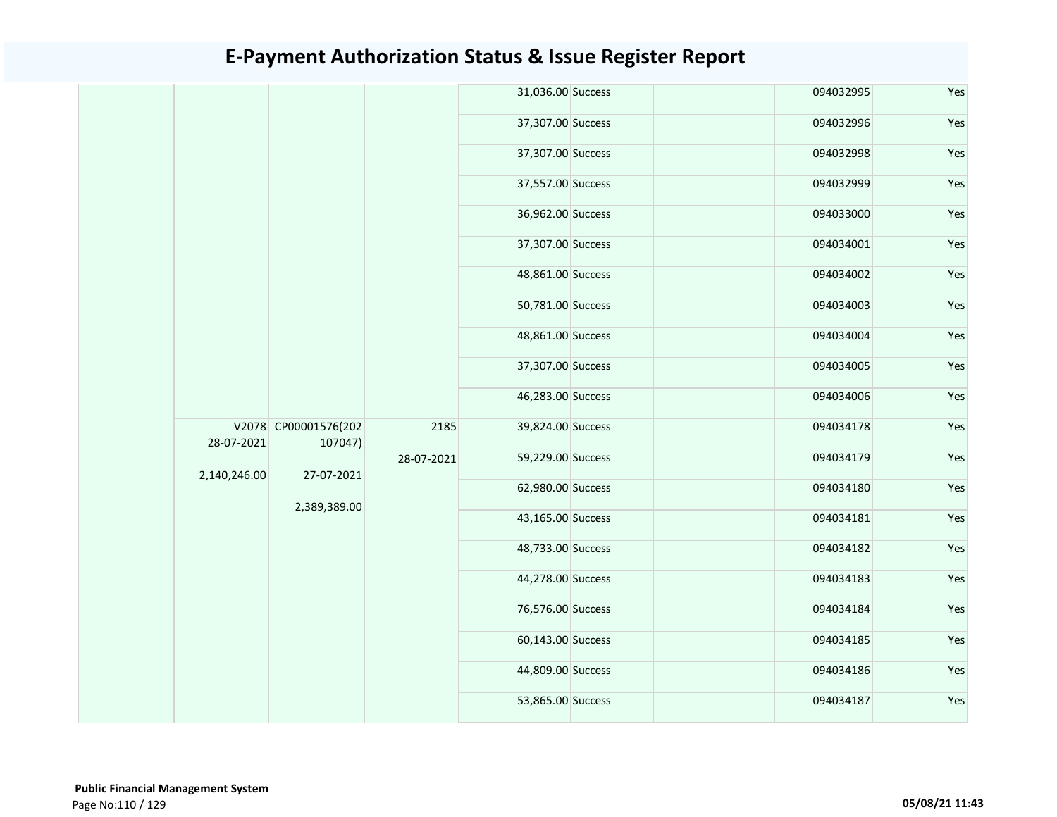# E-Payment Authorization Status & Issue Register Report

| | | | | | | | | |
|---|---|---|---|---|---|---|---|---|
| | | | | 31,036.00 | Success | | 094032995 | Yes |
| | | | | 37,307.00 | Success | | 094032996 | Yes |
| | | | | 37,307.00 | Success | | 094032998 | Yes |
| | | | | 37,557.00 | Success | | 094032999 | Yes |
| | | | | 36,962.00 | Success | | 094033000 | Yes |
| | | | | 37,307.00 | Success | | 094034001 | Yes |
| | | | | 48,861.00 | Success | | 094034002 | Yes |
| | | | | 50,781.00 | Success | | 094034003 | Yes |
| | | | | 48,861.00 | Success | | 094034004 | Yes |
| | | | | 37,307.00 | Success | | 094034005 | Yes |
| | | | | 46,283.00 | Success | | 094034006 | Yes |
| | V2078 28-07-2021 2,140,246.00 | CP00001576(202107047) 27-07-2021 2,389,389.00 | 2185 28-07-2021 | 39,824.00 | Success | | 094034178 | Yes |
| | | | | 59,229.00 | Success | | 094034179 | Yes |
| | | | | 62,980.00 | Success | | 094034180 | Yes |
| | | | | 43,165.00 | Success | | 094034181 | Yes |
| | | | | 48,733.00 | Success | | 094034182 | Yes |
| | | | | 44,278.00 | Success | | 094034183 | Yes |
| | | | | 76,576.00 | Success | | 094034184 | Yes |
| | | | | 60,143.00 | Success | | 094034185 | Yes |
| | | | | 44,809.00 | Success | | 094034186 | Yes |
| | | | | 53,865.00 | Success | | 094034187 | Yes |

**Public Financial Management System**

05/08/21 11:43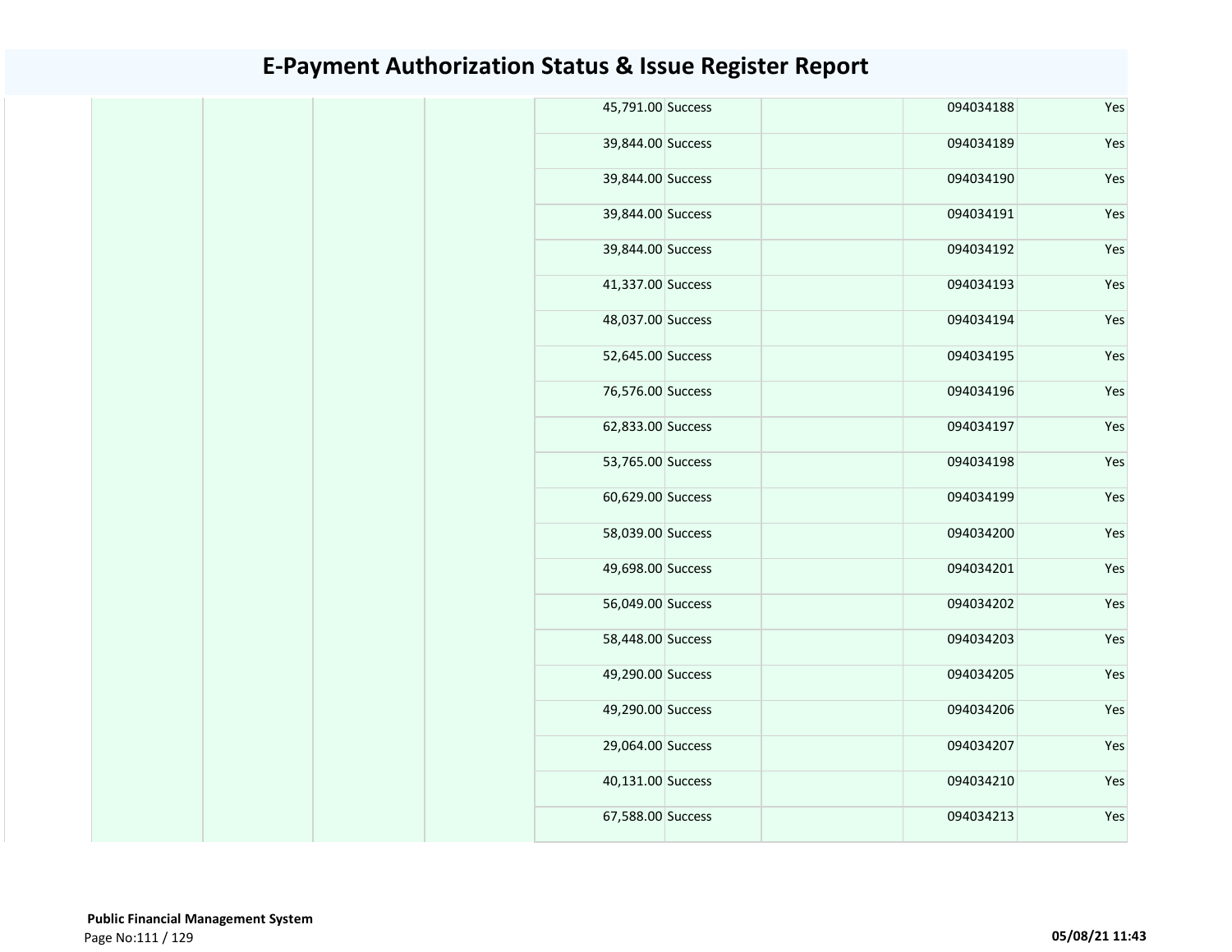# E-Payment Authorization Status & Issue Register Report

| | | | | | | | | |
|---|---|---|---|---|---|---|---|---|
| | | | | 45,791.00 | Success | | 094034188 | Yes |
| | | | | 39,844.00 | Success | | 094034189 | Yes |
| | | | | 39,844.00 | Success | | 094034190 | Yes |
| | | | | 39,844.00 | Success | | 094034191 | Yes |
| | | | | 39,844.00 | Success | | 094034192 | Yes |
| | | | | 41,337.00 | Success | | 094034193 | Yes |
| | | | | 48,037.00 | Success | | 094034194 | Yes |
| | | | | 52,645.00 | Success | | 094034195 | Yes |
| | | | | 76,576.00 | Success | | 094034196 | Yes |
| | | | | 62,833.00 | Success | | 094034197 | Yes |
| | | | | 53,765.00 | Success | | 094034198 | Yes |
| | | | | 60,629.00 | Success | | 094034199 | Yes |
| | | | | 58,039.00 | Success | | 094034200 | Yes |
| | | | | 49,698.00 | Success | | 094034201 | Yes |
| | | | | 56,049.00 | Success | | 094034202 | Yes |
| | | | | 58,448.00 | Success | | 094034203 | Yes |
| | | | | 49,290.00 | Success | | 094034205 | Yes |
| | | | | 49,290.00 | Success | | 094034206 | Yes |
| | | | | 29,064.00 | Success | | 094034207 | Yes |
| | | | | 40,131.00 | Success | | 094034210 | Yes |
| | | | | 67,588.00 | Success | | 094034213 | Yes |

**Public Financial Management System**

05/08/21 11:43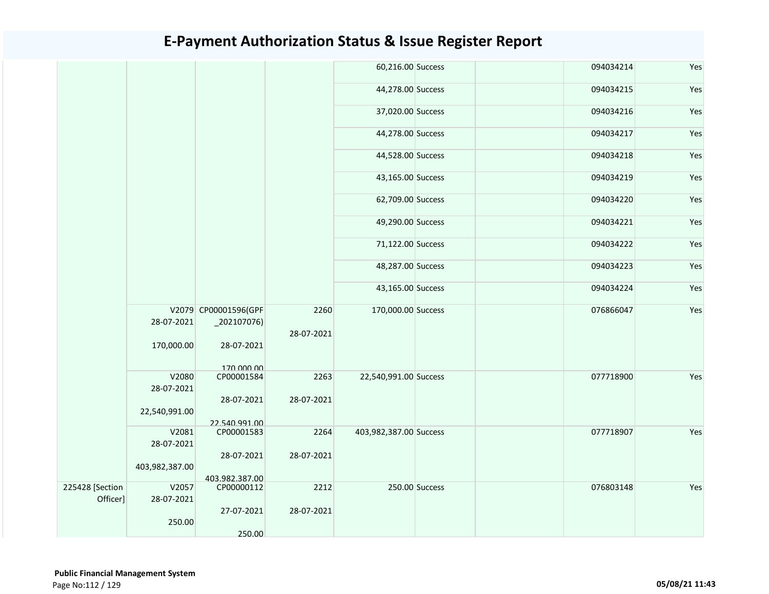# E-Payment Authorization Status & Issue Register Report

| | | | | | | | | |
|---|---|---|---|---|---|---|---|---|
| | | | | 60,216.00 | Success | | 094034214 | Yes |
| | | | | 44,278.00 | Success | | 094034215 | Yes |
| | | | | 37,020.00 | Success | | 094034216 | Yes |
| | | | | 44,278.00 | Success | | 094034217 | Yes |
| | | | | 44,528.00 | Success | | 094034218 | Yes |
| | | | | 43,165.00 | Success | | 094034219 | Yes |
| | | | | 62,709.00 | Success | | 094034220 | Yes |
| | | | | 49,290.00 | Success | | 094034221 | Yes |
| | | | | 71,122.00 | Success | | 094034222 | Yes |
| | | | | 48,287.00 | Success | | 094034223 | Yes |
| | | | | 43,165.00 | Success | | 094034224 | Yes |
| | V2079 28-07-2021 170,000.00 | CP00001596(GPF _202107076) 28-07-2021 170,000.00 | 2260 28-07-2021 | 170,000.00 | Success | | 076866047 | Yes |
| | V2080 28-07-2021 22,540,991.00 | CP00001584 28-07-2021 22,540,991.00 | 2263 28-07-2021 | 22,540,991.00 | Success | | 077718900 | Yes |
| | V2081 28-07-2021 403,982,387.00 | CP00001583 28-07-2021 403,982,387.00 | 2264 28-07-2021 | 403,982,387.00 | Success | | 077718907 | Yes |
| 225428 [Section Officer] | V2057 28-07-2021 250.00 | CP00000112 27-07-2021 250.00 | 2212 28-07-2021 | 250.00 | Success | | 076803148 | Yes |

Public Financial Management System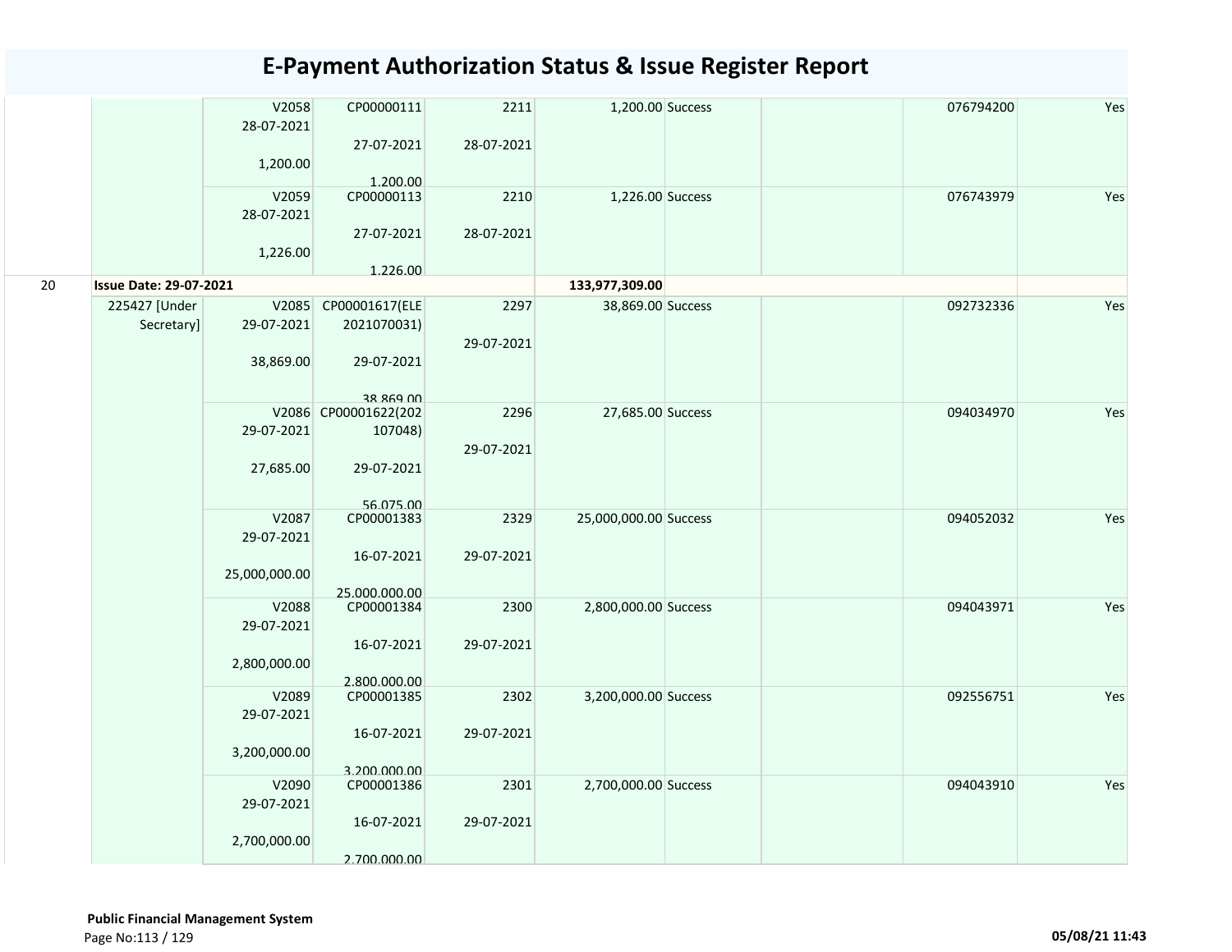# E-Payment Authorization Status & Issue Register Report

| | | | | | | | | | |
|---|---|---|---|---|---|---|---|---|---|
| | | V2058 28-07-2021 1,200.00 | CP00000111 27-07-2021 1,200.00 | 2211 28-07-2021 | 1,200.00 | Success | | 076794200 | Yes |
| | | V2059 28-07-2021 1,226.00 | CP00000113 27-07-2021 1,226.00 | 2210 28-07-2021 | 1,226.00 | Success | | 076743979 | Yes |
| 20 | **Issue Date: 29-07-2021** | | | | **133,977,309.00** | | | | |
| | 225427 [Under Secretary] | V2085 29-07-2021 38,869.00 | CP00001617(ELE 2021070031) 29-07-2021 38,869.00 | 2297 29-07-2021 | 38,869.00 | Success | | 092732336 | Yes |
| | | V2086 29-07-2021 27,685.00 | CP00001622(202 107048) 29-07-2021 56,075.00 | 2296 29-07-2021 | 27,685.00 | Success | | 094034970 | Yes |
| | | V2087 29-07-2021 25,000,000.00 | CP00001383 16-07-2021 25,000,000.00 | 2329 29-07-2021 | 25,000,000.00 | Success | | 094052032 | Yes |
| | | V2088 29-07-2021 2,800,000.00 | CP00001384 16-07-2021 2,800,000.00 | 2300 29-07-2021 | 2,800,000.00 | Success | | 094043971 | Yes |
| | | V2089 29-07-2021 3,200,000.00 | CP00001385 16-07-2021 3,200,000.00 | 2302 29-07-2021 | 3,200,000.00 | Success | | 092556751 | Yes |
| | | V2090 29-07-2021 2,700,000.00 | CP00001386 16-07-2021 2,700,000.00 | 2301 29-07-2021 | 2,700,000.00 | Success | | 094043910 | Yes |

**Public Financial Management System**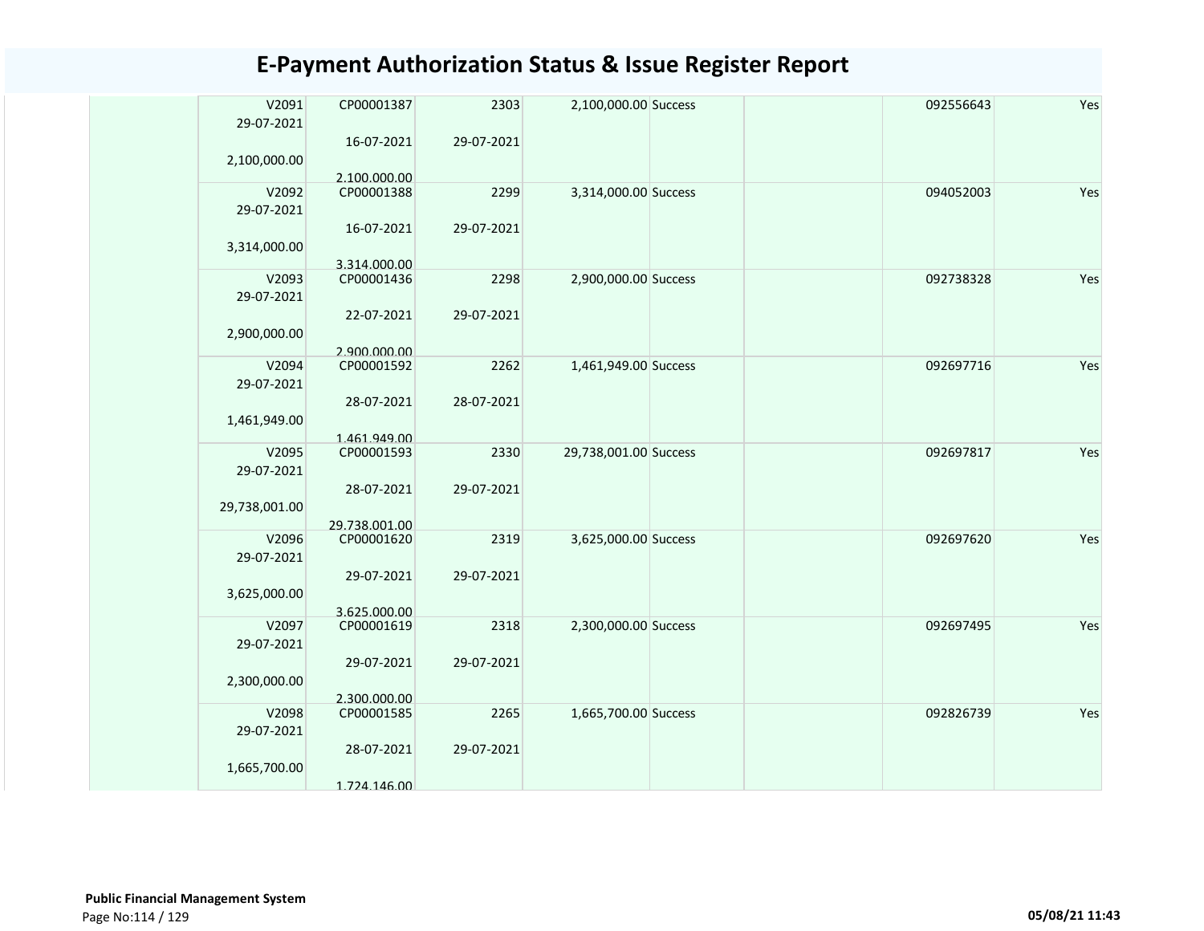# E-Payment Authorization Status & Issue Register Report

| | | | | | | | | |
|---|---|---|---|---|---|---|---|---|
| | V2091<br>29-07-2021<br><br>2,100,000.00 | CP00001387<br><br>16-07-2021<br><br>2,100,000.00 | 2303<br><br>29-07-2021 | 2,100,000.00 | Success | | 092556643 | Yes |
| | V2092<br>29-07-2021<br><br>3,314,000.00 | CP00001388<br><br>16-07-2021<br><br>3,314,000.00 | 2299<br><br>29-07-2021 | 3,314,000.00 | Success | | 094052003 | Yes |
| | V2093<br>29-07-2021<br><br>2,900,000.00 | CP00001436<br><br>22-07-2021<br><br>2,900,000.00 | 2298<br><br>29-07-2021 | 2,900,000.00 | Success | | 092738328 | Yes |
| | V2094<br>29-07-2021<br><br>1,461,949.00 | CP00001592<br><br>28-07-2021<br><br>1,461,949.00 | 2262<br><br>28-07-2021 | 1,461,949.00 | Success | | 092697716 | Yes |
| | V2095<br>29-07-2021<br><br>29,738,001.00 | CP00001593<br><br>28-07-2021<br><br>29,738,001.00 | 2330<br><br>29-07-2021 | 29,738,001.00 | Success | | 092697817 | Yes |
| | V2096<br>29-07-2021<br><br>3,625,000.00 | CP00001620<br><br>29-07-2021<br><br>3,625,000.00 | 2319<br><br>29-07-2021 | 3,625,000.00 | Success | | 092697620 | Yes |
| | V2097<br>29-07-2021<br><br>2,300,000.00 | CP00001619<br><br>29-07-2021<br><br>2,300,000.00 | 2318<br><br>29-07-2021 | 2,300,000.00 | Success | | 092697495 | Yes |
| | V2098<br>29-07-2021<br><br>1,665,700.00 | CP00001585<br><br>28-07-2021<br><br>1,724,146.00 | 2265<br><br>29-07-2021 | 1,665,700.00 | Success | | 092826739 | Yes |

**Public Financial Management System**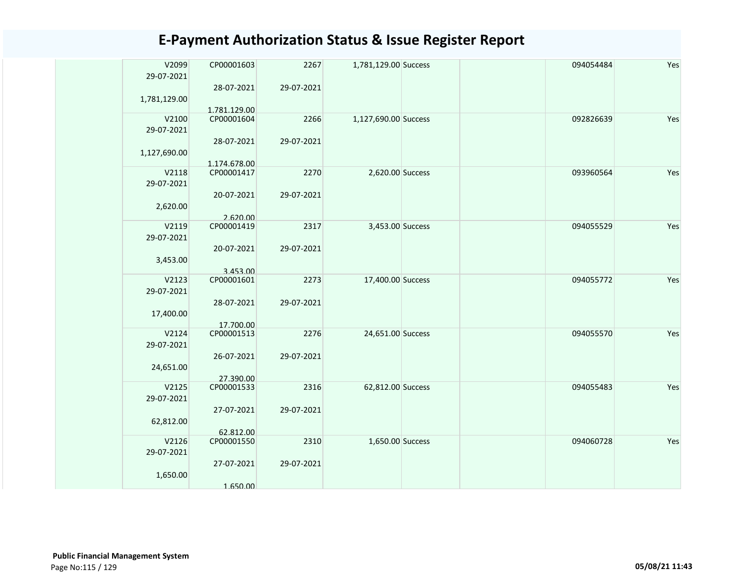# E-Payment Authorization Status & Issue Register Report

| | | | | | | | | |
|---|---|---|---|---|---|---|---|---|
| | V2099<br>29-07-2021<br><br>1,781,129.00 | CP00001603<br><br>28-07-2021<br><br>1,781,129.00 | 2267<br><br>29-07-2021 | 1,781,129.00 | Success | | 094054484 | Yes |
| | V2100<br>29-07-2021<br><br>1,127,690.00 | CP00001604<br><br>28-07-2021<br><br>1,174,678.00 | 2266<br><br>29-07-2021 | 1,127,690.00 | Success | | 092826639 | Yes |
| | V2118<br>29-07-2021<br><br>2,620.00 | CP00001417<br><br>20-07-2021<br><br>2,620.00 | 2270<br><br>29-07-2021 | 2,620.00 | Success | | 093960564 | Yes |
| | V2119<br>29-07-2021<br><br>3,453.00 | CP00001419<br><br>20-07-2021<br><br>3,453.00 | 2317<br><br>29-07-2021 | 3,453.00 | Success | | 094055529 | Yes |
| | V2123<br>29-07-2021<br><br>17,400.00 | CP00001601<br><br>28-07-2021<br><br>17,700.00 | 2273<br><br>29-07-2021 | 17,400.00 | Success | | 094055772 | Yes |
| | V2124<br>29-07-2021<br><br>24,651.00 | CP00001513<br><br>26-07-2021<br><br>27,390.00 | 2276<br><br>29-07-2021 | 24,651.00 | Success | | 094055570 | Yes |
| | V2125<br>29-07-2021<br><br>62,812.00 | CP00001533<br><br>27-07-2021<br><br>62,812.00 | 2316<br><br>29-07-2021 | 62,812.00 | Success | | 094055483 | Yes |
| | V2126<br>29-07-2021<br><br>1,650.00 | CP00001550<br><br>27-07-2021<br><br>1,650.00 | 2310<br><br>29-07-2021 | 1,650.00 | Success | | 094060728 | Yes |

**Public Financial Management System**

05/08/21 11:43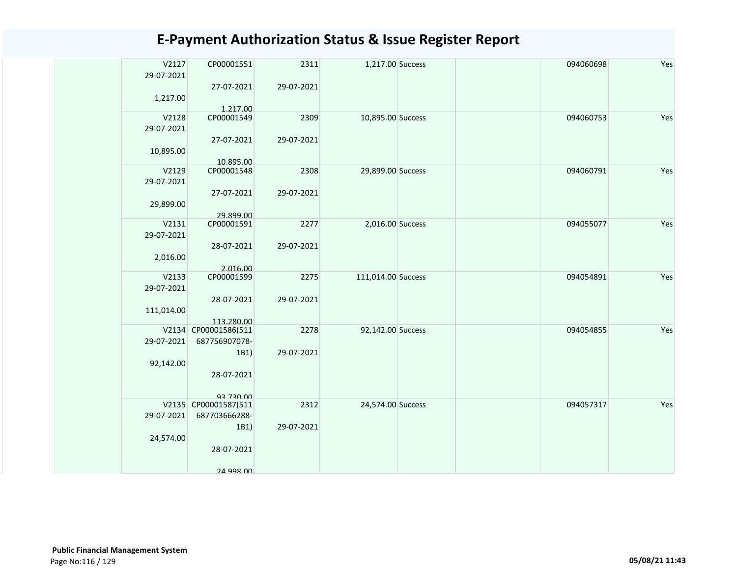# E-Payment Authorization Status & Issue Register Report

| | | | | | | | | |
|---|---|---|---|---|---|---|---|---|
| | V2127 29-07-2021 1,217.00 | CP00001551 27-07-2021 1,217.00 | 2311 29-07-2021 | 1,217.00 | Success | | 094060698 | Yes |
| | V2128 29-07-2021 10,895.00 | CP00001549 27-07-2021 10,895.00 | 2309 29-07-2021 | 10,895.00 | Success | | 094060753 | Yes |
| | V2129 29-07-2021 29,899.00 | CP00001548 27-07-2021 29,899.00 | 2308 29-07-2021 | 29,899.00 | Success | | 094060791 | Yes |
| | V2131 29-07-2021 2,016.00 | CP00001591 28-07-2021 2,016.00 | 2277 29-07-2021 | 2,016.00 | Success | | 094055077 | Yes |
| | V2133 29-07-2021 111,014.00 | CP00001599 28-07-2021 113,280.00 | 2275 29-07-2021 | 111,014.00 | Success | | 094054891 | Yes |
| | V2134 29-07-2021 92,142.00 | CP00001586(511687756907078-1B1) 28-07-2021 93,730.00 | 2278 29-07-2021 | 92,142.00 | Success | | 094054855 | Yes |
| | V2135 29-07-2021 24,574.00 | CP00001587(511687703666288-1B1) 28-07-2021 24,998.00 | 2312 29-07-2021 | 24,574.00 | Success | | 094057317 | Yes |

**Public Financial Management System**

05/08/21 11:43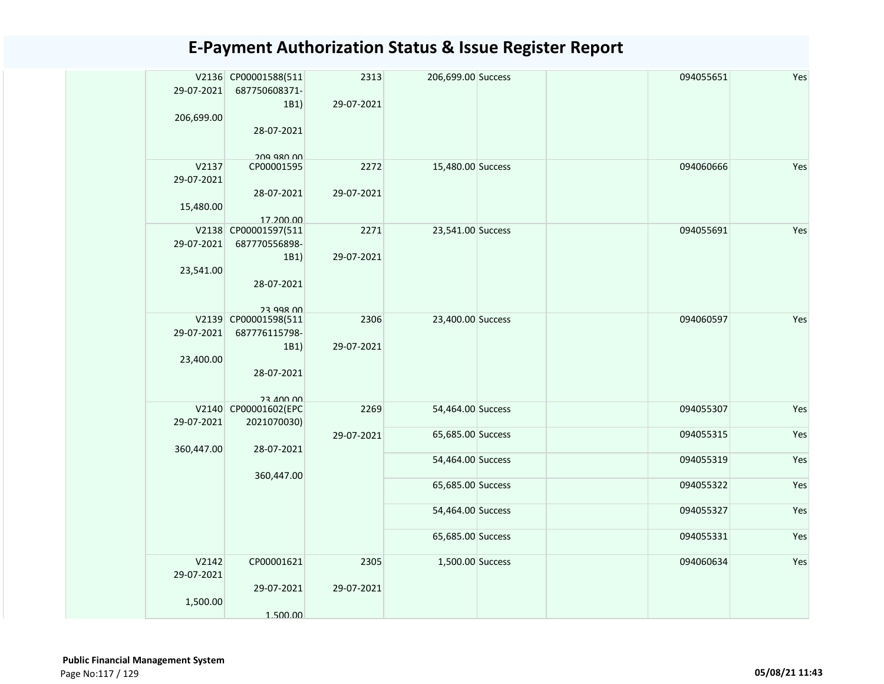# E-Payment Authorization Status & Issue Register Report

| | | | | | | | | |
|---|---|---|---|---|---|---|---|---|
| | V2136 29-07-2021 206,699.00 | CP00001588(511 687750608371-1B1) 28-07-2021 209,980.00 | 2313 29-07-2021 | 206,699.00 | Success | | 094055651 | Yes |
| | V2137 29-07-2021 15,480.00 | CP00001595 28-07-2021 17,200.00 | 2272 29-07-2021 | 15,480.00 | Success | | 094060666 | Yes |
| | V2138 29-07-2021 23,541.00 | CP00001597(511 687770556898-1B1) 28-07-2021 23,998.00 | 2271 29-07-2021 | 23,541.00 | Success | | 094055691 | Yes |
| | V2139 29-07-2021 23,400.00 | CP00001598(511 687776115798-1B1) 28-07-2021 23,400.00 | 2306 29-07-2021 | 23,400.00 | Success | | 094060597 | Yes |
| | V2140 29-07-2021 360,447.00 | CP00001602(EPC 2021070030) 28-07-2021 360,447.00 | 2269 29-07-2021 | 54,464.00 | Success | | 094055307 | Yes |
| | | | | 65,685.00 | Success | | 094055315 | Yes |
| | | | | 54,464.00 | Success | | 094055319 | Yes |
| | | | | 65,685.00 | Success | | 094055322 | Yes |
| | | | | 54,464.00 | Success | | 094055327 | Yes |
| | | | | 65,685.00 | Success | | 094055331 | Yes |
| | V2142 29-07-2021 1,500.00 | CP00001621 29-07-2021 1,500.00 | 2305 29-07-2021 | 1,500.00 | Success | | 094060634 | Yes |

**Public Financial Management System**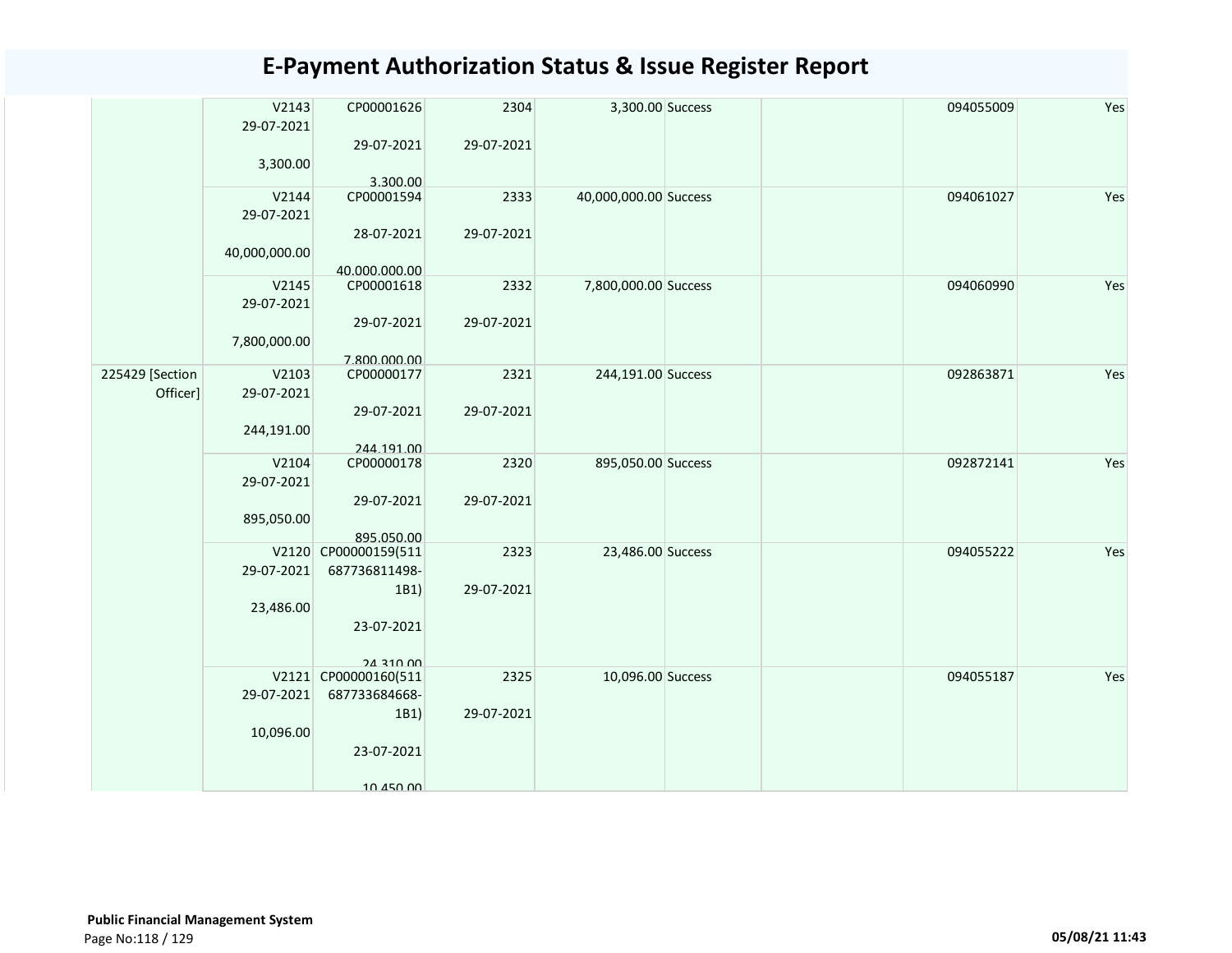# E-Payment Authorization Status & Issue Register Report

| | | | | | | | | |
|---|---|---|---|---|---|---|---|---|
| | V2143 29-07-2021 3,300.00 | CP00001626 29-07-2021 3,300.00 | 2304 29-07-2021 | 3,300.00 | Success | | 094055009 | Yes |
| | V2144 29-07-2021 40,000,000.00 | CP00001594 28-07-2021 40,000,000.00 | 2333 29-07-2021 | 40,000,000.00 | Success | | 094061027 | Yes |
| | V2145 29-07-2021 7,800,000.00 | CP00001618 29-07-2021 7,800,000.00 | 2332 29-07-2021 | 7,800,000.00 | Success | | 094060990 | Yes |
| 225429 [Section Officer] | V2103 29-07-2021 244,191.00 | CP00000177 29-07-2021 244,191.00 | 2321 29-07-2021 | 244,191.00 | Success | | 092863871 | Yes |
| | V2104 29-07-2021 895,050.00 | CP00000178 29-07-2021 895,050.00 | 2320 29-07-2021 | 895,050.00 | Success | | 092872141 | Yes |
| | V2120 29-07-2021 23,486.00 | CP00000159(511687736811498-1B1) 23-07-2021 24,310.00 | 2323 29-07-2021 | 23,486.00 | Success | | 094055222 | Yes |
| | V2121 29-07-2021 10,096.00 | CP00000160(511687733684668-1B1) 23-07-2021 10,450.00 | 2325 29-07-2021 | 10,096.00 | Success | | 094055187 | Yes |

**Public Financial Management System**

05/08/21 11:43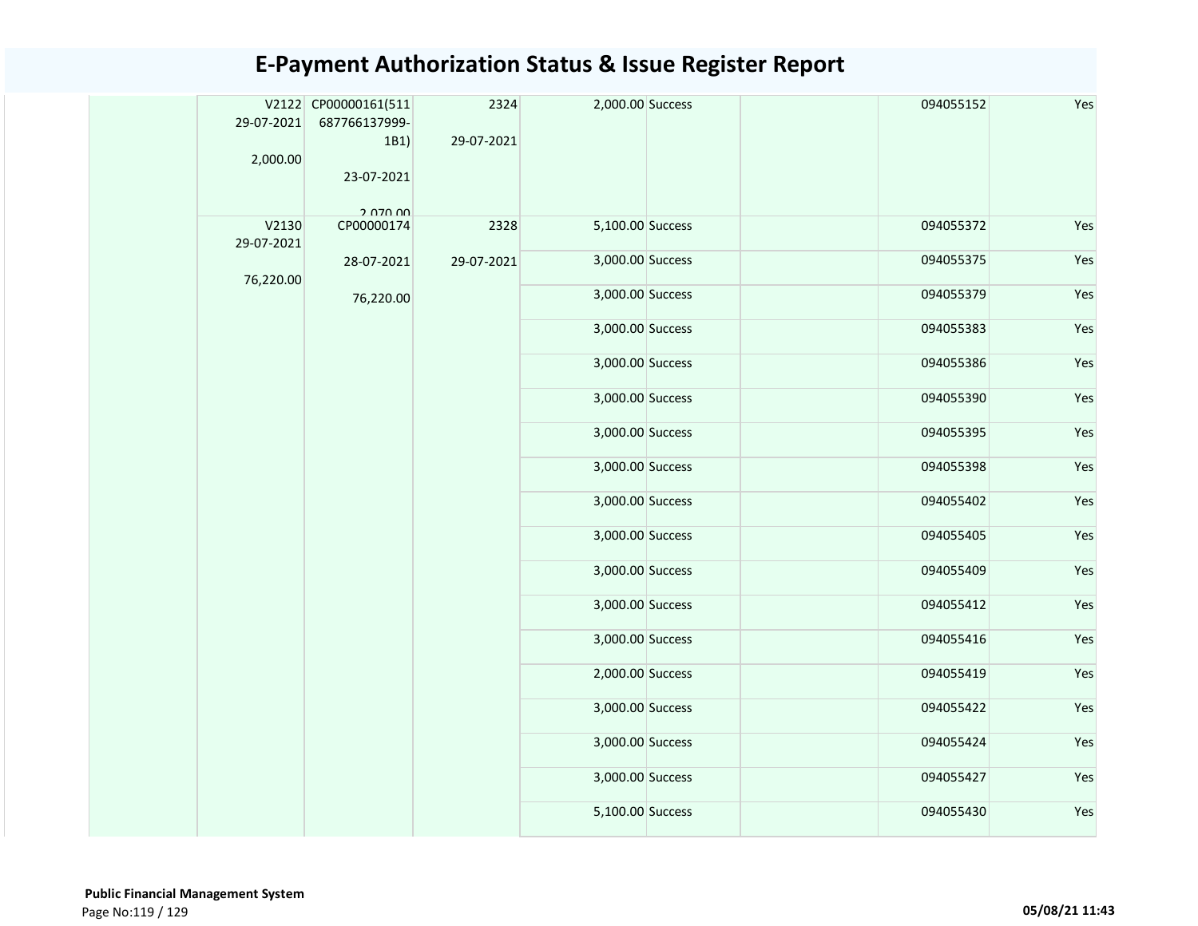# E-Payment Authorization Status & Issue Register Report

| | | | | | | | | |
|---|---|---|---|---|---|---|---|---|
| | V2122 29-07-2021 2,000.00 | CP00000161(511 687766137999-1B1) 23-07-2021 2,070.00 | 2324 29-07-2021 | 2,000.00 | Success | | 094055152 | Yes |
| | V2130 29-07-2021 76,220.00 | CP00000174 28-07-2021 76,220.00 | 2328 29-07-2021 | 5,100.00 | Success | | 094055372 | Yes |
| | | | | 3,000.00 | Success | | 094055375 | Yes |
| | | | | 3,000.00 | Success | | 094055379 | Yes |
| | | | | 3,000.00 | Success | | 094055383 | Yes |
| | | | | 3,000.00 | Success | | 094055386 | Yes |
| | | | | 3,000.00 | Success | | 094055390 | Yes |
| | | | | 3,000.00 | Success | | 094055395 | Yes |
| | | | | 3,000.00 | Success | | 094055398 | Yes |
| | | | | 3,000.00 | Success | | 094055402 | Yes |
| | | | | 3,000.00 | Success | | 094055405 | Yes |
| | | | | 3,000.00 | Success | | 094055409 | Yes |
| | | | | 3,000.00 | Success | | 094055412 | Yes |
| | | | | 3,000.00 | Success | | 094055416 | Yes |
| | | | | 2,000.00 | Success | | 094055419 | Yes |
| | | | | 3,000.00 | Success | | 094055422 | Yes |
| | | | | 3,000.00 | Success | | 094055424 | Yes |
| | | | | 3,000.00 | Success | | 094055427 | Yes |
| | | | | 5,100.00 | Success | | 094055430 | Yes |

**Public Financial Management System**

05/08/21 11:43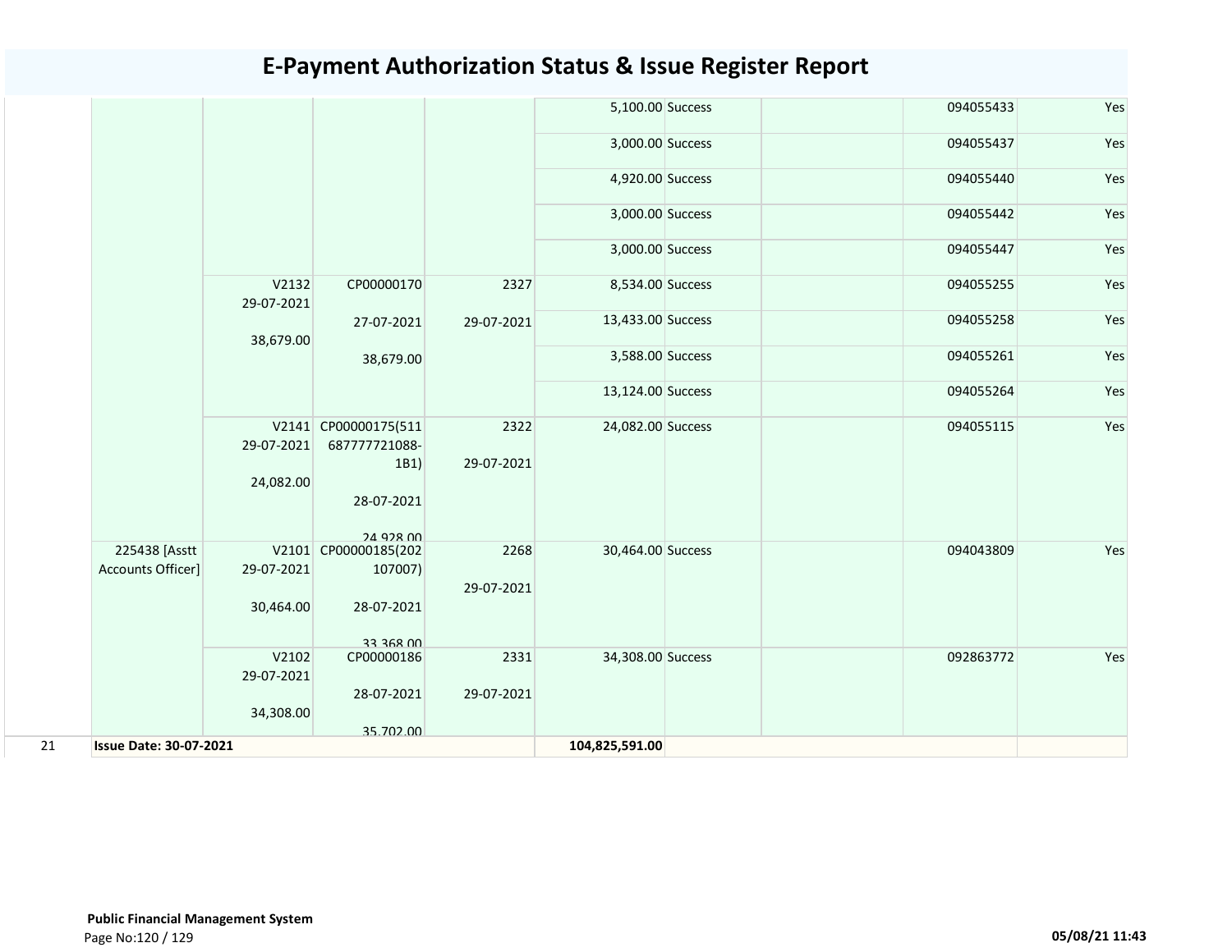# E-Payment Authorization Status & Issue Register Report

| | | | | | | | | | |
|---|---|---|---|---|---|---|---|---|---|
| | | | | | 5,100.00 | Success | | 094055433 | Yes |
| | | | | | 3,000.00 | Success | | 094055437 | Yes |
| | | | | | 4,920.00 | Success | | 094055440 | Yes |
| | | | | | 3,000.00 | Success | | 094055442 | Yes |
| | | | | | 3,000.00 | Success | | 094055447 | Yes |
| | | V2132 29-07-2021 38,679.00 | CP00000170 27-07-2021 38,679.00 | 2327 29-07-2021 | 8,534.00 | Success | | 094055255 | Yes |
| | | | | | 13,433.00 | Success | | 094055258 | Yes |
| | | | | | 3,588.00 | Success | | 094055261 | Yes |
| | | | | | 13,124.00 | Success | | 094055264 | Yes |
| | | V2141 29-07-2021 24,082.00 | CP00000175(511687777721088-1B1) 28-07-2021 24,928.00 | 2322 29-07-2021 | 24,082.00 | Success | | 094055115 | Yes |
| | 225438 [Asstt Accounts Officer] | V2101 29-07-2021 30,464.00 | CP00000185(202107007) 28-07-2021 33,368.00 | 2268 29-07-2021 | 30,464.00 | Success | | 094043809 | Yes |
| | | V2102 29-07-2021 34,308.00 | CP00000186 28-07-2021 35,702.00 | 2331 29-07-2021 | 34,308.00 | Success | | 092863772 | Yes |
| 21 | **Issue Date: 30-07-2021** | | | | **104,825,591.00** | | | | |

**Public Financial Management System**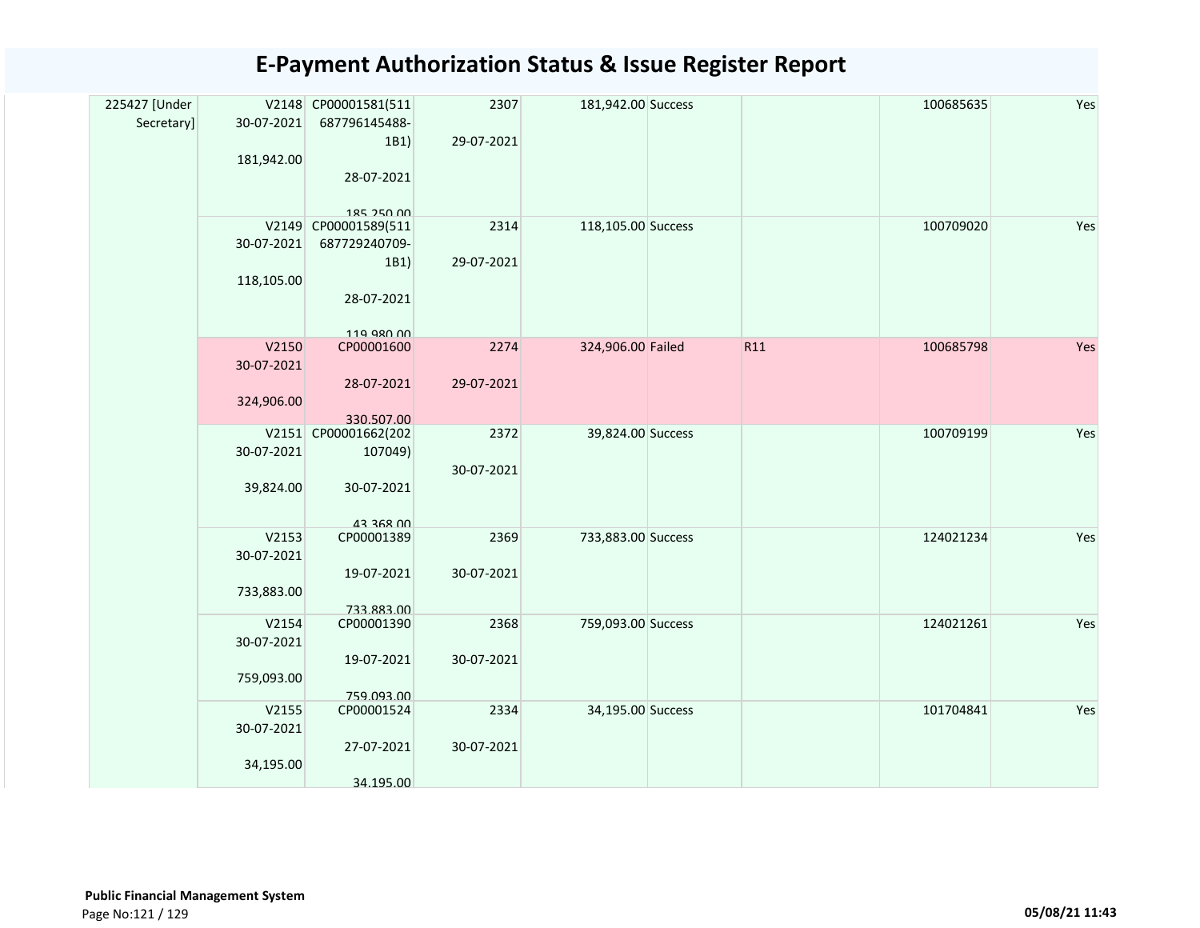# E-Payment Authorization Status & Issue Register Report

| | | | | | | | | |
|---|---|---|---|---|---|---|---|---|
| 225427 [Under Secretary] | V2148 30-07-2021 181,942.00 | CP00001581(511687796145488-1B1) 28-07-2021 185,250.00 | 2307 29-07-2021 | 181,942.00 | Success | | 100685635 | Yes |
| | V2149 30-07-2021 118,105.00 | CP00001589(511687729240709-1B1) 28-07-2021 119,980.00 | 2314 29-07-2021 | 118,105.00 | Success | | 100709020 | Yes |
| | V2150 30-07-2021 324,906.00 | CP00001600 28-07-2021 330,507.00 | 2274 29-07-2021 | 324,906.00 | Failed | R11 | 100685798 | Yes |
| | V2151 30-07-2021 39,824.00 | CP00001662(202107049) 30-07-2021 43,368.00 | 2372 30-07-2021 | 39,824.00 | Success | | 100709199 | Yes |
| | V2153 30-07-2021 733,883.00 | CP00001389 19-07-2021 733,883.00 | 2369 30-07-2021 | 733,883.00 | Success | | 124021234 | Yes |
| | V2154 30-07-2021 759,093.00 | CP00001390 19-07-2021 759,093.00 | 2368 30-07-2021 | 759,093.00 | Success | | 124021261 | Yes |
| | V2155 30-07-2021 34,195.00 | CP00001524 27-07-2021 34,195.00 | 2334 30-07-2021 | 34,195.00 | Success | | 101704841 | Yes |

**Public Financial Management System**

05/08/21 11:43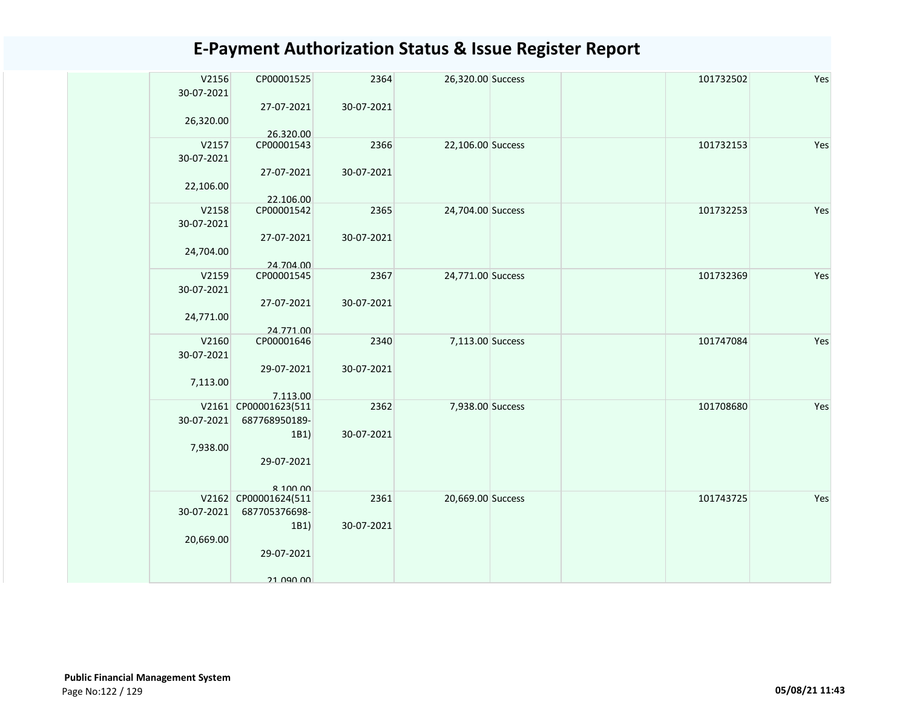# E-Payment Authorization Status & Issue Register Report

| | | | | | | | | |
|---|---|---|---|---|---|---|---|---|
| | V2156 30-07-2021 26,320.00 | CP00001525 27-07-2021 26,320.00 | 2364 30-07-2021 | 26,320.00 | Success | | 101732502 | Yes |
| | V2157 30-07-2021 22,106.00 | CP00001543 27-07-2021 22,106.00 | 2366 30-07-2021 | 22,106.00 | Success | | 101732153 | Yes |
| | V2158 30-07-2021 24,704.00 | CP00001542 27-07-2021 24,704.00 | 2365 30-07-2021 | 24,704.00 | Success | | 101732253 | Yes |
| | V2159 30-07-2021 24,771.00 | CP00001545 27-07-2021 24,771.00 | 2367 30-07-2021 | 24,771.00 | Success | | 101732369 | Yes |
| | V2160 30-07-2021 7,113.00 | CP00001646 29-07-2021 7,113.00 | 2340 30-07-2021 | 7,113.00 | Success | | 101747084 | Yes |
| | V2161 30-07-2021 7,938.00 | CP00001623(511687768950189-1B1) 29-07-2021 8,100.00 | 2362 30-07-2021 | 7,938.00 | Success | | 101708680 | Yes |
| | V2162 30-07-2021 20,669.00 | CP00001624(511687705376698-1B1) 29-07-2021 21,090.00 | 2361 30-07-2021 | 20,669.00 | Success | | 101743725 | Yes |

**Public Financial Management System**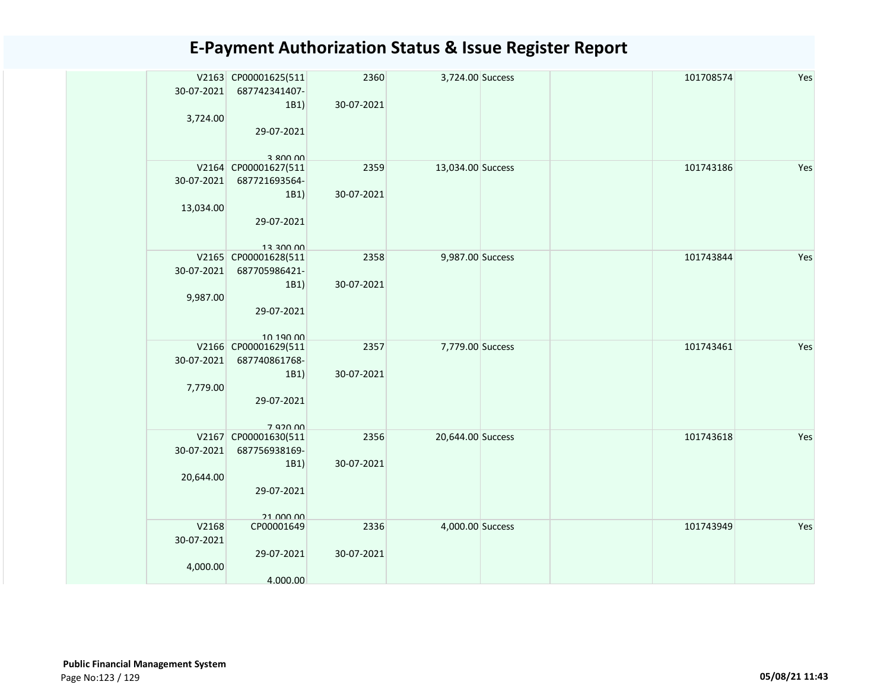# E-Payment Authorization Status & Issue Register Report

| | | | | | | | | |
|---|---|---|---|---|---|---|---|---|
| | V2163 30-07-2021 3,724.00 | CP00001625(511 687742341407-1B1) 29-07-2021 3,800.00 | 2360 30-07-2021 | 3,724.00 | Success | | 101708574 | Yes |
| | V2164 30-07-2021 13,034.00 | CP00001627(511 687721693564-1B1) 29-07-2021 13,300.00 | 2359 30-07-2021 | 13,034.00 | Success | | 101743186 | Yes |
| | V2165 30-07-2021 9,987.00 | CP00001628(511 687705986421-1B1) 29-07-2021 10,190.00 | 2358 30-07-2021 | 9,987.00 | Success | | 101743844 | Yes |
| | V2166 30-07-2021 7,779.00 | CP00001629(511 687740861768-1B1) 29-07-2021 7,920.00 | 2357 30-07-2021 | 7,779.00 | Success | | 101743461 | Yes |
| | V2167 30-07-2021 20,644.00 | CP00001630(511 687756938169-1B1) 29-07-2021 21,000.00 | 2356 30-07-2021 | 20,644.00 | Success | | 101743618 | Yes |
| | V2168 30-07-2021 4,000.00 | CP00001649 29-07-2021 4,000.00 | 2336 30-07-2021 | 4,000.00 | Success | | 101743949 | Yes |

**Public Financial Management System**

05/08/21 11:43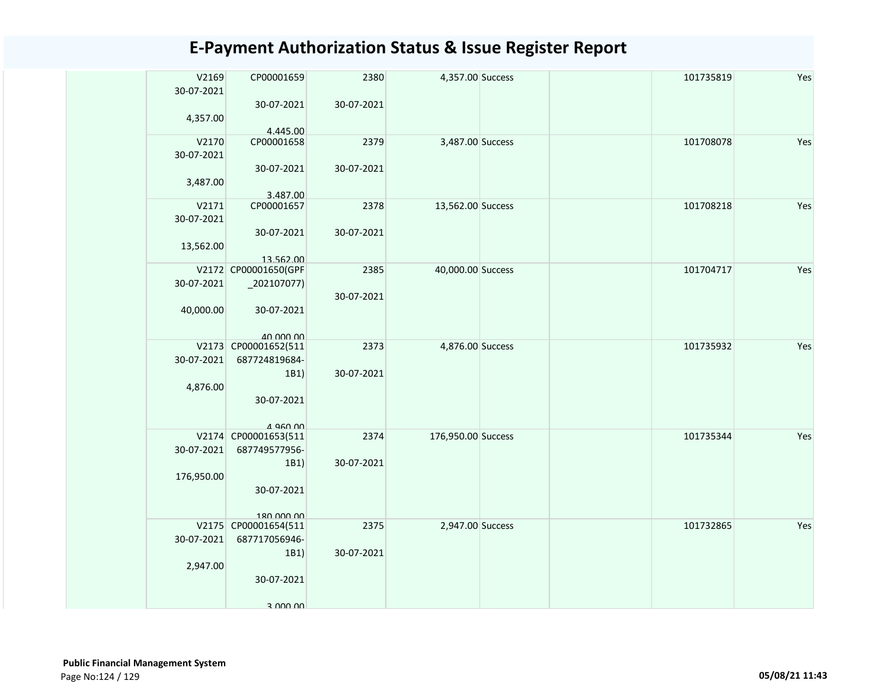# E-Payment Authorization Status & Issue Register Report

| | | | | | | | | |
|---|---|---|---|---|---|---|---|---|
| | V2169 30-07-2021 4,357.00 | CP00001659 30-07-2021 4,445.00 | 2380 30-07-2021 | 4,357.00 | Success | | 101735819 | Yes |
| | V2170 30-07-2021 3,487.00 | CP00001658 30-07-2021 3,487.00 | 2379 30-07-2021 | 3,487.00 | Success | | 101708078 | Yes |
| | V2171 30-07-2021 13,562.00 | CP00001657 30-07-2021 13,562.00 | 2378 30-07-2021 | 13,562.00 | Success | | 101708218 | Yes |
| | V2172 30-07-2021 40,000.00 | CP00001650(GPF _202107077) 30-07-2021 40,000.00 | 2385 30-07-2021 | 40,000.00 | Success | | 101704717 | Yes |
| | V2173 30-07-2021 4,876.00 | CP00001652(511 687724819684-1B1) 30-07-2021 4,960.00 | 2373 30-07-2021 | 4,876.00 | Success | | 101735932 | Yes |
| | V2174 30-07-2021 176,950.00 | CP00001653(511 687749577956-1B1) 30-07-2021 180,000.00 | 2374 30-07-2021 | 176,950.00 | Success | | 101735344 | Yes |
| | V2175 30-07-2021 2,947.00 | CP00001654(511 687717056946-1B1) 30-07-2021 3,000.00 | 2375 30-07-2021 | 2,947.00 | Success | | 101732865 | Yes |

**Public Financial Management System**

05/08/21 11:43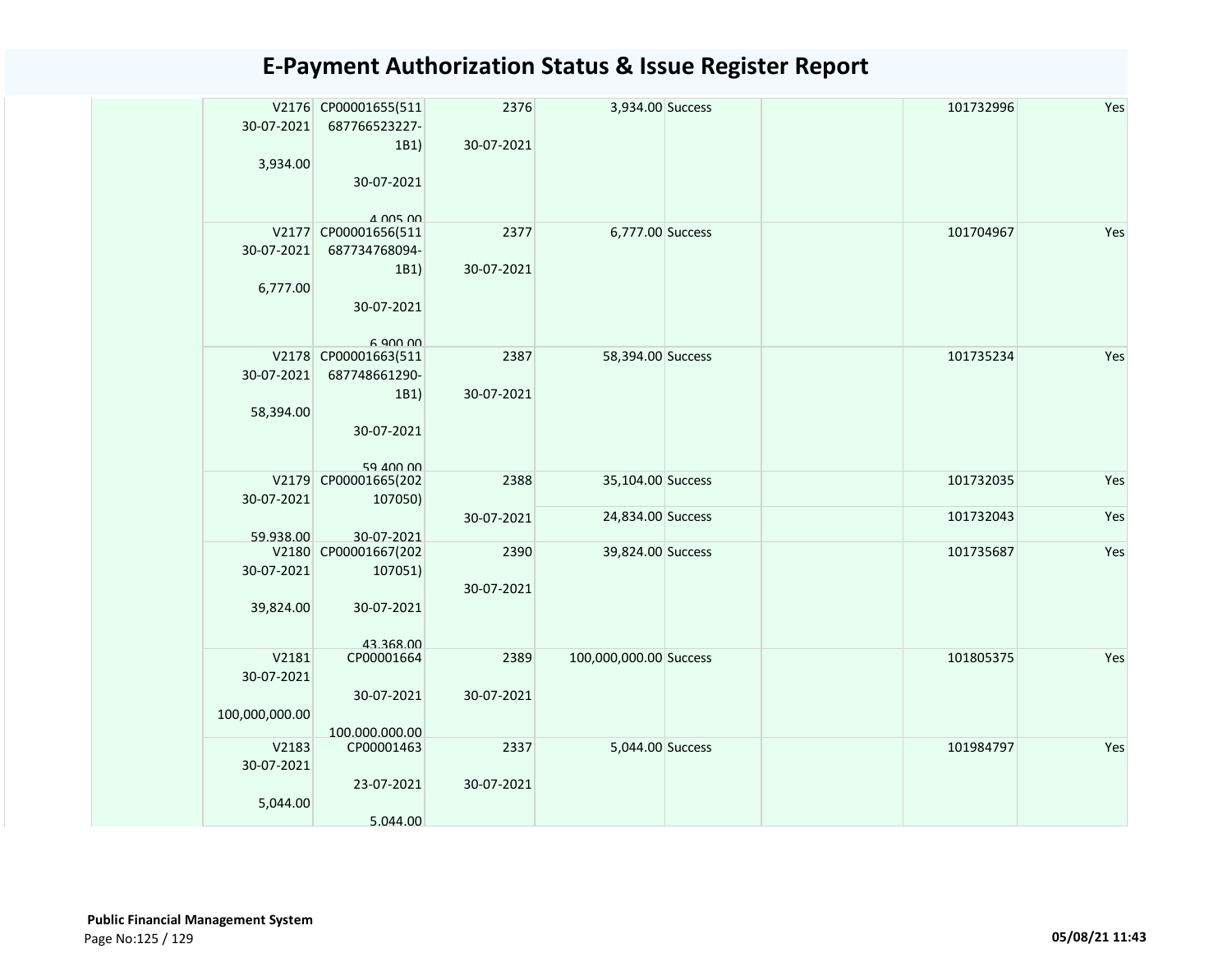# E-Payment Authorization Status & Issue Register Report

| | | | | | | | | |
|---|---|---|---|---|---|---|---|---|
| | V2176 30-07-2021 3,934.00 | CP00001655(511687766523227-1B1) 30-07-2021 4,005.00 | 2376 30-07-2021 | 3,934.00 | Success | | 101732996 | Yes |
| | V2177 30-07-2021 6,777.00 | CP00001656(511687734768094-1B1) 30-07-2021 6,900.00 | 2377 30-07-2021 | 6,777.00 | Success | | 101704967 | Yes |
| | V2178 30-07-2021 58,394.00 | CP00001663(511687748661290-1B1) 30-07-2021 59,400.00 | 2387 30-07-2021 | 58,394.00 | Success | | 101735234 | Yes |
| | V2179 30-07-2021 59,938.00 | CP00001665(202107050) 30-07-2021 | 2388 30-07-2021 | 35,104.00 | Success | | 101732035 | Yes |
| | | | | 24,834.00 | Success | | 101732043 | Yes |
| | V2180 30-07-2021 39,824.00 | CP00001667(202107051) 30-07-2021 43,368.00 | 2390 30-07-2021 | 39,824.00 | Success | | 101735687 | Yes |
| | V2181 30-07-2021 100,000,000.00 | CP00001664 30-07-2021 100,000,000.00 | 2389 30-07-2021 | 100,000,000.00 | Success | | 101805375 | Yes |
| | V2183 30-07-2021 5,044.00 | CP00001463 23-07-2021 5,044.00 | 2337 30-07-2021 | 5,044.00 | Success | | 101984797 | Yes |

**Public Financial Management System**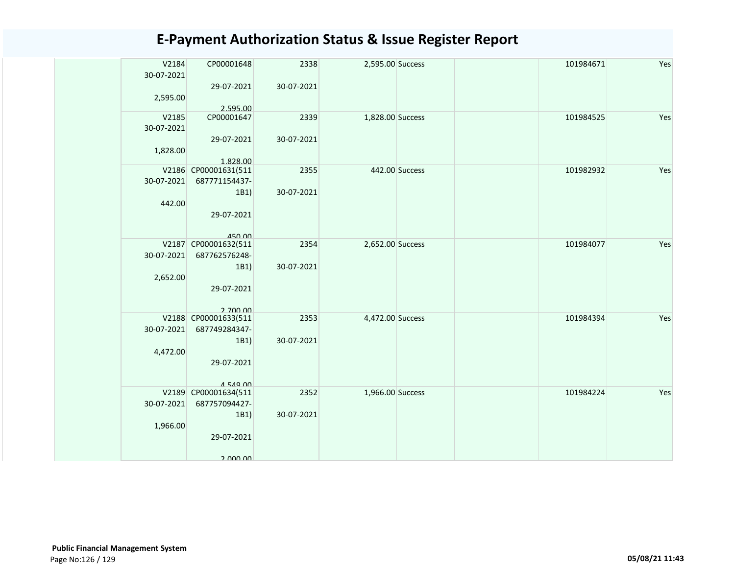# E-Payment Authorization Status & Issue Register Report

| | | | | | | | | |
|---|---|---|---|---|---|---|---|---|
| | V2184 30-07-2021 2,595.00 | CP00001648 29-07-2021 2,595.00 | 2338 30-07-2021 | 2,595.00 | Success | | 101984671 | Yes |
| | V2185 30-07-2021 1,828.00 | CP00001647 29-07-2021 1,828.00 | 2339 30-07-2021 | 1,828.00 | Success | | 101984525 | Yes |
| | V2186 30-07-2021 442.00 | CP00001631(511687771154437-1B1) 29-07-2021 450.00 | 2355 30-07-2021 | 442.00 | Success | | 101982932 | Yes |
| | V2187 30-07-2021 2,652.00 | CP00001632(511687762576248-1B1) 29-07-2021 2,700.00 | 2354 30-07-2021 | 2,652.00 | Success | | 101984077 | Yes |
| | V2188 30-07-2021 4,472.00 | CP00001633(511687749284347-1B1) 29-07-2021 4,549.00 | 2353 30-07-2021 | 4,472.00 | Success | | 101984394 | Yes |
| | V2189 30-07-2021 1,966.00 | CP00001634(511687757094427-1B1) 29-07-2021 2,000.00 | 2352 30-07-2021 | 1,966.00 | Success | | 101984224 | Yes |

**Public Financial Management System**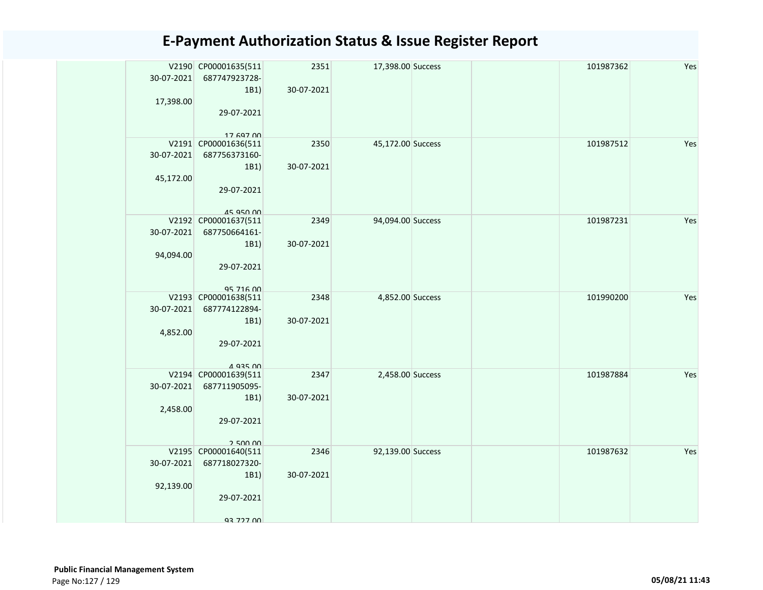# E-Payment Authorization Status & Issue Register Report

| | | | | | | | | |
|---|---|---|---|---|---|---|---|---|
| | V2190 30-07-2021 17,398.00 | CP00001635(511 687747923728-1B1) 29-07-2021 17,697.00 | 2351 30-07-2021 | 17,398.00 | Success | | 101987362 | Yes |
| | V2191 30-07-2021 45,172.00 | CP00001636(511 687756373160-1B1) 29-07-2021 45,950.00 | 2350 30-07-2021 | 45,172.00 | Success | | 101987512 | Yes |
| | V2192 30-07-2021 94,094.00 | CP00001637(511 687750664161-1B1) 29-07-2021 95,716.00 | 2349 30-07-2021 | 94,094.00 | Success | | 101987231 | Yes |
| | V2193 30-07-2021 4,852.00 | CP00001638(511 687774122894-1B1) 29-07-2021 4,935.00 | 2348 30-07-2021 | 4,852.00 | Success | | 101990200 | Yes |
| | V2194 30-07-2021 2,458.00 | CP00001639(511 687711905095-1B1) 29-07-2021 2,500.00 | 2347 30-07-2021 | 2,458.00 | Success | | 101987884 | Yes |
| | V2195 30-07-2021 92,139.00 | CP00001640(511 687718027320-1B1) 29-07-2021 93,727.00 | 2346 30-07-2021 | 92,139.00 | Success | | 101987632 | Yes |

**Public Financial Management System**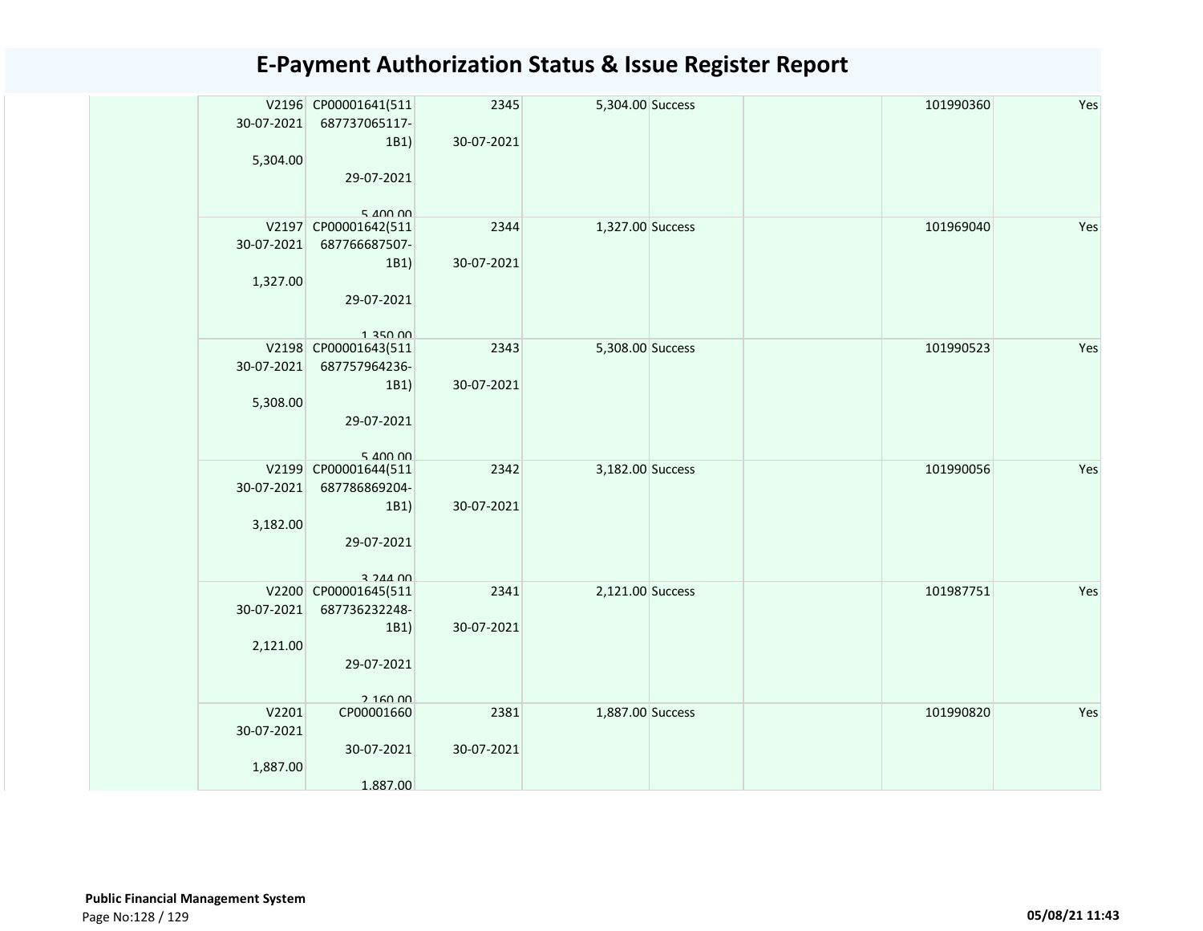# E-Payment Authorization Status & Issue Register Report

| | | | | | | | | |
|---|---|---|---|---|---|---|---|---|
| | V2196 30-07-2021 5,304.00 | CP00001641(511 687737065117-1B1) 29-07-2021 5,400.00 | 2345 30-07-2021 | 5,304.00 | Success | | 101990360 | Yes |
| | V2197 30-07-2021 1,327.00 | CP00001642(511 687766687507-1B1) 29-07-2021 1,350.00 | 2344 30-07-2021 | 1,327.00 | Success | | 101969040 | Yes |
| | V2198 30-07-2021 5,308.00 | CP00001643(511 687757964236-1B1) 29-07-2021 5,400.00 | 2343 30-07-2021 | 5,308.00 | Success | | 101990523 | Yes |
| | V2199 30-07-2021 3,182.00 | CP00001644(511 687786869204-1B1) 29-07-2021 3,244.00 | 2342 30-07-2021 | 3,182.00 | Success | | 101990056 | Yes |
| | V2200 30-07-2021 2,121.00 | CP00001645(511 687736232248-1B1) 29-07-2021 2,160.00 | 2341 30-07-2021 | 2,121.00 | Success | | 101987751 | Yes |
| | V2201 30-07-2021 1,887.00 | CP00001660 30-07-2021 1,887.00 | 2381 30-07-2021 | 1,887.00 | Success | | 101990820 | Yes |

**Public Financial Management System**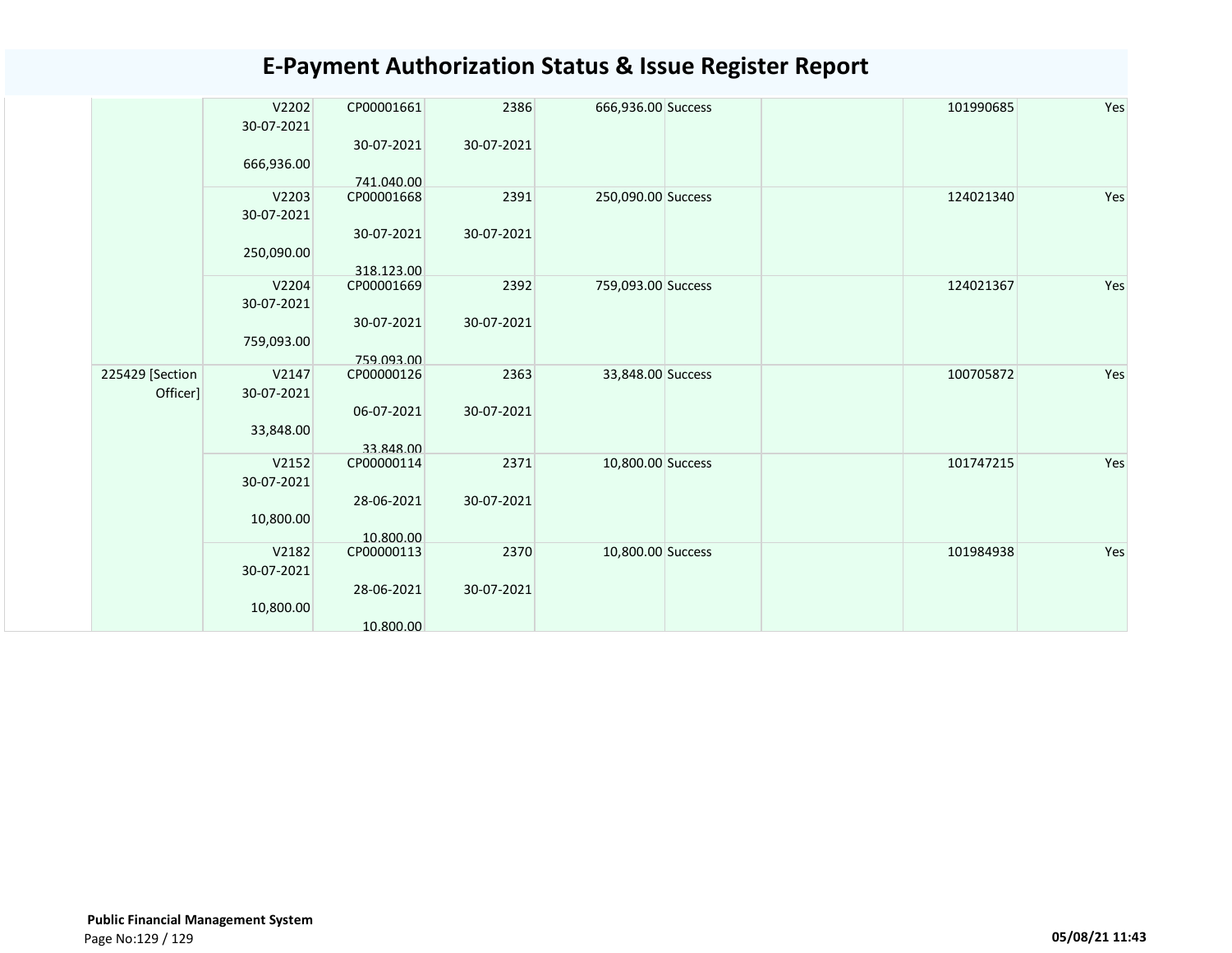# E-Payment Authorization Status & Issue Register Report

| | | | | | | | | | | |
|---|---|---|---|---|---|---|---|---|---|---|
| | | V2202 30-07-2021 666,936.00 | CP00001661 30-07-2021 741,040.00 | 2386 30-07-2021 | 666,936.00 | Success | | | 101990685 | Yes |
| | | V2203 30-07-2021 250,090.00 | CP00001668 30-07-2021 318,123.00 | 2391 30-07-2021 | 250,090.00 | Success | | | 124021340 | Yes |
| | | V2204 30-07-2021 759,093.00 | CP00001669 30-07-2021 759,093.00 | 2392 30-07-2021 | 759,093.00 | Success | | | 124021367 | Yes |
| | 225429 [Section Officer] | V2147 30-07-2021 33,848.00 | CP00000126 06-07-2021 33,848.00 | 2363 30-07-2021 | 33,848.00 | Success | | | 100705872 | Yes |
| | | V2152 30-07-2021 10,800.00 | CP00000114 28-06-2021 10,800.00 | 2371 30-07-2021 | 10,800.00 | Success | | | 101747215 | Yes |
| | | V2182 30-07-2021 10,800.00 | CP00000113 28-06-2021 10,800.00 | 2370 30-07-2021 | 10,800.00 | Success | | | 101984938 | Yes |

**Public Financial Management System**

05/08/21 11:43